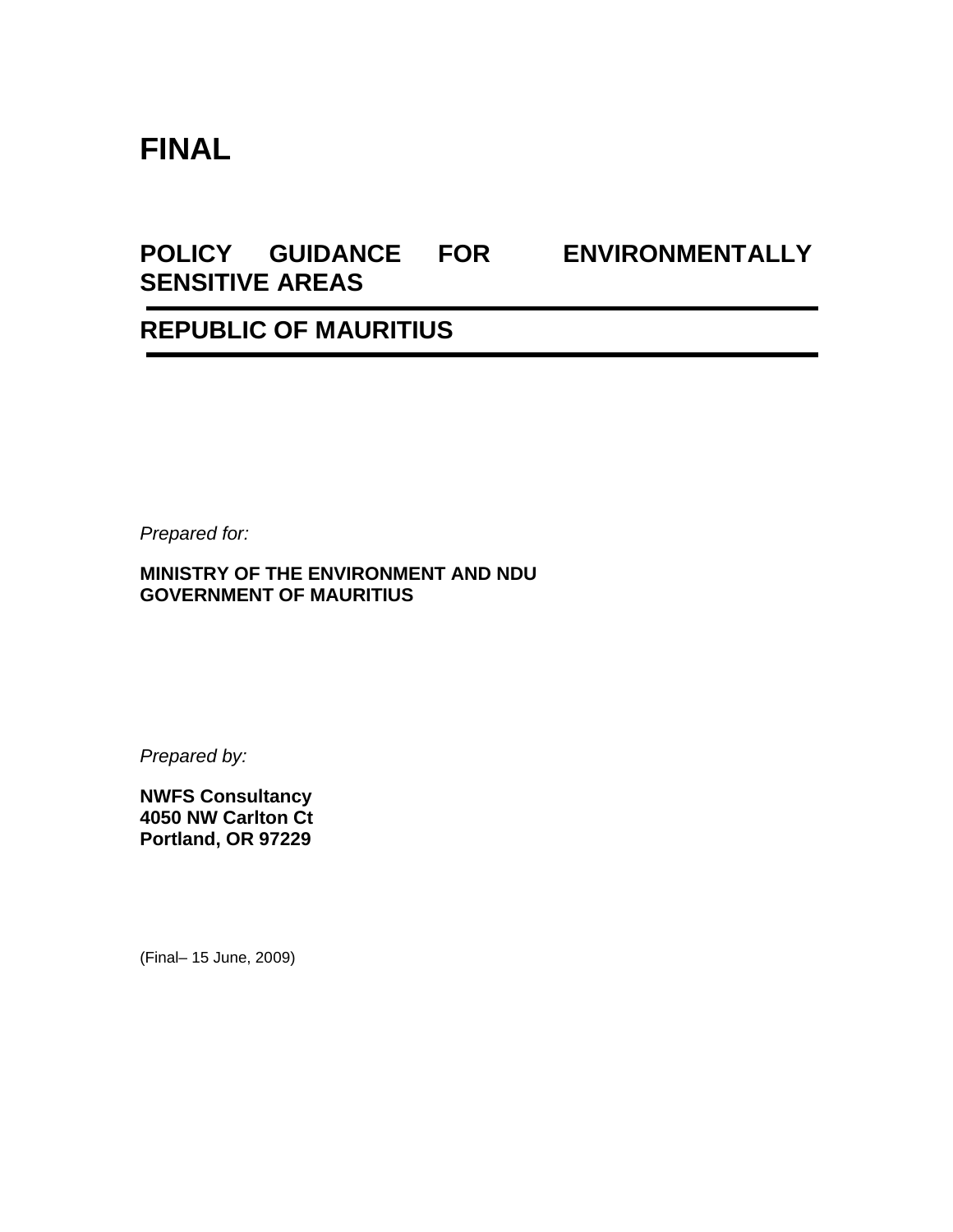# FINAL

## POLICY GUIDANCE FOR ENVIRONMENTALLY SENSITIVE AREAS

## REPUBLIC OF MAURITIUS

*Prepared for:*

**MINISTRY OF THE ENVIRONMENT AND NDU**
**GOVERNMENT OF MAURITIUS**

*Prepared by:*

**NWFS Consultancy**
**4050 NW Carlton Ct**
**Portland, OR 97229**

(Final– 15 June, 2009)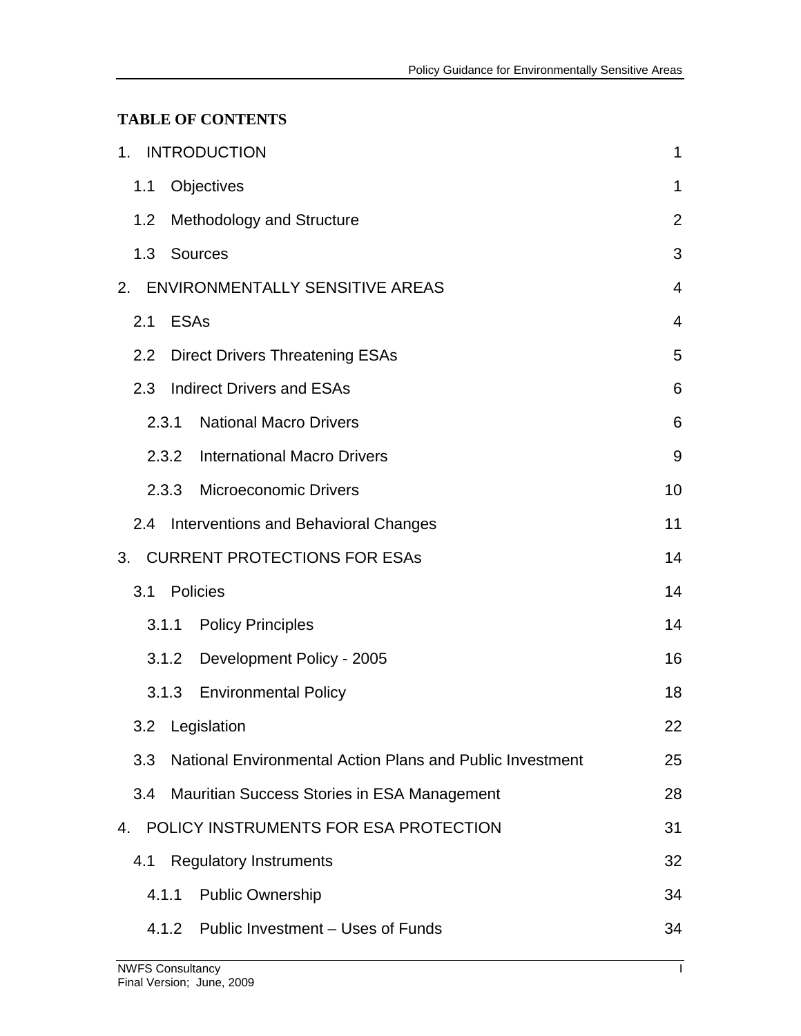**TABLE OF CONTENTS**

1. INTRODUCTION 1
   - 1.1 Objectives 1
   - 1.2 Methodology and Structure 2
   - 1.3 Sources 3
2. ENVIRONMENTALLY SENSITIVE AREAS 4
   - 2.1 ESAs 4
   - 2.2 Direct Drivers Threatening ESAs 5
   - 2.3 Indirect Drivers and ESAs 6
     - 2.3.1 National Macro Drivers 6
     - 2.3.2 International Macro Drivers 9
     - 2.3.3 Microeconomic Drivers 10
   - 2.4 Interventions and Behavioral Changes 11
3. CURRENT PROTECTIONS FOR ESAs 14
   - 3.1 Policies 14
     - 3.1.1 Policy Principles 14
     - 3.1.2 Development Policy - 2005 16
     - 3.1.3 Environmental Policy 18
   - 3.2 Legislation 22
   - 3.3 National Environmental Action Plans and Public Investment 25
   - 3.4 Mauritian Success Stories in ESA Management 28
4. POLICY INSTRUMENTS FOR ESA PROTECTION 31
   - 4.1 Regulatory Instruments 32
     - 4.1.1 Public Ownership 34
     - 4.1.2 Public Investment – Uses of Funds 34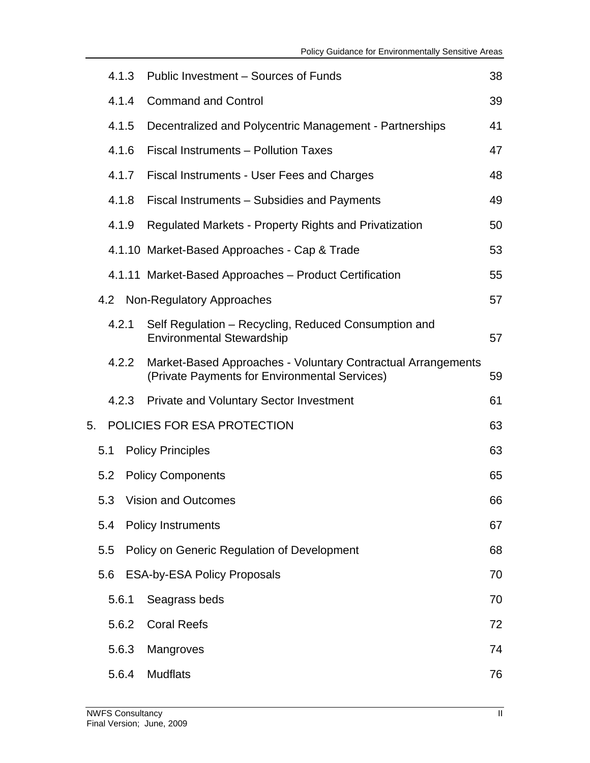| | | |
|---|---|---|
| 4.1.3 | Public Investment – Sources of Funds | 38 |
| 4.1.4 | Command and Control | 39 |
| 4.1.5 | Decentralized and Polycentric Management - Partnerships | 41 |
| 4.1.6 | Fiscal Instruments – Pollution Taxes | 47 |
| 4.1.7 | Fiscal Instruments - User Fees and Charges | 48 |
| 4.1.8 | Fiscal Instruments – Subsidies and Payments | 49 |
| 4.1.9 | Regulated Markets - Property Rights and Privatization | 50 |
| 4.1.10 | Market-Based Approaches - Cap & Trade | 53 |
| 4.1.11 | Market-Based Approaches – Product Certification | 55 |
| 4.2 | Non-Regulatory Approaches | 57 |
| 4.2.1 | Self Regulation – Recycling, Reduced Consumption and Environmental Stewardship | 57 |
| 4.2.2 | Market-Based Approaches - Voluntary Contractual Arrangements (Private Payments for Environmental Services) | 59 |
| 4.2.3 | Private and Voluntary Sector Investment | 61 |
| 5. | POLICIES FOR ESA PROTECTION | 63 |
| 5.1 | Policy Principles | 63 |
| 5.2 | Policy Components | 65 |
| 5.3 | Vision and Outcomes | 66 |
| 5.4 | Policy Instruments | 67 |
| 5.5 | Policy on Generic Regulation of Development | 68 |
| 5.6 | ESA-by-ESA Policy Proposals | 70 |
| 5.6.1 | Seagrass beds | 70 |
| 5.6.2 | Coral Reefs | 72 |
| 5.6.3 | Mangroves | 74 |
| 5.6.4 | Mudflats | 76 |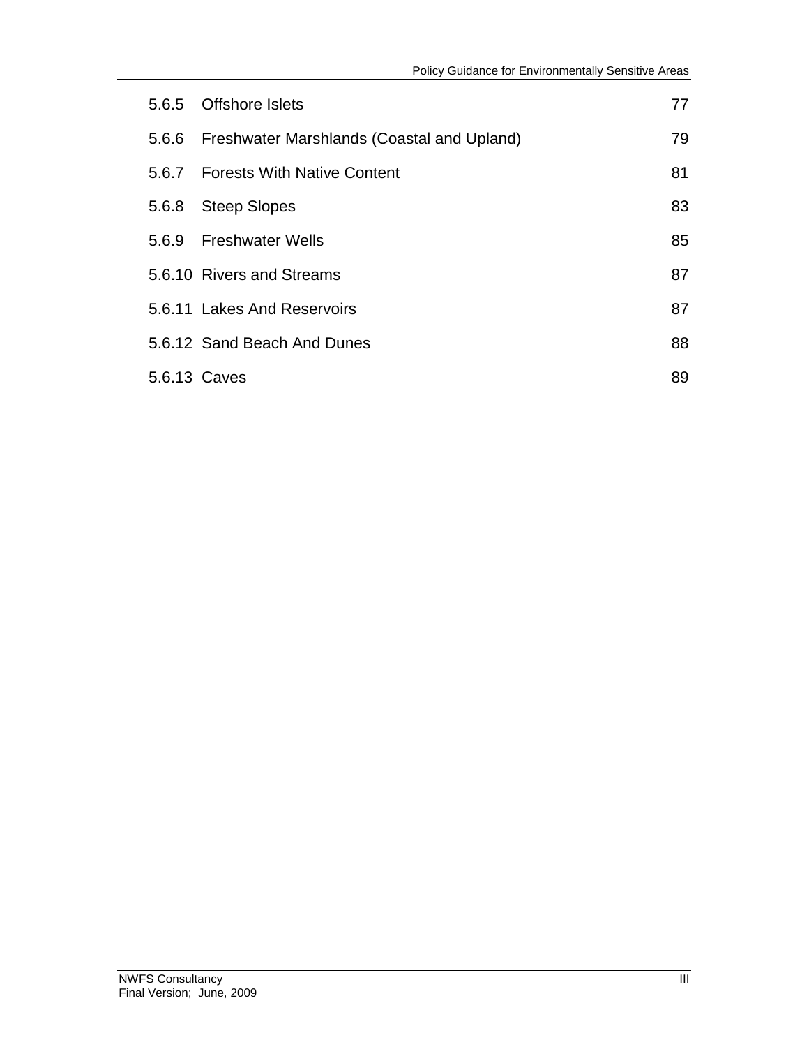5.6.5 Offshore Islets 77

5.6.6 Freshwater Marshlands (Coastal and Upland) 79

5.6.7 Forests With Native Content 81

5.6.8 Steep Slopes 83

5.6.9 Freshwater Wells 85

5.6.10 Rivers and Streams 87

5.6.11 Lakes And Reservoirs 87

5.6.12 Sand Beach And Dunes 88

5.6.13 Caves 89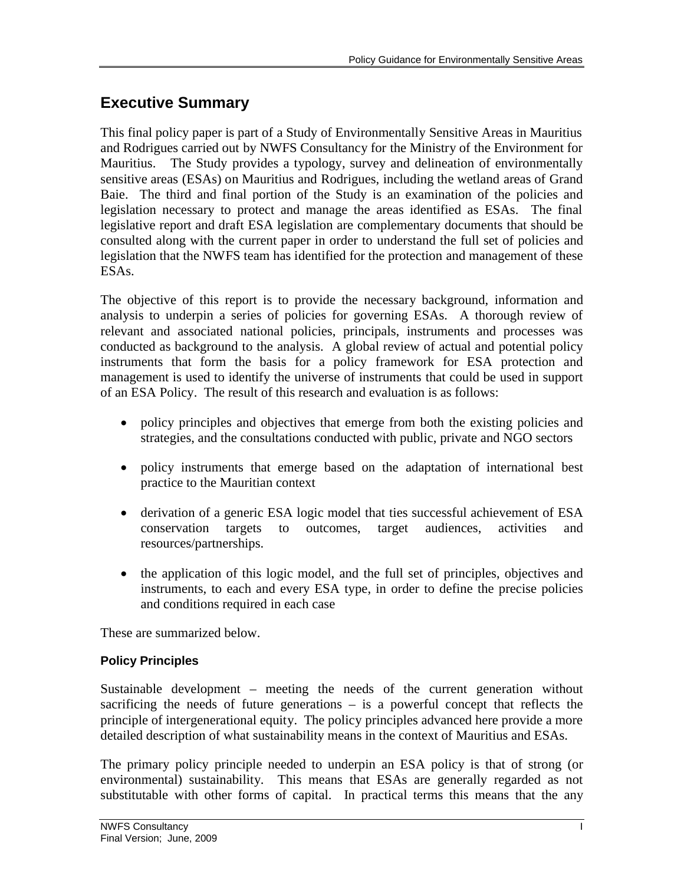# Executive Summary

This final policy paper is part of a Study of Environmentally Sensitive Areas in Mauritius and Rodrigues carried out by NWFS Consultancy for the Ministry of the Environment for Mauritius. The Study provides a typology, survey and delineation of environmentally sensitive areas (ESAs) on Mauritius and Rodrigues, including the wetland areas of Grand Baie. The third and final portion of the Study is an examination of the policies and legislation necessary to protect and manage the areas identified as ESAs. The final legislative report and draft ESA legislation are complementary documents that should be consulted along with the current paper in order to understand the full set of policies and legislation that the NWFS team has identified for the protection and management of these ESAs.

The objective of this report is to provide the necessary background, information and analysis to underpin a series of policies for governing ESAs. A thorough review of relevant and associated national policies, principals, instruments and processes was conducted as background to the analysis. A global review of actual and potential policy instruments that form the basis for a policy framework for ESA protection and management is used to identify the universe of instruments that could be used in support of an ESA Policy. The result of this research and evaluation is as follows:

- policy principles and objectives that emerge from both the existing policies and strategies, and the consultations conducted with public, private and NGO sectors
- policy instruments that emerge based on the adaptation of international best practice to the Mauritian context
- derivation of a generic ESA logic model that ties successful achievement of ESA conservation targets to outcomes, target audiences, activities and resources/partnerships.
- the application of this logic model, and the full set of principles, objectives and instruments, to each and every ESA type, in order to define the precise policies and conditions required in each case

These are summarized below.

### Policy Principles

Sustainable development – meeting the needs of the current generation without sacrificing the needs of future generations – is a powerful concept that reflects the principle of intergenerational equity. The policy principles advanced here provide a more detailed description of what sustainability means in the context of Mauritius and ESAs.

The primary policy principle needed to underpin an ESA policy is that of strong (or environmental) sustainability. This means that ESAs are generally regarded as not substitutable with other forms of capital. In practical terms this means that the any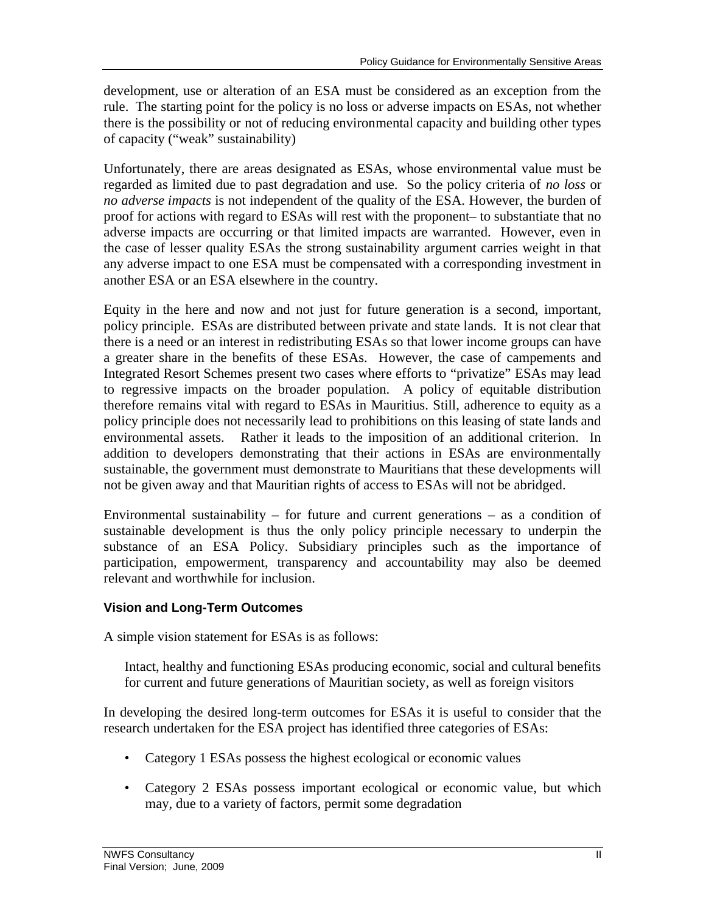development, use or alteration of an ESA must be considered as an exception from the rule. The starting point for the policy is no loss or adverse impacts on ESAs, not whether there is the possibility or not of reducing environmental capacity and building other types of capacity (“weak” sustainability)

Unfortunately, there are areas designated as ESAs, whose environmental value must be regarded as limited due to past degradation and use. So the policy criteria of *no loss* or *no adverse impacts* is not independent of the quality of the ESA. However, the burden of proof for actions with regard to ESAs will rest with the proponent– to substantiate that no adverse impacts are occurring or that limited impacts are warranted. However, even in the case of lesser quality ESAs the strong sustainability argument carries weight in that any adverse impact to one ESA must be compensated with a corresponding investment in another ESA or an ESA elsewhere in the country.

Equity in the here and now and not just for future generation is a second, important, policy principle. ESAs are distributed between private and state lands. It is not clear that there is a need or an interest in redistributing ESAs so that lower income groups can have a greater share in the benefits of these ESAs. However, the case of campements and Integrated Resort Schemes present two cases where efforts to “privatize” ESAs may lead to regressive impacts on the broader population. A policy of equitable distribution therefore remains vital with regard to ESAs in Mauritius. Still, adherence to equity as a policy principle does not necessarily lead to prohibitions on this leasing of state lands and environmental assets. Rather it leads to the imposition of an additional criterion. In addition to developers demonstrating that their actions in ESAs are environmentally sustainable, the government must demonstrate to Mauritians that these developments will not be given away and that Mauritian rights of access to ESAs will not be abridged.

Environmental sustainability – for future and current generations – as a condition of sustainable development is thus the only policy principle necessary to underpin the substance of an ESA Policy. Subsidiary principles such as the importance of participation, empowerment, transparency and accountability may also be deemed relevant and worthwhile for inclusion.

### Vision and Long-Term Outcomes

A simple vision statement for ESAs is as follows:

> Intact, healthy and functioning ESAs producing economic, social and cultural benefits for current and future generations of Mauritian society, as well as foreign visitors

In developing the desired long-term outcomes for ESAs it is useful to consider that the research undertaken for the ESA project has identified three categories of ESAs:

- Category 1 ESAs possess the highest ecological or economic values
- Category 2 ESAs possess important ecological or economic value, but which may, due to a variety of factors, permit some degradation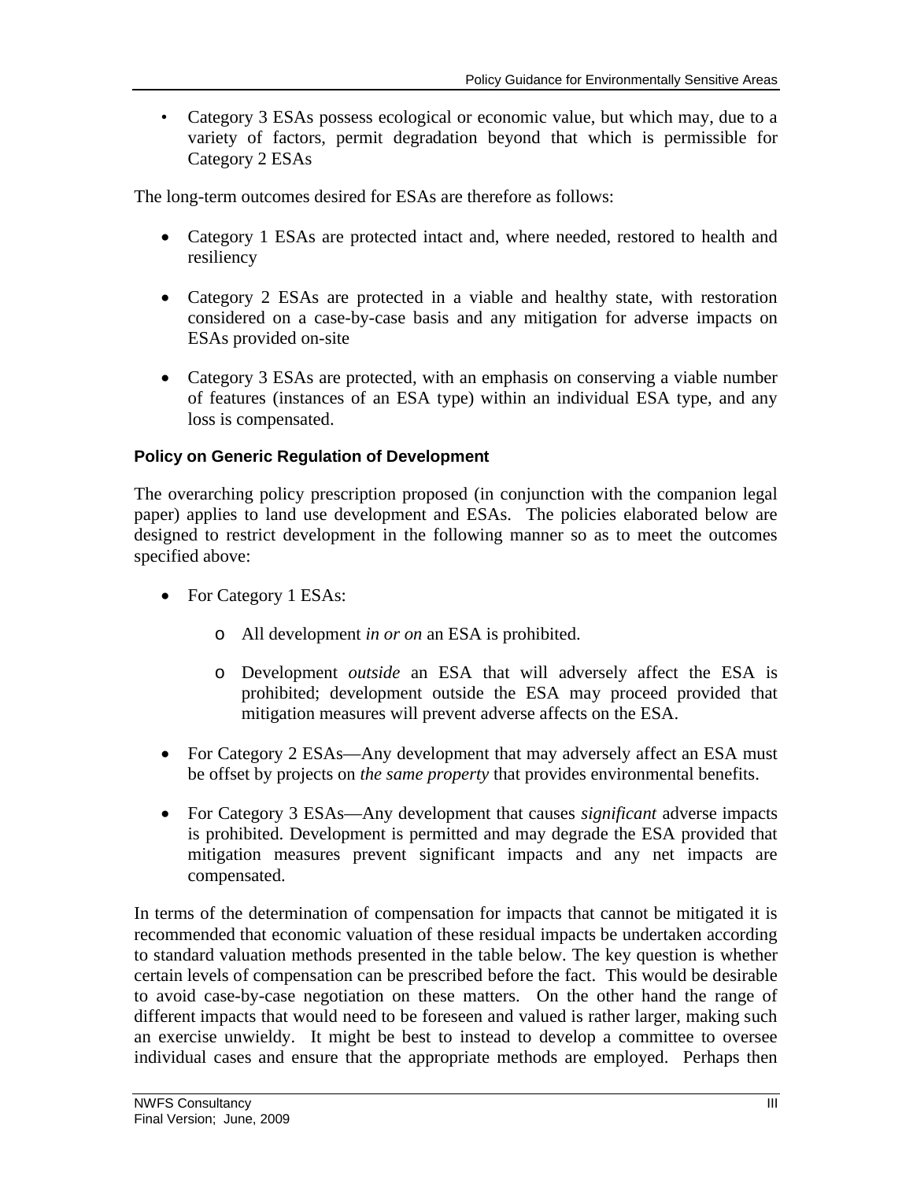- Category 3 ESAs possess ecological or economic value, but which may, due to a variety of factors, permit degradation beyond that which is permissible for Category 2 ESAs

The long-term outcomes desired for ESAs are therefore as follows:

- Category 1 ESAs are protected intact and, where needed, restored to health and resiliency
- Category 2 ESAs are protected in a viable and healthy state, with restoration considered on a case-by-case basis and any mitigation for adverse impacts on ESAs provided on-site
- Category 3 ESAs are protected, with an emphasis on conserving a viable number of features (instances of an ESA type) within an individual ESA type, and any loss is compensated.

#### Policy on Generic Regulation of Development

The overarching policy prescription proposed (in conjunction with the companion legal paper) applies to land use development and ESAs. The policies elaborated below are designed to restrict development in the following manner so as to meet the outcomes specified above:

- For Category 1 ESAs:
  - All development *in or on* an ESA is prohibited.
  - Development *outside* an ESA that will adversely affect the ESA is prohibited; development outside the ESA may proceed provided that mitigation measures will prevent adverse affects on the ESA.
- For Category 2 ESAs—Any development that may adversely affect an ESA must be offset by projects on *the same property* that provides environmental benefits.
- For Category 3 ESAs—Any development that causes *significant* adverse impacts is prohibited. Development is permitted and may degrade the ESA provided that mitigation measures prevent significant impacts and any net impacts are compensated.

In terms of the determination of compensation for impacts that cannot be mitigated it is recommended that economic valuation of these residual impacts be undertaken according to standard valuation methods presented in the table below. The key question is whether certain levels of compensation can be prescribed before the fact. This would be desirable to avoid case-by-case negotiation on these matters. On the other hand the range of different impacts that would need to be foreseen and valued is rather larger, making such an exercise unwieldy. It might be best to instead to develop a committee to oversee individual cases and ensure that the appropriate methods are employed. Perhaps then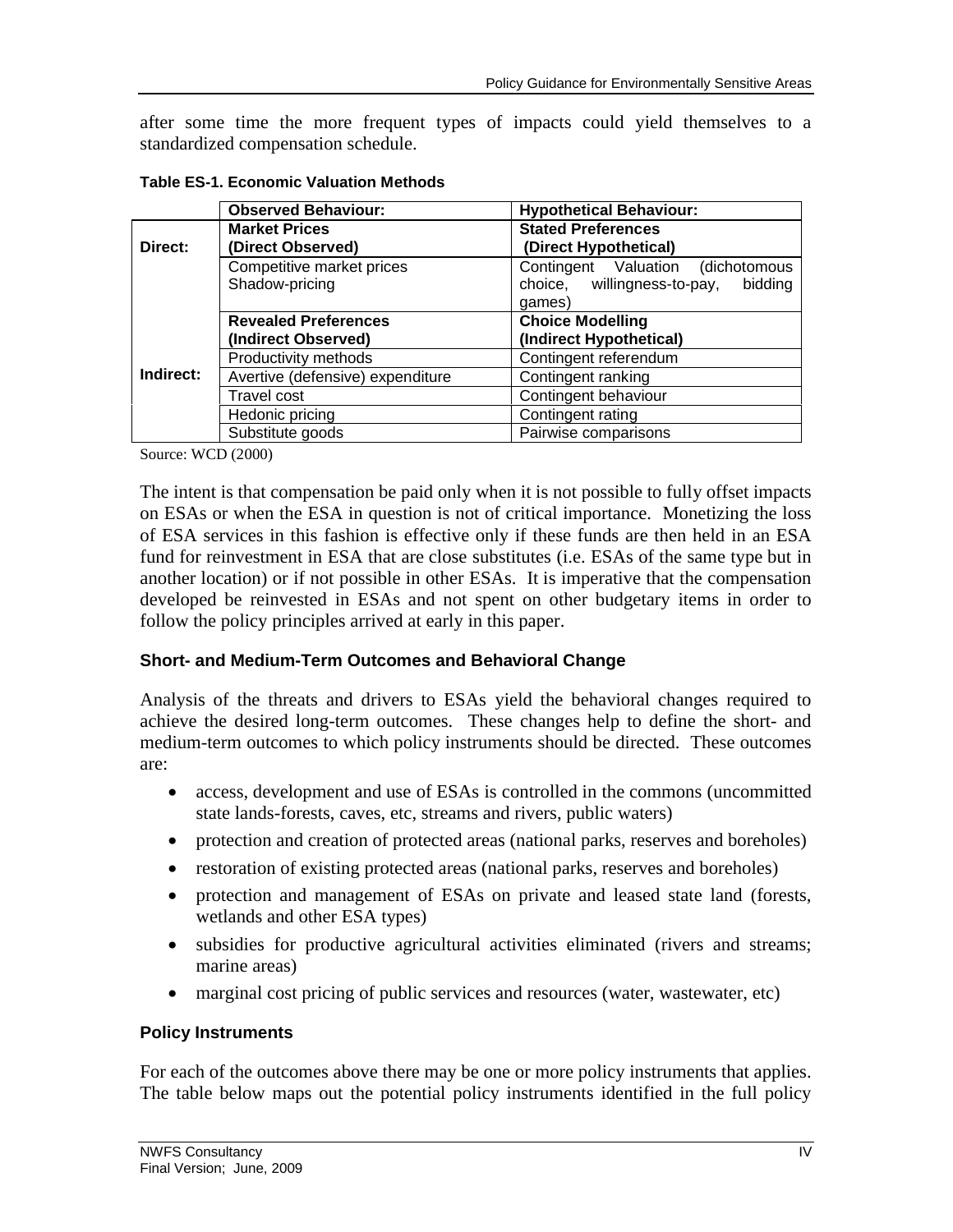after some time the more frequent types of impacts could yield themselves to a standardized compensation schedule.

**Table ES-1. Economic Valuation Methods**

| | Observed Behaviour: | Hypothetical Behaviour: |
|---|---|---|
| Direct: | **Market Prices (Direct Observed)** | **Stated Preferences (Direct Hypothetical)** |
| | Competitive market prices<br>Shadow-pricing | Contingent Valuation (dichotomous choice, willingness-to-pay, bidding games) |
| Indirect: | **Revealed Preferences (Indirect Observed)** | **Choice Modelling (Indirect Hypothetical)** |
| | Productivity methods | Contingent referendum |
| | Avertive (defensive) expenditure | Contingent ranking |
| | Travel cost | Contingent behaviour |
| | Hedonic pricing | Contingent rating |
| | Substitute goods | Pairwise comparisons |

Source: WCD (2000)

The intent is that compensation be paid only when it is not possible to fully offset impacts on ESAs or when the ESA in question is not of critical importance. Monetizing the loss of ESA services in this fashion is effective only if these funds are then held in an ESA fund for reinvestment in ESA that are close substitutes (i.e. ESAs of the same type but in another location) or if not possible in other ESAs. It is imperative that the compensation developed be reinvested in ESAs and not spent on other budgetary items in order to follow the policy principles arrived at early in this paper.

### Short- and Medium-Term Outcomes and Behavioral Change

Analysis of the threats and drivers to ESAs yield the behavioral changes required to achieve the desired long-term outcomes. These changes help to define the short- and medium-term outcomes to which policy instruments should be directed. These outcomes are:

- access, development and use of ESAs is controlled in the commons (uncommitted state lands-forests, caves, etc, streams and rivers, public waters)
- protection and creation of protected areas (national parks, reserves and boreholes)
- restoration of existing protected areas (national parks, reserves and boreholes)
- protection and management of ESAs on private and leased state land (forests, wetlands and other ESA types)
- subsidies for productive agricultural activities eliminated (rivers and streams; marine areas)
- marginal cost pricing of public services and resources (water, wastewater, etc)

### Policy Instruments

For each of the outcomes above there may be one or more policy instruments that applies. The table below maps out the potential policy instruments identified in the full policy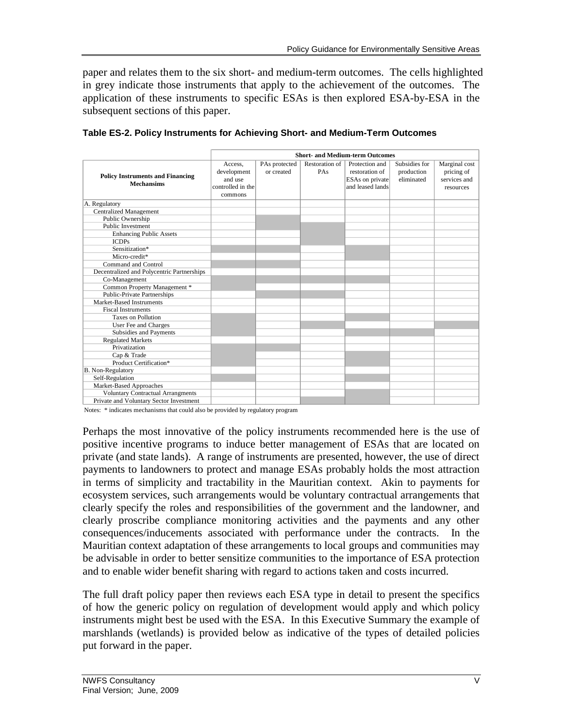paper and relates them to the six short- and medium-term outcomes. The cells highlighted in grey indicate those instruments that apply to the achievement of the outcomes. The application of these instruments to specific ESAs is then explored ESA-by-ESA in the subsequent sections of this paper.

**Table ES-2. Policy Instruments for Achieving Short- and Medium-Term Outcomes**

| Policy Instruments and Financing Mechansims | Short- and Medium-term Outcomes | | | | | |
|---|---|---|---|---|---|---|
| | Access, development and use controlled in the commons | PAs protected or created | Restoration of PAs | Protection and restoration of ESAs on private and leased lands | Subsidies for production eliminated | Marginal cost pricing of services and resources |
| A. Regulatory | | | | | | |
| Centralized Management | | | | | | |
| Public Ownership | | ■ | | | | |
| Public Investment | | ■ | ■ | | | |
| Enhancing Public Assets | | | ■ | | | |
| ICDPs | | | ■ | | | |
| Sensitization* | ■ | ■ | | ■ | | |
| Micro-credit* | | | | ■ | | |
| Command and Control | ■ | ■ | | | | |
| Decentralized and Polycentric Partnerships | | | | | | |
| Co-Management | ■ | ■ | ■ | ■ | | |
| Common Property Management * | ■ | | | | | |
| Public-Private Partnerships | | ■ | ■ | | | |
| Market-Based Instruments | | | | | | |
| Fiscal Instruments | | | | | | |
| Taxes on Pollution | ■ | | | ■ | | |
| User Fee and Charges | ■ | | ■ | | | ■ |
| Subsidies and Payments | ■ | | | ■ | ■ | |
| Regulated Markets | | | | | | |
| Privatization | ■ | ■ | | | | |
| Cap & Trade | ■ | | | ■ | | |
| Product Certification* | ■ | | | ■ | | |
| B. Non-Regulatory | | | | | | |
| Self-Regulation | ■ | | | ■ | | |
| Market-Based Approaches | | | | | | |
| Voluntary Contractual Arrangments | | | | ■ | | |
| Private and Voluntary Sector Investment | | | ■ | ■ | | |

Notes: * indicates mechanisms that could also be provided by regulatory program

Perhaps the most innovative of the policy instruments recommended here is the use of positive incentive programs to induce better management of ESAs that are located on private (and state lands). A range of instruments are presented, however, the use of direct payments to landowners to protect and manage ESAs probably holds the most attraction in terms of simplicity and tractability in the Mauritian context. Akin to payments for ecosystem services, such arrangements would be voluntary contractual arrangements that clearly specify the roles and responsibilities of the government and the landowner, and clearly proscribe compliance monitoring activities and the payments and any other consequences/inducements associated with performance under the contracts. In the Mauritian context adaptation of these arrangements to local groups and communities may be advisable in order to better sensitize communities to the importance of ESA protection and to enable wider benefit sharing with regard to actions taken and costs incurred.

The full draft policy paper then reviews each ESA type in detail to present the specifics of how the generic policy on regulation of development would apply and which policy instruments might best be used with the ESA. In this Executive Summary the example of marshlands (wetlands) is provided below as indicative of the types of detailed policies put forward in the paper.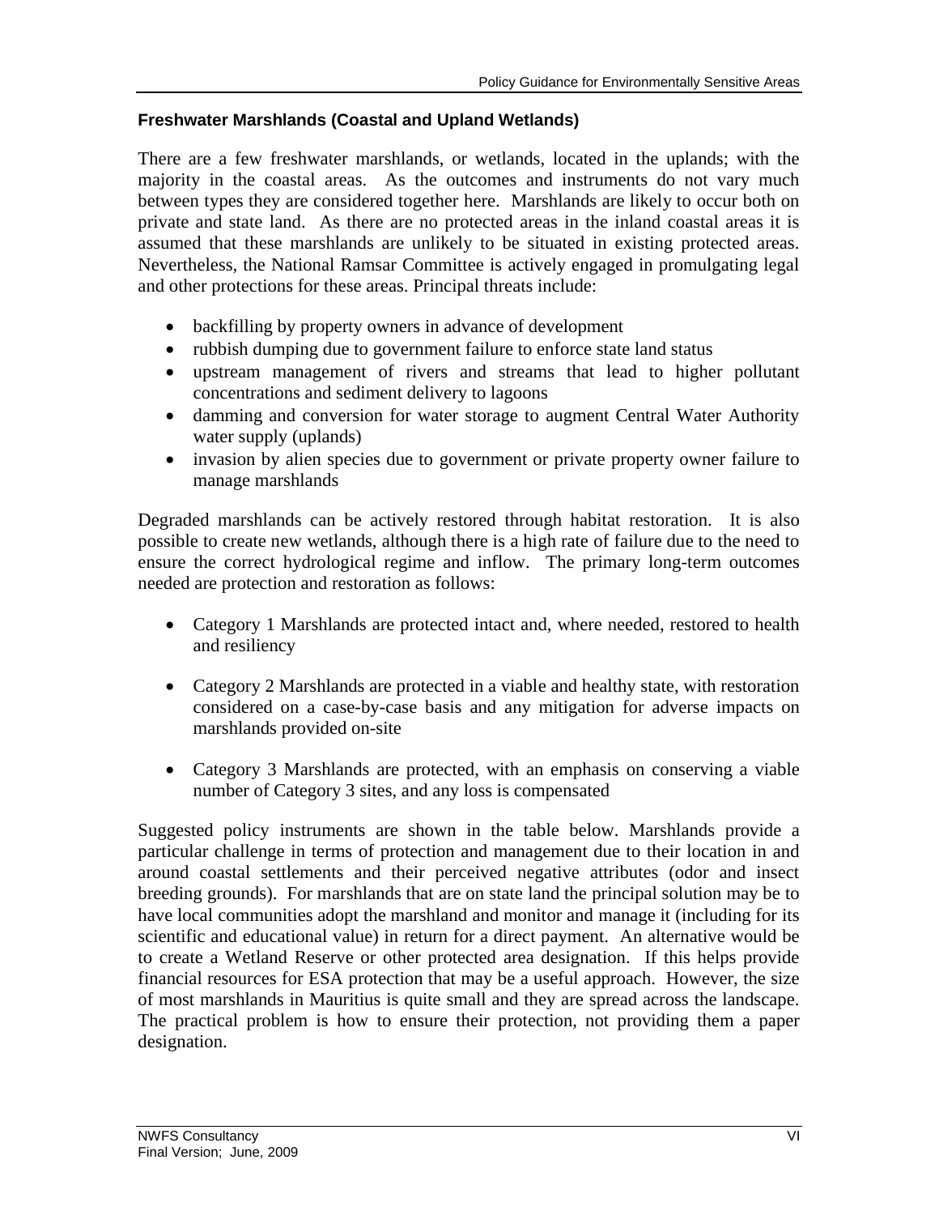### Freshwater Marshlands (Coastal and Upland Wetlands)

There are a few freshwater marshlands, or wetlands, located in the uplands; with the majority in the coastal areas. As the outcomes and instruments do not vary much between types they are considered together here. Marshlands are likely to occur both on private and state land. As there are no protected areas in the inland coastal areas it is assumed that these marshlands are unlikely to be situated in existing protected areas. Nevertheless, the National Ramsar Committee is actively engaged in promulgating legal and other protections for these areas. Principal threats include:

- backfilling by property owners in advance of development
- rubbish dumping due to government failure to enforce state land status
- upstream management of rivers and streams that lead to higher pollutant concentrations and sediment delivery to lagoons
- damming and conversion for water storage to augment Central Water Authority water supply (uplands)
- invasion by alien species due to government or private property owner failure to manage marshlands

Degraded marshlands can be actively restored through habitat restoration. It is also possible to create new wetlands, although there is a high rate of failure due to the need to ensure the correct hydrological regime and inflow. The primary long-term outcomes needed are protection and restoration as follows:

- Category 1 Marshlands are protected intact and, where needed, restored to health and resiliency

- Category 2 Marshlands are protected in a viable and healthy state, with restoration considered on a case-by-case basis and any mitigation for adverse impacts on marshlands provided on-site

- Category 3 Marshlands are protected, with an emphasis on conserving a viable number of Category 3 sites, and any loss is compensated

Suggested policy instruments are shown in the table below. Marshlands provide a particular challenge in terms of protection and management due to their location in and around coastal settlements and their perceived negative attributes (odor and insect breeding grounds). For marshlands that are on state land the principal solution may be to have local communities adopt the marshland and monitor and manage it (including for its scientific and educational value) in return for a direct payment. An alternative would be to create a Wetland Reserve or other protected area designation. If this helps provide financial resources for ESA protection that may be a useful approach. However, the size of most marshlands in Mauritius is quite small and they are spread across the landscape. The practical problem is how to ensure their protection, not providing them a paper designation.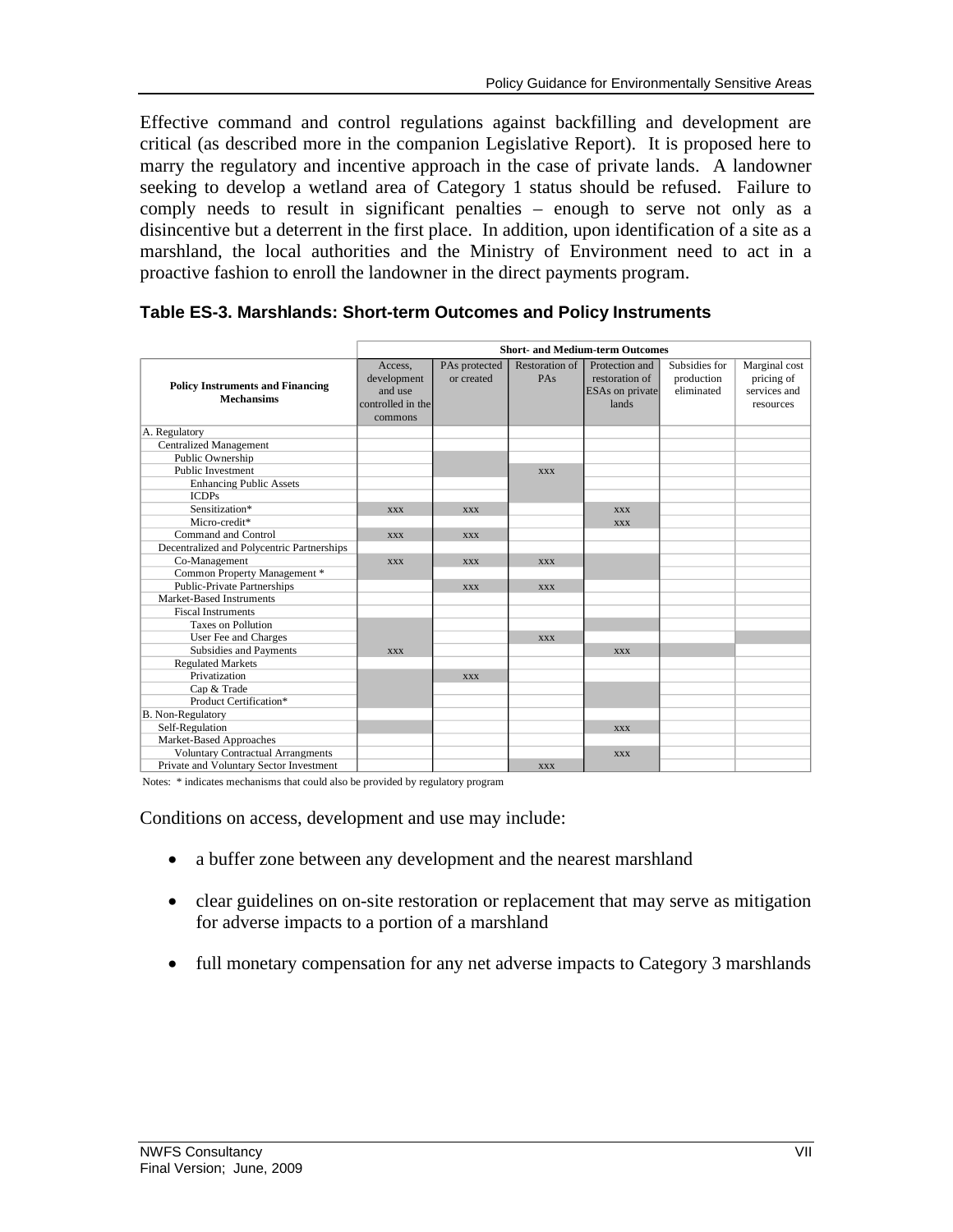Effective command and control regulations against backfilling and development are critical (as described more in the companion Legislative Report). It is proposed here to marry the regulatory and incentive approach in the case of private lands. A landowner seeking to develop a wetland area of Category 1 status should be refused. Failure to comply needs to result in significant penalties – enough to serve not only as a disincentive but a deterrent in the first place. In addition, upon identification of a site as a marshland, the local authorities and the Ministry of Environment need to act in a proactive fashion to enroll the landowner in the direct payments program.

### Table ES-3. Marshlands: Short-term Outcomes and Policy Instruments

| | Short- and Medium-term Outcomes | | | | | |
|---|---|---|---|---|---|---|
| **Policy Instruments and Financing Mechansims** | Access, development and use controlled in the commons | PAs protected or created | Restoration of PAs | Protection and restoration of ESAs on private lands | Subsidies for production eliminated | Marginal cost pricing of services and resources |
| A. Regulatory | | | | | | |
| Centralized Management | | | | | | |
| Public Ownership | | | | | | |
| Public Investment | | | xxx | | | |
| Enhancing Public Assets | | | | | | |
| ICDPs | | | | | | |
| Sensitization* | xxx | xxx | | xxx | | |
| Micro-credit* | | | | xxx | | |
| Command and Control | xxx | xxx | | | | |
| Decentralized and Polycentric Partnerships | | | | | | |
| Co-Management | xxx | xxx | xxx | | | |
| Common Property Management * | | | | | | |
| Public-Private Partnerships | | xxx | xxx | | | |
| Market-Based Instruments | | | | | | |
| Fiscal Instruments | | | | | | |
| Taxes on Pollution | | | | | | |
| User Fee and Charges | | | xxx | | | |
| Subsidies and Payments | xxx | | | xxx | | |
| Regulated Markets | | | | | | |
| Privatization | | xxx | | | | |
| Cap & Trade | | | | | | |
| Product Certification* | | | | | | |
| B. Non-Regulatory | | | | | | |
| Self-Regulation | | | | xxx | | |
| Market-Based Approaches | | | | | | |
| Voluntary Contractual Arrangments | | | | xxx | | |
| Private and Voluntary Sector Investment | | | xxx | | | |

Notes: * indicates mechanisms that could also be provided by regulatory program

Conditions on access, development and use may include:

- a buffer zone between any development and the nearest marshland
- clear guidelines on on-site restoration or replacement that may serve as mitigation for adverse impacts to a portion of a marshland
- full monetary compensation for any net adverse impacts to Category 3 marshlands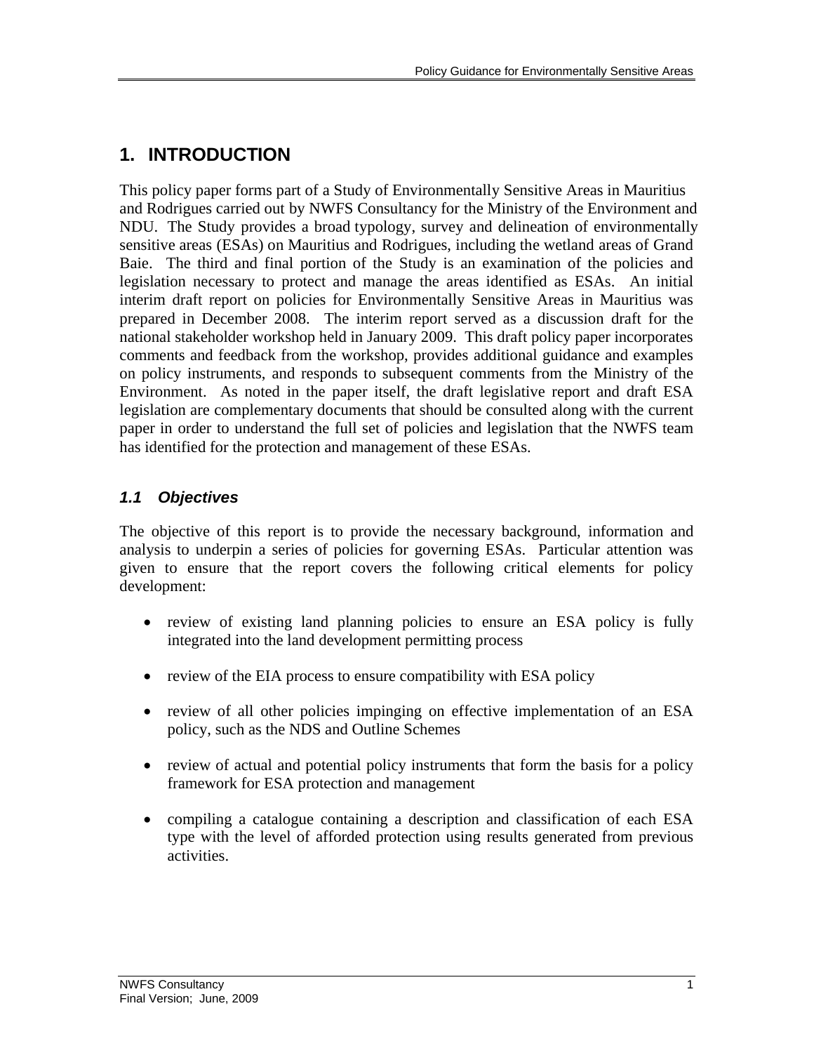# 1. INTRODUCTION

This policy paper forms part of a Study of Environmentally Sensitive Areas in Mauritius and Rodrigues carried out by NWFS Consultancy for the Ministry of the Environment and NDU. The Study provides a broad typology, survey and delineation of environmentally sensitive areas (ESAs) on Mauritius and Rodrigues, including the wetland areas of Grand Baie. The third and final portion of the Study is an examination of the policies and legislation necessary to protect and manage the areas identified as ESAs. An initial interim draft report on policies for Environmentally Sensitive Areas in Mauritius was prepared in December 2008. The interim report served as a discussion draft for the national stakeholder workshop held in January 2009. This draft policy paper incorporates comments and feedback from the workshop, provides additional guidance and examples on policy instruments, and responds to subsequent comments from the Ministry of the Environment. As noted in the paper itself, the draft legislative report and draft ESA legislation are complementary documents that should be consulted along with the current paper in order to understand the full set of policies and legislation that the NWFS team has identified for the protection and management of these ESAs.

## *1.1 Objectives*

The objective of this report is to provide the necessary background, information and analysis to underpin a series of policies for governing ESAs. Particular attention was given to ensure that the report covers the following critical elements for policy development:

- review of existing land planning policies to ensure an ESA policy is fully integrated into the land development permitting process
- review of the EIA process to ensure compatibility with ESA policy
- review of all other policies impinging on effective implementation of an ESA policy, such as the NDS and Outline Schemes
- review of actual and potential policy instruments that form the basis for a policy framework for ESA protection and management
- compiling a catalogue containing a description and classification of each ESA type with the level of afforded protection using results generated from previous activities.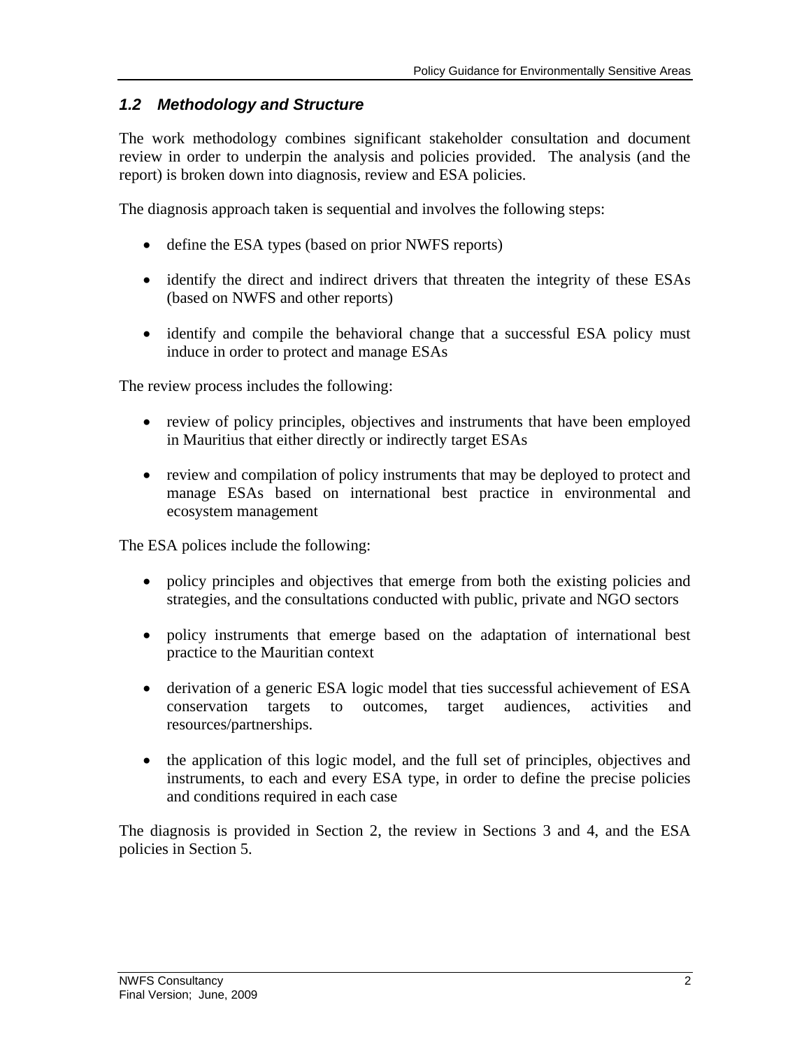## *1.2 Methodology and Structure*

The work methodology combines significant stakeholder consultation and document review in order to underpin the analysis and policies provided. The analysis (and the report) is broken down into diagnosis, review and ESA policies.

The diagnosis approach taken is sequential and involves the following steps:

- define the ESA types (based on prior NWFS reports)
- identify the direct and indirect drivers that threaten the integrity of these ESAs (based on NWFS and other reports)
- identify and compile the behavioral change that a successful ESA policy must induce in order to protect and manage ESAs

The review process includes the following:

- review of policy principles, objectives and instruments that have been employed in Mauritius that either directly or indirectly target ESAs
- review and compilation of policy instruments that may be deployed to protect and manage ESAs based on international best practice in environmental and ecosystem management

The ESA polices include the following:

- policy principles and objectives that emerge from both the existing policies and strategies, and the consultations conducted with public, private and NGO sectors
- policy instruments that emerge based on the adaptation of international best practice to the Mauritian context
- derivation of a generic ESA logic model that ties successful achievement of ESA conservation targets to outcomes, target audiences, activities and resources/partnerships.
- the application of this logic model, and the full set of principles, objectives and instruments, to each and every ESA type, in order to define the precise policies and conditions required in each case

The diagnosis is provided in Section 2, the review in Sections 3 and 4, and the ESA policies in Section 5.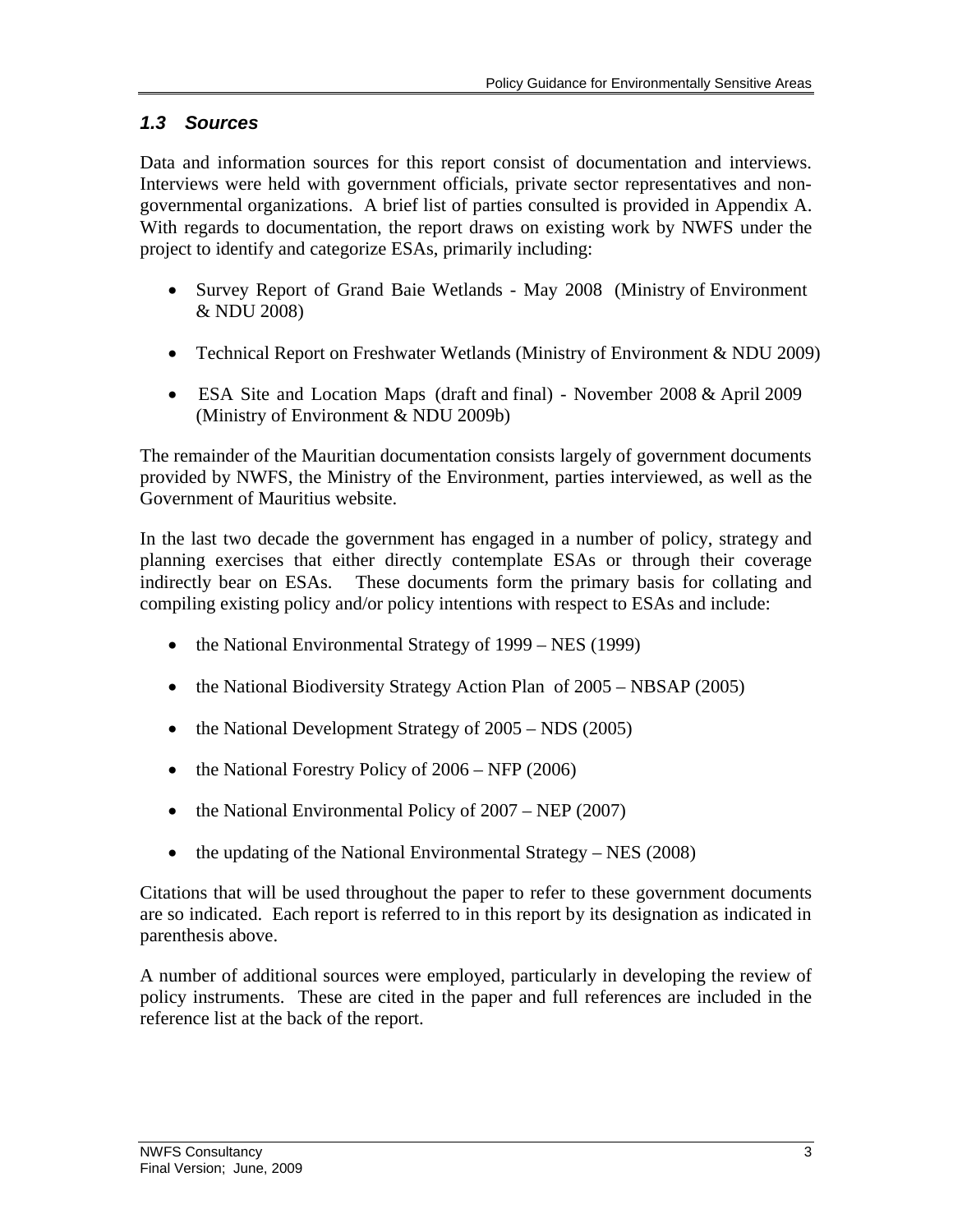### *1.3 Sources*

Data and information sources for this report consist of documentation and interviews. Interviews were held with government officials, private sector representatives and non-governmental organizations. A brief list of parties consulted is provided in Appendix A. With regards to documentation, the report draws on existing work by NWFS under the project to identify and categorize ESAs, primarily including:

- Survey Report of Grand Baie Wetlands - May 2008 (Ministry of Environment & NDU 2008)
- Technical Report on Freshwater Wetlands (Ministry of Environment & NDU 2009)
- ESA Site and Location Maps (draft and final) - November 2008 & April 2009 (Ministry of Environment & NDU 2009b)

The remainder of the Mauritian documentation consists largely of government documents provided by NWFS, the Ministry of the Environment, parties interviewed, as well as the Government of Mauritius website.

In the last two decade the government has engaged in a number of policy, strategy and planning exercises that either directly contemplate ESAs or through their coverage indirectly bear on ESAs. These documents form the primary basis for collating and compiling existing policy and/or policy intentions with respect to ESAs and include:

- the National Environmental Strategy of 1999 – NES (1999)
- the National Biodiversity Strategy Action Plan of 2005 – NBSAP (2005)
- the National Development Strategy of 2005 – NDS (2005)
- the National Forestry Policy of 2006 – NFP (2006)
- the National Environmental Policy of 2007 – NEP (2007)
- the updating of the National Environmental Strategy – NES (2008)

Citations that will be used throughout the paper to refer to these government documents are so indicated. Each report is referred to in this report by its designation as indicated in parenthesis above.

A number of additional sources were employed, particularly in developing the review of policy instruments. These are cited in the paper and full references are included in the reference list at the back of the report.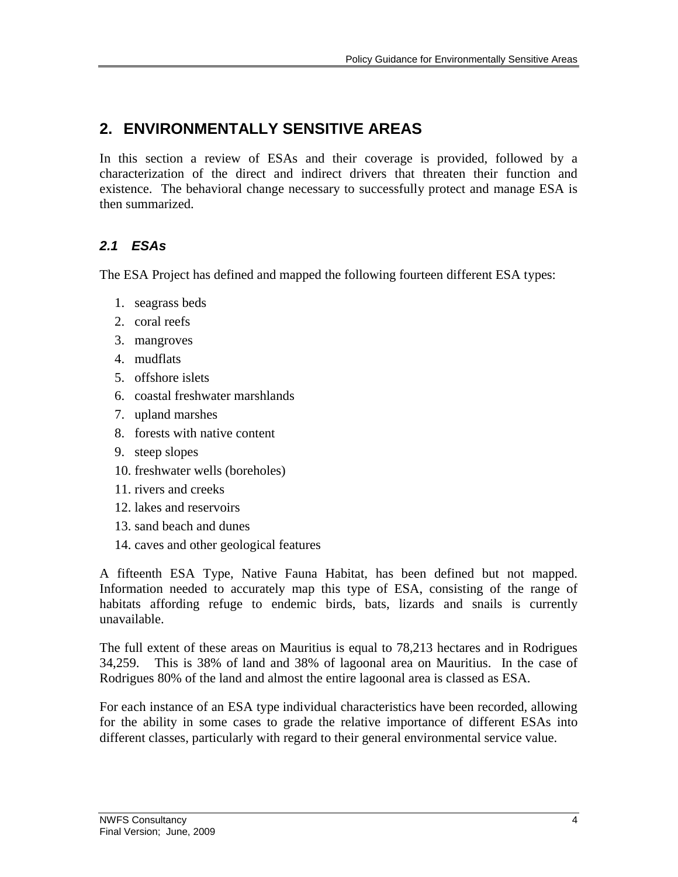## 2. ENVIRONMENTALLY SENSITIVE AREAS

In this section a review of ESAs and their coverage is provided, followed by a characterization of the direct and indirect drivers that threaten their function and existence. The behavioral change necessary to successfully protect and manage ESA is then summarized.

### *2.1 ESAs*

The ESA Project has defined and mapped the following fourteen different ESA types:

1. seagrass beds
2. coral reefs
3. mangroves
4. mudflats
5. offshore islets
6. coastal freshwater marshlands
7. upland marshes
8. forests with native content
9. steep slopes
10. freshwater wells (boreholes)
11. rivers and creeks
12. lakes and reservoirs
13. sand beach and dunes
14. caves and other geological features

A fifteenth ESA Type, Native Fauna Habitat, has been defined but not mapped. Information needed to accurately map this type of ESA, consisting of the range of habitats affording refuge to endemic birds, bats, lizards and snails is currently unavailable.

The full extent of these areas on Mauritius is equal to 78,213 hectares and in Rodrigues 34,259. This is 38% of land and 38% of lagoonal area on Mauritius. In the case of Rodrigues 80% of the land and almost the entire lagoonal area is classed as ESA.

For each instance of an ESA type individual characteristics have been recorded, allowing for the ability in some cases to grade the relative importance of different ESAs into different classes, particularly with regard to their general environmental service value.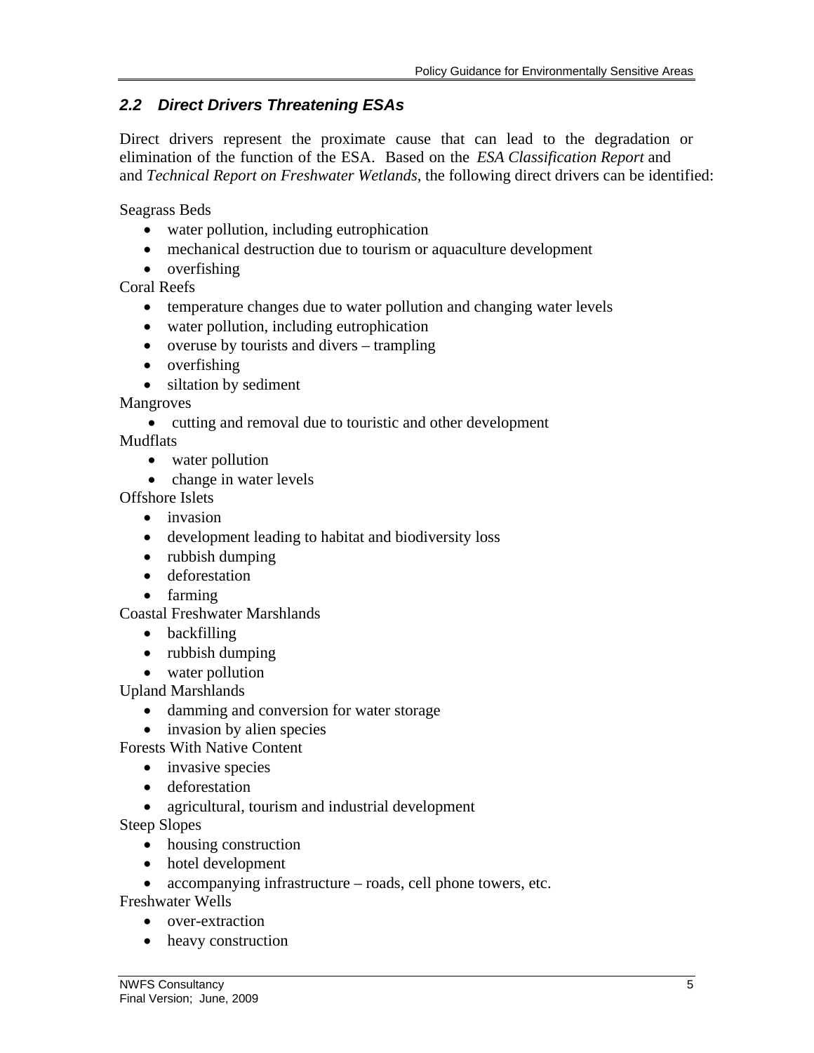### *2.2 Direct Drivers Threatening ESAs*

Direct drivers represent the proximate cause that can lead to the degradation or elimination of the function of the ESA. Based on the *ESA Classification Report* and and *Technical Report on Freshwater Wetlands*, the following direct drivers can be identified:

Seagrass Beds

- water pollution, including eutrophication
- mechanical destruction due to tourism or aquaculture development
- overfishing

Coral Reefs

- temperature changes due to water pollution and changing water levels
- water pollution, including eutrophication
- overuse by tourists and divers – trampling
- overfishing
- siltation by sediment

Mangroves

- cutting and removal due to touristic and other development

Mudflats

- water pollution
- change in water levels

Offshore Islets

- invasion
- development leading to habitat and biodiversity loss
- rubbish dumping
- deforestation
- farming

Coastal Freshwater Marshlands

- backfilling
- rubbish dumping
- water pollution

Upland Marshlands

- damming and conversion for water storage
- invasion by alien species

Forests With Native Content

- invasive species
- deforestation
- agricultural, tourism and industrial development

Steep Slopes

- housing construction
- hotel development
- accompanying infrastructure – roads, cell phone towers, etc.

Freshwater Wells

- over-extraction
- heavy construction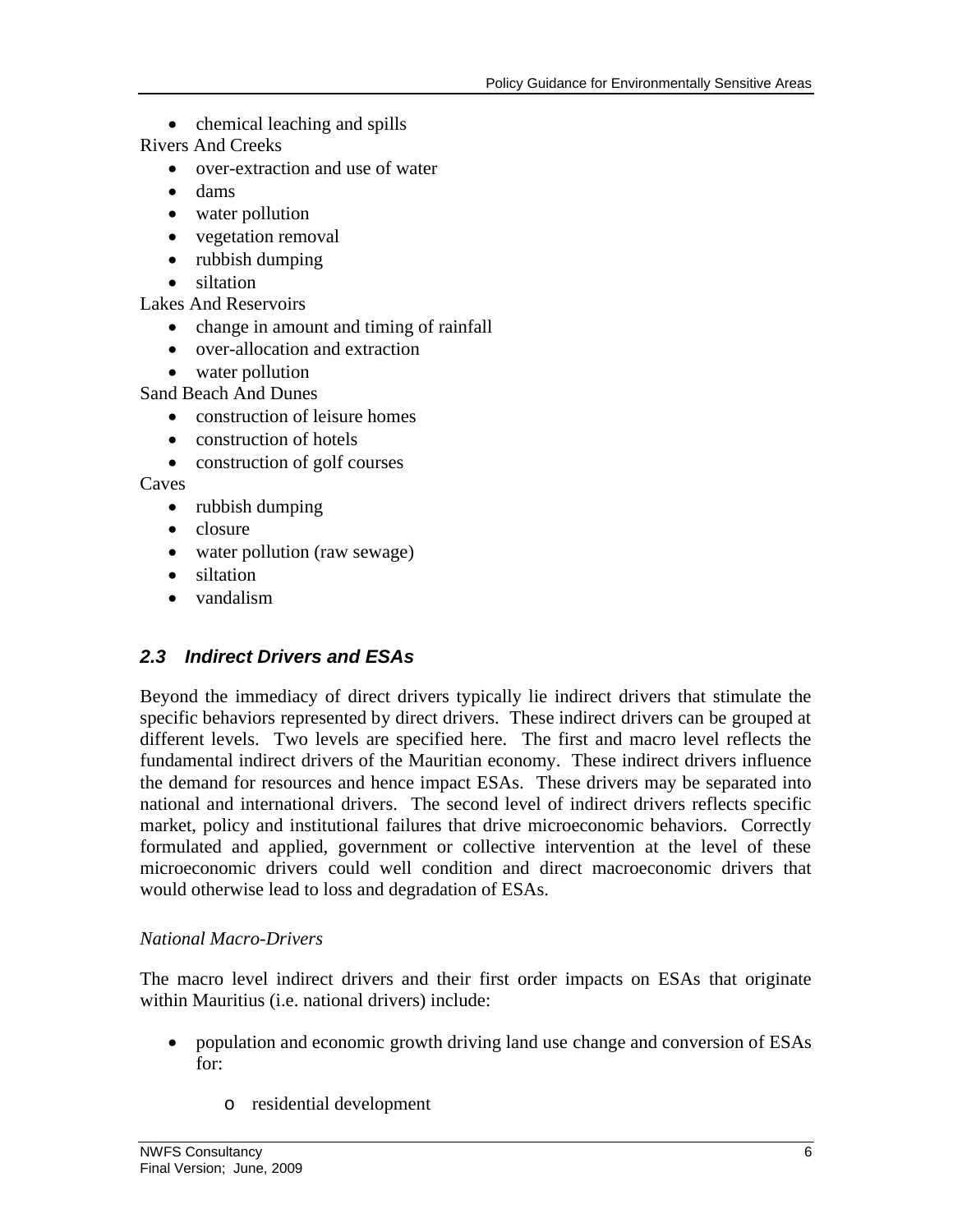- chemical leaching and spills

Rivers And Creeks

- over-extraction and use of water
- dams
- water pollution
- vegetation removal
- rubbish dumping
- siltation

Lakes And Reservoirs

- change in amount and timing of rainfall
- over-allocation and extraction
- water pollution

Sand Beach And Dunes

- construction of leisure homes
- construction of hotels
- construction of golf courses

Caves

- rubbish dumping
- closure
- water pollution (raw sewage)
- siltation
- vandalism

### *2.3 Indirect Drivers and ESAs*

Beyond the immediacy of direct drivers typically lie indirect drivers that stimulate the specific behaviors represented by direct drivers. These indirect drivers can be grouped at different levels. Two levels are specified here. The first and macro level reflects the fundamental indirect drivers of the Mauritian economy. These indirect drivers influence the demand for resources and hence impact ESAs. These drivers may be separated into national and international drivers. The second level of indirect drivers reflects specific market, policy and institutional failures that drive microeconomic behaviors. Correctly formulated and applied, government or collective intervention at the level of these microeconomic drivers could well condition and direct macroeconomic drivers that would otherwise lead to loss and degradation of ESAs.

*National Macro-Drivers*

The macro level indirect drivers and their first order impacts on ESAs that originate within Mauritius (i.e. national drivers) include:

- population and economic growth driving land use change and conversion of ESAs for:
    - residential development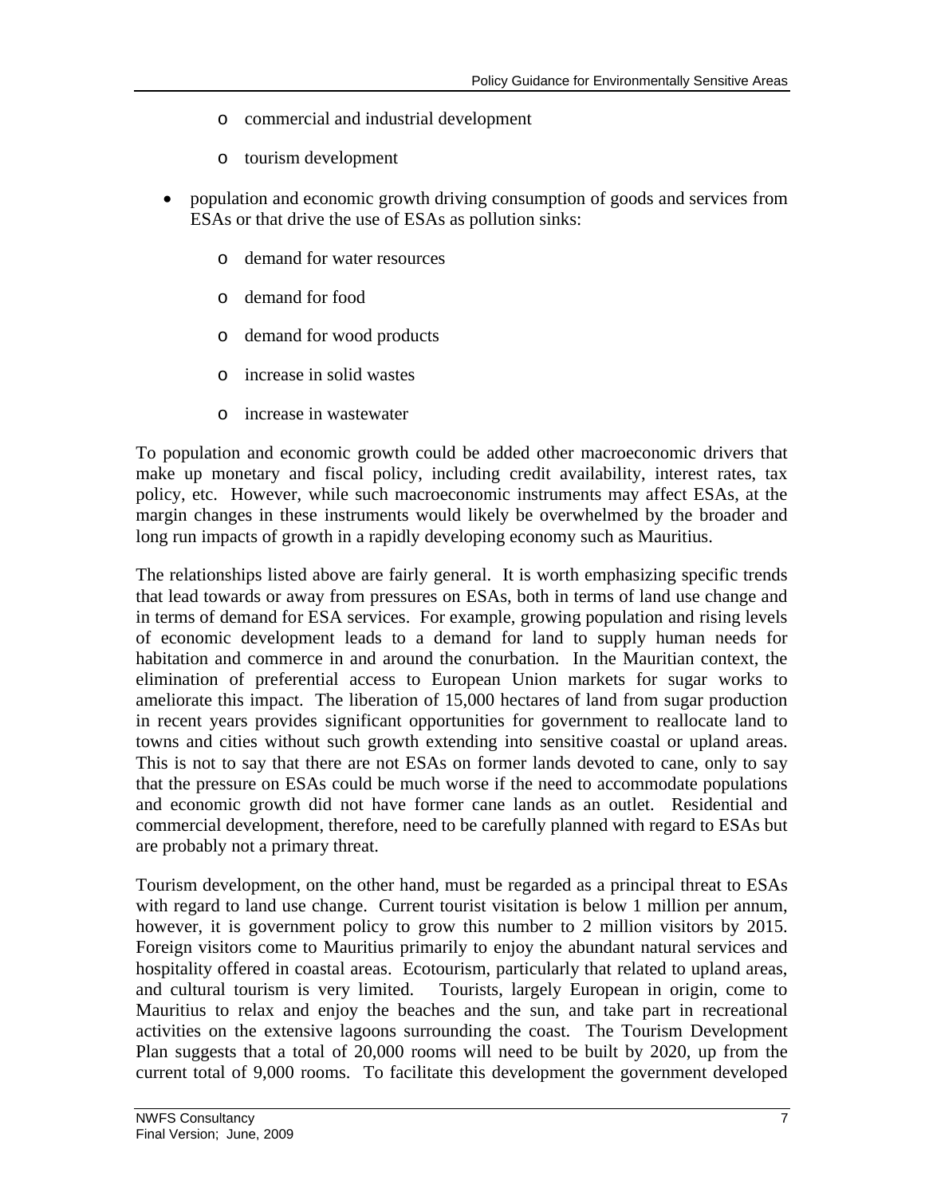- commercial and industrial development
  - tourism development

- population and economic growth driving consumption of goods and services from ESAs or that drive the use of ESAs as pollution sinks:
  - demand for water resources
  - demand for food
  - demand for wood products
  - increase in solid wastes
  - increase in wastewater

To population and economic growth could be added other macroeconomic drivers that make up monetary and fiscal policy, including credit availability, interest rates, tax policy, etc. However, while such macroeconomic instruments may affect ESAs, at the margin changes in these instruments would likely be overwhelmed by the broader and long run impacts of growth in a rapidly developing economy such as Mauritius.

The relationships listed above are fairly general. It is worth emphasizing specific trends that lead towards or away from pressures on ESAs, both in terms of land use change and in terms of demand for ESA services. For example, growing population and rising levels of economic development leads to a demand for land to supply human needs for habitation and commerce in and around the conurbation. In the Mauritian context, the elimination of preferential access to European Union markets for sugar works to ameliorate this impact. The liberation of 15,000 hectares of land from sugar production in recent years provides significant opportunities for government to reallocate land to towns and cities without such growth extending into sensitive coastal or upland areas. This is not to say that there are not ESAs on former lands devoted to cane, only to say that the pressure on ESAs could be much worse if the need to accommodate populations and economic growth did not have former cane lands as an outlet. Residential and commercial development, therefore, need to be carefully planned with regard to ESAs but are probably not a primary threat.

Tourism development, on the other hand, must be regarded as a principal threat to ESAs with regard to land use change. Current tourist visitation is below 1 million per annum, however, it is government policy to grow this number to 2 million visitors by 2015. Foreign visitors come to Mauritius primarily to enjoy the abundant natural services and hospitality offered in coastal areas. Ecotourism, particularly that related to upland areas, and cultural tourism is very limited. Tourists, largely European in origin, come to Mauritius to relax and enjoy the beaches and the sun, and take part in recreational activities on the extensive lagoons surrounding the coast. The Tourism Development Plan suggests that a total of 20,000 rooms will need to be built by 2020, up from the current total of 9,000 rooms. To facilitate this development the government developed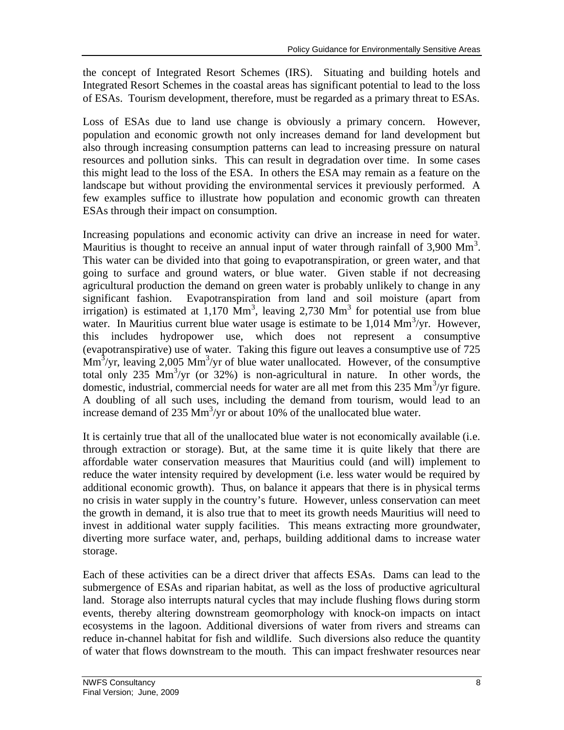the concept of Integrated Resort Schemes (IRS). Situating and building hotels and Integrated Resort Schemes in the coastal areas has significant potential to lead to the loss of ESAs. Tourism development, therefore, must be regarded as a primary threat to ESAs.

Loss of ESAs due to land use change is obviously a primary concern. However, population and economic growth not only increases demand for land development but also through increasing consumption patterns can lead to increasing pressure on natural resources and pollution sinks. This can result in degradation over time. In some cases this might lead to the loss of the ESA. In others the ESA may remain as a feature on the landscape but without providing the environmental services it previously performed. A few examples suffice to illustrate how population and economic growth can threaten ESAs through their impact on consumption.

Increasing populations and economic activity can drive an increase in need for water. Mauritius is thought to receive an annual input of water through rainfall of 3,900 $Mm^3$. This water can be divided into that going to evapotranspiration, or green water, and that going to surface and ground waters, or blue water. Given stable if not decreasing agricultural production the demand on green water is probably unlikely to change in any significant fashion. Evapotranspiration from land and soil moisture (apart from irrigation) is estimated at 1,170 $Mm^3$, leaving 2,730 $Mm^3$ for potential use from blue water. In Mauritius current blue water usage is estimate to be 1,014 $Mm^3$/yr. However, this includes hydropower use, which does not represent a consumptive (evapotranspirative) use of water. Taking this figure out leaves a consumptive use of 725 $Mm^3$/yr, leaving 2,005 $Mm^3$/yr of blue water unallocated. However, of the consumptive total only 235 $Mm^3$/yr (or 32%) is non-agricultural in nature. In other words, the domestic, industrial, commercial needs for water are all met from this 235 $Mm^3$/yr figure. A doubling of all such uses, including the demand from tourism, would lead to an increase demand of 235 $Mm^3$/yr or about 10% of the unallocated blue water.

It is certainly true that all of the unallocated blue water is not economically available (i.e. through extraction or storage). But, at the same time it is quite likely that there are affordable water conservation measures that Mauritius could (and will) implement to reduce the water intensity required by development (i.e. less water would be required by additional economic growth). Thus, on balance it appears that there is in physical terms no crisis in water supply in the country's future. However, unless conservation can meet the growth in demand, it is also true that to meet its growth needs Mauritius will need to invest in additional water supply facilities. This means extracting more groundwater, diverting more surface water, and, perhaps, building additional dams to increase water storage.

Each of these activities can be a direct driver that affects ESAs. Dams can lead to the submergence of ESAs and riparian habitat, as well as the loss of productive agricultural land. Storage also interrupts natural cycles that may include flushing flows during storm events, thereby altering downstream geomorphology with knock-on impacts on intact ecosystems in the lagoon. Additional diversions of water from rivers and streams can reduce in-channel habitat for fish and wildlife. Such diversions also reduce the quantity of water that flows downstream to the mouth. This can impact freshwater resources near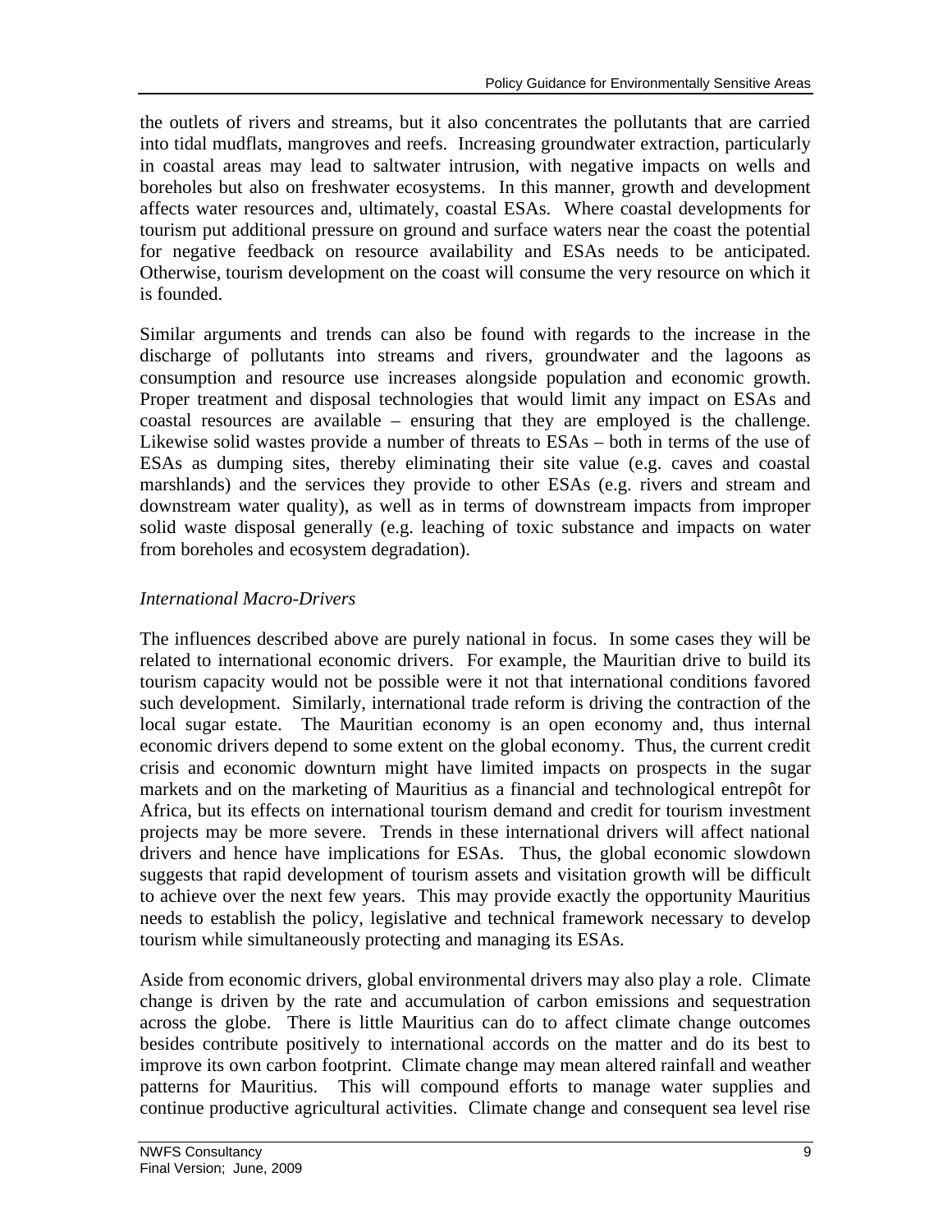the outlets of rivers and streams, but it also concentrates the pollutants that are carried into tidal mudflats, mangroves and reefs. Increasing groundwater extraction, particularly in coastal areas may lead to saltwater intrusion, with negative impacts on wells and boreholes but also on freshwater ecosystems. In this manner, growth and development affects water resources and, ultimately, coastal ESAs. Where coastal developments for tourism put additional pressure on ground and surface waters near the coast the potential for negative feedback on resource availability and ESAs needs to be anticipated. Otherwise, tourism development on the coast will consume the very resource on which it is founded.

Similar arguments and trends can also be found with regards to the increase in the discharge of pollutants into streams and rivers, groundwater and the lagoons as consumption and resource use increases alongside population and economic growth. Proper treatment and disposal technologies that would limit any impact on ESAs and coastal resources are available – ensuring that they are employed is the challenge. Likewise solid wastes provide a number of threats to ESAs – both in terms of the use of ESAs as dumping sites, thereby eliminating their site value (e.g. caves and coastal marshlands) and the services they provide to other ESAs (e.g. rivers and stream and downstream water quality), as well as in terms of downstream impacts from improper solid waste disposal generally (e.g. leaching of toxic substance and impacts on water from boreholes and ecosystem degradation).

*International Macro-Drivers*

The influences described above are purely national in focus. In some cases they will be related to international economic drivers. For example, the Mauritian drive to build its tourism capacity would not be possible were it not that international conditions favored such development. Similarly, international trade reform is driving the contraction of the local sugar estate. The Mauritian economy is an open economy and, thus internal economic drivers depend to some extent on the global economy. Thus, the current credit crisis and economic downturn might have limited impacts on prospects in the sugar markets and on the marketing of Mauritius as a financial and technological entrepôt for Africa, but its effects on international tourism demand and credit for tourism investment projects may be more severe. Trends in these international drivers will affect national drivers and hence have implications for ESAs. Thus, the global economic slowdown suggests that rapid development of tourism assets and visitation growth will be difficult to achieve over the next few years. This may provide exactly the opportunity Mauritius needs to establish the policy, legislative and technical framework necessary to develop tourism while simultaneously protecting and managing its ESAs.

Aside from economic drivers, global environmental drivers may also play a role. Climate change is driven by the rate and accumulation of carbon emissions and sequestration across the globe. There is little Mauritius can do to affect climate change outcomes besides contribute positively to international accords on the matter and do its best to improve its own carbon footprint. Climate change may mean altered rainfall and weather patterns for Mauritius. This will compound efforts to manage water supplies and continue productive agricultural activities. Climate change and consequent sea level rise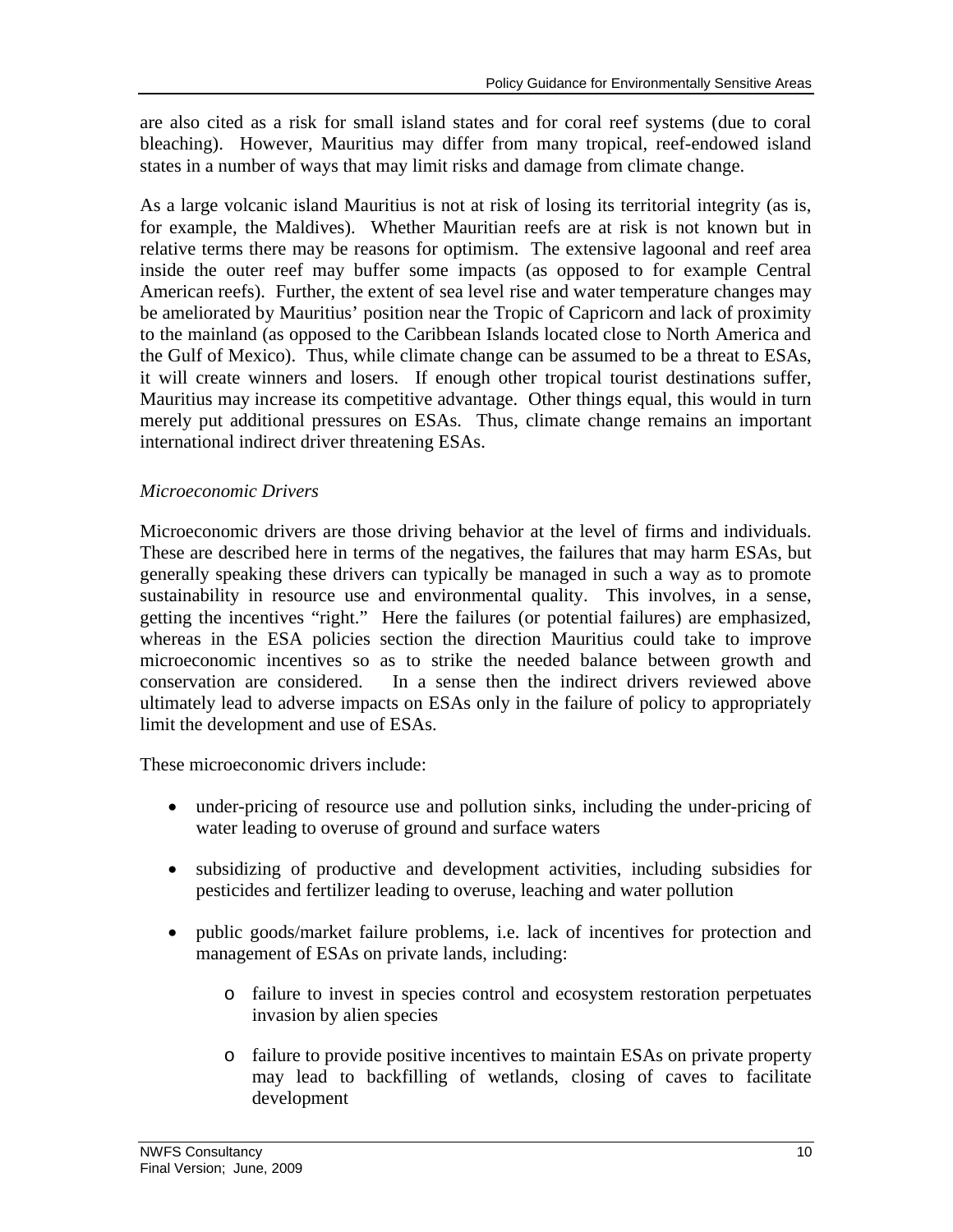are also cited as a risk for small island states and for coral reef systems (due to coral bleaching). However, Mauritius may differ from many tropical, reef-endowed island states in a number of ways that may limit risks and damage from climate change.

As a large volcanic island Mauritius is not at risk of losing its territorial integrity (as is, for example, the Maldives). Whether Mauritian reefs are at risk is not known but in relative terms there may be reasons for optimism. The extensive lagoonal and reef area inside the outer reef may buffer some impacts (as opposed to for example Central American reefs). Further, the extent of sea level rise and water temperature changes may be ameliorated by Mauritius' position near the Tropic of Capricorn and lack of proximity to the mainland (as opposed to the Caribbean Islands located close to North America and the Gulf of Mexico). Thus, while climate change can be assumed to be a threat to ESAs, it will create winners and losers. If enough other tropical tourist destinations suffer, Mauritius may increase its competitive advantage. Other things equal, this would in turn merely put additional pressures on ESAs. Thus, climate change remains an important international indirect driver threatening ESAs.

*Microeconomic Drivers*

Microeconomic drivers are those driving behavior at the level of firms and individuals. These are described here in terms of the negatives, the failures that may harm ESAs, but generally speaking these drivers can typically be managed in such a way as to promote sustainability in resource use and environmental quality. This involves, in a sense, getting the incentives "right." Here the failures (or potential failures) are emphasized, whereas in the ESA policies section the direction Mauritius could take to improve microeconomic incentives so as to strike the needed balance between growth and conservation are considered. In a sense then the indirect drivers reviewed above ultimately lead to adverse impacts on ESAs only in the failure of policy to appropriately limit the development and use of ESAs.

These microeconomic drivers include:

- under-pricing of resource use and pollution sinks, including the under-pricing of water leading to overuse of ground and surface waters
- subsidizing of productive and development activities, including subsidies for pesticides and fertilizer leading to overuse, leaching and water pollution
- public goods/market failure problems, i.e. lack of incentives for protection and management of ESAs on private lands, including:
  - failure to invest in species control and ecosystem restoration perpetuates invasion by alien species
  - failure to provide positive incentives to maintain ESAs on private property may lead to backfilling of wetlands, closing of caves to facilitate development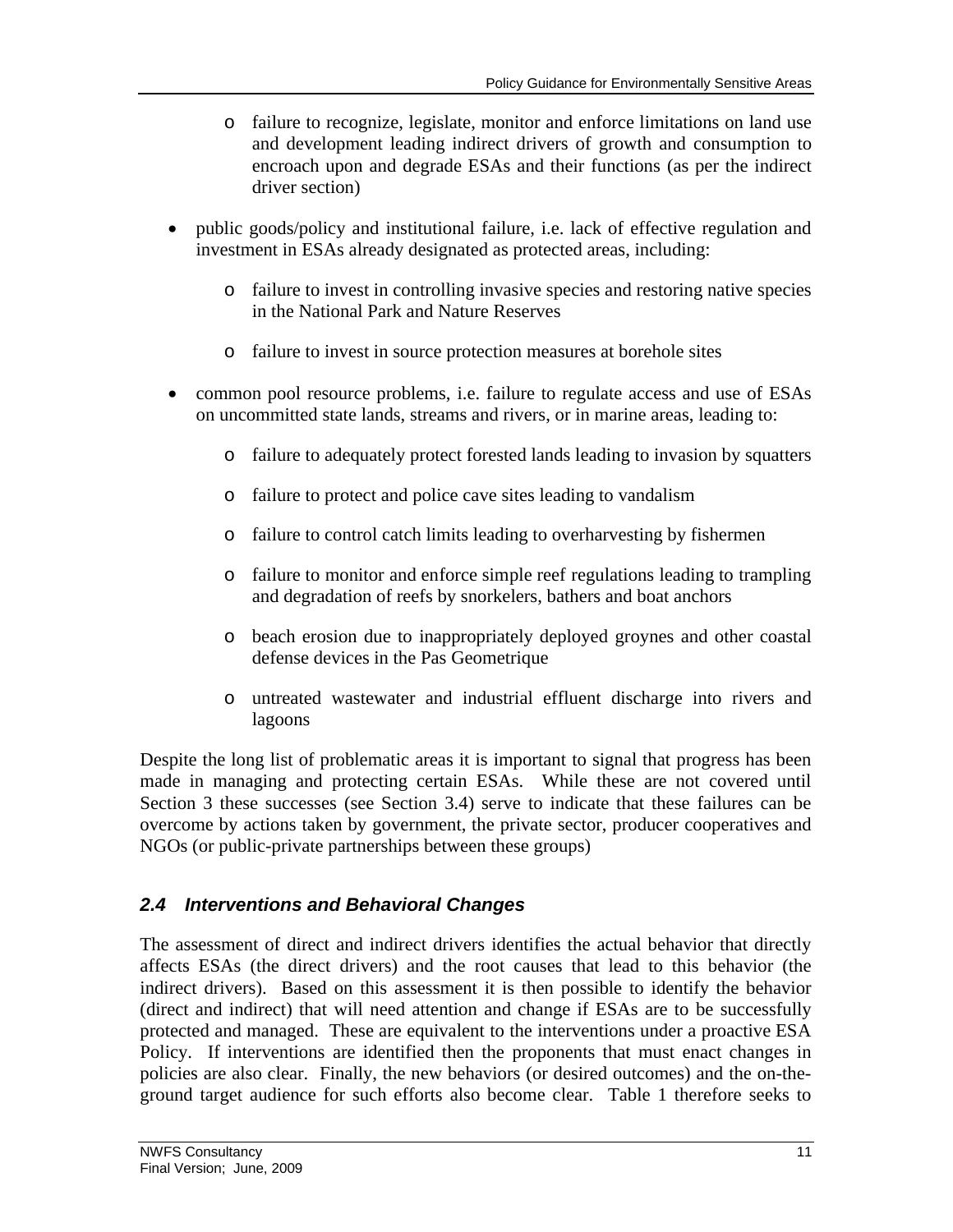- failure to recognize, legislate, monitor and enforce limitations on land use and development leading indirect drivers of growth and consumption to encroach upon and degrade ESAs and their functions (as per the indirect driver section)

- public goods/policy and institutional failure, i.e. lack of effective regulation and investment in ESAs already designated as protected areas, including:

  - failure to invest in controlling invasive species and restoring native species in the National Park and Nature Reserves

  - failure to invest in source protection measures at borehole sites

- common pool resource problems, i.e. failure to regulate access and use of ESAs on uncommitted state lands, streams and rivers, or in marine areas, leading to:

  - failure to adequately protect forested lands leading to invasion by squatters

  - failure to protect and police cave sites leading to vandalism

  - failure to control catch limits leading to overharvesting by fishermen

  - failure to monitor and enforce simple reef regulations leading to trampling and degradation of reefs by snorkelers, bathers and boat anchors

  - beach erosion due to inappropriately deployed groynes and other coastal defense devices in the Pas Geometrique

  - untreated wastewater and industrial effluent discharge into rivers and lagoons

Despite the long list of problematic areas it is important to signal that progress has been made in managing and protecting certain ESAs. While these are not covered until Section 3 these successes (see Section 3.4) serve to indicate that these failures can be overcome by actions taken by government, the private sector, producer cooperatives and NGOs (or public-private partnerships between these groups)

### *2.4 Interventions and Behavioral Changes*

The assessment of direct and indirect drivers identifies the actual behavior that directly affects ESAs (the direct drivers) and the root causes that lead to this behavior (the indirect drivers). Based on this assessment it is then possible to identify the behavior (direct and indirect) that will need attention and change if ESAs are to be successfully protected and managed. These are equivalent to the interventions under a proactive ESA Policy. If interventions are identified then the proponents that must enact changes in policies are also clear. Finally, the new behaviors (or desired outcomes) and the on-the-ground target audience for such efforts also become clear. Table 1 therefore seeks to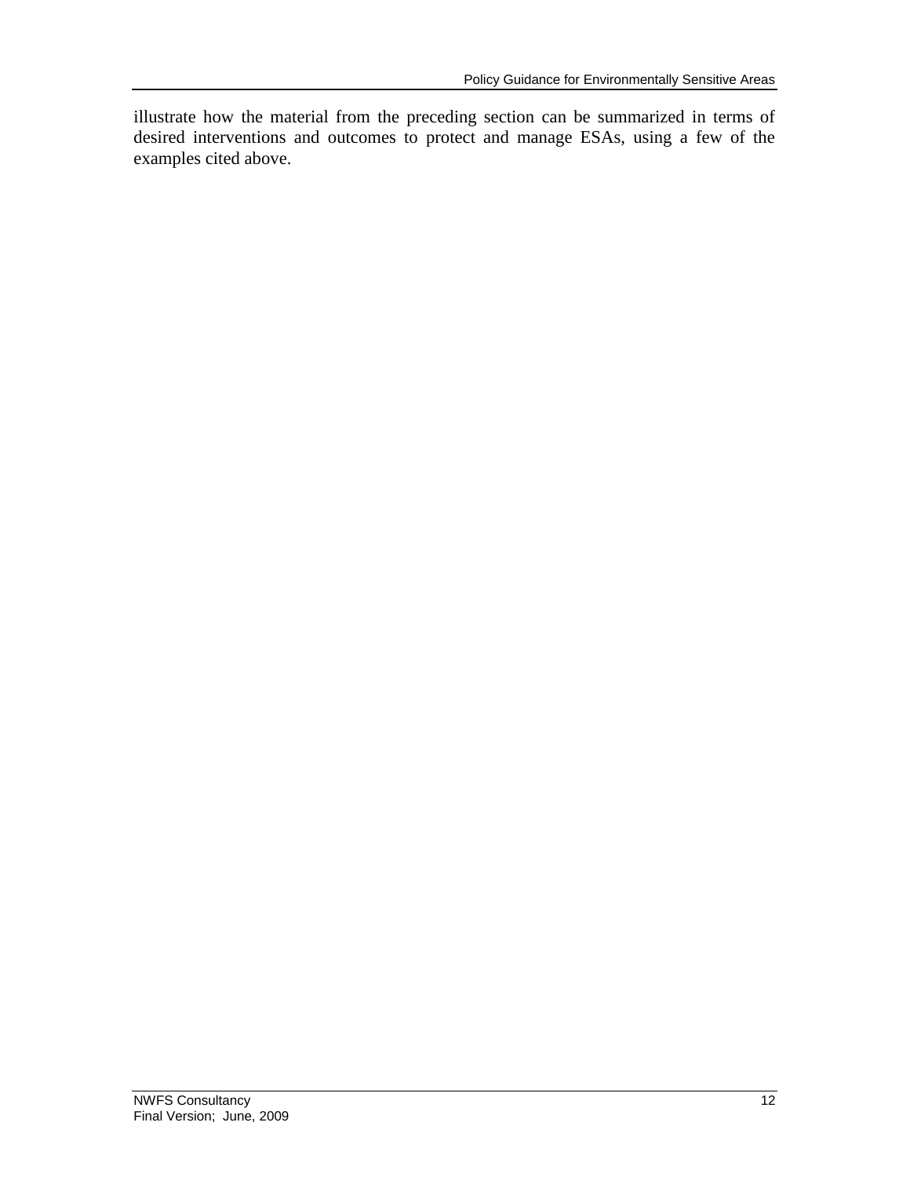illustrate how the material from the preceding section can be summarized in terms of desired interventions and outcomes to protect and manage ESAs, using a few of the examples cited above.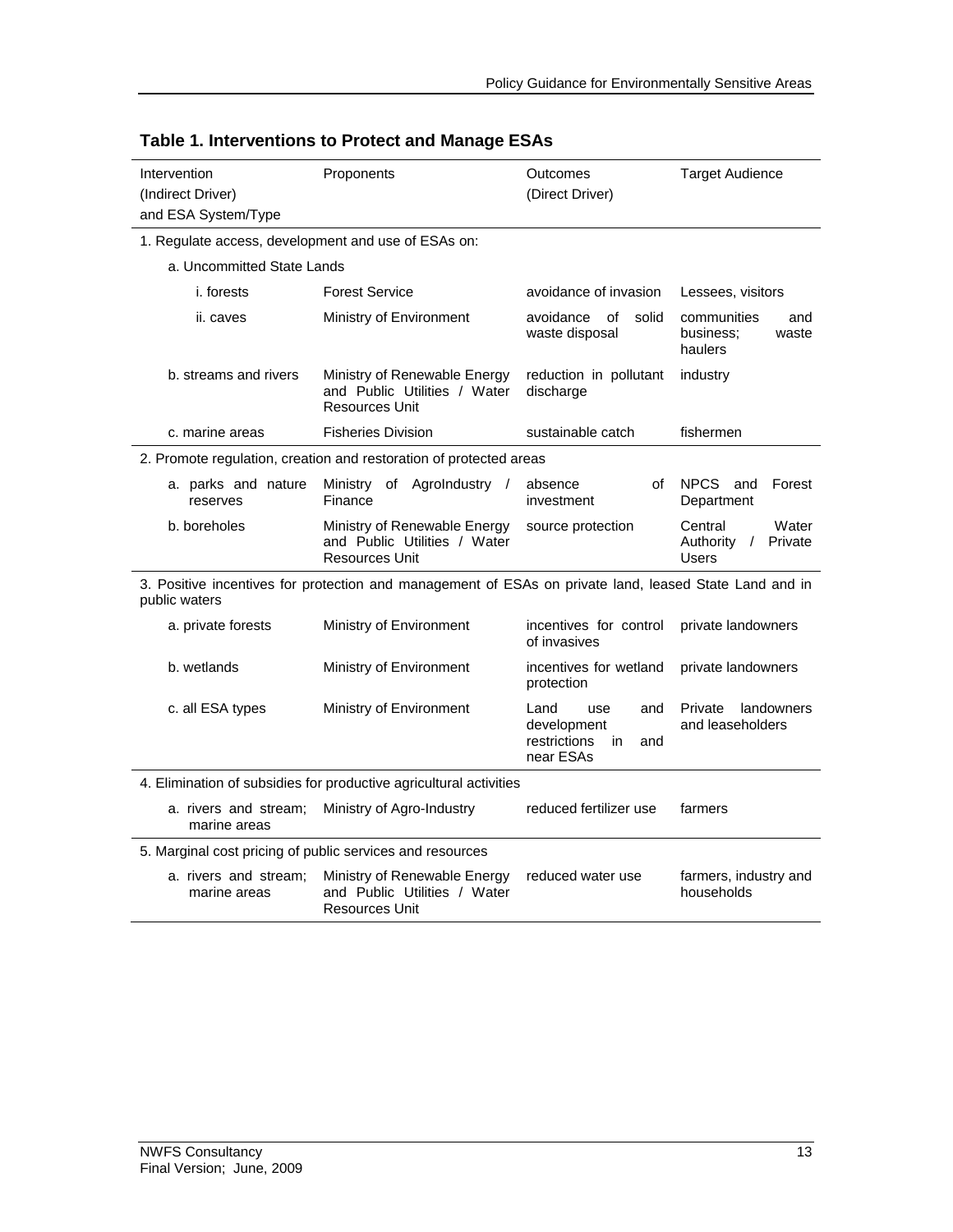## Table 1. Interventions to Protect and Manage ESAs

| Intervention (Indirect Driver) and ESA System/Type | Proponents | Outcomes (Direct Driver) | Target Audience |
|---|---|---|---|
| 1. Regulate access, development and use of ESAs on: | | | |
| a. Uncommitted State Lands | | | |
| i. forests | Forest Service | avoidance of invasion | Lessees, visitors |
| ii. caves | Ministry of Environment | avoidance of solid waste disposal | communities and business; waste haulers |
| b. streams and rivers | Ministry of Renewable Energy and Public Utilities / Water Resources Unit | reduction in pollutant discharge | industry |
| c. marine areas | Fisheries Division | sustainable catch | fishermen |
| 2. Promote regulation, creation and restoration of protected areas | | | |
| a. parks and nature reserves | Ministry of AgroIndustry / Finance | absence of investment | NPCS and Forest Department |
| b. boreholes | Ministry of Renewable Energy and Public Utilities / Water Resources Unit | source protection | Central Water Authority / Private Users |
| 3. Positive incentives for protection and management of ESAs on private land, leased State Land and in public waters | | | |
| a. private forests | Ministry of Environment | incentives for control of invasives | private landowners |
| b. wetlands | Ministry of Environment | incentives for wetland protection | private landowners |
| c. all ESA types | Ministry of Environment | Land use and development restrictions in and near ESAs | Private landowners and leaseholders |
| 4. Elimination of subsidies for productive agricultural activities | | | |
| a. rivers and stream; marine areas | Ministry of Agro-Industry | reduced fertilizer use | farmers |
| 5. Marginal cost pricing of public services and resources | | | |
| a. rivers and stream; marine areas | Ministry of Renewable Energy and Public Utilities / Water Resources Unit | reduced water use | farmers, industry and households |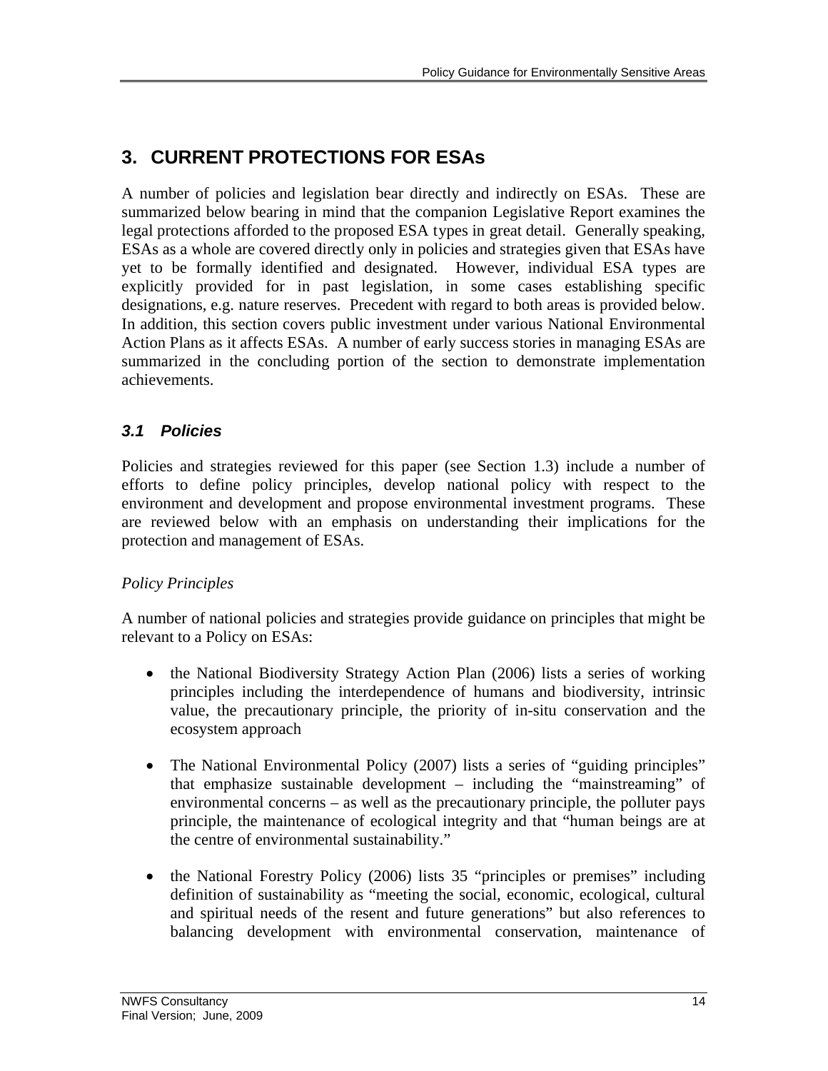# 3. CURRENT PROTECTIONS FOR ESAs

A number of policies and legislation bear directly and indirectly on ESAs. These are summarized below bearing in mind that the companion Legislative Report examines the legal protections afforded to the proposed ESA types in great detail. Generally speaking, ESAs as a whole are covered directly only in policies and strategies given that ESAs have yet to be formally identified and designated. However, individual ESA types are explicitly provided for in past legislation, in some cases establishing specific designations, e.g. nature reserves. Precedent with regard to both areas is provided below. In addition, this section covers public investment under various National Environmental Action Plans as it affects ESAs. A number of early success stories in managing ESAs are summarized in the concluding portion of the section to demonstrate implementation achievements.

## *3.1 Policies*

Policies and strategies reviewed for this paper (see Section 1.3) include a number of efforts to define policy principles, develop national policy with respect to the environment and development and propose environmental investment programs. These are reviewed below with an emphasis on understanding their implications for the protection and management of ESAs.

*Policy Principles*

A number of national policies and strategies provide guidance on principles that might be relevant to a Policy on ESAs:

- the National Biodiversity Strategy Action Plan (2006) lists a series of working principles including the interdependence of humans and biodiversity, intrinsic value, the precautionary principle, the priority of in-situ conservation and the ecosystem approach

- The National Environmental Policy (2007) lists a series of "guiding principles" that emphasize sustainable development – including the "mainstreaming" of environmental concerns – as well as the precautionary principle, the polluter pays principle, the maintenance of ecological integrity and that "human beings are at the centre of environmental sustainability."

- the National Forestry Policy (2006) lists 35 "principles or premises" including definition of sustainability as "meeting the social, economic, ecological, cultural and spiritual needs of the resent and future generations" but also references to balancing development with environmental conservation, maintenance of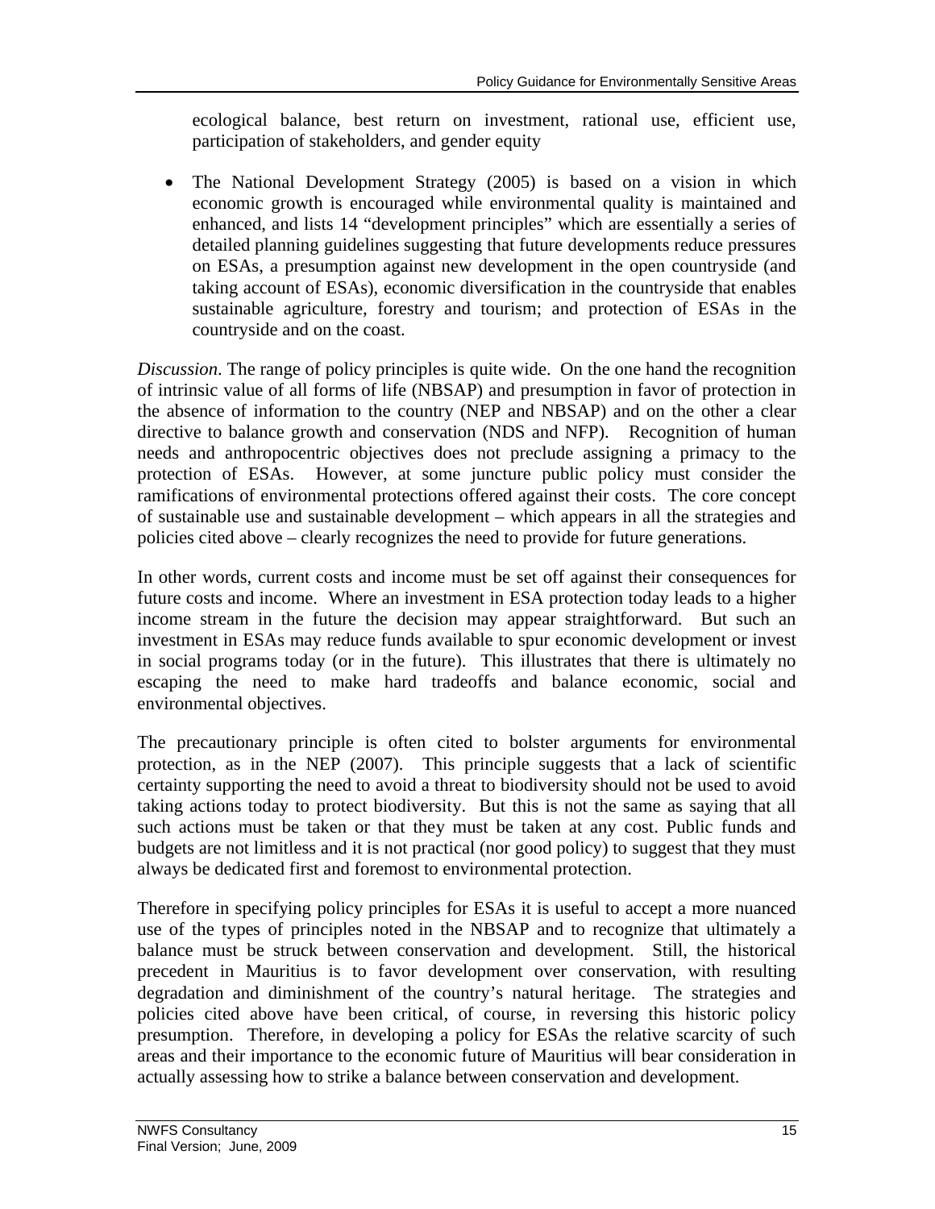ecological balance, best return on investment, rational use, efficient use, participation of stakeholders, and gender equity

- The National Development Strategy (2005) is based on a vision in which economic growth is encouraged while environmental quality is maintained and enhanced, and lists 14 "development principles" which are essentially a series of detailed planning guidelines suggesting that future developments reduce pressures on ESAs, a presumption against new development in the open countryside (and taking account of ESAs), economic diversification in the countryside that enables sustainable agriculture, forestry and tourism; and protection of ESAs in the countryside and on the coast.

*Discussion*. The range of policy principles is quite wide. On the one hand the recognition of intrinsic value of all forms of life (NBSAP) and presumption in favor of protection in the absence of information to the country (NEP and NBSAP) and on the other a clear directive to balance growth and conservation (NDS and NFP). Recognition of human needs and anthropocentric objectives does not preclude assigning a primacy to the protection of ESAs. However, at some juncture public policy must consider the ramifications of environmental protections offered against their costs. The core concept of sustainable use and sustainable development – which appears in all the strategies and policies cited above – clearly recognizes the need to provide for future generations.

In other words, current costs and income must be set off against their consequences for future costs and income. Where an investment in ESA protection today leads to a higher income stream in the future the decision may appear straightforward. But such an investment in ESAs may reduce funds available to spur economic development or invest in social programs today (or in the future). This illustrates that there is ultimately no escaping the need to make hard tradeoffs and balance economic, social and environmental objectives.

The precautionary principle is often cited to bolster arguments for environmental protection, as in the NEP (2007). This principle suggests that a lack of scientific certainty supporting the need to avoid a threat to biodiversity should not be used to avoid taking actions today to protect biodiversity. But this is not the same as saying that all such actions must be taken or that they must be taken at any cost. Public funds and budgets are not limitless and it is not practical (nor good policy) to suggest that they must always be dedicated first and foremost to environmental protection.

Therefore in specifying policy principles for ESAs it is useful to accept a more nuanced use of the types of principles noted in the NBSAP and to recognize that ultimately a balance must be struck between conservation and development. Still, the historical precedent in Mauritius is to favor development over conservation, with resulting degradation and diminishment of the country's natural heritage. The strategies and policies cited above have been critical, of course, in reversing this historic policy presumption. Therefore, in developing a policy for ESAs the relative scarcity of such areas and their importance to the economic future of Mauritius will bear consideration in actually assessing how to strike a balance between conservation and development.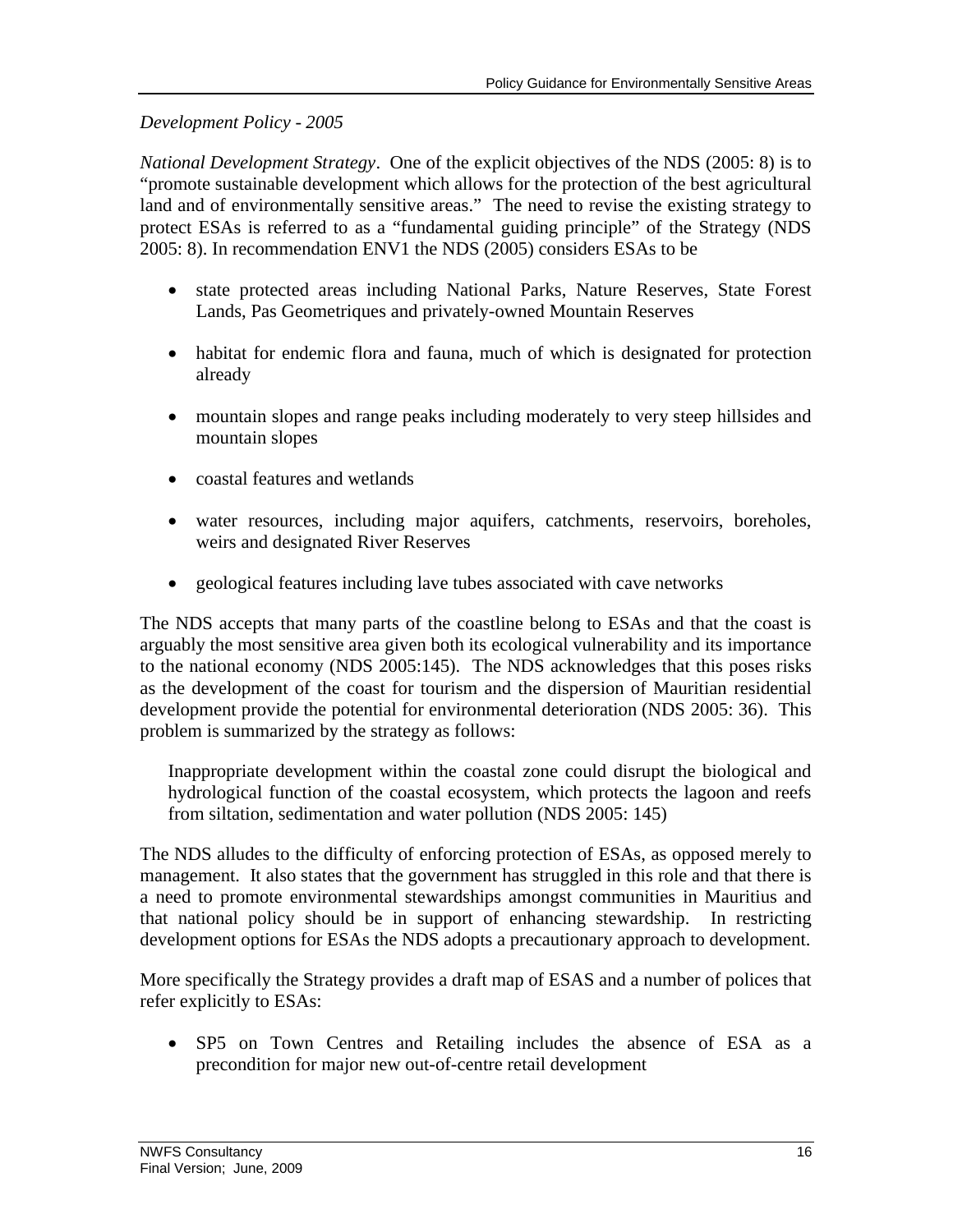*Development Policy - 2005*

*National Development Strategy*. One of the explicit objectives of the NDS (2005: 8) is to "promote sustainable development which allows for the protection of the best agricultural land and of environmentally sensitive areas." The need to revise the existing strategy to protect ESAs is referred to as a "fundamental guiding principle" of the Strategy (NDS 2005: 8). In recommendation ENV1 the NDS (2005) considers ESAs to be

- state protected areas including National Parks, Nature Reserves, State Forest Lands, Pas Geometriques and privately-owned Mountain Reserves
- habitat for endemic flora and fauna, much of which is designated for protection already
- mountain slopes and range peaks including moderately to very steep hillsides and mountain slopes
- coastal features and wetlands
- water resources, including major aquifers, catchments, reservoirs, boreholes, weirs and designated River Reserves
- geological features including lave tubes associated with cave networks

The NDS accepts that many parts of the coastline belong to ESAs and that the coast is arguably the most sensitive area given both its ecological vulnerability and its importance to the national economy (NDS 2005:145). The NDS acknowledges that this poses risks as the development of the coast for tourism and the dispersion of Mauritian residential development provide the potential for environmental deterioration (NDS 2005: 36). This problem is summarized by the strategy as follows:

> Inappropriate development within the coastal zone could disrupt the biological and hydrological function of the coastal ecosystem, which protects the lagoon and reefs from siltation, sedimentation and water pollution (NDS 2005: 145)

The NDS alludes to the difficulty of enforcing protection of ESAs, as opposed merely to management. It also states that the government has struggled in this role and that there is a need to promote environmental stewardships amongst communities in Mauritius and that national policy should be in support of enhancing stewardship. In restricting development options for ESAs the NDS adopts a precautionary approach to development.

More specifically the Strategy provides a draft map of ESAS and a number of polices that refer explicitly to ESAs:

- SP5 on Town Centres and Retailing includes the absence of ESA as a precondition for major new out-of-centre retail development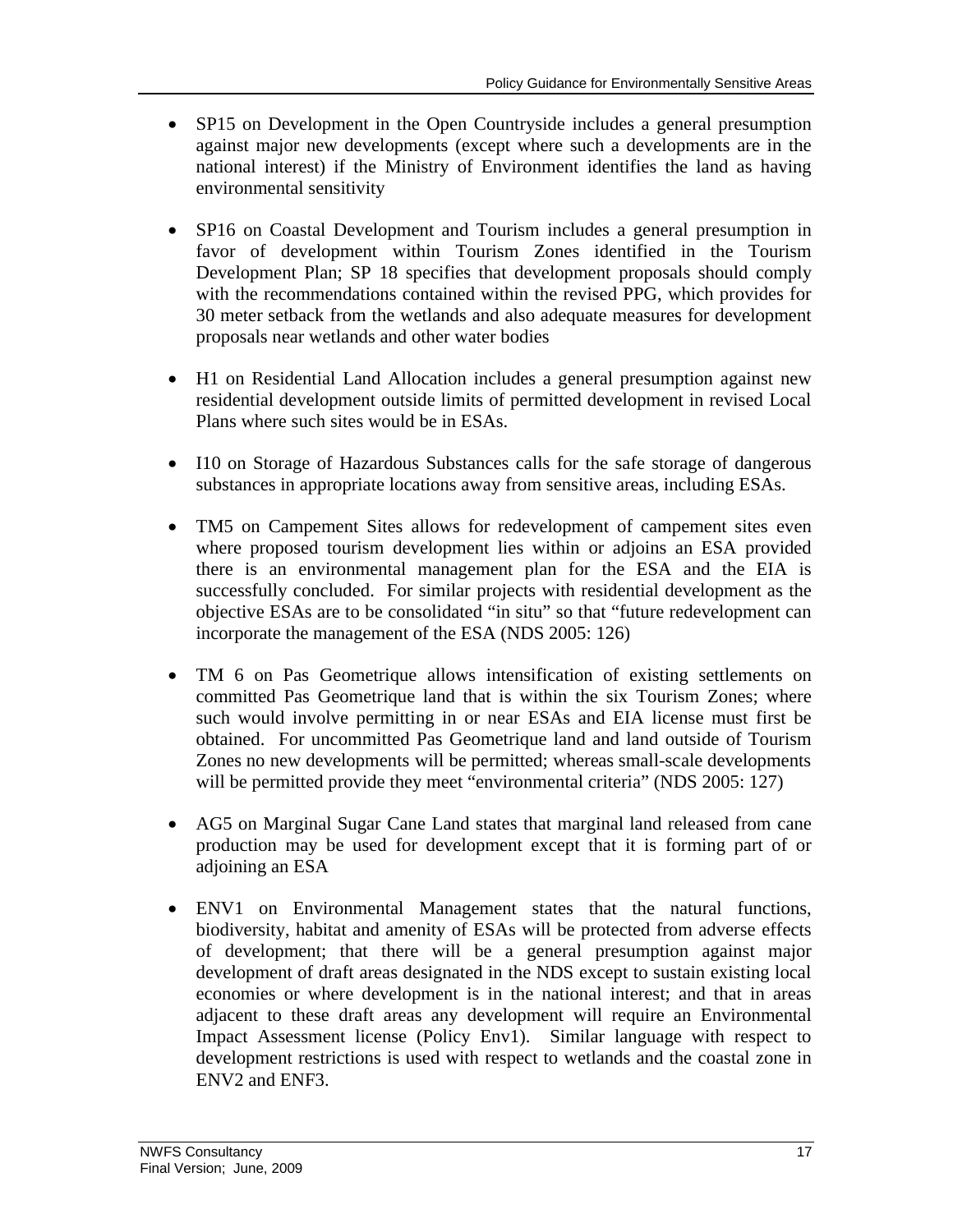- SP15 on Development in the Open Countryside includes a general presumption against major new developments (except where such a developments are in the national interest) if the Ministry of Environment identifies the land as having environmental sensitivity

- SP16 on Coastal Development and Tourism includes a general presumption in favor of development within Tourism Zones identified in the Tourism Development Plan; SP 18 specifies that development proposals should comply with the recommendations contained within the revised PPG, which provides for 30 meter setback from the wetlands and also adequate measures for development proposals near wetlands and other water bodies

- H1 on Residential Land Allocation includes a general presumption against new residential development outside limits of permitted development in revised Local Plans where such sites would be in ESAs.

- I10 on Storage of Hazardous Substances calls for the safe storage of dangerous substances in appropriate locations away from sensitive areas, including ESAs.

- TM5 on Campement Sites allows for redevelopment of campement sites even where proposed tourism development lies within or adjoins an ESA provided there is an environmental management plan for the ESA and the EIA is successfully concluded. For similar projects with residential development as the objective ESAs are to be consolidated "in situ" so that "future redevelopment can incorporate the management of the ESA (NDS 2005: 126)

- TM 6 on Pas Geometrique allows intensification of existing settlements on committed Pas Geometrique land that is within the six Tourism Zones; where such would involve permitting in or near ESAs and EIA license must first be obtained. For uncommitted Pas Geometrique land and land outside of Tourism Zones no new developments will be permitted; whereas small-scale developments will be permitted provide they meet "environmental criteria" (NDS 2005: 127)

- AG5 on Marginal Sugar Cane Land states that marginal land released from cane production may be used for development except that it is forming part of or adjoining an ESA

- ENV1 on Environmental Management states that the natural functions, biodiversity, habitat and amenity of ESAs will be protected from adverse effects of development; that there will be a general presumption against major development of draft areas designated in the NDS except to sustain existing local economies or where development is in the national interest; and that in areas adjacent to these draft areas any development will require an Environmental Impact Assessment license (Policy Env1). Similar language with respect to development restrictions is used with respect to wetlands and the coastal zone in ENV2 and ENF3.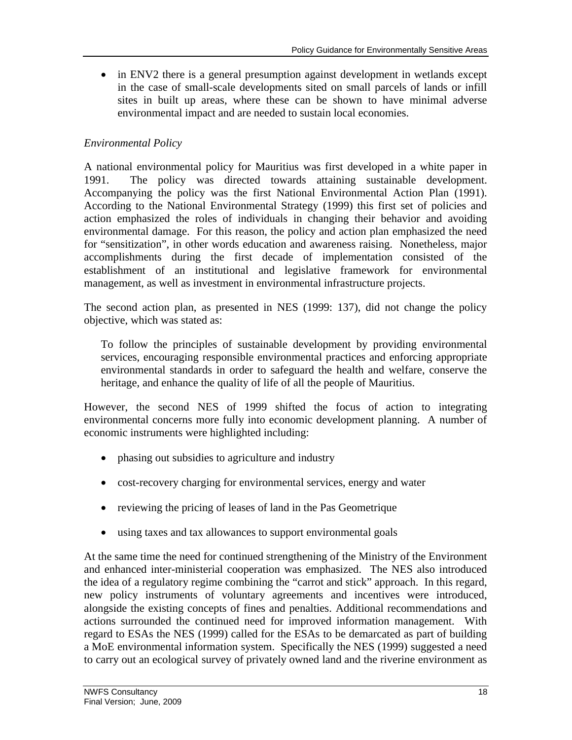- in ENV2 there is a general presumption against development in wetlands except in the case of small-scale developments sited on small parcels of lands or infill sites in built up areas, where these can be shown to have minimal adverse environmental impact and are needed to sustain local economies.

*Environmental Policy*

A national environmental policy for Mauritius was first developed in a white paper in 1991. The policy was directed towards attaining sustainable development. Accompanying the policy was the first National Environmental Action Plan (1991). According to the National Environmental Strategy (1999) this first set of policies and action emphasized the roles of individuals in changing their behavior and avoiding environmental damage. For this reason, the policy and action plan emphasized the need for "sensitization", in other words education and awareness raising. Nonetheless, major accomplishments during the first decade of implementation consisted of the establishment of an institutional and legislative framework for environmental management, as well as investment in environmental infrastructure projects.

The second action plan, as presented in NES (1999: 137), did not change the policy objective, which was stated as:

> To follow the principles of sustainable development by providing environmental services, encouraging responsible environmental practices and enforcing appropriate environmental standards in order to safeguard the health and welfare, conserve the heritage, and enhance the quality of life of all the people of Mauritius.

However, the second NES of 1999 shifted the focus of action to integrating environmental concerns more fully into economic development planning. A number of economic instruments were highlighted including:

- phasing out subsidies to agriculture and industry
- cost-recovery charging for environmental services, energy and water
- reviewing the pricing of leases of land in the Pas Geometrique
- using taxes and tax allowances to support environmental goals

At the same time the need for continued strengthening of the Ministry of the Environment and enhanced inter-ministerial cooperation was emphasized. The NES also introduced the idea of a regulatory regime combining the "carrot and stick" approach. In this regard, new policy instruments of voluntary agreements and incentives were introduced, alongside the existing concepts of fines and penalties. Additional recommendations and actions surrounded the continued need for improved information management. With regard to ESAs the NES (1999) called for the ESAs to be demarcated as part of building a MoE environmental information system. Specifically the NES (1999) suggested a need to carry out an ecological survey of privately owned land and the riverine environment as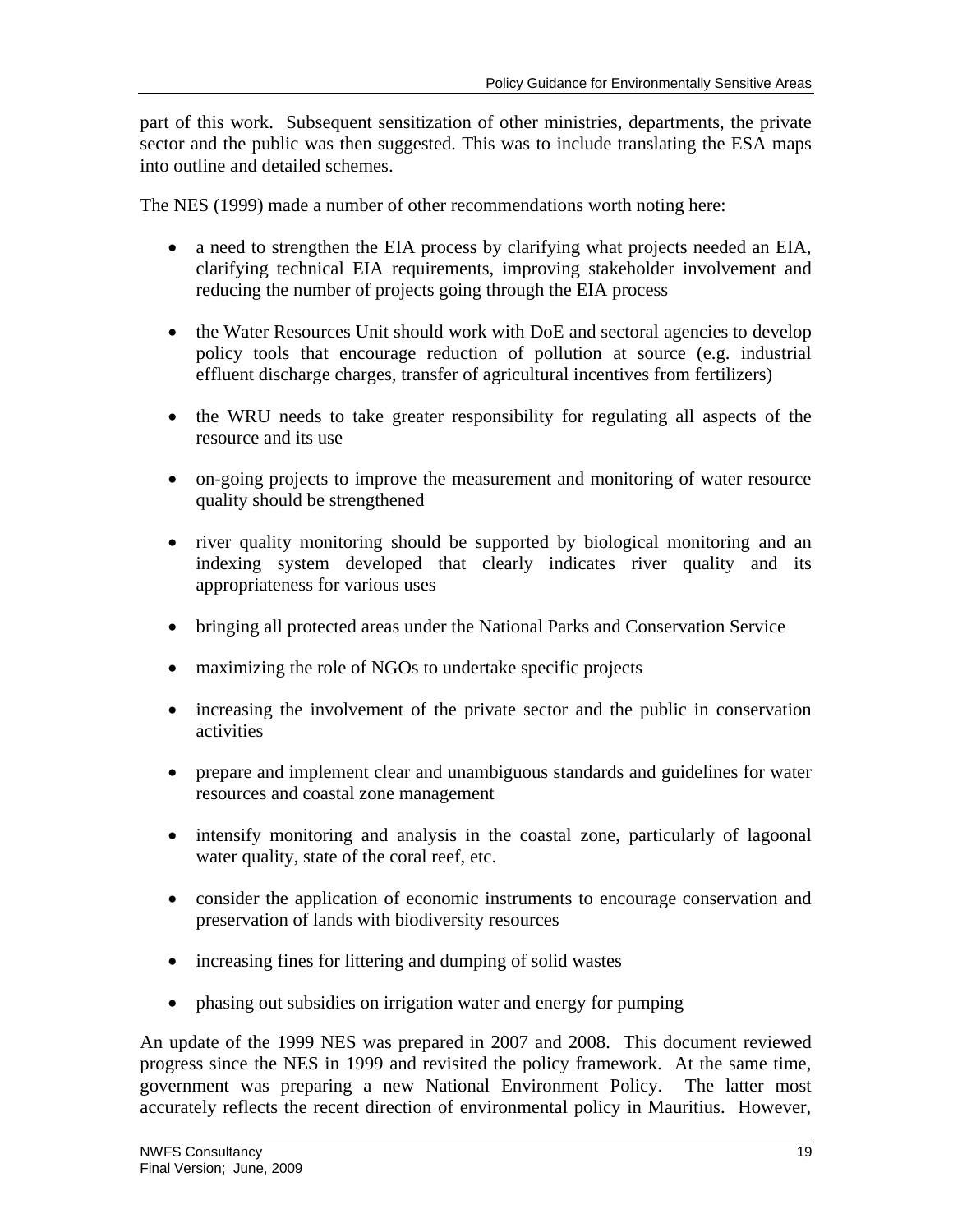part of this work. Subsequent sensitization of other ministries, departments, the private sector and the public was then suggested. This was to include translating the ESA maps into outline and detailed schemes.

The NES (1999) made a number of other recommendations worth noting here:

- a need to strengthen the EIA process by clarifying what projects needed an EIA, clarifying technical EIA requirements, improving stakeholder involvement and reducing the number of projects going through the EIA process

- the Water Resources Unit should work with DoE and sectoral agencies to develop policy tools that encourage reduction of pollution at source (e.g. industrial effluent discharge charges, transfer of agricultural incentives from fertilizers)

- the WRU needs to take greater responsibility for regulating all aspects of the resource and its use

- on-going projects to improve the measurement and monitoring of water resource quality should be strengthened

- river quality monitoring should be supported by biological monitoring and an indexing system developed that clearly indicates river quality and its appropriateness for various uses

- bringing all protected areas under the National Parks and Conservation Service

- maximizing the role of NGOs to undertake specific projects

- increasing the involvement of the private sector and the public in conservation activities

- prepare and implement clear and unambiguous standards and guidelines for water resources and coastal zone management

- intensify monitoring and analysis in the coastal zone, particularly of lagoonal water quality, state of the coral reef, etc.

- consider the application of economic instruments to encourage conservation and preservation of lands with biodiversity resources

- increasing fines for littering and dumping of solid wastes

- phasing out subsidies on irrigation water and energy for pumping

An update of the 1999 NES was prepared in 2007 and 2008. This document reviewed progress since the NES in 1999 and revisited the policy framework. At the same time, government was preparing a new National Environment Policy. The latter most accurately reflects the recent direction of environmental policy in Mauritius. However,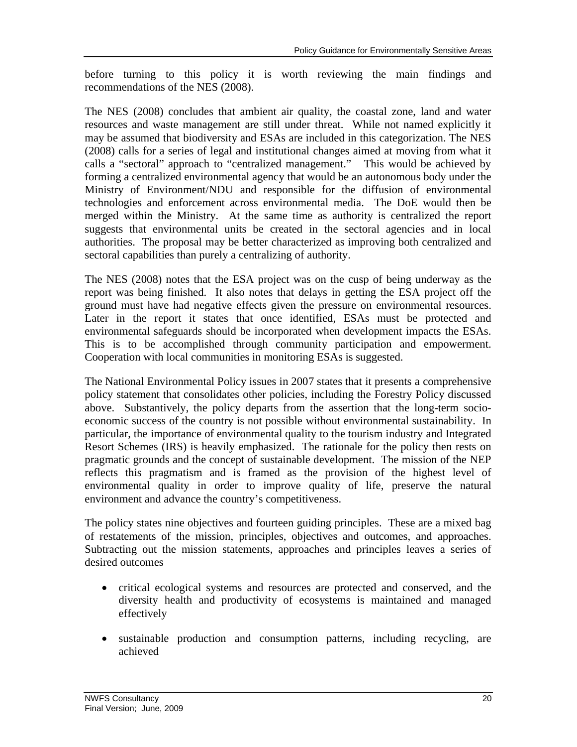before turning to this policy it is worth reviewing the main findings and recommendations of the NES (2008).

The NES (2008) concludes that ambient air quality, the coastal zone, land and water resources and waste management are still under threat. While not named explicitly it may be assumed that biodiversity and ESAs are included in this categorization. The NES (2008) calls for a series of legal and institutional changes aimed at moving from what it calls a "sectoral" approach to "centralized management." This would be achieved by forming a centralized environmental agency that would be an autonomous body under the Ministry of Environment/NDU and responsible for the diffusion of environmental technologies and enforcement across environmental media. The DoE would then be merged within the Ministry. At the same time as authority is centralized the report suggests that environmental units be created in the sectoral agencies and in local authorities. The proposal may be better characterized as improving both centralized and sectoral capabilities than purely a centralizing of authority.

The NES (2008) notes that the ESA project was on the cusp of being underway as the report was being finished. It also notes that delays in getting the ESA project off the ground must have had negative effects given the pressure on environmental resources. Later in the report it states that once identified, ESAs must be protected and environmental safeguards should be incorporated when development impacts the ESAs. This is to be accomplished through community participation and empowerment. Cooperation with local communities in monitoring ESAs is suggested.

The National Environmental Policy issues in 2007 states that it presents a comprehensive policy statement that consolidates other policies, including the Forestry Policy discussed above. Substantively, the policy departs from the assertion that the long-term socio-economic success of the country is not possible without environmental sustainability. In particular, the importance of environmental quality to the tourism industry and Integrated Resort Schemes (IRS) is heavily emphasized. The rationale for the policy then rests on pragmatic grounds and the concept of sustainable development. The mission of the NEP reflects this pragmatism and is framed as the provision of the highest level of environmental quality in order to improve quality of life, preserve the natural environment and advance the country's competitiveness.

The policy states nine objectives and fourteen guiding principles. These are a mixed bag of restatements of the mission, principles, objectives and outcomes, and approaches. Subtracting out the mission statements, approaches and principles leaves a series of desired outcomes

- critical ecological systems and resources are protected and conserved, and the diversity health and productivity of ecosystems is maintained and managed effectively
- sustainable production and consumption patterns, including recycling, are achieved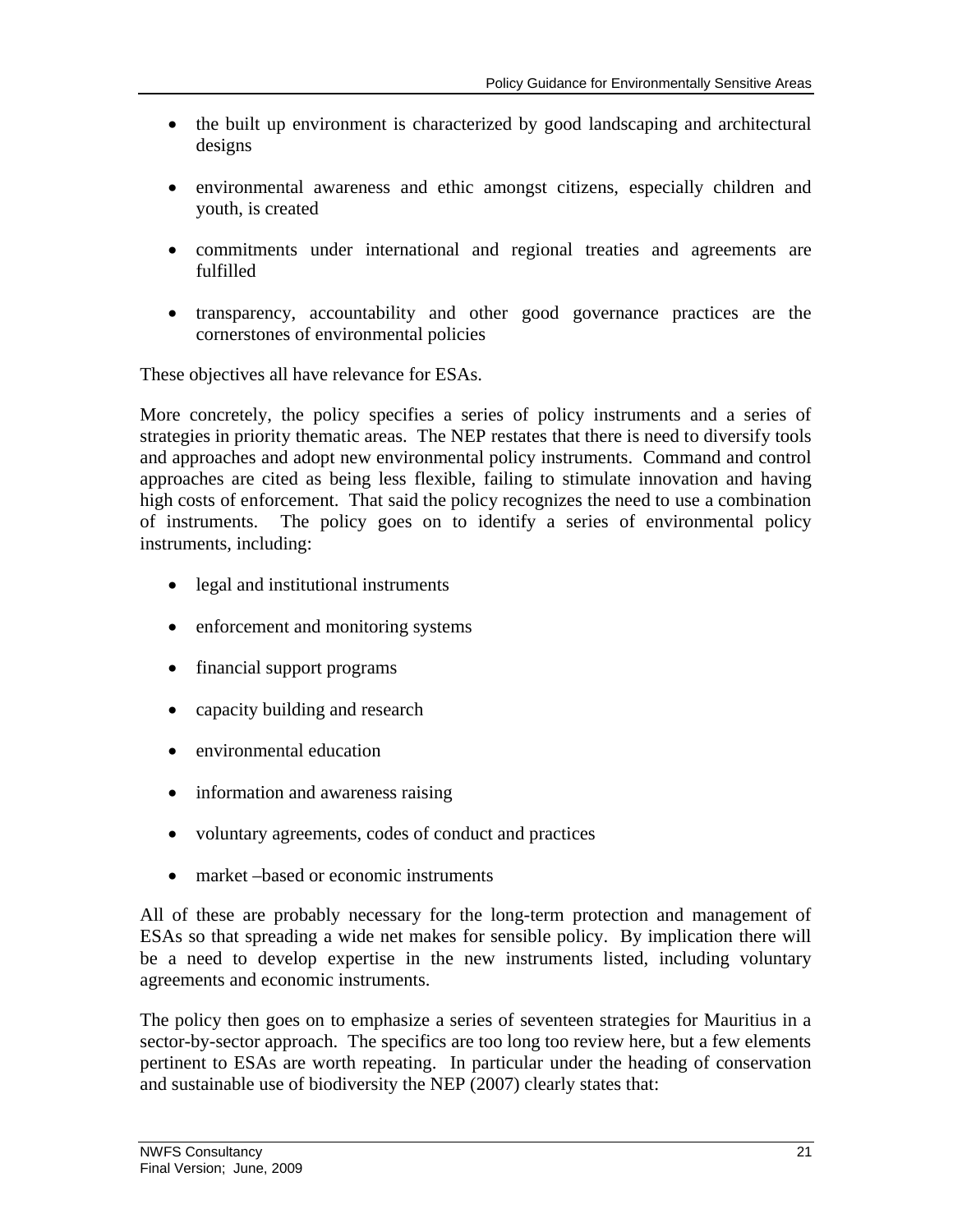- the built up environment is characterized by good landscaping and architectural designs

- environmental awareness and ethic amongst citizens, especially children and youth, is created

- commitments under international and regional treaties and agreements are fulfilled

- transparency, accountability and other good governance practices are the cornerstones of environmental policies

These objectives all have relevance for ESAs.

More concretely, the policy specifies a series of policy instruments and a series of strategies in priority thematic areas. The NEP restates that there is need to diversify tools and approaches and adopt new environmental policy instruments. Command and control approaches are cited as being less flexible, failing to stimulate innovation and having high costs of enforcement. That said the policy recognizes the need to use a combination of instruments. The policy goes on to identify a series of environmental policy instruments, including:

- legal and institutional instruments

- enforcement and monitoring systems

- financial support programs

- capacity building and research

- environmental education

- information and awareness raising

- voluntary agreements, codes of conduct and practices

- market –based or economic instruments

All of these are probably necessary for the long-term protection and management of ESAs so that spreading a wide net makes for sensible policy. By implication there will be a need to develop expertise in the new instruments listed, including voluntary agreements and economic instruments.

The policy then goes on to emphasize a series of seventeen strategies for Mauritius in a sector-by-sector approach. The specifics are too long too review here, but a few elements pertinent to ESAs are worth repeating. In particular under the heading of conservation and sustainable use of biodiversity the NEP (2007) clearly states that: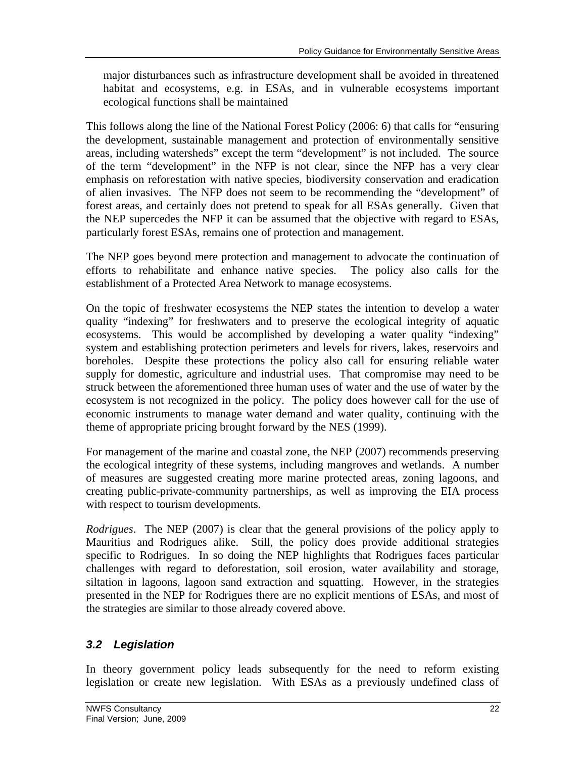> major disturbances such as infrastructure development shall be avoided in threatened habitat and ecosystems, e.g. in ESAs, and in vulnerable ecosystems important ecological functions shall be maintained

This follows along the line of the National Forest Policy (2006: 6) that calls for "ensuring the development, sustainable management and protection of environmentally sensitive areas, including watersheds" except the term "development" is not included. The source of the term "development" in the NFP is not clear, since the NFP has a very clear emphasis on reforestation with native species, biodiversity conservation and eradication of alien invasives. The NFP does not seem to be recommending the "development" of forest areas, and certainly does not pretend to speak for all ESAs generally. Given that the NEP supercedes the NFP it can be assumed that the objective with regard to ESAs, particularly forest ESAs, remains one of protection and management.

The NEP goes beyond mere protection and management to advocate the continuation of efforts to rehabilitate and enhance native species. The policy also calls for the establishment of a Protected Area Network to manage ecosystems.

On the topic of freshwater ecosystems the NEP states the intention to develop a water quality "indexing" for freshwaters and to preserve the ecological integrity of aquatic ecosystems. This would be accomplished by developing a water quality "indexing" system and establishing protection perimeters and levels for rivers, lakes, reservoirs and boreholes. Despite these protections the policy also call for ensuring reliable water supply for domestic, agriculture and industrial uses. That compromise may need to be struck between the aforementioned three human uses of water and the use of water by the ecosystem is not recognized in the policy. The policy does however call for the use of economic instruments to manage water demand and water quality, continuing with the theme of appropriate pricing brought forward by the NES (1999).

For management of the marine and coastal zone, the NEP (2007) recommends preserving the ecological integrity of these systems, including mangroves and wetlands. A number of measures are suggested creating more marine protected areas, zoning lagoons, and creating public-private-community partnerships, as well as improving the EIA process with respect to tourism developments.

*Rodrigues*. The NEP (2007) is clear that the general provisions of the policy apply to Mauritius and Rodrigues alike. Still, the policy does provide additional strategies specific to Rodrigues. In so doing the NEP highlights that Rodrigues faces particular challenges with regard to deforestation, soil erosion, water availability and storage, siltation in lagoons, lagoon sand extraction and squatting. However, in the strategies presented in the NEP for Rodrigues there are no explicit mentions of ESAs, and most of the strategies are similar to those already covered above.

## 3.2 Legislation

In theory government policy leads subsequently for the need to reform existing legislation or create new legislation. With ESAs as a previously undefined class of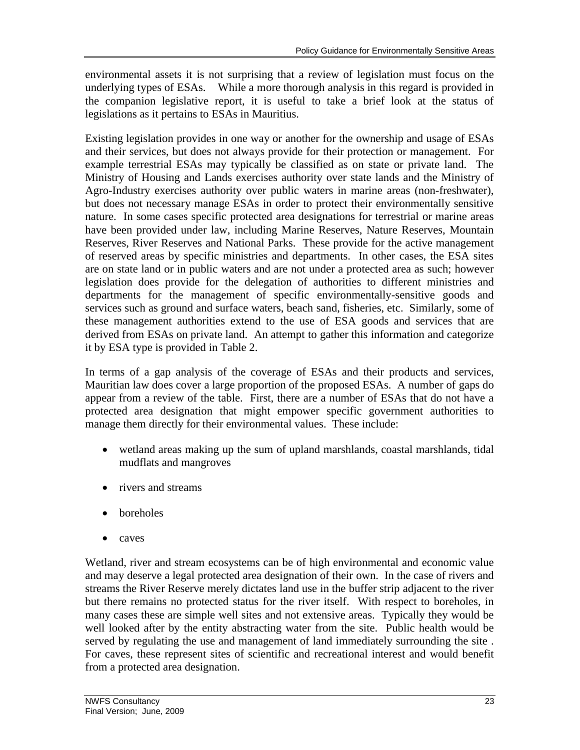environmental assets it is not surprising that a review of legislation must focus on the underlying types of ESAs. While a more thorough analysis in this regard is provided in the companion legislative report, it is useful to take a brief look at the status of legislations as it pertains to ESAs in Mauritius.

Existing legislation provides in one way or another for the ownership and usage of ESAs and their services, but does not always provide for their protection or management. For example terrestrial ESAs may typically be classified as on state or private land. The Ministry of Housing and Lands exercises authority over state lands and the Ministry of Agro-Industry exercises authority over public waters in marine areas (non-freshwater), but does not necessary manage ESAs in order to protect their environmentally sensitive nature. In some cases specific protected area designations for terrestrial or marine areas have been provided under law, including Marine Reserves, Nature Reserves, Mountain Reserves, River Reserves and National Parks. These provide for the active management of reserved areas by specific ministries and departments. In other cases, the ESA sites are on state land or in public waters and are not under a protected area as such; however legislation does provide for the delegation of authorities to different ministries and departments for the management of specific environmentally-sensitive goods and services such as ground and surface waters, beach sand, fisheries, etc. Similarly, some of these management authorities extend to the use of ESA goods and services that are derived from ESAs on private land. An attempt to gather this information and categorize it by ESA type is provided in Table 2.

In terms of a gap analysis of the coverage of ESAs and their products and services, Mauritian law does cover a large proportion of the proposed ESAs. A number of gaps do appear from a review of the table. First, there are a number of ESAs that do not have a protected area designation that might empower specific government authorities to manage them directly for their environmental values. These include:

- wetland areas making up the sum of upland marshlands, coastal marshlands, tidal mudflats and mangroves
- rivers and streams
- boreholes
- caves

Wetland, river and stream ecosystems can be of high environmental and economic value and may deserve a legal protected area designation of their own. In the case of rivers and streams the River Reserve merely dictates land use in the buffer strip adjacent to the river but there remains no protected status for the river itself. With respect to boreholes, in many cases these are simple well sites and not extensive areas. Typically they would be well looked after by the entity abstracting water from the site. Public health would be served by regulating the use and management of land immediately surrounding the site . For caves, these represent sites of scientific and recreational interest and would benefit from a protected area designation.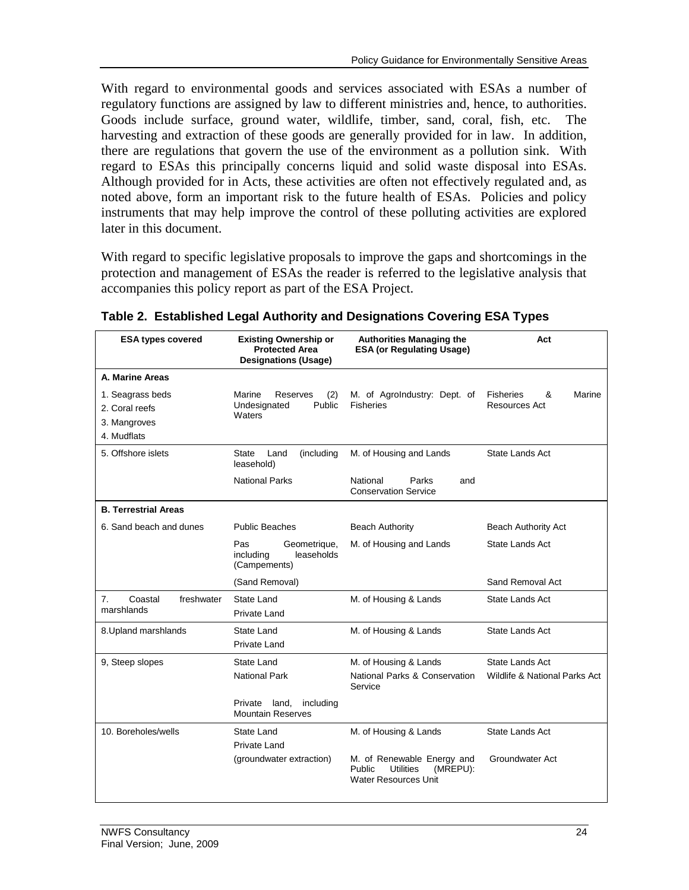With regard to environmental goods and services associated with ESAs a number of regulatory functions are assigned by law to different ministries and, hence, to authorities. Goods include surface, ground water, wildlife, timber, sand, coral, fish, etc. The harvesting and extraction of these goods are generally provided for in law. In addition, there are regulations that govern the use of the environment as a pollution sink. With regard to ESAs this principally concerns liquid and solid waste disposal into ESAs. Although provided for in Acts, these activities are often not effectively regulated and, as noted above, form an important risk to the future health of ESAs. Policies and policy instruments that may help improve the control of these polluting activities are explored later in this document.

With regard to specific legislative proposals to improve the gaps and shortcomings in the protection and management of ESAs the reader is referred to the legislative analysis that accompanies this policy report as part of the ESA Project.

**Table 2. Established Legal Authority and Designations Covering ESA Types**

| ESA types covered | Existing Ownership or Protected Area Designations (Usage) | Authorities Managing the ESA (or Regulating Usage) | Act |
|---|---|---|---|
| **A. Marine Areas** | | | |
| 1. Seagrass beds<br>2. Coral reefs<br>3. Mangroves<br>4. Mudflats | Marine Reserves (2) Undesignated Public Waters | M. of AgroIndustry: Dept. of Fisheries | Fisheries & Marine Resources Act |
| 5. Offshore islets | State Land (including leasehold) | M. of Housing and Lands | State Lands Act |
| | National Parks | National Parks and Conservation Service | |
| **B. Terrestrial Areas** | | | |
| 6. Sand beach and dunes | Public Beaches | Beach Authority | Beach Authority Act |
| | Pas Geometrique, including leaseholds (Campements) | M. of Housing and Lands | State Lands Act |
| | (Sand Removal) | | Sand Removal Act |
| 7. Coastal freshwater marshlands | State Land<br>Private Land | M. of Housing & Lands | State Lands Act |
| 8.Upland marshlands | State Land<br>Private Land | M. of Housing & Lands | State Lands Act |
| 9, Steep slopes | State Land | M. of Housing & Lands | State Lands Act |
| | National Park | National Parks & Conservation Service | Wildlife & National Parks Act |
| | Private land, including Mountain Reserves | | |
| 10. Boreholes/wells | State Land<br>Private Land | M. of Housing & Lands | State Lands Act |
| | (groundwater extraction) | M. of Renewable Energy and Public Utilities (MREPU): Water Resources Unit | Groundwater Act |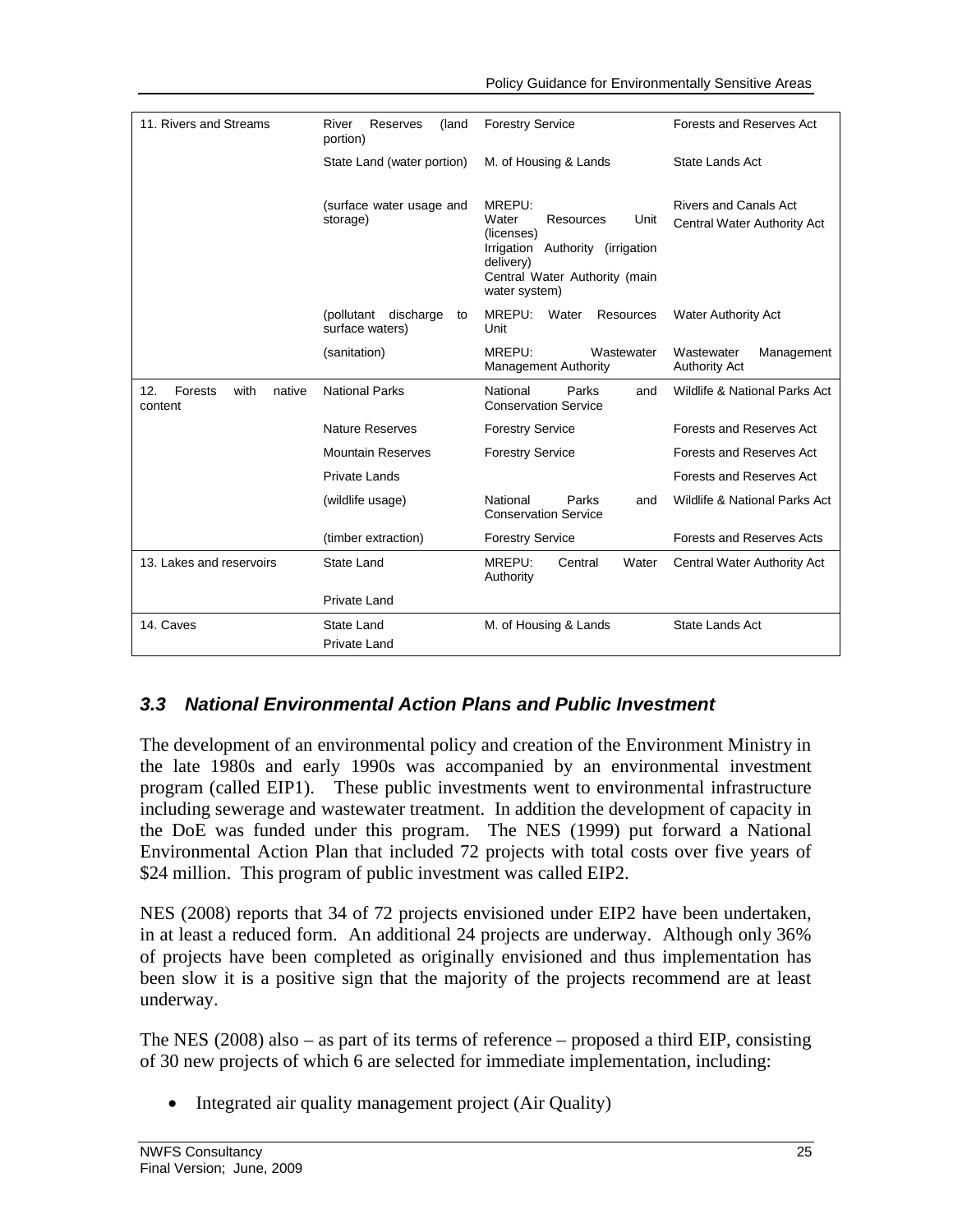| | | | |
|---|---|---|---|
| 11. Rivers and Streams | River Reserves (land portion) | Forestry Service | Forests and Reserves Act |
| | State Land (water portion) | M. of Housing & Lands | State Lands Act |
| | (surface water usage and storage) | MREPU:<br>Water Resources Unit (licenses)<br>Irrigation Authority (irrigation delivery)<br>Central Water Authority (main water system) | Rivers and Canals Act<br>Central Water Authority Act |
| | (pollutant discharge to surface waters) | MREPU: Water Resources Unit | Water Authority Act |
| | (sanitation) | MREPU: Wastewater Management Authority | Wastewater Management Authority Act |
| 12. Forests with native content | National Parks | National Parks and Conservation Service | Wildlife & National Parks Act |
| | Nature Reserves | Forestry Service | Forests and Reserves Act |
| | Mountain Reserves | Forestry Service | Forests and Reserves Act |
| | Private Lands | | Forests and Reserves Act |
| | (wildlife usage) | National Parks and Conservation Service | Wildlife & National Parks Act |
| | (timber extraction) | Forestry Service | Forests and Reserves Acts |
| 13. Lakes and reservoirs | State Land | MREPU: Central Water Authority | Central Water Authority Act |
| | Private Land | | |
| 14. Caves | State Land<br>Private Land | M. of Housing & Lands | State Lands Act |

## *3.3 National Environmental Action Plans and Public Investment*

The development of an environmental policy and creation of the Environment Ministry in the late 1980s and early 1990s was accompanied by an environmental investment program (called EIP1). These public investments went to environmental infrastructure including sewerage and wastewater treatment. In addition the development of capacity in the DoE was funded under this program. The NES (1999) put forward a National Environmental Action Plan that included 72 projects with total costs over five years of \$24 million. This program of public investment was called EIP2.

NES (2008) reports that 34 of 72 projects envisioned under EIP2 have been undertaken, in at least a reduced form. An additional 24 projects are underway. Although only 36% of projects have been completed as originally envisioned and thus implementation has been slow it is a positive sign that the majority of the projects recommend are at least underway.

The NES (2008) also – as part of its terms of reference – proposed a third EIP, consisting of 30 new projects of which 6 are selected for immediate implementation, including:

- Integrated air quality management project (Air Quality)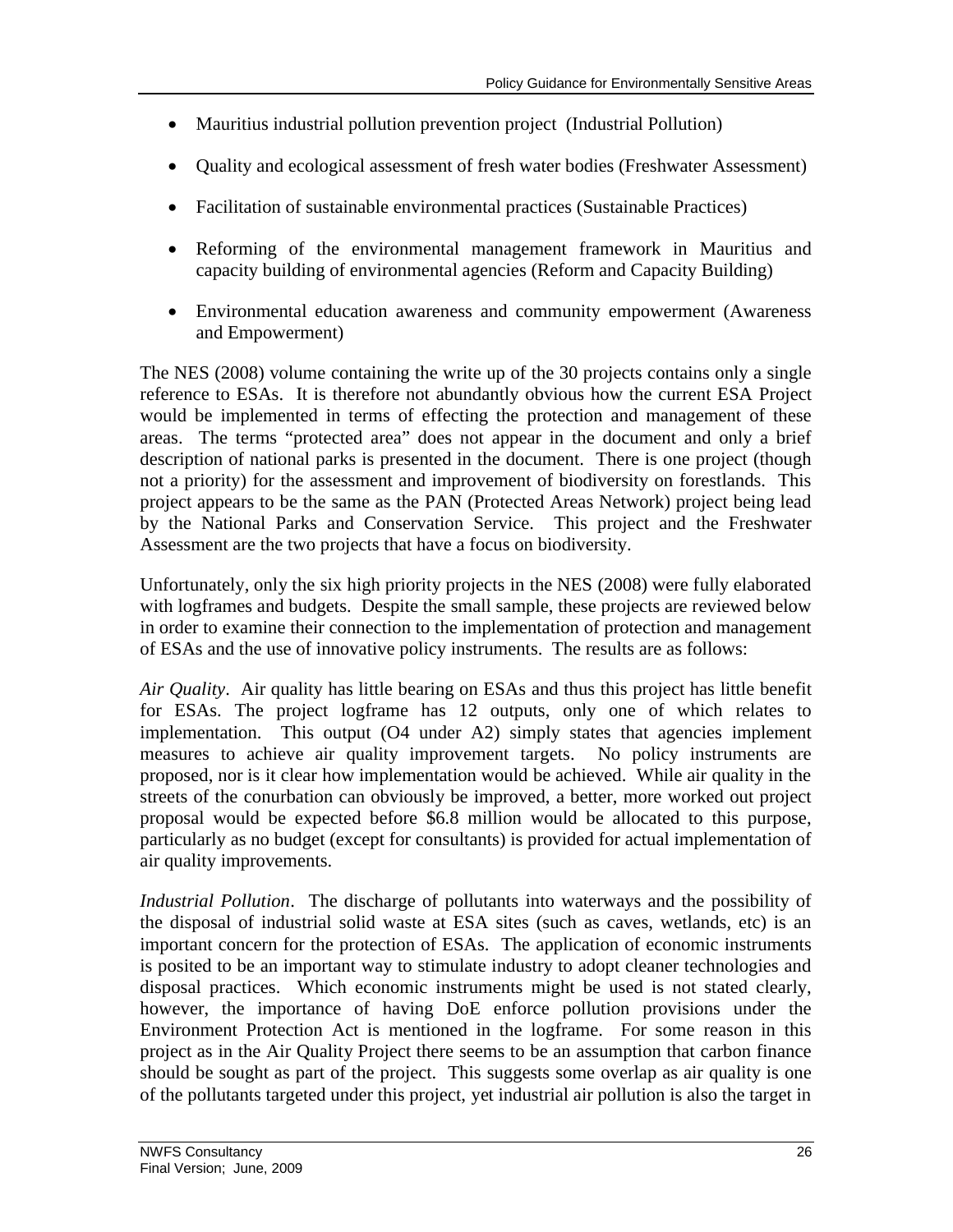- Mauritius industrial pollution prevention project (Industrial Pollution)
- Quality and ecological assessment of fresh water bodies (Freshwater Assessment)
- Facilitation of sustainable environmental practices (Sustainable Practices)
- Reforming of the environmental management framework in Mauritius and capacity building of environmental agencies (Reform and Capacity Building)
- Environmental education awareness and community empowerment (Awareness and Empowerment)

The NES (2008) volume containing the write up of the 30 projects contains only a single reference to ESAs. It is therefore not abundantly obvious how the current ESA Project would be implemented in terms of effecting the protection and management of these areas. The terms "protected area" does not appear in the document and only a brief description of national parks is presented in the document. There is one project (though not a priority) for the assessment and improvement of biodiversity on forestlands. This project appears to be the same as the PAN (Protected Areas Network) project being lead by the National Parks and Conservation Service. This project and the Freshwater Assessment are the two projects that have a focus on biodiversity.

Unfortunately, only the six high priority projects in the NES (2008) were fully elaborated with logframes and budgets. Despite the small sample, these projects are reviewed below in order to examine their connection to the implementation of protection and management of ESAs and the use of innovative policy instruments. The results are as follows:

*Air Quality*. Air quality has little bearing on ESAs and thus this project has little benefit for ESAs. The project logframe has 12 outputs, only one of which relates to implementation. This output (O4 under A2) simply states that agencies implement measures to achieve air quality improvement targets. No policy instruments are proposed, nor is it clear how implementation would be achieved. While air quality in the streets of the conurbation can obviously be improved, a better, more worked out project proposal would be expected before $6.8 million would be allocated to this purpose, particularly as no budget (except for consultants) is provided for actual implementation of air quality improvements.

*Industrial Pollution*. The discharge of pollutants into waterways and the possibility of the disposal of industrial solid waste at ESA sites (such as caves, wetlands, etc) is an important concern for the protection of ESAs. The application of economic instruments is posited to be an important way to stimulate industry to adopt cleaner technologies and disposal practices. Which economic instruments might be used is not stated clearly, however, the importance of having DoE enforce pollution provisions under the Environment Protection Act is mentioned in the logframe. For some reason in this project as in the Air Quality Project there seems to be an assumption that carbon finance should be sought as part of the project. This suggests some overlap as air quality is one of the pollutants targeted under this project, yet industrial air pollution is also the target in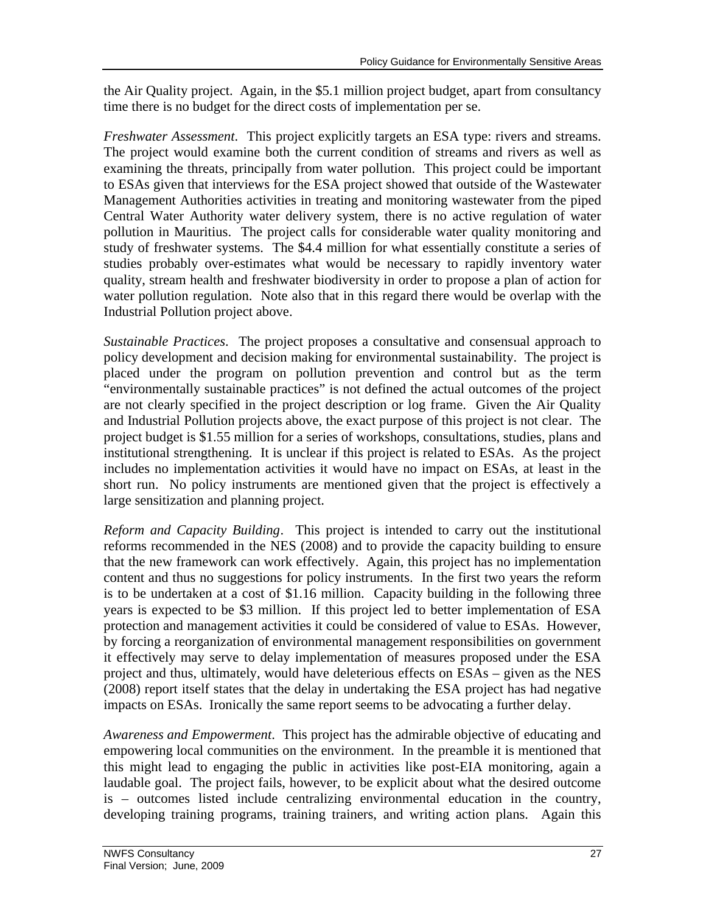the Air Quality project. Again, in the $5.1 million project budget, apart from consultancy time there is no budget for the direct costs of implementation per se.

*Freshwater Assessment*. This project explicitly targets an ESA type: rivers and streams. The project would examine both the current condition of streams and rivers as well as examining the threats, principally from water pollution. This project could be important to ESAs given that interviews for the ESA project showed that outside of the Wastewater Management Authorities activities in treating and monitoring wastewater from the piped Central Water Authority water delivery system, there is no active regulation of water pollution in Mauritius. The project calls for considerable water quality monitoring and study of freshwater systems. The $4.4 million for what essentially constitute a series of studies probably over-estimates what would be necessary to rapidly inventory water quality, stream health and freshwater biodiversity in order to propose a plan of action for water pollution regulation. Note also that in this regard there would be overlap with the Industrial Pollution project above.

*Sustainable Practices*. The project proposes a consultative and consensual approach to policy development and decision making for environmental sustainability. The project is placed under the program on pollution prevention and control but as the term "environmentally sustainable practices" is not defined the actual outcomes of the project are not clearly specified in the project description or log frame. Given the Air Quality and Industrial Pollution projects above, the exact purpose of this project is not clear. The project budget is $1.55 million for a series of workshops, consultations, studies, plans and institutional strengthening. It is unclear if this project is related to ESAs. As the project includes no implementation activities it would have no impact on ESAs, at least in the short run. No policy instruments are mentioned given that the project is effectively a large sensitization and planning project.

*Reform and Capacity Building*. This project is intended to carry out the institutional reforms recommended in the NES (2008) and to provide the capacity building to ensure that the new framework can work effectively. Again, this project has no implementation content and thus no suggestions for policy instruments. In the first two years the reform is to be undertaken at a cost of $1.16 million. Capacity building in the following three years is expected to be $3 million. If this project led to better implementation of ESA protection and management activities it could be considered of value to ESAs. However, by forcing a reorganization of environmental management responsibilities on government it effectively may serve to delay implementation of measures proposed under the ESA project and thus, ultimately, would have deleterious effects on ESAs – given as the NES (2008) report itself states that the delay in undertaking the ESA project has had negative impacts on ESAs. Ironically the same report seems to be advocating a further delay.

*Awareness and Empowerment*. This project has the admirable objective of educating and empowering local communities on the environment. In the preamble it is mentioned that this might lead to engaging the public in activities like post-EIA monitoring, again a laudable goal. The project fails, however, to be explicit about what the desired outcome is – outcomes listed include centralizing environmental education in the country, developing training programs, training trainers, and writing action plans. Again this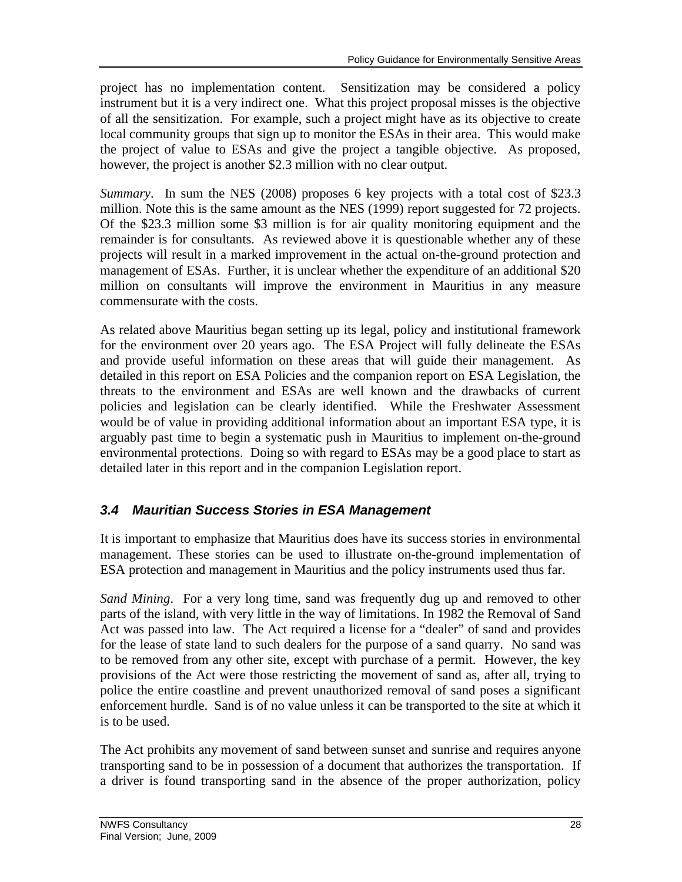project has no implementation content. Sensitization may be considered a policy instrument but it is a very indirect one. What this project proposal misses is the objective of all the sensitization. For example, such a project might have as its objective to create local community groups that sign up to monitor the ESAs in their area. This would make the project of value to ESAs and give the project a tangible objective. As proposed, however, the project is another $2.3 million with no clear output.

*Summary*. In sum the NES (2008) proposes 6 key projects with a total cost of $23.3 million. Note this is the same amount as the NES (1999) report suggested for 72 projects. Of the $23.3 million some $3 million is for air quality monitoring equipment and the remainder is for consultants. As reviewed above it is questionable whether any of these projects will result in a marked improvement in the actual on-the-ground protection and management of ESAs. Further, it is unclear whether the expenditure of an additional $20 million on consultants will improve the environment in Mauritius in any measure commensurate with the costs.

As related above Mauritius began setting up its legal, policy and institutional framework for the environment over 20 years ago. The ESA Project will fully delineate the ESAs and provide useful information on these areas that will guide their management. As detailed in this report on ESA Policies and the companion report on ESA Legislation, the threats to the environment and ESAs are well known and the drawbacks of current policies and legislation can be clearly identified. While the Freshwater Assessment would be of value in providing additional information about an important ESA type, it is arguably past time to begin a systematic push in Mauritius to implement on-the-ground environmental protections. Doing so with regard to ESAs may be a good place to start as detailed later in this report and in the companion Legislation report.

### *3.4 Mauritian Success Stories in ESA Management*

It is important to emphasize that Mauritius does have its success stories in environmental management. These stories can be used to illustrate on-the-ground implementation of ESA protection and management in Mauritius and the policy instruments used thus far.

*Sand Mining*. For a very long time, sand was frequently dug up and removed to other parts of the island, with very little in the way of limitations. In 1982 the Removal of Sand Act was passed into law. The Act required a license for a "dealer" of sand and provides for the lease of state land to such dealers for the purpose of a sand quarry. No sand was to be removed from any other site, except with purchase of a permit. However, the key provisions of the Act were those restricting the movement of sand as, after all, trying to police the entire coastline and prevent unauthorized removal of sand poses a significant enforcement hurdle. Sand is of no value unless it can be transported to the site at which it is to be used.

The Act prohibits any movement of sand between sunset and sunrise and requires anyone transporting sand to be in possession of a document that authorizes the transportation. If a driver is found transporting sand in the absence of the proper authorization, policy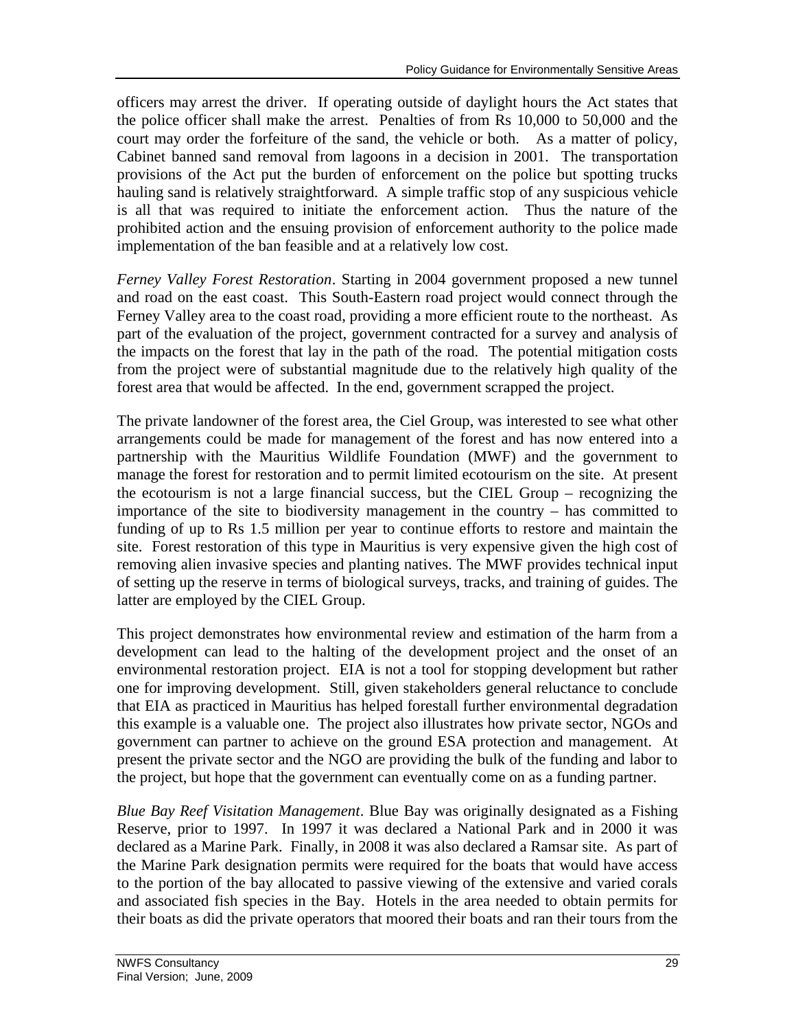officers may arrest the driver. If operating outside of daylight hours the Act states that the police officer shall make the arrest. Penalties of from Rs 10,000 to 50,000 and the court may order the forfeiture of the sand, the vehicle or both. As a matter of policy, Cabinet banned sand removal from lagoons in a decision in 2001. The transportation provisions of the Act put the burden of enforcement on the police but spotting trucks hauling sand is relatively straightforward. A simple traffic stop of any suspicious vehicle is all that was required to initiate the enforcement action. Thus the nature of the prohibited action and the ensuing provision of enforcement authority to the police made implementation of the ban feasible and at a relatively low cost.

*Ferney Valley Forest Restoration*. Starting in 2004 government proposed a new tunnel and road on the east coast. This South-Eastern road project would connect through the Ferney Valley area to the coast road, providing a more efficient route to the northeast. As part of the evaluation of the project, government contracted for a survey and analysis of the impacts on the forest that lay in the path of the road. The potential mitigation costs from the project were of substantial magnitude due to the relatively high quality of the forest area that would be affected. In the end, government scrapped the project.

The private landowner of the forest area, the Ciel Group, was interested to see what other arrangements could be made for management of the forest and has now entered into a partnership with the Mauritius Wildlife Foundation (MWF) and the government to manage the forest for restoration and to permit limited ecotourism on the site. At present the ecotourism is not a large financial success, but the CIEL Group – recognizing the importance of the site to biodiversity management in the country – has committed to funding of up to Rs 1.5 million per year to continue efforts to restore and maintain the site. Forest restoration of this type in Mauritius is very expensive given the high cost of removing alien invasive species and planting natives. The MWF provides technical input of setting up the reserve in terms of biological surveys, tracks, and training of guides. The latter are employed by the CIEL Group.

This project demonstrates how environmental review and estimation of the harm from a development can lead to the halting of the development project and the onset of an environmental restoration project. EIA is not a tool for stopping development but rather one for improving development. Still, given stakeholders general reluctance to conclude that EIA as practiced in Mauritius has helped forestall further environmental degradation this example is a valuable one. The project also illustrates how private sector, NGOs and government can partner to achieve on the ground ESA protection and management. At present the private sector and the NGO are providing the bulk of the funding and labor to the project, but hope that the government can eventually come on as a funding partner.

*Blue Bay Reef Visitation Management*. Blue Bay was originally designated as a Fishing Reserve, prior to 1997. In 1997 it was declared a National Park and in 2000 it was declared as a Marine Park. Finally, in 2008 it was also declared a Ramsar site. As part of the Marine Park designation permits were required for the boats that would have access to the portion of the bay allocated to passive viewing of the extensive and varied corals and associated fish species in the Bay. Hotels in the area needed to obtain permits for their boats as did the private operators that moored their boats and ran their tours from the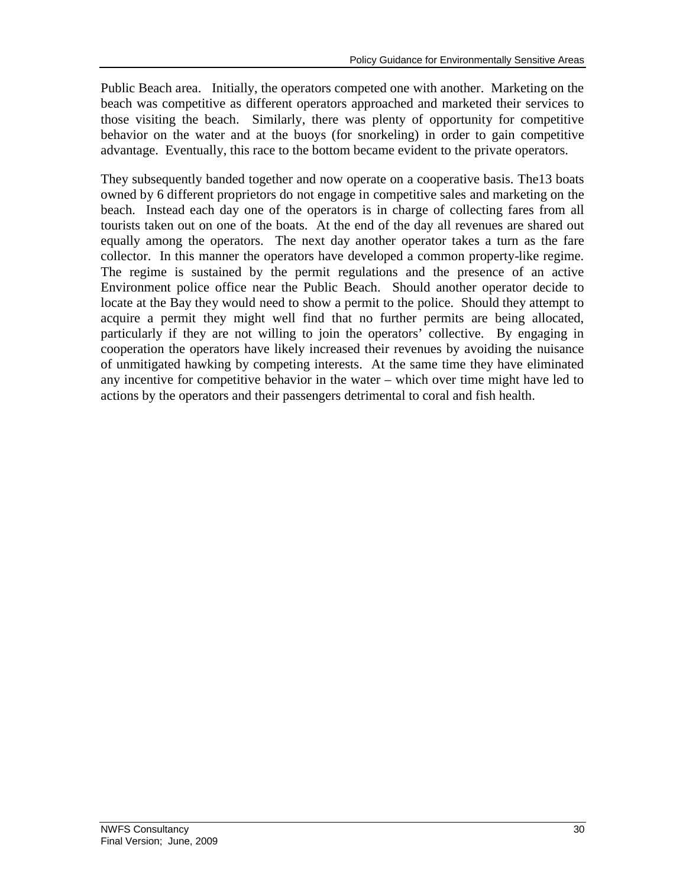Public Beach area. Initially, the operators competed one with another. Marketing on the beach was competitive as different operators approached and marketed their services to those visiting the beach. Similarly, there was plenty of opportunity for competitive behavior on the water and at the buoys (for snorkeling) in order to gain competitive advantage. Eventually, this race to the bottom became evident to the private operators.

They subsequently banded together and now operate on a cooperative basis. The13 boats owned by 6 different proprietors do not engage in competitive sales and marketing on the beach. Instead each day one of the operators is in charge of collecting fares from all tourists taken out on one of the boats. At the end of the day all revenues are shared out equally among the operators. The next day another operator takes a turn as the fare collector. In this manner the operators have developed a common property-like regime. The regime is sustained by the permit regulations and the presence of an active Environment police office near the Public Beach. Should another operator decide to locate at the Bay they would need to show a permit to the police. Should they attempt to acquire a permit they might well find that no further permits are being allocated, particularly if they are not willing to join the operators' collective. By engaging in cooperation the operators have likely increased their revenues by avoiding the nuisance of unmitigated hawking by competing interests. At the same time they have eliminated any incentive for competitive behavior in the water – which over time might have led to actions by the operators and their passengers detrimental to coral and fish health.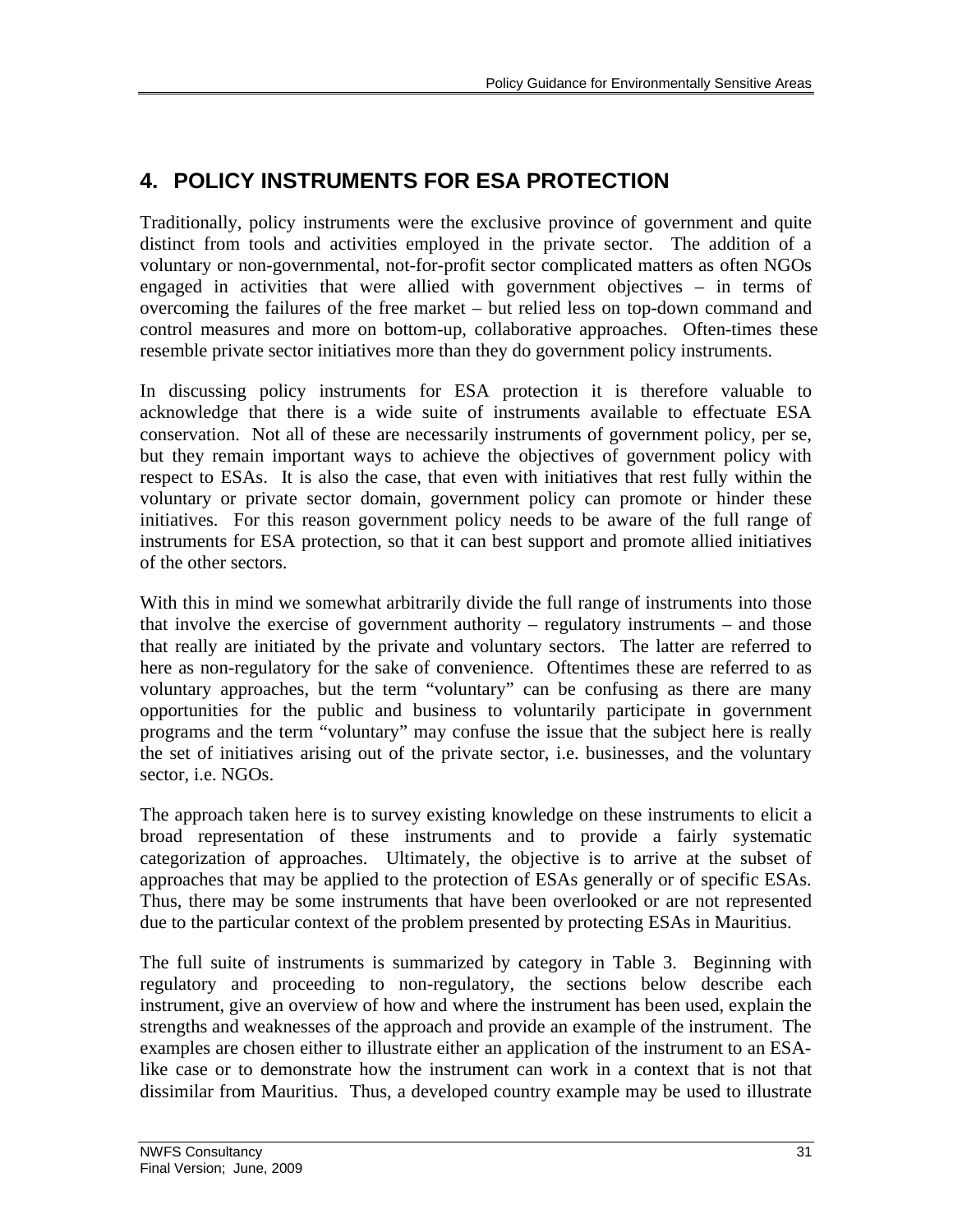# 4. POLICY INSTRUMENTS FOR ESA PROTECTION

Traditionally, policy instruments were the exclusive province of government and quite distinct from tools and activities employed in the private sector. The addition of a voluntary or non-governmental, not-for-profit sector complicated matters as often NGOs engaged in activities that were allied with government objectives – in terms of overcoming the failures of the free market – but relied less on top-down command and control measures and more on bottom-up, collaborative approaches. Often-times these resemble private sector initiatives more than they do government policy instruments.

In discussing policy instruments for ESA protection it is therefore valuable to acknowledge that there is a wide suite of instruments available to effectuate ESA conservation. Not all of these are necessarily instruments of government policy, per se, but they remain important ways to achieve the objectives of government policy with respect to ESAs. It is also the case, that even with initiatives that rest fully within the voluntary or private sector domain, government policy can promote or hinder these initiatives. For this reason government policy needs to be aware of the full range of instruments for ESA protection, so that it can best support and promote allied initiatives of the other sectors.

With this in mind we somewhat arbitrarily divide the full range of instruments into those that involve the exercise of government authority – regulatory instruments – and those that really are initiated by the private and voluntary sectors. The latter are referred to here as non-regulatory for the sake of convenience. Oftentimes these are referred to as voluntary approaches, but the term "voluntary" can be confusing as there are many opportunities for the public and business to voluntarily participate in government programs and the term "voluntary" may confuse the issue that the subject here is really the set of initiatives arising out of the private sector, i.e. businesses, and the voluntary sector, i.e. NGOs.

The approach taken here is to survey existing knowledge on these instruments to elicit a broad representation of these instruments and to provide a fairly systematic categorization of approaches. Ultimately, the objective is to arrive at the subset of approaches that may be applied to the protection of ESAs generally or of specific ESAs. Thus, there may be some instruments that have been overlooked or are not represented due to the particular context of the problem presented by protecting ESAs in Mauritius.

The full suite of instruments is summarized by category in Table 3. Beginning with regulatory and proceeding to non-regulatory, the sections below describe each instrument, give an overview of how and where the instrument has been used, explain the strengths and weaknesses of the approach and provide an example of the instrument. The examples are chosen either to illustrate either an application of the instrument to an ESA-like case or to demonstrate how the instrument can work in a context that is not that dissimilar from Mauritius. Thus, a developed country example may be used to illustrate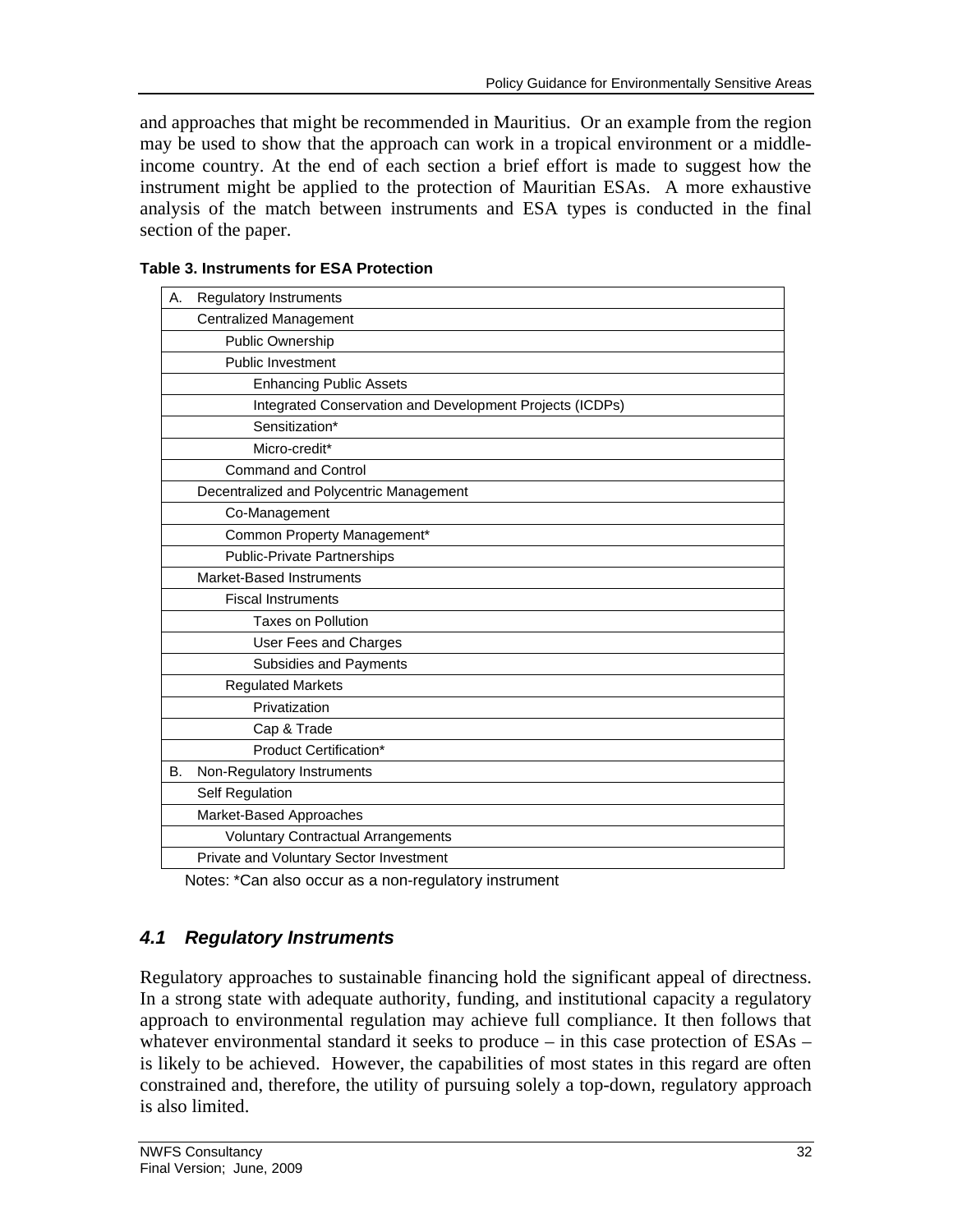and approaches that might be recommended in Mauritius. Or an example from the region may be used to show that the approach can work in a tropical environment or a middle-income country. At the end of each section a brief effort is made to suggest how the instrument might be applied to the protection of Mauritian ESAs. A more exhaustive analysis of the match between instruments and ESA types is conducted in the final section of the paper.

**Table 3. Instruments for ESA Protection**

| | |
|---|---|
| A. | Regulatory Instruments |
| | Centralized Management |
| | Public Ownership |
| | Public Investment |
| | Enhancing Public Assets |
| | Integrated Conservation and Development Projects (ICDPs) |
| | Sensitization* |
| | Micro-credit* |
| | Command and Control |
| | Decentralized and Polycentric Management |
| | Co-Management |
| | Common Property Management* |
| | Public-Private Partnerships |
| | Market-Based Instruments |
| | Fiscal Instruments |
| | Taxes on Pollution |
| | User Fees and Charges |
| | Subsidies and Payments |
| | Regulated Markets |
| | Privatization |
| | Cap & Trade |
| | Product Certification* |
| B. | Non-Regulatory Instruments |
| | Self Regulation |
| | Market-Based Approaches |
| | Voluntary Contractual Arrangements |
| | Private and Voluntary Sector Investment |

Notes: *Can also occur as a non-regulatory instrument

### *4.1 Regulatory Instruments*

Regulatory approaches to sustainable financing hold the significant appeal of directness. In a strong state with adequate authority, funding, and institutional capacity a regulatory approach to environmental regulation may achieve full compliance. It then follows that whatever environmental standard it seeks to produce – in this case protection of ESAs – is likely to be achieved. However, the capabilities of most states in this regard are often constrained and, therefore, the utility of pursuing solely a top-down, regulatory approach is also limited.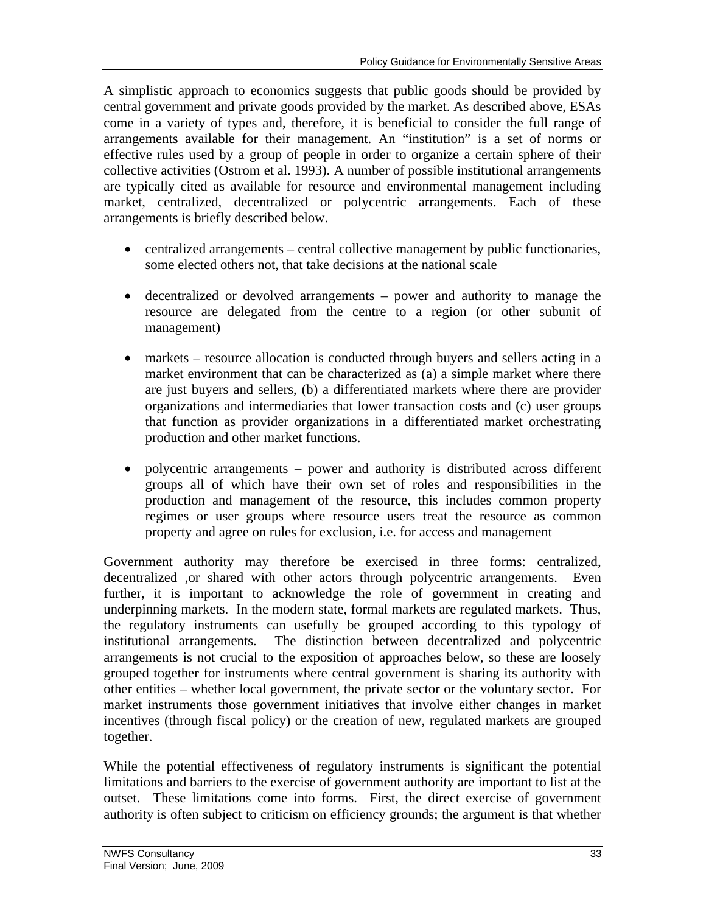A simplistic approach to economics suggests that public goods should be provided by central government and private goods provided by the market. As described above, ESAs come in a variety of types and, therefore, it is beneficial to consider the full range of arrangements available for their management. An "institution" is a set of norms or effective rules used by a group of people in order to organize a certain sphere of their collective activities (Ostrom et al. 1993). A number of possible institutional arrangements are typically cited as available for resource and environmental management including market, centralized, decentralized or polycentric arrangements. Each of these arrangements is briefly described below.

- centralized arrangements – central collective management by public functionaries, some elected others not, that take decisions at the national scale

- decentralized or devolved arrangements – power and authority to manage the resource are delegated from the centre to a region (or other subunit of management)

- markets – resource allocation is conducted through buyers and sellers acting in a market environment that can be characterized as (a) a simple market where there are just buyers and sellers, (b) a differentiated markets where there are provider organizations and intermediaries that lower transaction costs and (c) user groups that function as provider organizations in a differentiated market orchestrating production and other market functions.

- polycentric arrangements – power and authority is distributed across different groups all of which have their own set of roles and responsibilities in the production and management of the resource, this includes common property regimes or user groups where resource users treat the resource as common property and agree on rules for exclusion, i.e. for access and management

Government authority may therefore be exercised in three forms: centralized, decentralized ,or shared with other actors through polycentric arrangements. Even further, it is important to acknowledge the role of government in creating and underpinning markets. In the modern state, formal markets are regulated markets. Thus, the regulatory instruments can usefully be grouped according to this typology of institutional arrangements. The distinction between decentralized and polycentric arrangements is not crucial to the exposition of approaches below, so these are loosely grouped together for instruments where central government is sharing its authority with other entities – whether local government, the private sector or the voluntary sector. For market instruments those government initiatives that involve either changes in market incentives (through fiscal policy) or the creation of new, regulated markets are grouped together.

While the potential effectiveness of regulatory instruments is significant the potential limitations and barriers to the exercise of government authority are important to list at the outset. These limitations come into forms. First, the direct exercise of government authority is often subject to criticism on efficiency grounds; the argument is that whether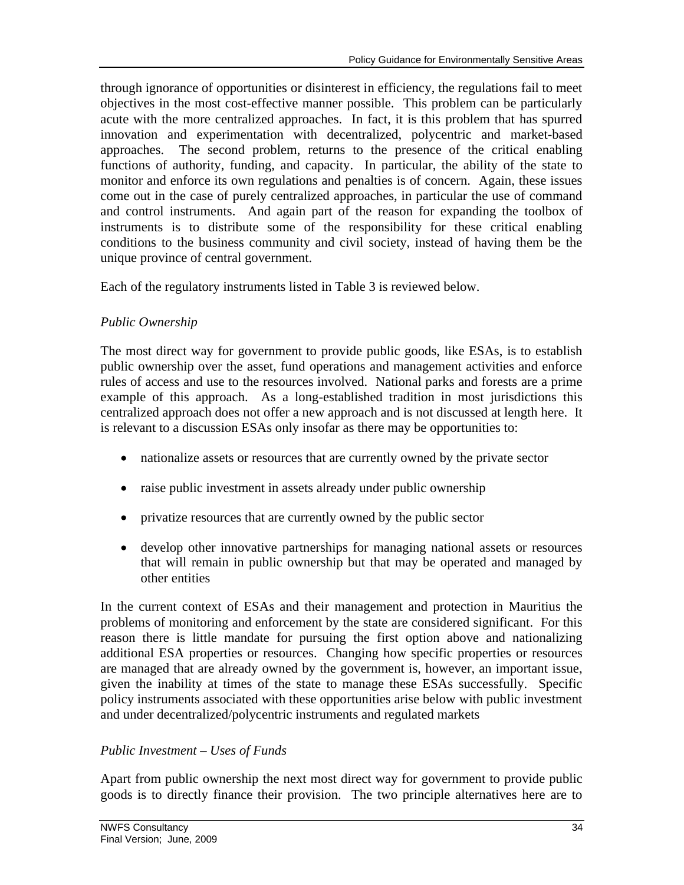through ignorance of opportunities or disinterest in efficiency, the regulations fail to meet objectives in the most cost-effective manner possible. This problem can be particularly acute with the more centralized approaches. In fact, it is this problem that has spurred innovation and experimentation with decentralized, polycentric and market-based approaches. The second problem, returns to the presence of the critical enabling functions of authority, funding, and capacity. In particular, the ability of the state to monitor and enforce its own regulations and penalties is of concern. Again, these issues come out in the case of purely centralized approaches, in particular the use of command and control instruments. And again part of the reason for expanding the toolbox of instruments is to distribute some of the responsibility for these critical enabling conditions to the business community and civil society, instead of having them be the unique province of central government.

Each of the regulatory instruments listed in Table 3 is reviewed below.

*Public Ownership*

The most direct way for government to provide public goods, like ESAs, is to establish public ownership over the asset, fund operations and management activities and enforce rules of access and use to the resources involved. National parks and forests are a prime example of this approach. As a long-established tradition in most jurisdictions this centralized approach does not offer a new approach and is not discussed at length here. It is relevant to a discussion ESAs only insofar as there may be opportunities to:

- nationalize assets or resources that are currently owned by the private sector
- raise public investment in assets already under public ownership
- privatize resources that are currently owned by the public sector
- develop other innovative partnerships for managing national assets or resources that will remain in public ownership but that may be operated and managed by other entities

In the current context of ESAs and their management and protection in Mauritius the problems of monitoring and enforcement by the state are considered significant. For this reason there is little mandate for pursuing the first option above and nationalizing additional ESA properties or resources. Changing how specific properties or resources are managed that are already owned by the government is, however, an important issue, given the inability at times of the state to manage these ESAs successfully. Specific policy instruments associated with these opportunities arise below with public investment and under decentralized/polycentric instruments and regulated markets

*Public Investment – Uses of Funds*

Apart from public ownership the next most direct way for government to provide public goods is to directly finance their provision. The two principle alternatives here are to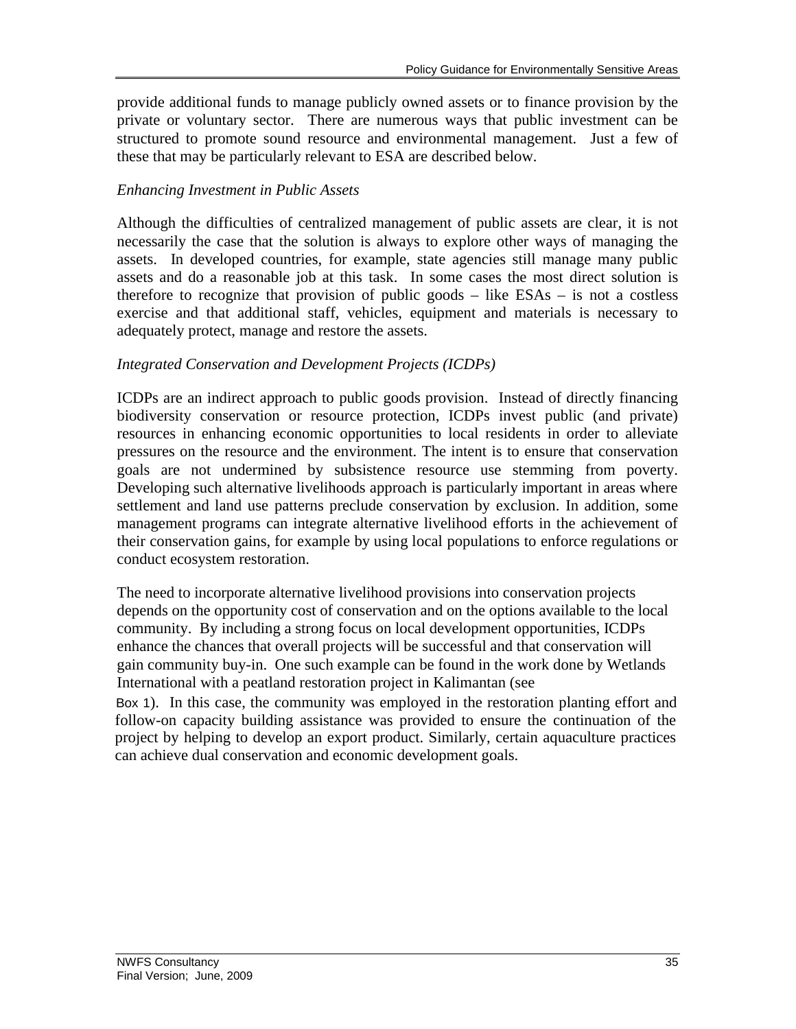provide additional funds to manage publicly owned assets or to finance provision by the private or voluntary sector. There are numerous ways that public investment can be structured to promote sound resource and environmental management. Just a few of these that may be particularly relevant to ESA are described below.

*Enhancing Investment in Public Assets*

Although the difficulties of centralized management of public assets are clear, it is not necessarily the case that the solution is always to explore other ways of managing the assets. In developed countries, for example, state agencies still manage many public assets and do a reasonable job at this task. In some cases the most direct solution is therefore to recognize that provision of public goods – like ESAs – is not a costless exercise and that additional staff, vehicles, equipment and materials is necessary to adequately protect, manage and restore the assets.

*Integrated Conservation and Development Projects (ICDPs)*

ICDPs are an indirect approach to public goods provision. Instead of directly financing biodiversity conservation or resource protection, ICDPs invest public (and private) resources in enhancing economic opportunities to local residents in order to alleviate pressures on the resource and the environment. The intent is to ensure that conservation goals are not undermined by subsistence resource use stemming from poverty. Developing such alternative livelihoods approach is particularly important in areas where settlement and land use patterns preclude conservation by exclusion. In addition, some management programs can integrate alternative livelihood efforts in the achievement of their conservation gains, for example by using local populations to enforce regulations or conduct ecosystem restoration.

The need to incorporate alternative livelihood provisions into conservation projects depends on the opportunity cost of conservation and on the options available to the local community. By including a strong focus on local development opportunities, ICDPs enhance the chances that overall projects will be successful and that conservation will gain community buy-in. One such example can be found in the work done by Wetlands International with a peatland restoration project in Kalimantan (see Box 1). In this case, the community was employed in the restoration planting effort and follow-on capacity building assistance was provided to ensure the continuation of the project by helping to develop an export product. Similarly, certain aquaculture practices can achieve dual conservation and economic development goals.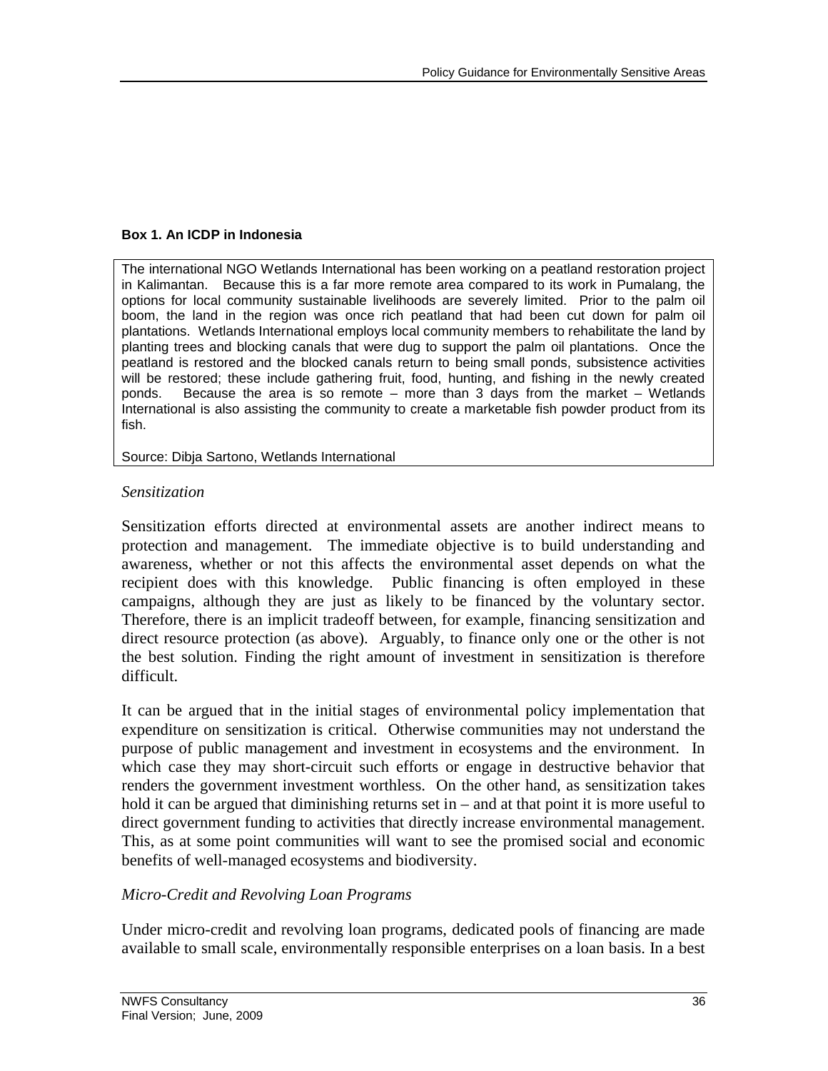**Box 1. An ICDP in Indonesia**

> The international NGO Wetlands International has been working on a peatland restoration project in Kalimantan. Because this is a far more remote area compared to its work in Pumalang, the options for local community sustainable livelihoods are severely limited. Prior to the palm oil boom, the land in the region was once rich peatland that had been cut down for palm oil plantations. Wetlands International employs local community members to rehabilitate the land by planting trees and blocking canals that were dug to support the palm oil plantations. Once the peatland is restored and the blocked canals return to being small ponds, subsistence activities will be restored; these include gathering fruit, food, hunting, and fishing in the newly created ponds. Because the area is so remote – more than 3 days from the market – Wetlands International is also assisting the community to create a marketable fish powder product from its fish.
>
> Source: Dibja Sartono, Wetlands International

*Sensitization*

Sensitization efforts directed at environmental assets are another indirect means to protection and management. The immediate objective is to build understanding and awareness, whether or not this affects the environmental asset depends on what the recipient does with this knowledge. Public financing is often employed in these campaigns, although they are just as likely to be financed by the voluntary sector. Therefore, there is an implicit tradeoff between, for example, financing sensitization and direct resource protection (as above). Arguably, to finance only one or the other is not the best solution. Finding the right amount of investment in sensitization is therefore difficult.

It can be argued that in the initial stages of environmental policy implementation that expenditure on sensitization is critical. Otherwise communities may not understand the purpose of public management and investment in ecosystems and the environment. In which case they may short-circuit such efforts or engage in destructive behavior that renders the government investment worthless. On the other hand, as sensitization takes hold it can be argued that diminishing returns set in – and at that point it is more useful to direct government funding to activities that directly increase environmental management. This, as at some point communities will want to see the promised social and economic benefits of well-managed ecosystems and biodiversity.

*Micro-Credit and Revolving Loan Programs*

Under micro-credit and revolving loan programs, dedicated pools of financing are made available to small scale, environmentally responsible enterprises on a loan basis. In a best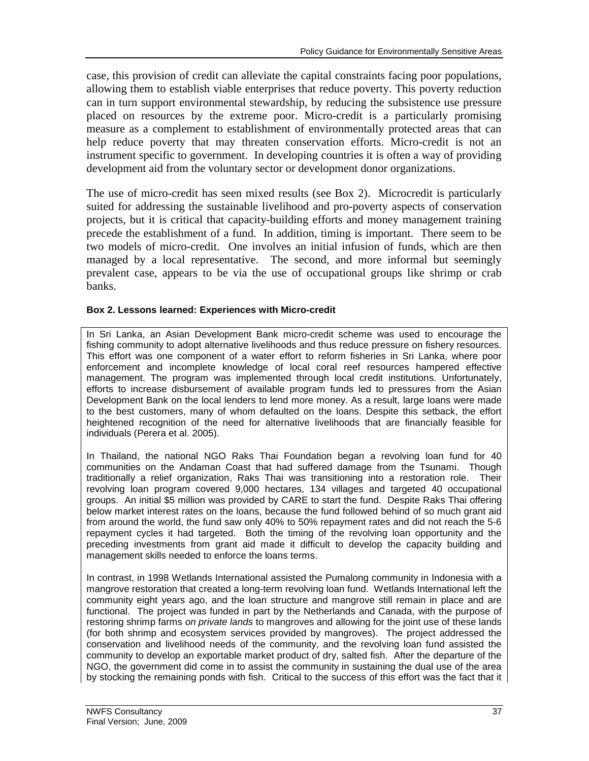case, this provision of credit can alleviate the capital constraints facing poor populations, allowing them to establish viable enterprises that reduce poverty. This poverty reduction can in turn support environmental stewardship, by reducing the subsistence use pressure placed on resources by the extreme poor. Micro-credit is a particularly promising measure as a complement to establishment of environmentally protected areas that can help reduce poverty that may threaten conservation efforts. Micro-credit is not an instrument specific to government. In developing countries it is often a way of providing development aid from the voluntary sector or development donor organizations.

The use of micro-credit has seen mixed results (see Box 2). Microcredit is particularly suited for addressing the sustainable livelihood and pro-poverty aspects of conservation projects, but it is critical that capacity-building efforts and money management training precede the establishment of a fund. In addition, timing is important. There seem to be two models of micro-credit. One involves an initial infusion of funds, which are then managed by a local representative. The second, and more informal but seemingly prevalent case, appears to be via the use of occupational groups like shrimp or crab banks.

**Box 2. Lessons learned: Experiences with Micro-credit**

In Sri Lanka, an Asian Development Bank micro-credit scheme was used to encourage the fishing community to adopt alternative livelihoods and thus reduce pressure on fishery resources. This effort was one component of a water effort to reform fisheries in Sri Lanka, where poor enforcement and incomplete knowledge of local coral reef resources hampered effective management. The program was implemented through local credit institutions. Unfortunately, efforts to increase disbursement of available program funds led to pressures from the Asian Development Bank on the local lenders to lend more money. As a result, large loans were made to the best customers, many of whom defaulted on the loans. Despite this setback, the effort heightened recognition of the need for alternative livelihoods that are financially feasible for individuals (Perera et al. 2005).

In Thailand, the national NGO Raks Thai Foundation began a revolving loan fund for 40 communities on the Andaman Coast that had suffered damage from the Tsunami. Though traditionally a relief organization, Raks Thai was transitioning into a restoration role. Their revolving loan program covered 9,000 hectares, 134 villages and targeted 40 occupational groups. An initial $5 million was provided by CARE to start the fund. Despite Raks Thai offering below market interest rates on the loans, because the fund followed behind of so much grant aid from around the world, the fund saw only 40% to 50% repayment rates and did not reach the 5-6 repayment cycles it had targeted. Both the timing of the revolving loan opportunity and the preceding investments from grant aid made it difficult to develop the capacity building and management skills needed to enforce the loans terms.

In contrast, in 1998 Wetlands International assisted the Pumalong community in Indonesia with a mangrove restoration that created a long-term revolving loan fund. Wetlands International left the community eight years ago, and the loan structure and mangrove still remain in place and are functional. The project was funded in part by the Netherlands and Canada, with the purpose of restoring shrimp farms *on private lands* to mangroves and allowing for the joint use of these lands (for both shrimp and ecosystem services provided by mangroves). The project addressed the conservation and livelihood needs of the community, and the revolving loan fund assisted the community to develop an exportable market product of dry, salted fish. After the departure of the NGO, the government did come in to assist the community in sustaining the dual use of the area by stocking the remaining ponds with fish. Critical to the success of this effort was the fact that it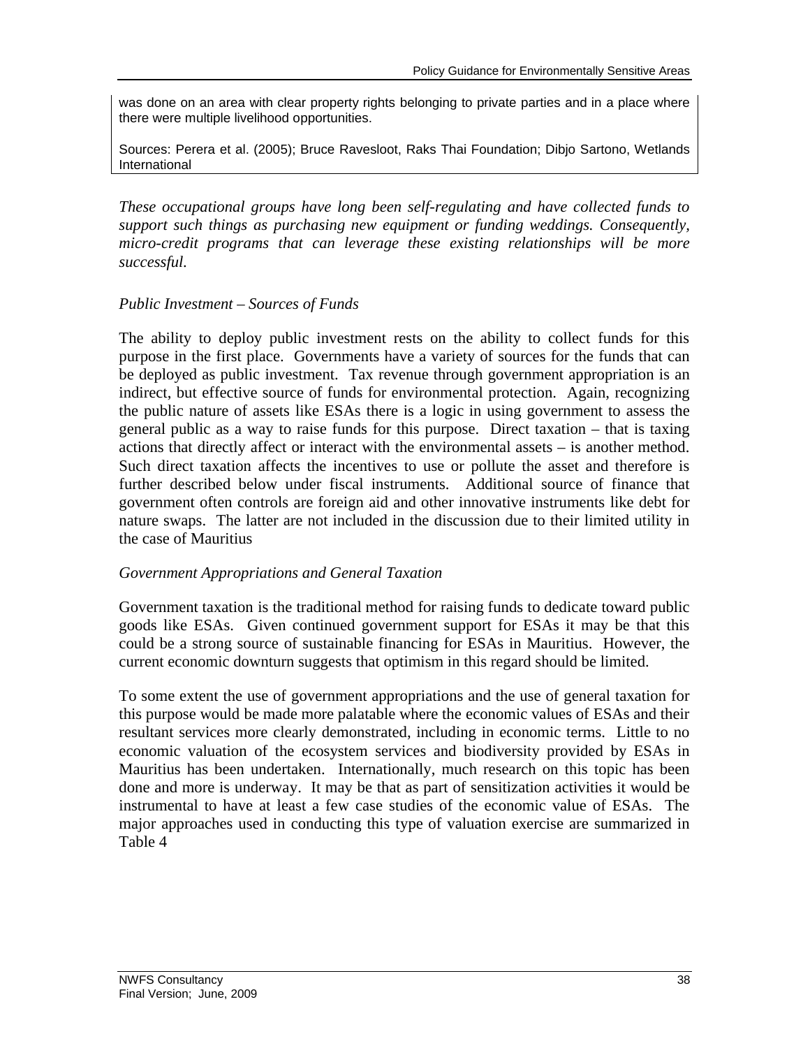was done on an area with clear property rights belonging to private parties and in a place where there were multiple livelihood opportunities.

Sources: Perera et al. (2005); Bruce Ravesloot, Raks Thai Foundation; Dibjo Sartono, Wetlands International

*These occupational groups have long been self-regulating and have collected funds to support such things as purchasing new equipment or funding weddings. Consequently, micro-credit programs that can leverage these existing relationships will be more successful.*

*Public Investment – Sources of Funds*

The ability to deploy public investment rests on the ability to collect funds for this purpose in the first place. Governments have a variety of sources for the funds that can be deployed as public investment. Tax revenue through government appropriation is an indirect, but effective source of funds for environmental protection. Again, recognizing the public nature of assets like ESAs there is a logic in using government to assess the general public as a way to raise funds for this purpose. Direct taxation – that is taxing actions that directly affect or interact with the environmental assets – is another method. Such direct taxation affects the incentives to use or pollute the asset and therefore is further described below under fiscal instruments. Additional source of finance that government often controls are foreign aid and other innovative instruments like debt for nature swaps. The latter are not included in the discussion due to their limited utility in the case of Mauritius

*Government Appropriations and General Taxation*

Government taxation is the traditional method for raising funds to dedicate toward public goods like ESAs. Given continued government support for ESAs it may be that this could be a strong source of sustainable financing for ESAs in Mauritius. However, the current economic downturn suggests that optimism in this regard should be limited.

To some extent the use of government appropriations and the use of general taxation for this purpose would be made more palatable where the economic values of ESAs and their resultant services more clearly demonstrated, including in economic terms. Little to no economic valuation of the ecosystem services and biodiversity provided by ESAs in Mauritius has been undertaken. Internationally, much research on this topic has been done and more is underway. It may be that as part of sensitization activities it would be instrumental to have at least a few case studies of the economic value of ESAs. The major approaches used in conducting this type of valuation exercise are summarized in Table 4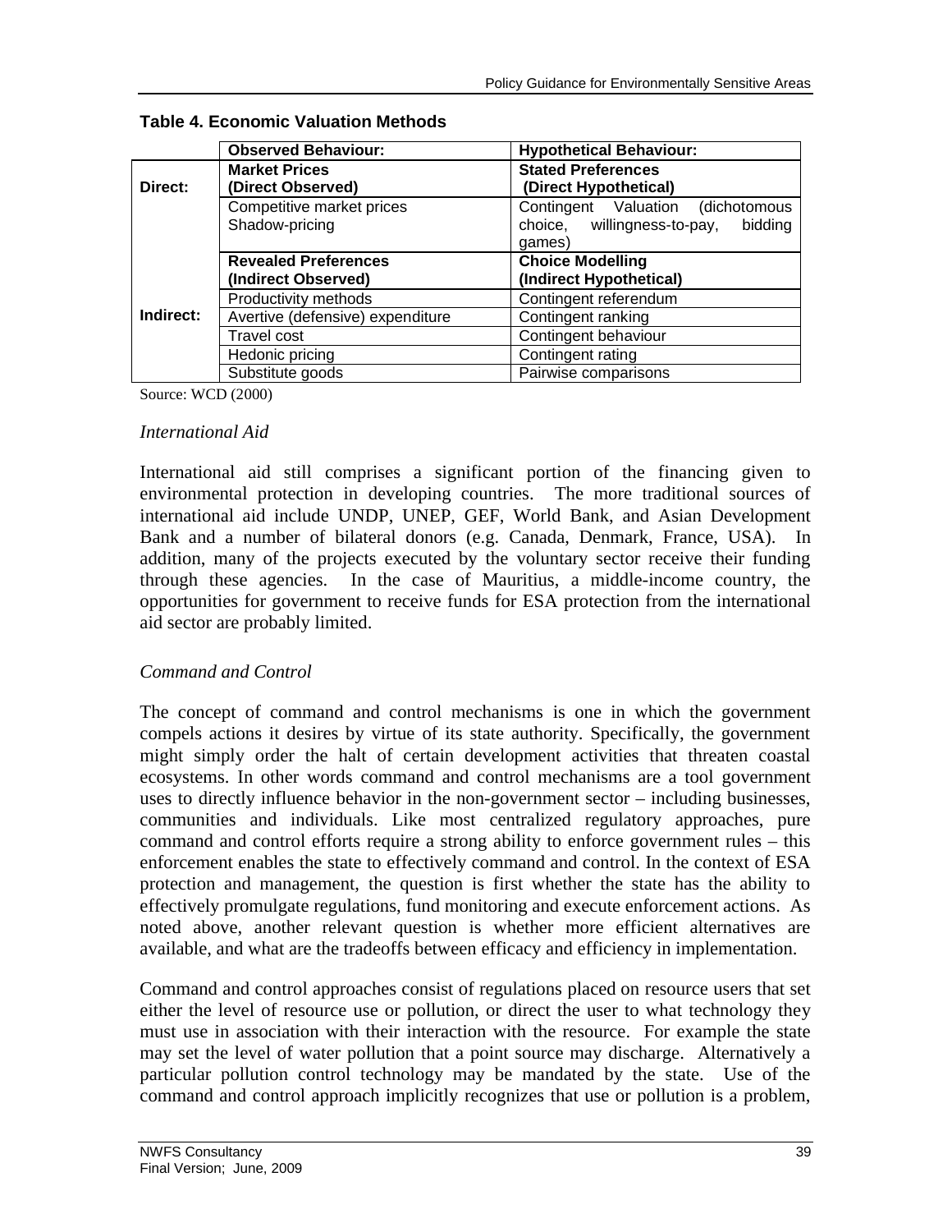**Table 4. Economic Valuation Methods**

| | Observed Behaviour: | Hypothetical Behaviour: |
|---|---|---|
| Direct: | **Market Prices (Direct Observed)** | **Stated Preferences (Direct Hypothetical)** |
| | Competitive market prices<br>Shadow-pricing | Contingent Valuation (dichotomous choice, willingness-to-pay, bidding games) |
| Indirect: | **Revealed Preferences (Indirect Observed)** | **Choice Modelling (Indirect Hypothetical)** |
| | Productivity methods | Contingent referendum |
| | Avertive (defensive) expenditure | Contingent ranking |
| | Travel cost | Contingent behaviour |
| | Hedonic pricing | Contingent rating |
| | Substitute goods | Pairwise comparisons |

Source: WCD (2000)

*International Aid*

International aid still comprises a significant portion of the financing given to environmental protection in developing countries. The more traditional sources of international aid include UNDP, UNEP, GEF, World Bank, and Asian Development Bank and a number of bilateral donors (e.g. Canada, Denmark, France, USA). In addition, many of the projects executed by the voluntary sector receive their funding through these agencies. In the case of Mauritius, a middle-income country, the opportunities for government to receive funds for ESA protection from the international aid sector are probably limited.

*Command and Control*

The concept of command and control mechanisms is one in which the government compels actions it desires by virtue of its state authority. Specifically, the government might simply order the halt of certain development activities that threaten coastal ecosystems. In other words command and control mechanisms are a tool government uses to directly influence behavior in the non-government sector – including businesses, communities and individuals. Like most centralized regulatory approaches, pure command and control efforts require a strong ability to enforce government rules – this enforcement enables the state to effectively command and control. In the context of ESA protection and management, the question is first whether the state has the ability to effectively promulgate regulations, fund monitoring and execute enforcement actions. As noted above, another relevant question is whether more efficient alternatives are available, and what are the tradeoffs between efficacy and efficiency in implementation.

Command and control approaches consist of regulations placed on resource users that set either the level of resource use or pollution, or direct the user to what technology they must use in association with their interaction with the resource. For example the state may set the level of water pollution that a point source may discharge. Alternatively a particular pollution control technology may be mandated by the state. Use of the command and control approach implicitly recognizes that use or pollution is a problem,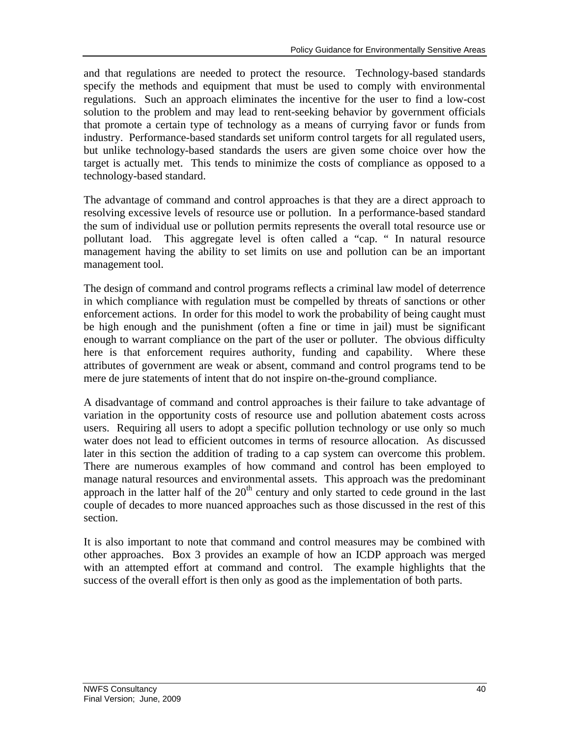and that regulations are needed to protect the resource. Technology-based standards specify the methods and equipment that must be used to comply with environmental regulations. Such an approach eliminates the incentive for the user to find a low-cost solution to the problem and may lead to rent-seeking behavior by government officials that promote a certain type of technology as a means of currying favor or funds from industry. Performance-based standards set uniform control targets for all regulated users, but unlike technology-based standards the users are given some choice over how the target is actually met. This tends to minimize the costs of compliance as opposed to a technology-based standard.

The advantage of command and control approaches is that they are a direct approach to resolving excessive levels of resource use or pollution. In a performance-based standard the sum of individual use or pollution permits represents the overall total resource use or pollutant load. This aggregate level is often called a "cap. " In natural resource management having the ability to set limits on use and pollution can be an important management tool.

The design of command and control programs reflects a criminal law model of deterrence in which compliance with regulation must be compelled by threats of sanctions or other enforcement actions. In order for this model to work the probability of being caught must be high enough and the punishment (often a fine or time in jail) must be significant enough to warrant compliance on the part of the user or polluter. The obvious difficulty here is that enforcement requires authority, funding and capability. Where these attributes of government are weak or absent, command and control programs tend to be mere de jure statements of intent that do not inspire on-the-ground compliance.

A disadvantage of command and control approaches is their failure to take advantage of variation in the opportunity costs of resource use and pollution abatement costs across users. Requiring all users to adopt a specific pollution technology or use only so much water does not lead to efficient outcomes in terms of resource allocation. As discussed later in this section the addition of trading to a cap system can overcome this problem. There are numerous examples of how command and control has been employed to manage natural resources and environmental assets. This approach was the predominant approach in the latter half of the 20th century and only started to cede ground in the last couple of decades to more nuanced approaches such as those discussed in the rest of this section.

It is also important to note that command and control measures may be combined with other approaches. Box 3 provides an example of how an ICDP approach was merged with an attempted effort at command and control. The example highlights that the success of the overall effort is then only as good as the implementation of both parts.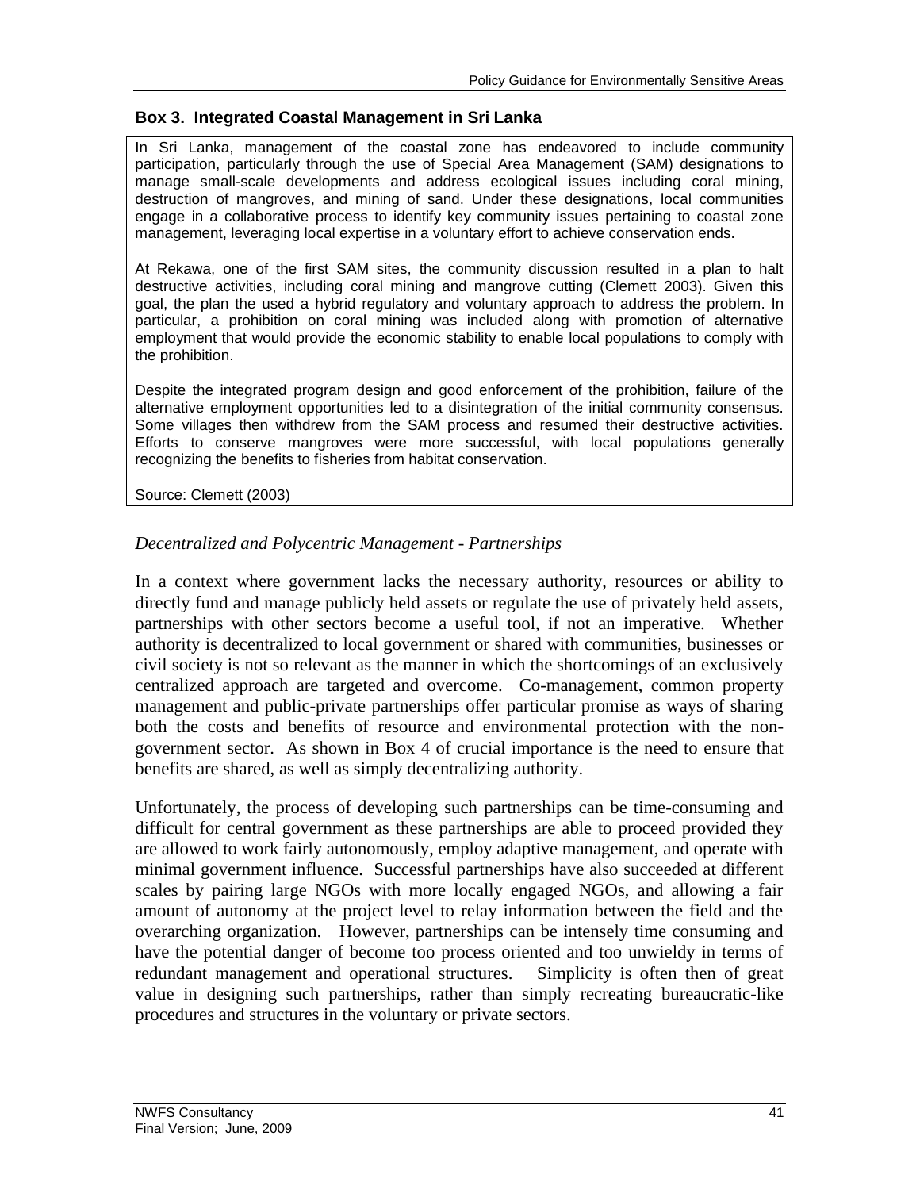### Box 3. Integrated Coastal Management in Sri Lanka

In Sri Lanka, management of the coastal zone has endeavored to include community participation, particularly through the use of Special Area Management (SAM) designations to manage small-scale developments and address ecological issues including coral mining, destruction of mangroves, and mining of sand. Under these designations, local communities engage in a collaborative process to identify key community issues pertaining to coastal zone management, leveraging local expertise in a voluntary effort to achieve conservation ends.

At Rekawa, one of the first SAM sites, the community discussion resulted in a plan to halt destructive activities, including coral mining and mangrove cutting (Clemett 2003). Given this goal, the plan the used a hybrid regulatory and voluntary approach to address the problem. In particular, a prohibition on coral mining was included along with promotion of alternative employment that would provide the economic stability to enable local populations to comply with the prohibition.

Despite the integrated program design and good enforcement of the prohibition, failure of the alternative employment opportunities led to a disintegration of the initial community consensus. Some villages then withdrew from the SAM process and resumed their destructive activities. Efforts to conserve mangroves were more successful, with local populations generally recognizing the benefits to fisheries from habitat conservation.

Source: Clemett (2003)

*Decentralized and Polycentric Management - Partnerships*

In a context where government lacks the necessary authority, resources or ability to directly fund and manage publicly held assets or regulate the use of privately held assets, partnerships with other sectors become a useful tool, if not an imperative. Whether authority is decentralized to local government or shared with communities, businesses or civil society is not so relevant as the manner in which the shortcomings of an exclusively centralized approach are targeted and overcome. Co-management, common property management and public-private partnerships offer particular promise as ways of sharing both the costs and benefits of resource and environmental protection with the non-government sector. As shown in Box 4 of crucial importance is the need to ensure that benefits are shared, as well as simply decentralizing authority.

Unfortunately, the process of developing such partnerships can be time-consuming and difficult for central government as these partnerships are able to proceed provided they are allowed to work fairly autonomously, employ adaptive management, and operate with minimal government influence. Successful partnerships have also succeeded at different scales by pairing large NGOs with more locally engaged NGOs, and allowing a fair amount of autonomy at the project level to relay information between the field and the overarching organization. However, partnerships can be intensely time consuming and have the potential danger of become too process oriented and too unwieldy in terms of redundant management and operational structures. Simplicity is often then of great value in designing such partnerships, rather than simply recreating bureaucratic-like procedures and structures in the voluntary or private sectors.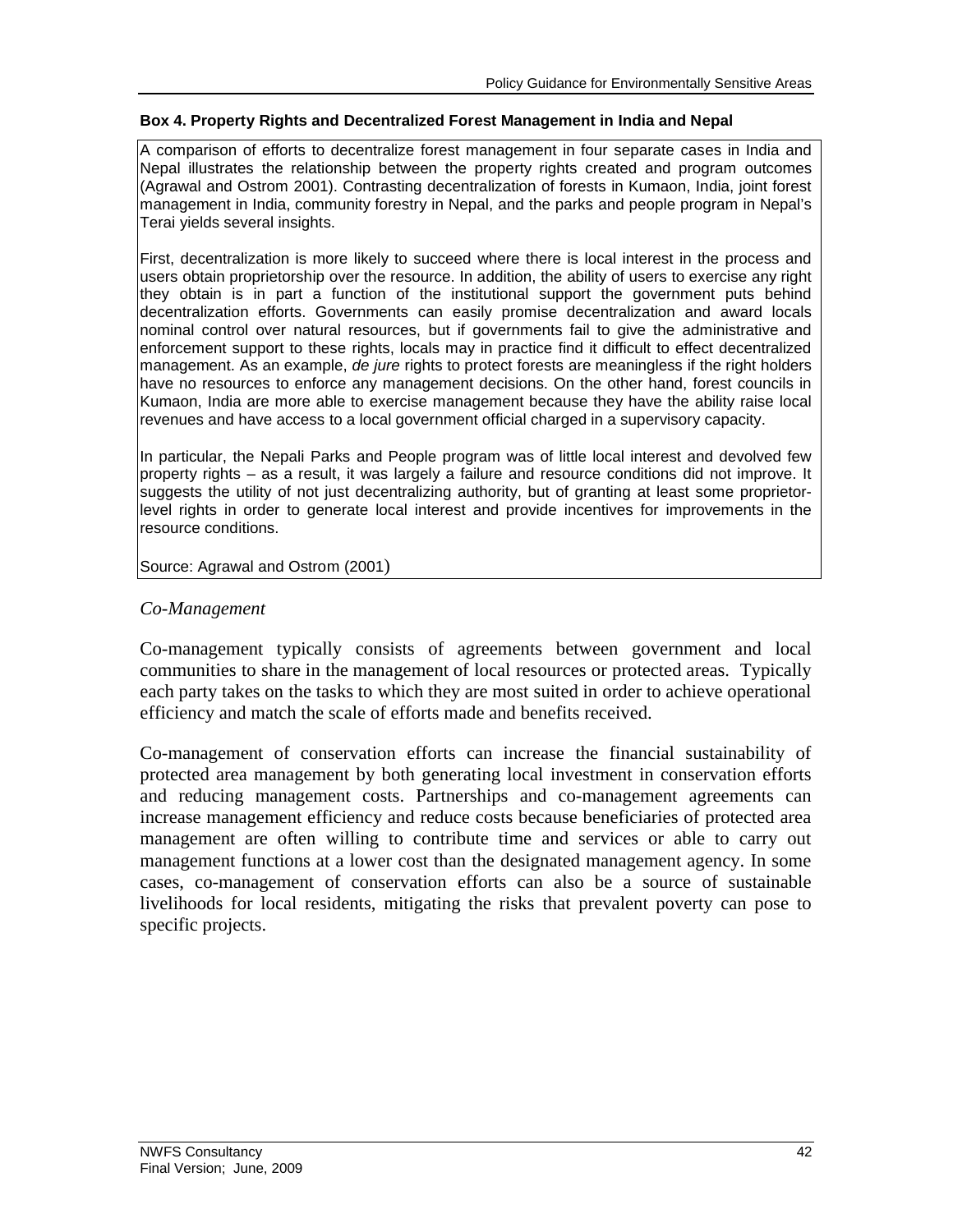**Box 4. Property Rights and Decentralized Forest Management in India and Nepal**

A comparison of efforts to decentralize forest management in four separate cases in India and Nepal illustrates the relationship between the property rights created and program outcomes (Agrawal and Ostrom 2001). Contrasting decentralization of forests in Kumaon, India, joint forest management in India, community forestry in Nepal, and the parks and people program in Nepal's Terai yields several insights.

First, decentralization is more likely to succeed where there is local interest in the process and users obtain proprietorship over the resource. In addition, the ability of users to exercise any right they obtain is in part a function of the institutional support the government puts behind decentralization efforts. Governments can easily promise decentralization and award locals nominal control over natural resources, but if governments fail to give the administrative and enforcement support to these rights, locals may in practice find it difficult to effect decentralized management. As an example, *de jure* rights to protect forests are meaningless if the right holders have no resources to enforce any management decisions. On the other hand, forest councils in Kumaon, India are more able to exercise management because they have the ability raise local revenues and have access to a local government official charged in a supervisory capacity.

In particular, the Nepali Parks and People program was of little local interest and devolved few property rights – as a result, it was largely a failure and resource conditions did not improve. It suggests the utility of not just decentralizing authority, but of granting at least some proprietor-level rights in order to generate local interest and provide incentives for improvements in the resource conditions.

Source: Agrawal and Ostrom (2001)

*Co-Management*

Co-management typically consists of agreements between government and local communities to share in the management of local resources or protected areas. Typically each party takes on the tasks to which they are most suited in order to achieve operational efficiency and match the scale of efforts made and benefits received.

Co-management of conservation efforts can increase the financial sustainability of protected area management by both generating local investment in conservation efforts and reducing management costs. Partnerships and co-management agreements can increase management efficiency and reduce costs because beneficiaries of protected area management are often willing to contribute time and services or able to carry out management functions at a lower cost than the designated management agency. In some cases, co-management of conservation efforts can also be a source of sustainable livelihoods for local residents, mitigating the risks that prevalent poverty can pose to specific projects.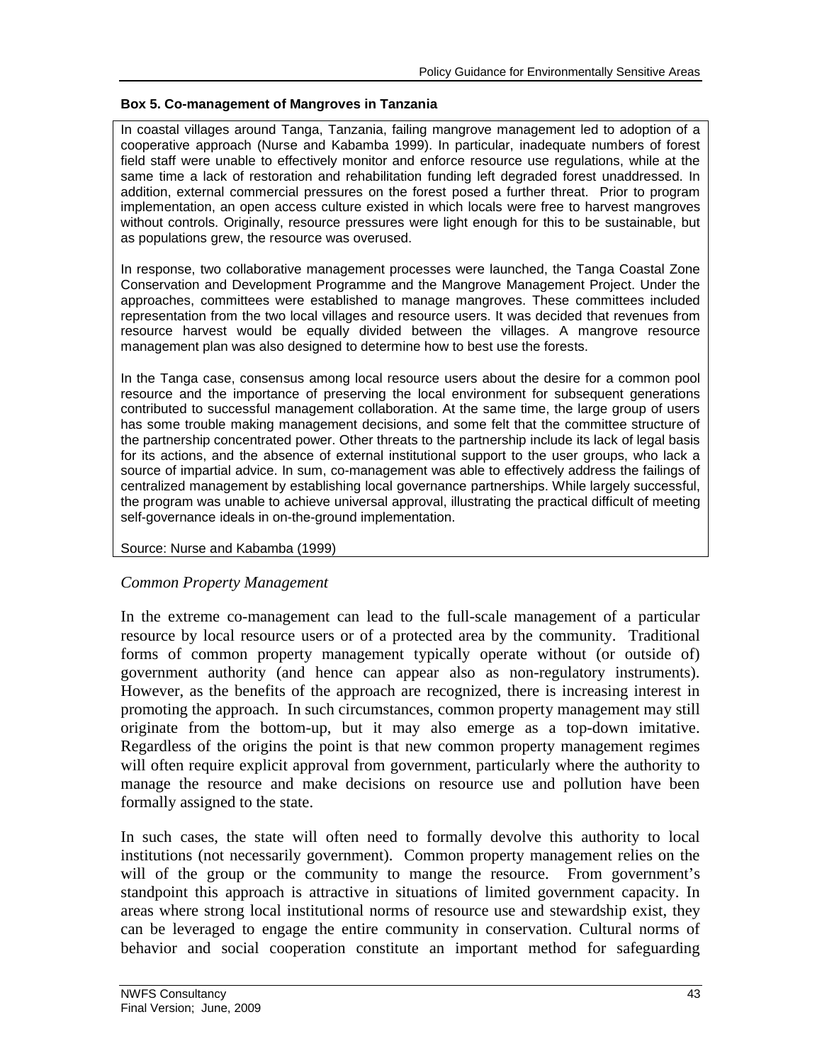**Box 5. Co-management of Mangroves in Tanzania**

In coastal villages around Tanga, Tanzania, failing mangrove management led to adoption of a cooperative approach (Nurse and Kabamba 1999). In particular, inadequate numbers of forest field staff were unable to effectively monitor and enforce resource use regulations, while at the same time a lack of restoration and rehabilitation funding left degraded forest unaddressed. In addition, external commercial pressures on the forest posed a further threat. Prior to program implementation, an open access culture existed in which locals were free to harvest mangroves without controls. Originally, resource pressures were light enough for this to be sustainable, but as populations grew, the resource was overused.

In response, two collaborative management processes were launched, the Tanga Coastal Zone Conservation and Development Programme and the Mangrove Management Project. Under the approaches, committees were established to manage mangroves. These committees included representation from the two local villages and resource users. It was decided that revenues from resource harvest would be equally divided between the villages. A mangrove resource management plan was also designed to determine how to best use the forests.

In the Tanga case, consensus among local resource users about the desire for a common pool resource and the importance of preserving the local environment for subsequent generations contributed to successful management collaboration. At the same time, the large group of users has some trouble making management decisions, and some felt that the committee structure of the partnership concentrated power. Other threats to the partnership include its lack of legal basis for its actions, and the absence of external institutional support to the user groups, who lack a source of impartial advice. In sum, co-management was able to effectively address the failings of centralized management by establishing local governance partnerships. While largely successful, the program was unable to achieve universal approval, illustrating the practical difficult of meeting self-governance ideals in on-the-ground implementation.

Source: Nurse and Kabamba (1999)

*Common Property Management*

In the extreme co-management can lead to the full-scale management of a particular resource by local resource users or of a protected area by the community. Traditional forms of common property management typically operate without (or outside of) government authority (and hence can appear also as non-regulatory instruments). However, as the benefits of the approach are recognized, there is increasing interest in promoting the approach. In such circumstances, common property management may still originate from the bottom-up, but it may also emerge as a top-down imitative. Regardless of the origins the point is that new common property management regimes will often require explicit approval from government, particularly where the authority to manage the resource and make decisions on resource use and pollution have been formally assigned to the state.

In such cases, the state will often need to formally devolve this authority to local institutions (not necessarily government). Common property management relies on the will of the group or the community to mange the resource. From government's standpoint this approach is attractive in situations of limited government capacity. In areas where strong local institutional norms of resource use and stewardship exist, they can be leveraged to engage the entire community in conservation. Cultural norms of behavior and social cooperation constitute an important method for safeguarding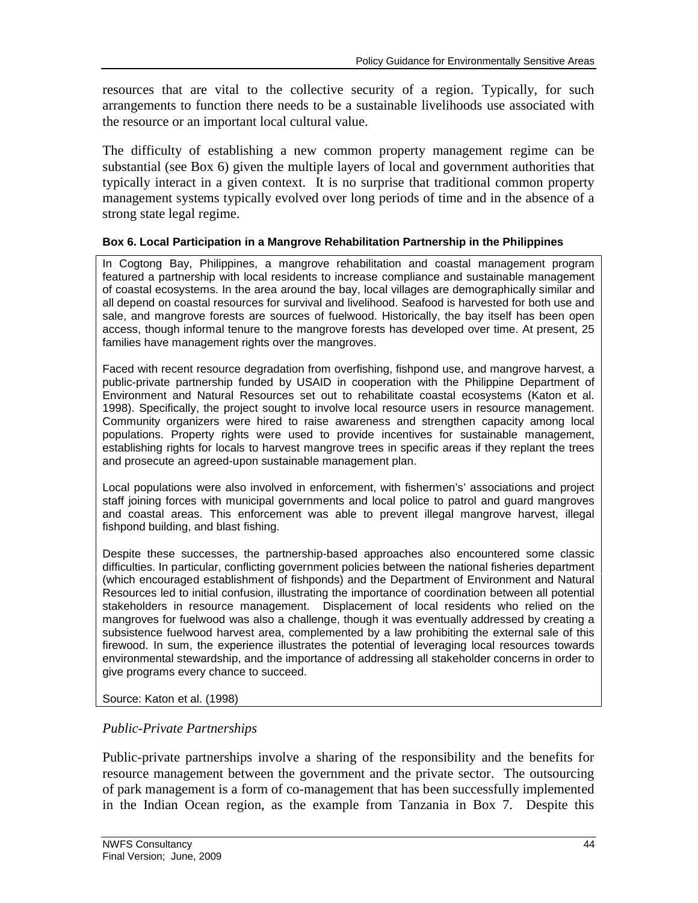resources that are vital to the collective security of a region. Typically, for such arrangements to function there needs to be a sustainable livelihoods use associated with the resource or an important local cultural value.

The difficulty of establishing a new common property management regime can be substantial (see Box 6) given the multiple layers of local and government authorities that typically interact in a given context. It is no surprise that traditional common property management systems typically evolved over long periods of time and in the absence of a strong state legal regime.

**Box 6. Local Participation in a Mangrove Rehabilitation Partnership in the Philippines**

In Cogtong Bay, Philippines, a mangrove rehabilitation and coastal management program featured a partnership with local residents to increase compliance and sustainable management of coastal ecosystems. In the area around the bay, local villages are demographically similar and all depend on coastal resources for survival and livelihood. Seafood is harvested for both use and sale, and mangrove forests are sources of fuelwood. Historically, the bay itself has been open access, though informal tenure to the mangrove forests has developed over time. At present, 25 families have management rights over the mangroves.

Faced with recent resource degradation from overfishing, fishpond use, and mangrove harvest, a public-private partnership funded by USAID in cooperation with the Philippine Department of Environment and Natural Resources set out to rehabilitate coastal ecosystems (Katon et al. 1998). Specifically, the project sought to involve local resource users in resource management. Community organizers were hired to raise awareness and strengthen capacity among local populations. Property rights were used to provide incentives for sustainable management, establishing rights for locals to harvest mangrove trees in specific areas if they replant the trees and prosecute an agreed-upon sustainable management plan.

Local populations were also involved in enforcement, with fishermen's' associations and project staff joining forces with municipal governments and local police to patrol and guard mangroves and coastal areas. This enforcement was able to prevent illegal mangrove harvest, illegal fishpond building, and blast fishing.

Despite these successes, the partnership-based approaches also encountered some classic difficulties. In particular, conflicting government policies between the national fisheries department (which encouraged establishment of fishponds) and the Department of Environment and Natural Resources led to initial confusion, illustrating the importance of coordination between all potential stakeholders in resource management. Displacement of local residents who relied on the mangroves for fuelwood was also a challenge, though it was eventually addressed by creating a subsistence fuelwood harvest area, complemented by a law prohibiting the external sale of this firewood. In sum, the experience illustrates the potential of leveraging local resources towards environmental stewardship, and the importance of addressing all stakeholder concerns in order to give programs every chance to succeed.

Source: Katon et al. (1998)

*Public-Private Partnerships*

Public-private partnerships involve a sharing of the responsibility and the benefits for resource management between the government and the private sector. The outsourcing of park management is a form of co-management that has been successfully implemented in the Indian Ocean region, as the example from Tanzania in Box 7. Despite this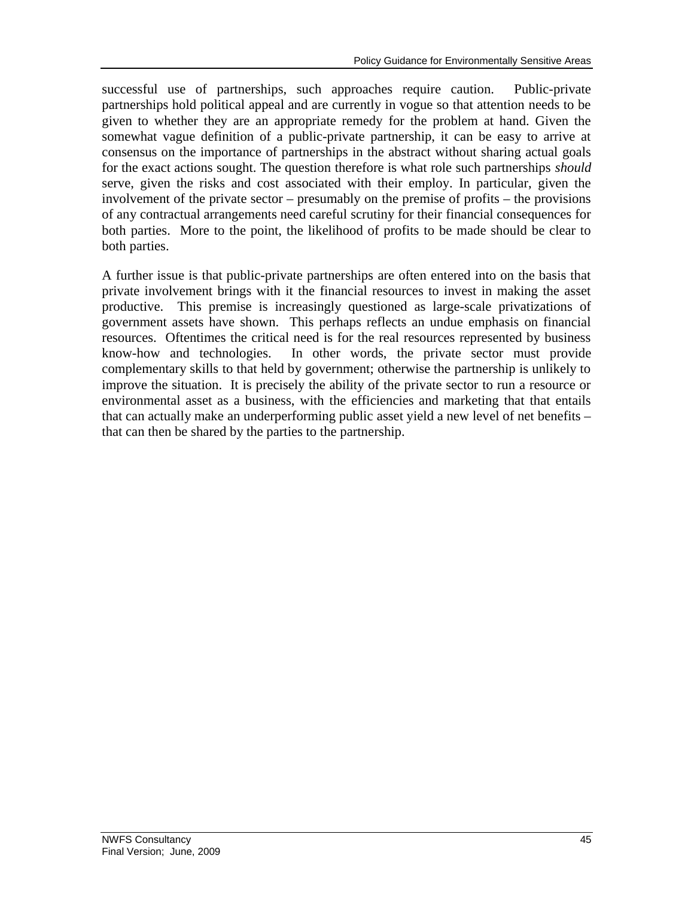successful use of partnerships, such approaches require caution. Public-private partnerships hold political appeal and are currently in vogue so that attention needs to be given to whether they are an appropriate remedy for the problem at hand. Given the somewhat vague definition of a public-private partnership, it can be easy to arrive at consensus on the importance of partnerships in the abstract without sharing actual goals for the exact actions sought. The question therefore is what role such partnerships *should* serve, given the risks and cost associated with their employ. In particular, given the involvement of the private sector – presumably on the premise of profits – the provisions of any contractual arrangements need careful scrutiny for their financial consequences for both parties. More to the point, the likelihood of profits to be made should be clear to both parties.

A further issue is that public-private partnerships are often entered into on the basis that private involvement brings with it the financial resources to invest in making the asset productive. This premise is increasingly questioned as large-scale privatizations of government assets have shown. This perhaps reflects an undue emphasis on financial resources. Oftentimes the critical need is for the real resources represented by business know-how and technologies. In other words, the private sector must provide complementary skills to that held by government; otherwise the partnership is unlikely to improve the situation. It is precisely the ability of the private sector to run a resource or environmental asset as a business, with the efficiencies and marketing that that entails that can actually make an underperforming public asset yield a new level of net benefits – that can then be shared by the parties to the partnership.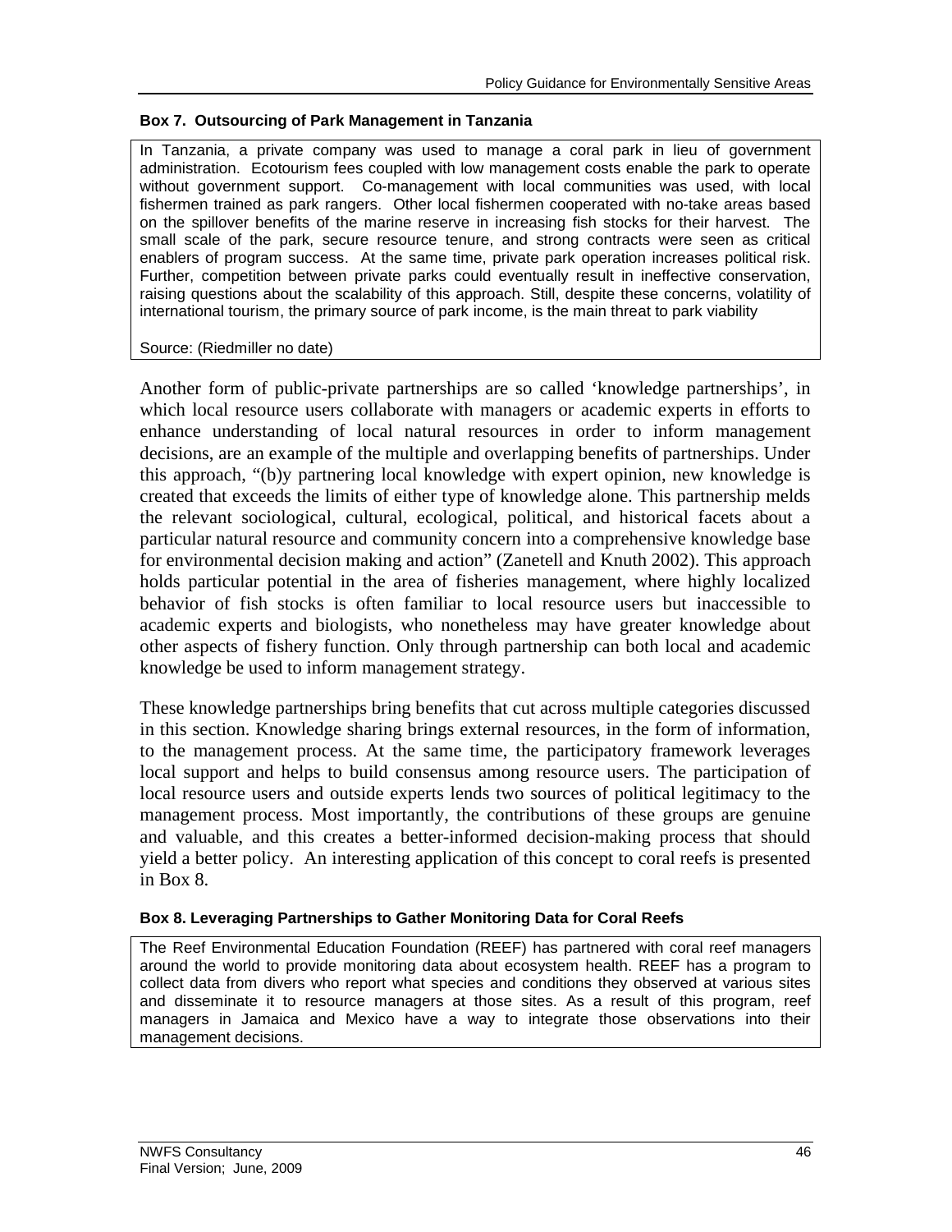**Box 7. Outsourcing of Park Management in Tanzania**

In Tanzania, a private company was used to manage a coral park in lieu of government administration. Ecotourism fees coupled with low management costs enable the park to operate without government support. Co-management with local communities was used, with local fishermen trained as park rangers. Other local fishermen cooperated with no-take areas based on the spillover benefits of the marine reserve in increasing fish stocks for their harvest. The small scale of the park, secure resource tenure, and strong contracts were seen as critical enablers of program success. At the same time, private park operation increases political risk. Further, competition between private parks could eventually result in ineffective conservation, raising questions about the scalability of this approach. Still, despite these concerns, volatility of international tourism, the primary source of park income, is the main threat to park viability

Source: (Riedmiller no date)

Another form of public-private partnerships are so called 'knowledge partnerships', in which local resource users collaborate with managers or academic experts in efforts to enhance understanding of local natural resources in order to inform management decisions, are an example of the multiple and overlapping benefits of partnerships. Under this approach, "(b)y partnering local knowledge with expert opinion, new knowledge is created that exceeds the limits of either type of knowledge alone. This partnership melds the relevant sociological, cultural, ecological, political, and historical facets about a particular natural resource and community concern into a comprehensive knowledge base for environmental decision making and action" (Zanetell and Knuth 2002). This approach holds particular potential in the area of fisheries management, where highly localized behavior of fish stocks is often familiar to local resource users but inaccessible to academic experts and biologists, who nonetheless may have greater knowledge about other aspects of fishery function. Only through partnership can both local and academic knowledge be used to inform management strategy.

These knowledge partnerships bring benefits that cut across multiple categories discussed in this section. Knowledge sharing brings external resources, in the form of information, to the management process. At the same time, the participatory framework leverages local support and helps to build consensus among resource users. The participation of local resource users and outside experts lends two sources of political legitimacy to the management process. Most importantly, the contributions of these groups are genuine and valuable, and this creates a better-informed decision-making process that should yield a better policy. An interesting application of this concept to coral reefs is presented in Box 8.

**Box 8. Leveraging Partnerships to Gather Monitoring Data for Coral Reefs**

The Reef Environmental Education Foundation (REEF) has partnered with coral reef managers around the world to provide monitoring data about ecosystem health. REEF has a program to collect data from divers who report what species and conditions they observed at various sites and disseminate it to resource managers at those sites. As a result of this program, reef managers in Jamaica and Mexico have a way to integrate those observations into their management decisions.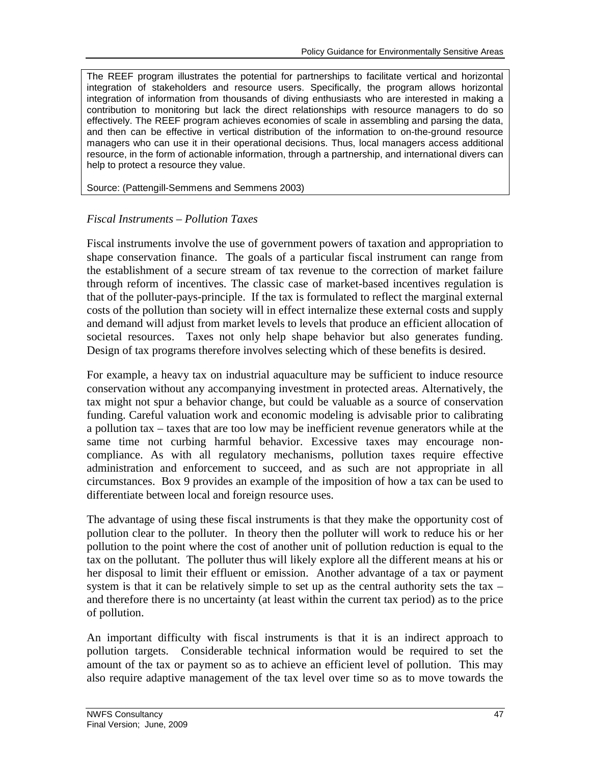The REEF program illustrates the potential for partnerships to facilitate vertical and horizontal integration of stakeholders and resource users. Specifically, the program allows horizontal integration of information from thousands of diving enthusiasts who are interested in making a contribution to monitoring but lack the direct relationships with resource managers to do so effectively. The REEF program achieves economies of scale in assembling and parsing the data, and then can be effective in vertical distribution of the information to on-the-ground resource managers who can use it in their operational decisions. Thus, local managers access additional resource, in the form of actionable information, through a partnership, and international divers can help to protect a resource they value.

Source: (Pattengill-Semmens and Semmens 2003)

*Fiscal Instruments – Pollution Taxes*

Fiscal instruments involve the use of government powers of taxation and appropriation to shape conservation finance. The goals of a particular fiscal instrument can range from the establishment of a secure stream of tax revenue to the correction of market failure through reform of incentives. The classic case of market-based incentives regulation is that of the polluter-pays-principle. If the tax is formulated to reflect the marginal external costs of the pollution than society will in effect internalize these external costs and supply and demand will adjust from market levels to levels that produce an efficient allocation of societal resources. Taxes not only help shape behavior but also generates funding. Design of tax programs therefore involves selecting which of these benefits is desired.

For example, a heavy tax on industrial aquaculture may be sufficient to induce resource conservation without any accompanying investment in protected areas. Alternatively, the tax might not spur a behavior change, but could be valuable as a source of conservation funding. Careful valuation work and economic modeling is advisable prior to calibrating a pollution tax – taxes that are too low may be inefficient revenue generators while at the same time not curbing harmful behavior. Excessive taxes may encourage non-compliance. As with all regulatory mechanisms, pollution taxes require effective administration and enforcement to succeed, and as such are not appropriate in all circumstances. Box 9 provides an example of the imposition of how a tax can be used to differentiate between local and foreign resource uses.

The advantage of using these fiscal instruments is that they make the opportunity cost of pollution clear to the polluter. In theory then the polluter will work to reduce his or her pollution to the point where the cost of another unit of pollution reduction is equal to the tax on the pollutant. The polluter thus will likely explore all the different means at his or her disposal to limit their effluent or emission. Another advantage of a tax or payment system is that it can be relatively simple to set up as the central authority sets the tax – and therefore there is no uncertainty (at least within the current tax period) as to the price of pollution.

An important difficulty with fiscal instruments is that it is an indirect approach to pollution targets. Considerable technical information would be required to set the amount of the tax or payment so as to achieve an efficient level of pollution. This may also require adaptive management of the tax level over time so as to move towards the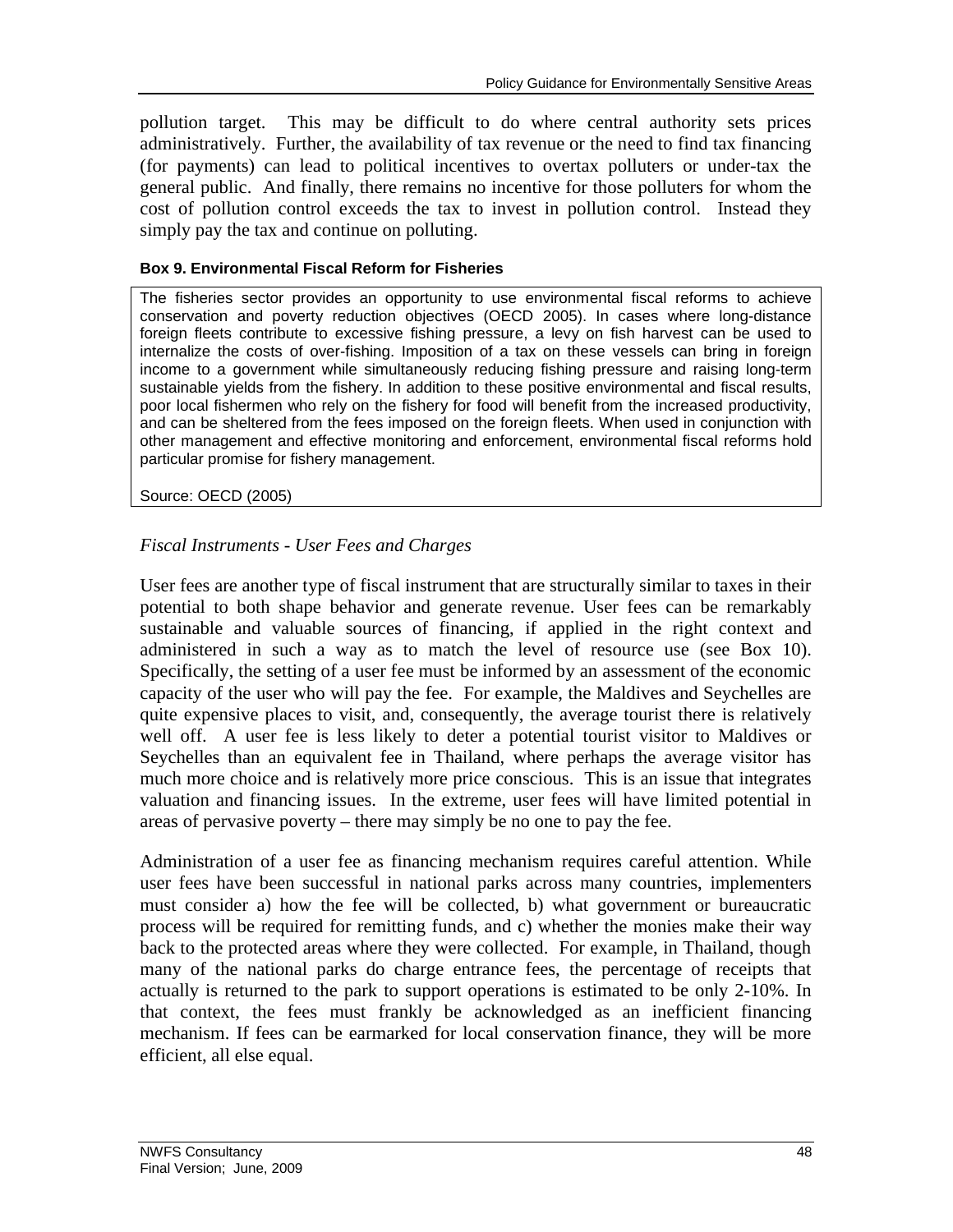pollution target. This may be difficult to do where central authority sets prices administratively. Further, the availability of tax revenue or the need to find tax financing (for payments) can lead to political incentives to overtax polluters or under-tax the general public. And finally, there remains no incentive for those polluters for whom the cost of pollution control exceeds the tax to invest in pollution control. Instead they simply pay the tax and continue on polluting.

**Box 9. Environmental Fiscal Reform for Fisheries**

The fisheries sector provides an opportunity to use environmental fiscal reforms to achieve conservation and poverty reduction objectives (OECD 2005). In cases where long-distance foreign fleets contribute to excessive fishing pressure, a levy on fish harvest can be used to internalize the costs of over-fishing. Imposition of a tax on these vessels can bring in foreign income to a government while simultaneously reducing fishing pressure and raising long-term sustainable yields from the fishery. In addition to these positive environmental and fiscal results, poor local fishermen who rely on the fishery for food will benefit from the increased productivity, and can be sheltered from the fees imposed on the foreign fleets. When used in conjunction with other management and effective monitoring and enforcement, environmental fiscal reforms hold particular promise for fishery management.

Source: OECD (2005)

*Fiscal Instruments - User Fees and Charges*

User fees are another type of fiscal instrument that are structurally similar to taxes in their potential to both shape behavior and generate revenue. User fees can be remarkably sustainable and valuable sources of financing, if applied in the right context and administered in such a way as to match the level of resource use (see Box 10). Specifically, the setting of a user fee must be informed by an assessment of the economic capacity of the user who will pay the fee. For example, the Maldives and Seychelles are quite expensive places to visit, and, consequently, the average tourist there is relatively well off. A user fee is less likely to deter a potential tourist visitor to Maldives or Seychelles than an equivalent fee in Thailand, where perhaps the average visitor has much more choice and is relatively more price conscious. This is an issue that integrates valuation and financing issues. In the extreme, user fees will have limited potential in areas of pervasive poverty – there may simply be no one to pay the fee.

Administration of a user fee as financing mechanism requires careful attention. While user fees have been successful in national parks across many countries, implementers must consider a) how the fee will be collected, b) what government or bureaucratic process will be required for remitting funds, and c) whether the monies make their way back to the protected areas where they were collected. For example, in Thailand, though many of the national parks do charge entrance fees, the percentage of receipts that actually is returned to the park to support operations is estimated to be only 2-10%. In that context, the fees must frankly be acknowledged as an inefficient financing mechanism. If fees can be earmarked for local conservation finance, they will be more efficient, all else equal.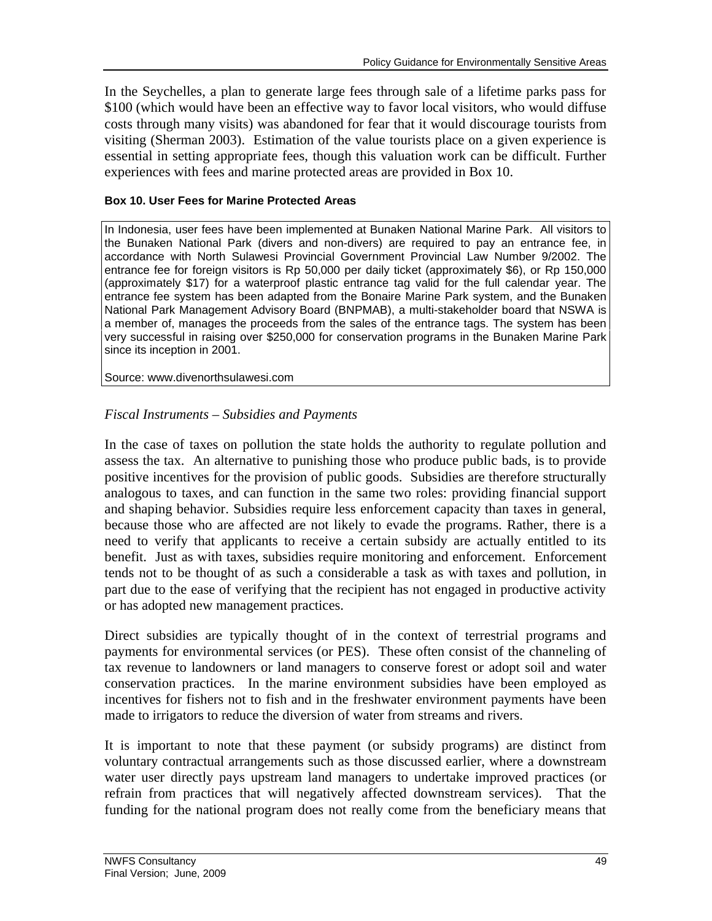In the Seychelles, a plan to generate large fees through sale of a lifetime parks pass for $100 (which would have been an effective way to favor local visitors, who would diffuse costs through many visits) was abandoned for fear that it would discourage tourists from visiting (Sherman 2003). Estimation of the value tourists place on a given experience is essential in setting appropriate fees, though this valuation work can be difficult. Further experiences with fees and marine protected areas are provided in Box 10.

**Box 10. User Fees for Marine Protected Areas**

> In Indonesia, user fees have been implemented at Bunaken National Marine Park. All visitors to the Bunaken National Park (divers and non-divers) are required to pay an entrance fee, in accordance with North Sulawesi Provincial Government Provincial Law Number 9/2002. The entrance fee for foreign visitors is Rp 50,000 per daily ticket (approximately $6), or Rp 150,000 (approximately $17) for a waterproof plastic entrance tag valid for the full calendar year. The entrance fee system has been adapted from the Bonaire Marine Park system, and the Bunaken National Park Management Advisory Board (BNPMAB), a multi-stakeholder board that NSWA is a member of, manages the proceeds from the sales of the entrance tags. The system has been very successful in raising over $250,000 for conservation programs in the Bunaken Marine Park since its inception in 2001.
>
> Source: www.divenorthsulawesi.com

*Fiscal Instruments – Subsidies and Payments*

In the case of taxes on pollution the state holds the authority to regulate pollution and assess the tax. An alternative to punishing those who produce public bads, is to provide positive incentives for the provision of public goods. Subsidies are therefore structurally analogous to taxes, and can function in the same two roles: providing financial support and shaping behavior. Subsidies require less enforcement capacity than taxes in general, because those who are affected are not likely to evade the programs. Rather, there is a need to verify that applicants to receive a certain subsidy are actually entitled to its benefit. Just as with taxes, subsidies require monitoring and enforcement. Enforcement tends not to be thought of as such a considerable a task as with taxes and pollution, in part due to the ease of verifying that the recipient has not engaged in productive activity or has adopted new management practices.

Direct subsidies are typically thought of in the context of terrestrial programs and payments for environmental services (or PES). These often consist of the channeling of tax revenue to landowners or land managers to conserve forest or adopt soil and water conservation practices. In the marine environment subsidies have been employed as incentives for fishers not to fish and in the freshwater environment payments have been made to irrigators to reduce the diversion of water from streams and rivers.

It is important to note that these payment (or subsidy programs) are distinct from voluntary contractual arrangements such as those discussed earlier, where a downstream water user directly pays upstream land managers to undertake improved practices (or refrain from practices that will negatively affected downstream services). That the funding for the national program does not really come from the beneficiary means that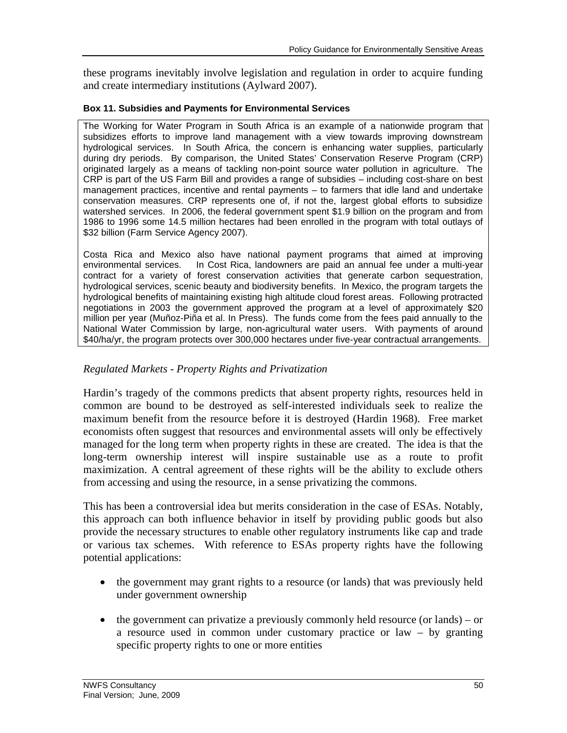these programs inevitably involve legislation and regulation in order to acquire funding and create intermediary institutions (Aylward 2007).

**Box 11. Subsidies and Payments for Environmental Services**

The Working for Water Program in South Africa is an example of a nationwide program that subsidizes efforts to improve land management with a view towards improving downstream hydrological services. In South Africa, the concern is enhancing water supplies, particularly during dry periods. By comparison, the United States' Conservation Reserve Program (CRP) originated largely as a means of tackling non-point source water pollution in agriculture. The CRP is part of the US Farm Bill and provides a range of subsidies – including cost-share on best management practices, incentive and rental payments – to farmers that idle land and undertake conservation measures. CRP represents one of, if not the, largest global efforts to subsidize watershed services. In 2006, the federal government spent $1.9 billion on the program and from 1986 to 1996 some 14.5 million hectares had been enrolled in the program with total outlays of $32 billion (Farm Service Agency 2007).

Costa Rica and Mexico also have national payment programs that aimed at improving environmental services. In Cost Rica, landowners are paid an annual fee under a multi-year contract for a variety of forest conservation activities that generate carbon sequestration, hydrological services, scenic beauty and biodiversity benefits. In Mexico, the program targets the hydrological benefits of maintaining existing high altitude cloud forest areas. Following protracted negotiations in 2003 the government approved the program at a level of approximately $20 million per year (Muñoz-Piña et al. In Press). The funds come from the fees paid annually to the National Water Commission by large, non-agricultural water users. With payments of around $40/ha/yr, the program protects over 300,000 hectares under five-year contractual arrangements.

*Regulated Markets - Property Rights and Privatization*

Hardin's tragedy of the commons predicts that absent property rights, resources held in common are bound to be destroyed as self-interested individuals seek to realize the maximum benefit from the resource before it is destroyed (Hardin 1968). Free market economists often suggest that resources and environmental assets will only be effectively managed for the long term when property rights in these are created. The idea is that the long-term ownership interest will inspire sustainable use as a route to profit maximization. A central agreement of these rights will be the ability to exclude others from accessing and using the resource, in a sense privatizing the commons.

This has been a controversial idea but merits consideration in the case of ESAs. Notably, this approach can both influence behavior in itself by providing public goods but also provide the necessary structures to enable other regulatory instruments like cap and trade or various tax schemes. With reference to ESAs property rights have the following potential applications:

- the government may grant rights to a resource (or lands) that was previously held under government ownership
- the government can privatize a previously commonly held resource (or lands) – or a resource used in common under customary practice or law – by granting specific property rights to one or more entities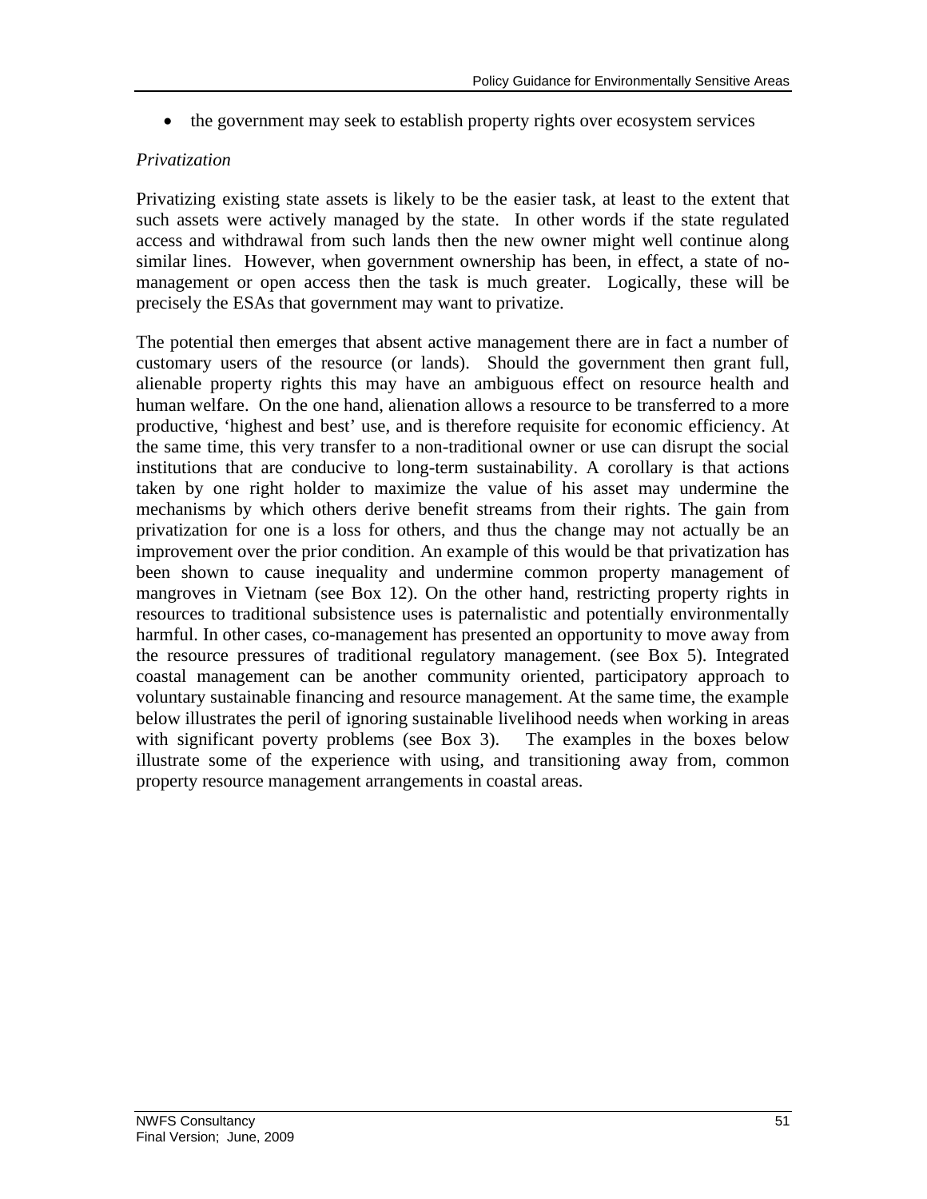- the government may seek to establish property rights over ecosystem services

*Privatization*

Privatizing existing state assets is likely to be the easier task, at least to the extent that such assets were actively managed by the state. In other words if the state regulated access and withdrawal from such lands then the new owner might well continue along similar lines. However, when government ownership has been, in effect, a state of no-management or open access then the task is much greater. Logically, these will be precisely the ESAs that government may want to privatize.

The potential then emerges that absent active management there are in fact a number of customary users of the resource (or lands). Should the government then grant full, alienable property rights this may have an ambiguous effect on resource health and human welfare. On the one hand, alienation allows a resource to be transferred to a more productive, 'highest and best' use, and is therefore requisite for economic efficiency. At the same time, this very transfer to a non-traditional owner or use can disrupt the social institutions that are conducive to long-term sustainability. A corollary is that actions taken by one right holder to maximize the value of his asset may undermine the mechanisms by which others derive benefit streams from their rights. The gain from privatization for one is a loss for others, and thus the change may not actually be an improvement over the prior condition. An example of this would be that privatization has been shown to cause inequality and undermine common property management of mangroves in Vietnam (see Box 12). On the other hand, restricting property rights in resources to traditional subsistence uses is paternalistic and potentially environmentally harmful. In other cases, co-management has presented an opportunity to move away from the resource pressures of traditional regulatory management. (see Box 5). Integrated coastal management can be another community oriented, participatory approach to voluntary sustainable financing and resource management. At the same time, the example below illustrates the peril of ignoring sustainable livelihood needs when working in areas with significant poverty problems (see Box 3). The examples in the boxes below illustrate some of the experience with using, and transitioning away from, common property resource management arrangements in coastal areas.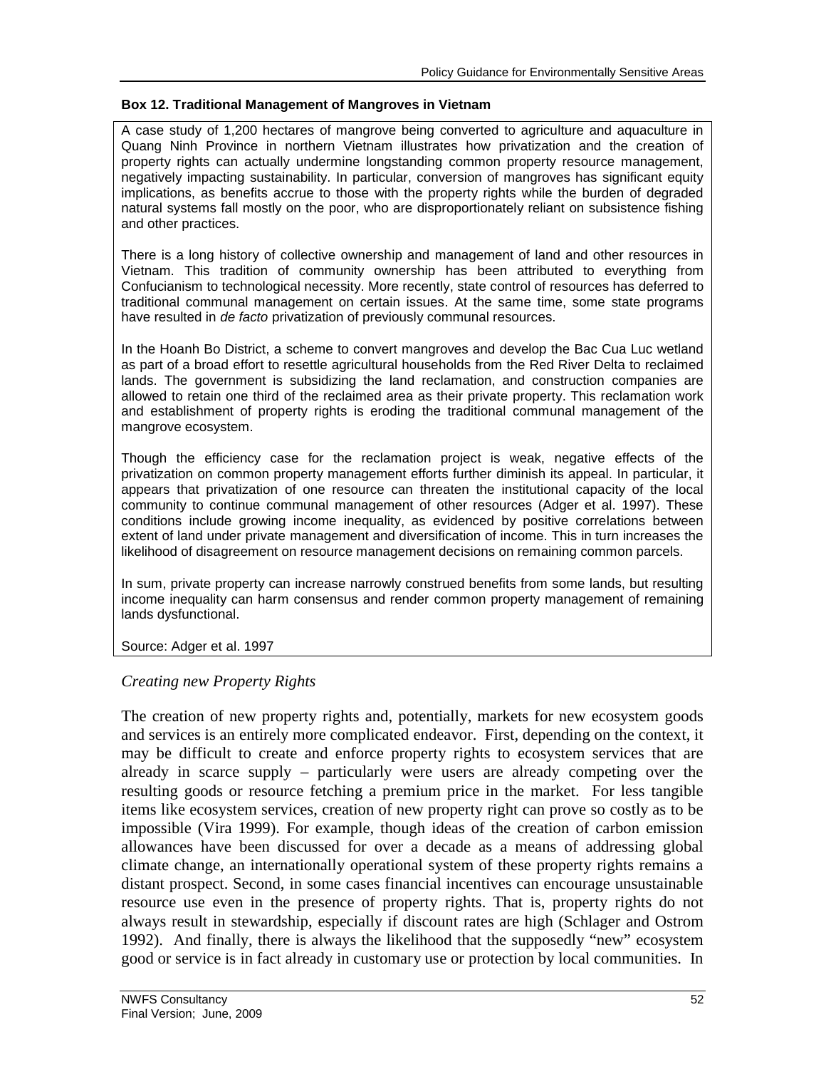**Box 12. Traditional Management of Mangroves in Vietnam**

A case study of 1,200 hectares of mangrove being converted to agriculture and aquaculture in Quang Ninh Province in northern Vietnam illustrates how privatization and the creation of property rights can actually undermine longstanding common property resource management, negatively impacting sustainability. In particular, conversion of mangroves has significant equity implications, as benefits accrue to those with the property rights while the burden of degraded natural systems fall mostly on the poor, who are disproportionately reliant on subsistence fishing and other practices.

There is a long history of collective ownership and management of land and other resources in Vietnam. This tradition of community ownership has been attributed to everything from Confucianism to technological necessity. More recently, state control of resources has deferred to traditional communal management on certain issues. At the same time, some state programs have resulted in *de facto* privatization of previously communal resources.

In the Hoanh Bo District, a scheme to convert mangroves and develop the Bac Cua Luc wetland as part of a broad effort to resettle agricultural households from the Red River Delta to reclaimed lands. The government is subsidizing the land reclamation, and construction companies are allowed to retain one third of the reclaimed area as their private property. This reclamation work and establishment of property rights is eroding the traditional communal management of the mangrove ecosystem.

Though the efficiency case for the reclamation project is weak, negative effects of the privatization on common property management efforts further diminish its appeal. In particular, it appears that privatization of one resource can threaten the institutional capacity of the local community to continue communal management of other resources (Adger et al. 1997). These conditions include growing income inequality, as evidenced by positive correlations between extent of land under private management and diversification of income. This in turn increases the likelihood of disagreement on resource management decisions on remaining common parcels.

In sum, private property can increase narrowly construed benefits from some lands, but resulting income inequality can harm consensus and render common property management of remaining lands dysfunctional.

Source: Adger et al. 1997

*Creating new Property Rights*

The creation of new property rights and, potentially, markets for new ecosystem goods and services is an entirely more complicated endeavor. First, depending on the context, it may be difficult to create and enforce property rights to ecosystem services that are already in scarce supply – particularly were users are already competing over the resulting goods or resource fetching a premium price in the market. For less tangible items like ecosystem services, creation of new property right can prove so costly as to be impossible (Vira 1999). For example, though ideas of the creation of carbon emission allowances have been discussed for over a decade as a means of addressing global climate change, an internationally operational system of these property rights remains a distant prospect. Second, in some cases financial incentives can encourage unsustainable resource use even in the presence of property rights. That is, property rights do not always result in stewardship, especially if discount rates are high (Schlager and Ostrom 1992). And finally, there is always the likelihood that the supposedly "new" ecosystem good or service is in fact already in customary use or protection by local communities. In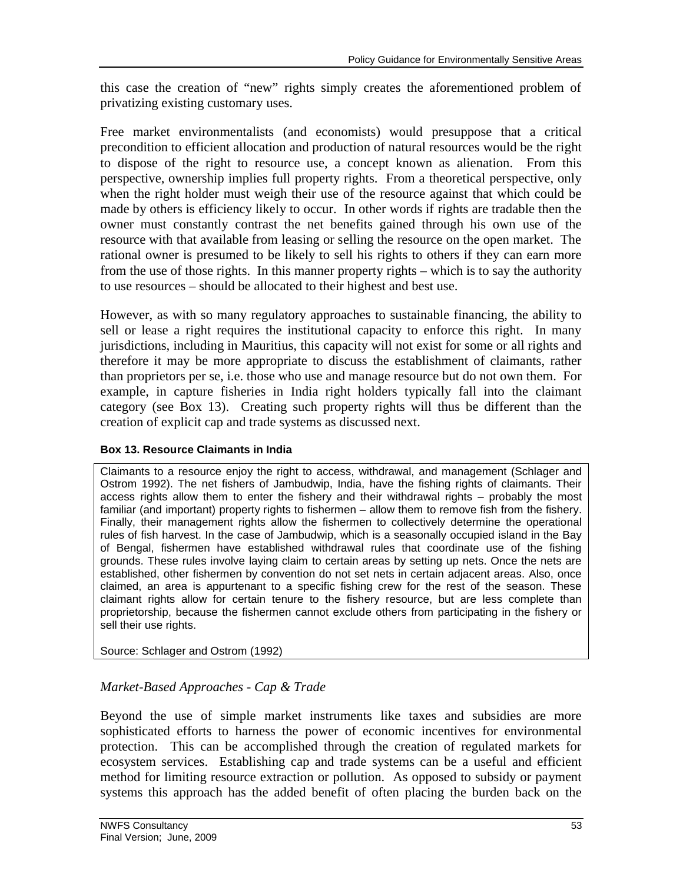this case the creation of "new" rights simply creates the aforementioned problem of privatizing existing customary uses.

Free market environmentalists (and economists) would presuppose that a critical precondition to efficient allocation and production of natural resources would be the right to dispose of the right to resource use, a concept known as alienation. From this perspective, ownership implies full property rights. From a theoretical perspective, only when the right holder must weigh their use of the resource against that which could be made by others is efficiency likely to occur. In other words if rights are tradable then the owner must constantly contrast the net benefits gained through his own use of the resource with that available from leasing or selling the resource on the open market. The rational owner is presumed to be likely to sell his rights to others if they can earn more from the use of those rights. In this manner property rights – which is to say the authority to use resources – should be allocated to their highest and best use.

However, as with so many regulatory approaches to sustainable financing, the ability to sell or lease a right requires the institutional capacity to enforce this right. In many jurisdictions, including in Mauritius, this capacity will not exist for some or all rights and therefore it may be more appropriate to discuss the establishment of claimants, rather than proprietors per se, i.e. those who use and manage resource but do not own them. For example, in capture fisheries in India right holders typically fall into the claimant category (see Box 13). Creating such property rights will thus be different than the creation of explicit cap and trade systems as discussed next.

**Box 13. Resource Claimants in India**

Claimants to a resource enjoy the right to access, withdrawal, and management (Schlager and Ostrom 1992). The net fishers of Jambudwip, India, have the fishing rights of claimants. Their access rights allow them to enter the fishery and their withdrawal rights – probably the most familiar (and important) property rights to fishermen – allow them to remove fish from the fishery. Finally, their management rights allow the fishermen to collectively determine the operational rules of fish harvest. In the case of Jambudwip, which is a seasonally occupied island in the Bay of Bengal, fishermen have established withdrawal rules that coordinate use of the fishing grounds. These rules involve laying claim to certain areas by setting up nets. Once the nets are established, other fishermen by convention do not set nets in certain adjacent areas. Also, once claimed, an area is appurtenant to a specific fishing crew for the rest of the season. These claimant rights allow for certain tenure to the fishery resource, but are less complete than proprietorship, because the fishermen cannot exclude others from participating in the fishery or sell their use rights.

Source: Schlager and Ostrom (1992)

### *Market-Based Approaches - Cap & Trade*

Beyond the use of simple market instruments like taxes and subsidies are more sophisticated efforts to harness the power of economic incentives for environmental protection. This can be accomplished through the creation of regulated markets for ecosystem services. Establishing cap and trade systems can be a useful and efficient method for limiting resource extraction or pollution. As opposed to subsidy or payment systems this approach has the added benefit of often placing the burden back on the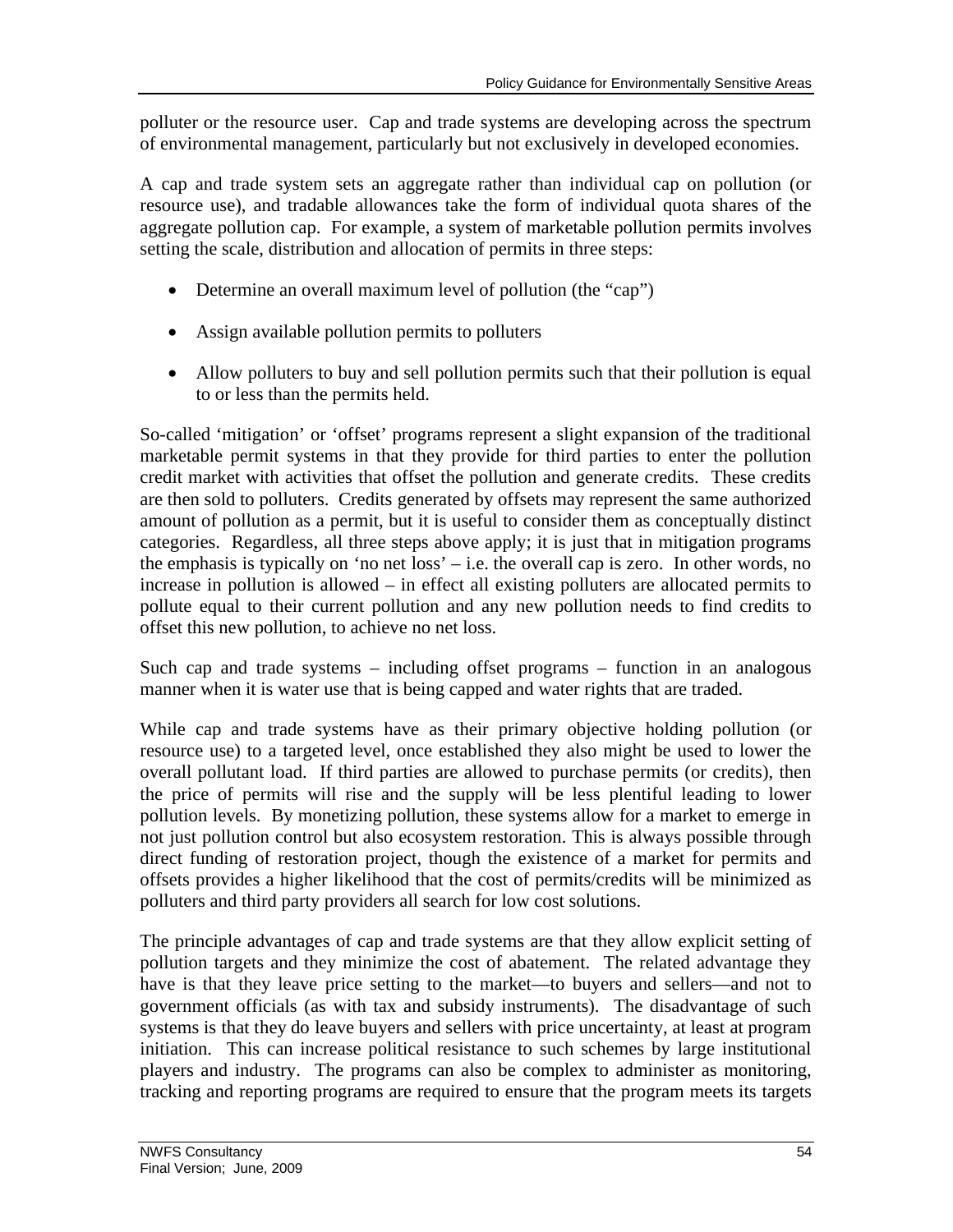polluter or the resource user. Cap and trade systems are developing across the spectrum of environmental management, particularly but not exclusively in developed economies.

A cap and trade system sets an aggregate rather than individual cap on pollution (or resource use), and tradable allowances take the form of individual quota shares of the aggregate pollution cap. For example, a system of marketable pollution permits involves setting the scale, distribution and allocation of permits in three steps:

- Determine an overall maximum level of pollution (the "cap")
- Assign available pollution permits to polluters
- Allow polluters to buy and sell pollution permits such that their pollution is equal to or less than the permits held.

So-called 'mitigation' or 'offset' programs represent a slight expansion of the traditional marketable permit systems in that they provide for third parties to enter the pollution credit market with activities that offset the pollution and generate credits. These credits are then sold to polluters. Credits generated by offsets may represent the same authorized amount of pollution as a permit, but it is useful to consider them as conceptually distinct categories. Regardless, all three steps above apply; it is just that in mitigation programs the emphasis is typically on 'no net loss' – i.e. the overall cap is zero. In other words, no increase in pollution is allowed – in effect all existing polluters are allocated permits to pollute equal to their current pollution and any new pollution needs to find credits to offset this new pollution, to achieve no net loss.

Such cap and trade systems – including offset programs – function in an analogous manner when it is water use that is being capped and water rights that are traded.

While cap and trade systems have as their primary objective holding pollution (or resource use) to a targeted level, once established they also might be used to lower the overall pollutant load. If third parties are allowed to purchase permits (or credits), then the price of permits will rise and the supply will be less plentiful leading to lower pollution levels. By monetizing pollution, these systems allow for a market to emerge in not just pollution control but also ecosystem restoration. This is always possible through direct funding of restoration project, though the existence of a market for permits and offsets provides a higher likelihood that the cost of permits/credits will be minimized as polluters and third party providers all search for low cost solutions.

The principle advantages of cap and trade systems are that they allow explicit setting of pollution targets and they minimize the cost of abatement. The related advantage they have is that they leave price setting to the market—to buyers and sellers—and not to government officials (as with tax and subsidy instruments). The disadvantage of such systems is that they do leave buyers and sellers with price uncertainty, at least at program initiation. This can increase political resistance to such schemes by large institutional players and industry. The programs can also be complex to administer as monitoring, tracking and reporting programs are required to ensure that the program meets its targets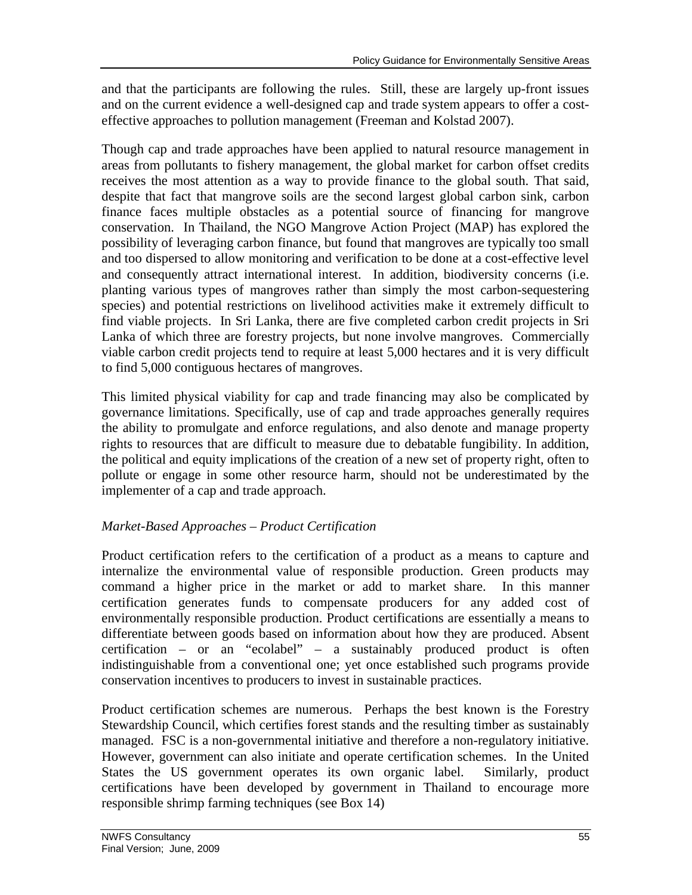and that the participants are following the rules. Still, these are largely up-front issues and on the current evidence a well-designed cap and trade system appears to offer a cost-effective approaches to pollution management (Freeman and Kolstad 2007).

Though cap and trade approaches have been applied to natural resource management in areas from pollutants to fishery management, the global market for carbon offset credits receives the most attention as a way to provide finance to the global south. That said, despite that fact that mangrove soils are the second largest global carbon sink, carbon finance faces multiple obstacles as a potential source of financing for mangrove conservation. In Thailand, the NGO Mangrove Action Project (MAP) has explored the possibility of leveraging carbon finance, but found that mangroves are typically too small and too dispersed to allow monitoring and verification to be done at a cost-effective level and consequently attract international interest. In addition, biodiversity concerns (i.e. planting various types of mangroves rather than simply the most carbon-sequestering species) and potential restrictions on livelihood activities make it extremely difficult to find viable projects. In Sri Lanka, there are five completed carbon credit projects in Sri Lanka of which three are forestry projects, but none involve mangroves. Commercially viable carbon credit projects tend to require at least 5,000 hectares and it is very difficult to find 5,000 contiguous hectares of mangroves.

This limited physical viability for cap and trade financing may also be complicated by governance limitations. Specifically, use of cap and trade approaches generally requires the ability to promulgate and enforce regulations, and also denote and manage property rights to resources that are difficult to measure due to debatable fungibility. In addition, the political and equity implications of the creation of a new set of property right, often to pollute or engage in some other resource harm, should not be underestimated by the implementer of a cap and trade approach.

*Market-Based Approaches – Product Certification*

Product certification refers to the certification of a product as a means to capture and internalize the environmental value of responsible production. Green products may command a higher price in the market or add to market share. In this manner certification generates funds to compensate producers for any added cost of environmentally responsible production. Product certifications are essentially a means to differentiate between goods based on information about how they are produced. Absent certification – or an "ecolabel" – a sustainably produced product is often indistinguishable from a conventional one; yet once established such programs provide conservation incentives to producers to invest in sustainable practices.

Product certification schemes are numerous. Perhaps the best known is the Forestry Stewardship Council, which certifies forest stands and the resulting timber as sustainably managed. FSC is a non-governmental initiative and therefore a non-regulatory initiative. However, government can also initiate and operate certification schemes. In the United States the US government operates its own organic label. Similarly, product certifications have been developed by government in Thailand to encourage more responsible shrimp farming techniques (see Box 14)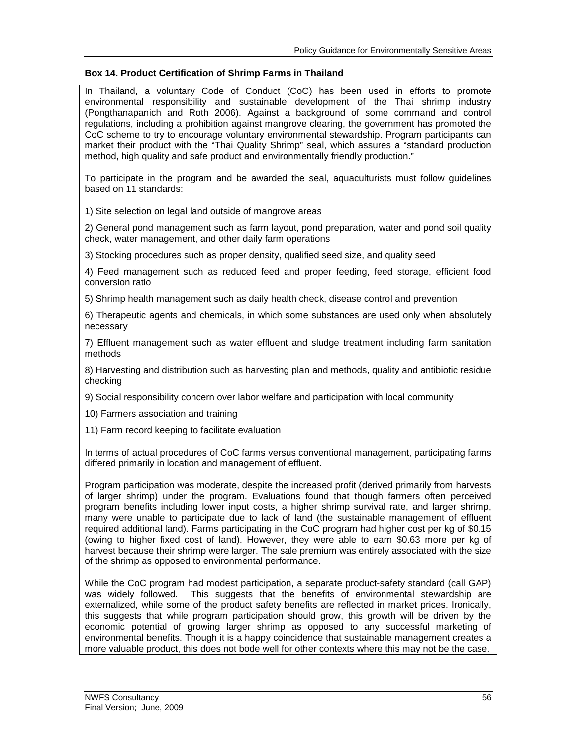**Box 14. Product Certification of Shrimp Farms in Thailand**

In Thailand, a voluntary Code of Conduct (CoC) has been used in efforts to promote environmental responsibility and sustainable development of the Thai shrimp industry (Pongthanapanich and Roth 2006). Against a background of some command and control regulations, including a prohibition against mangrove clearing, the government has promoted the CoC scheme to try to encourage voluntary environmental stewardship. Program participants can market their product with the "Thai Quality Shrimp" seal, which assures a "standard production method, high quality and safe product and environmentally friendly production."

To participate in the program and be awarded the seal, aquaculturists must follow guidelines based on 11 standards:

1) Site selection on legal land outside of mangrove areas

2) General pond management such as farm layout, pond preparation, water and pond soil quality check, water management, and other daily farm operations

3) Stocking procedures such as proper density, qualified seed size, and quality seed

4) Feed management such as reduced feed and proper feeding, feed storage, efficient food conversion ratio

5) Shrimp health management such as daily health check, disease control and prevention

6) Therapeutic agents and chemicals, in which some substances are used only when absolutely necessary

7) Effluent management such as water effluent and sludge treatment including farm sanitation methods

8) Harvesting and distribution such as harvesting plan and methods, quality and antibiotic residue checking

9) Social responsibility concern over labor welfare and participation with local community

10) Farmers association and training

11) Farm record keeping to facilitate evaluation

In terms of actual procedures of CoC farms versus conventional management, participating farms differed primarily in location and management of effluent.

Program participation was moderate, despite the increased profit (derived primarily from harvests of larger shrimp) under the program. Evaluations found that though farmers often perceived program benefits including lower input costs, a higher shrimp survival rate, and larger shrimp, many were unable to participate due to lack of land (the sustainable management of effluent required additional land). Farms participating in the CoC program had higher cost per kg of $0.15 (owing to higher fixed cost of land). However, they were able to earn $0.63 more per kg of harvest because their shrimp were larger. The sale premium was entirely associated with the size of the shrimp as opposed to environmental performance.

While the CoC program had modest participation, a separate product-safety standard (call GAP) was widely followed. This suggests that the benefits of environmental stewardship are externalized, while some of the product safety benefits are reflected in market prices. Ironically, this suggests that while program participation should grow, this growth will be driven by the economic potential of growing larger shrimp as opposed to any successful marketing of environmental benefits. Though it is a happy coincidence that sustainable management creates a more valuable product, this does not bode well for other contexts where this may not be the case.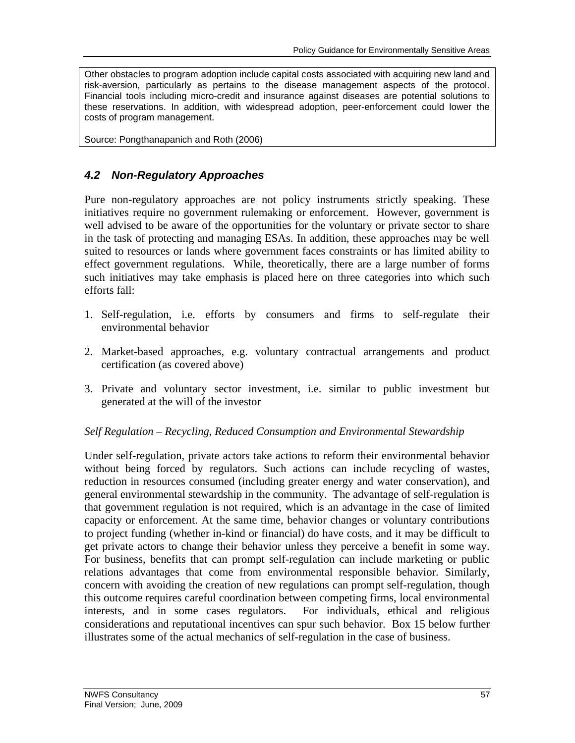Other obstacles to program adoption include capital costs associated with acquiring new land and risk-aversion, particularly as pertains to the disease management aspects of the protocol. Financial tools including micro-credit and insurance against diseases are potential solutions to these reservations. In addition, with widespread adoption, peer-enforcement could lower the costs of program management.

Source: Pongthanapanich and Roth (2006)

### *4.2 Non-Regulatory Approaches*

Pure non-regulatory approaches are not policy instruments strictly speaking. These initiatives require no government rulemaking or enforcement. However, government is well advised to be aware of the opportunities for the voluntary or private sector to share in the task of protecting and managing ESAs. In addition, these approaches may be well suited to resources or lands where government faces constraints or has limited ability to effect government regulations. While, theoretically, there are a large number of forms such initiatives may take emphasis is placed here on three categories into which such efforts fall:

1. Self-regulation, i.e. efforts by consumers and firms to self-regulate their environmental behavior

2. Market-based approaches, e.g. voluntary contractual arrangements and product certification (as covered above)

3. Private and voluntary sector investment, i.e. similar to public investment but generated at the will of the investor

*Self Regulation – Recycling, Reduced Consumption and Environmental Stewardship*

Under self-regulation, private actors take actions to reform their environmental behavior without being forced by regulators. Such actions can include recycling of wastes, reduction in resources consumed (including greater energy and water conservation), and general environmental stewardship in the community. The advantage of self-regulation is that government regulation is not required, which is an advantage in the case of limited capacity or enforcement. At the same time, behavior changes or voluntary contributions to project funding (whether in-kind or financial) do have costs, and it may be difficult to get private actors to change their behavior unless they perceive a benefit in some way. For business, benefits that can prompt self-regulation can include marketing or public relations advantages that come from environmental responsible behavior. Similarly, concern with avoiding the creation of new regulations can prompt self-regulation, though this outcome requires careful coordination between competing firms, local environmental interests, and in some cases regulators. For individuals, ethical and religious considerations and reputational incentives can spur such behavior. Box 15 below further illustrates some of the actual mechanics of self-regulation in the case of business.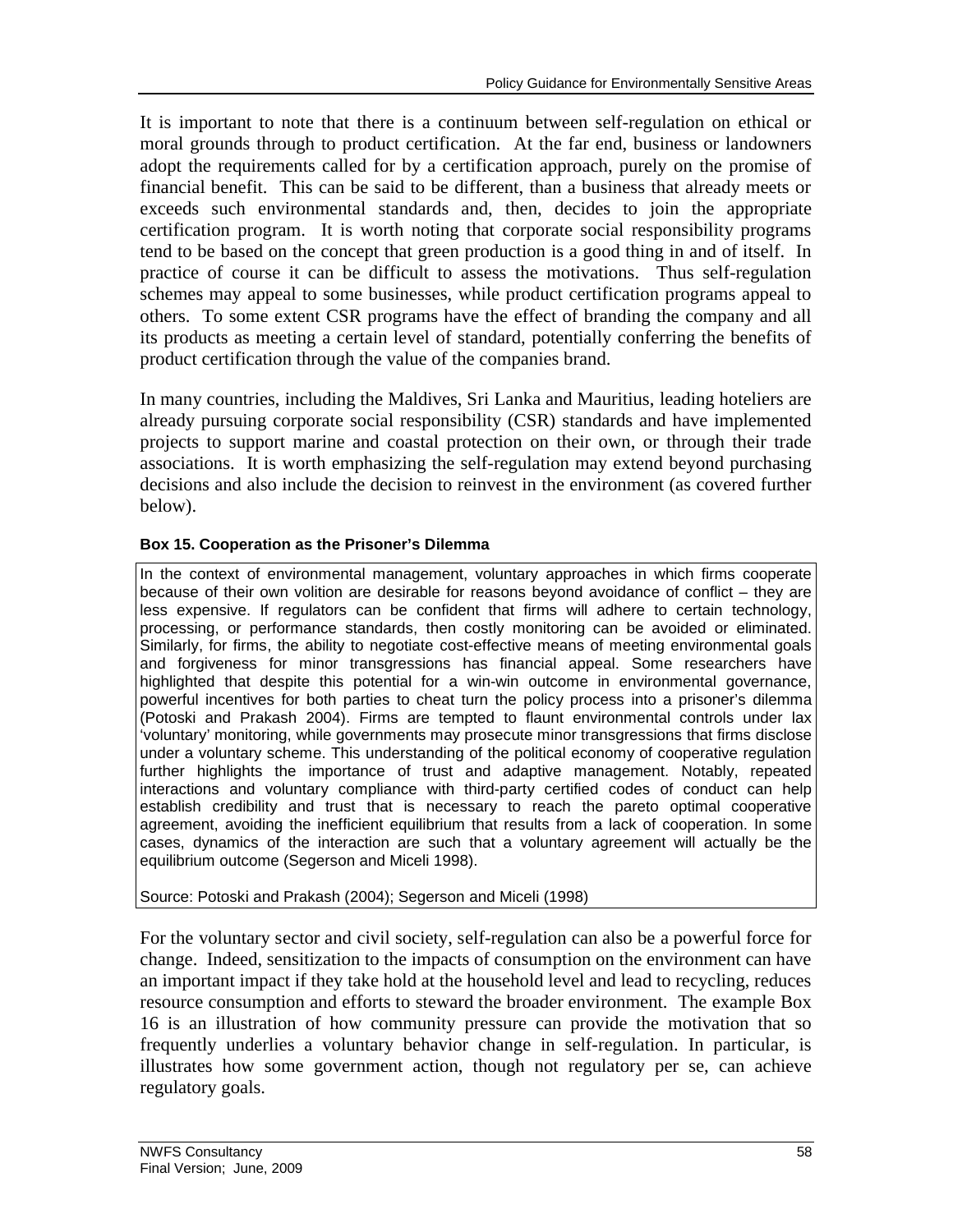It is important to note that there is a continuum between self-regulation on ethical or moral grounds through to product certification. At the far end, business or landowners adopt the requirements called for by a certification approach, purely on the promise of financial benefit. This can be said to be different, than a business that already meets or exceeds such environmental standards and, then, decides to join the appropriate certification program. It is worth noting that corporate social responsibility programs tend to be based on the concept that green production is a good thing in and of itself. In practice of course it can be difficult to assess the motivations. Thus self-regulation schemes may appeal to some businesses, while product certification programs appeal to others. To some extent CSR programs have the effect of branding the company and all its products as meeting a certain level of standard, potentially conferring the benefits of product certification through the value of the companies brand.

In many countries, including the Maldives, Sri Lanka and Mauritius, leading hoteliers are already pursuing corporate social responsibility (CSR) standards and have implemented projects to support marine and coastal protection on their own, or through their trade associations. It is worth emphasizing the self-regulation may extend beyond purchasing decisions and also include the decision to reinvest in the environment (as covered further below).

**Box 15. Cooperation as the Prisoner's Dilemma**

In the context of environmental management, voluntary approaches in which firms cooperate because of their own volition are desirable for reasons beyond avoidance of conflict – they are less expensive. If regulators can be confident that firms will adhere to certain technology, processing, or performance standards, then costly monitoring can be avoided or eliminated. Similarly, for firms, the ability to negotiate cost-effective means of meeting environmental goals and forgiveness for minor transgressions has financial appeal. Some researchers have highlighted that despite this potential for a win-win outcome in environmental governance, powerful incentives for both parties to cheat turn the policy process into a prisoner's dilemma (Potoski and Prakash 2004). Firms are tempted to flaunt environmental controls under lax 'voluntary' monitoring, while governments may prosecute minor transgressions that firms disclose under a voluntary scheme. This understanding of the political economy of cooperative regulation further highlights the importance of trust and adaptive management. Notably, repeated interactions and voluntary compliance with third-party certified codes of conduct can help establish credibility and trust that is necessary to reach the pareto optimal cooperative agreement, avoiding the inefficient equilibrium that results from a lack of cooperation. In some cases, dynamics of the interaction are such that a voluntary agreement will actually be the equilibrium outcome (Segerson and Miceli 1998).

Source: Potoski and Prakash (2004); Segerson and Miceli (1998)

For the voluntary sector and civil society, self-regulation can also be a powerful force for change. Indeed, sensitization to the impacts of consumption on the environment can have an important impact if they take hold at the household level and lead to recycling, reduces resource consumption and efforts to steward the broader environment. The example Box 16 is an illustration of how community pressure can provide the motivation that so frequently underlies a voluntary behavior change in self-regulation. In particular, is illustrates how some government action, though not regulatory per se, can achieve regulatory goals.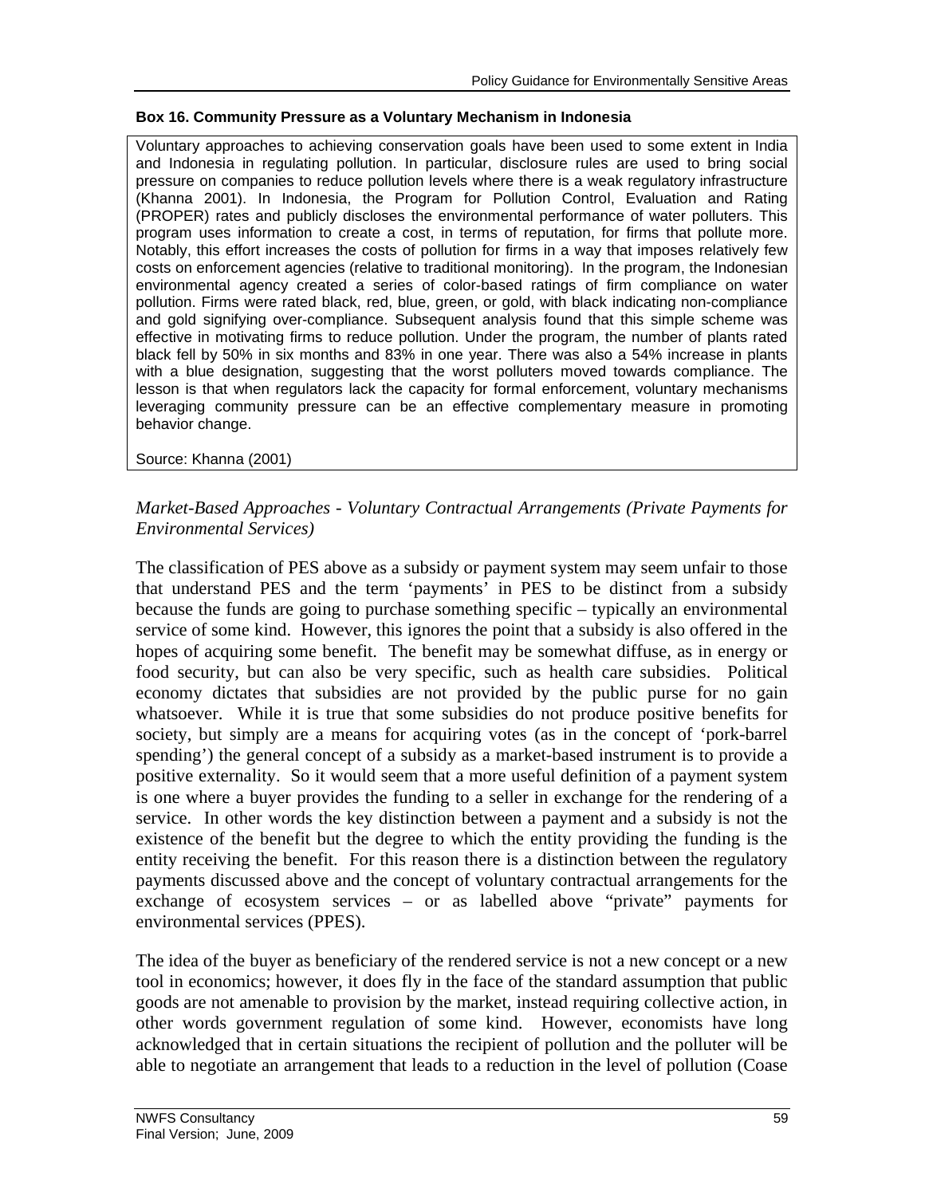**Box 16. Community Pressure as a Voluntary Mechanism in Indonesia**

Voluntary approaches to achieving conservation goals have been used to some extent in India and Indonesia in regulating pollution. In particular, disclosure rules are used to bring social pressure on companies to reduce pollution levels where there is a weak regulatory infrastructure (Khanna 2001). In Indonesia, the Program for Pollution Control, Evaluation and Rating (PROPER) rates and publicly discloses the environmental performance of water polluters. This program uses information to create a cost, in terms of reputation, for firms that pollute more. Notably, this effort increases the costs of pollution for firms in a way that imposes relatively few costs on enforcement agencies (relative to traditional monitoring). In the program, the Indonesian environmental agency created a series of color-based ratings of firm compliance on water pollution. Firms were rated black, red, blue, green, or gold, with black indicating non-compliance and gold signifying over-compliance. Subsequent analysis found that this simple scheme was effective in motivating firms to reduce pollution. Under the program, the number of plants rated black fell by 50% in six months and 83% in one year. There was also a 54% increase in plants with a blue designation, suggesting that the worst polluters moved towards compliance. The lesson is that when regulators lack the capacity for formal enforcement, voluntary mechanisms leveraging community pressure can be an effective complementary measure in promoting behavior change.

Source: Khanna (2001)

*Market-Based Approaches - Voluntary Contractual Arrangements (Private Payments for Environmental Services)*

The classification of PES above as a subsidy or payment system may seem unfair to those that understand PES and the term 'payments' in PES to be distinct from a subsidy because the funds are going to purchase something specific – typically an environmental service of some kind. However, this ignores the point that a subsidy is also offered in the hopes of acquiring some benefit. The benefit may be somewhat diffuse, as in energy or food security, but can also be very specific, such as health care subsidies. Political economy dictates that subsidies are not provided by the public purse for no gain whatsoever. While it is true that some subsidies do not produce positive benefits for society, but simply are a means for acquiring votes (as in the concept of 'pork-barrel spending') the general concept of a subsidy as a market-based instrument is to provide a positive externality. So it would seem that a more useful definition of a payment system is one where a buyer provides the funding to a seller in exchange for the rendering of a service. In other words the key distinction between a payment and a subsidy is not the existence of the benefit but the degree to which the entity providing the funding is the entity receiving the benefit. For this reason there is a distinction between the regulatory payments discussed above and the concept of voluntary contractual arrangements for the exchange of ecosystem services – or as labelled above "private" payments for environmental services (PPES).

The idea of the buyer as beneficiary of the rendered service is not a new concept or a new tool in economics; however, it does fly in the face of the standard assumption that public goods are not amenable to provision by the market, instead requiring collective action, in other words government regulation of some kind. However, economists have long acknowledged that in certain situations the recipient of pollution and the polluter will be able to negotiate an arrangement that leads to a reduction in the level of pollution (Coase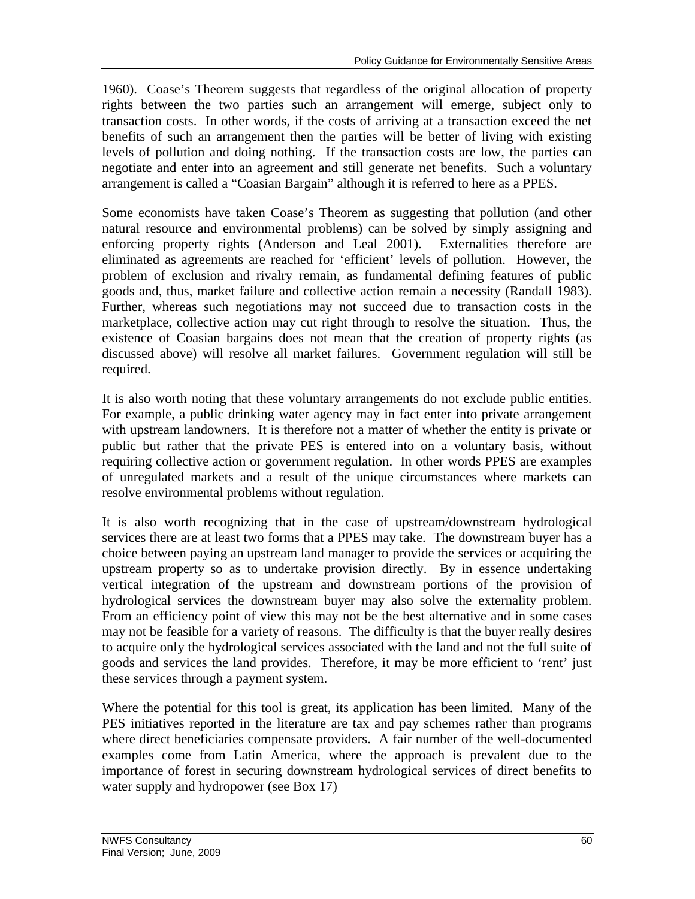1960). Coase's Theorem suggests that regardless of the original allocation of property rights between the two parties such an arrangement will emerge, subject only to transaction costs. In other words, if the costs of arriving at a transaction exceed the net benefits of such an arrangement then the parties will be better of living with existing levels of pollution and doing nothing. If the transaction costs are low, the parties can negotiate and enter into an agreement and still generate net benefits. Such a voluntary arrangement is called a "Coasian Bargain" although it is referred to here as a PPES.

Some economists have taken Coase's Theorem as suggesting that pollution (and other natural resource and environmental problems) can be solved by simply assigning and enforcing property rights (Anderson and Leal 2001). Externalities therefore are eliminated as agreements are reached for 'efficient' levels of pollution. However, the problem of exclusion and rivalry remain, as fundamental defining features of public goods and, thus, market failure and collective action remain a necessity (Randall 1983). Further, whereas such negotiations may not succeed due to transaction costs in the marketplace, collective action may cut right through to resolve the situation. Thus, the existence of Coasian bargains does not mean that the creation of property rights (as discussed above) will resolve all market failures. Government regulation will still be required.

It is also worth noting that these voluntary arrangements do not exclude public entities. For example, a public drinking water agency may in fact enter into private arrangement with upstream landowners. It is therefore not a matter of whether the entity is private or public but rather that the private PES is entered into on a voluntary basis, without requiring collective action or government regulation. In other words PPES are examples of unregulated markets and a result of the unique circumstances where markets can resolve environmental problems without regulation.

It is also worth recognizing that in the case of upstream/downstream hydrological services there are at least two forms that a PPES may take. The downstream buyer has a choice between paying an upstream land manager to provide the services or acquiring the upstream property so as to undertake provision directly. By in essence undertaking vertical integration of the upstream and downstream portions of the provision of hydrological services the downstream buyer may also solve the externality problem. From an efficiency point of view this may not be the best alternative and in some cases may not be feasible for a variety of reasons. The difficulty is that the buyer really desires to acquire only the hydrological services associated with the land and not the full suite of goods and services the land provides. Therefore, it may be more efficient to 'rent' just these services through a payment system.

Where the potential for this tool is great, its application has been limited. Many of the PES initiatives reported in the literature are tax and pay schemes rather than programs where direct beneficiaries compensate providers. A fair number of the well-documented examples come from Latin America, where the approach is prevalent due to the importance of forest in securing downstream hydrological services of direct benefits to water supply and hydropower (see Box 17)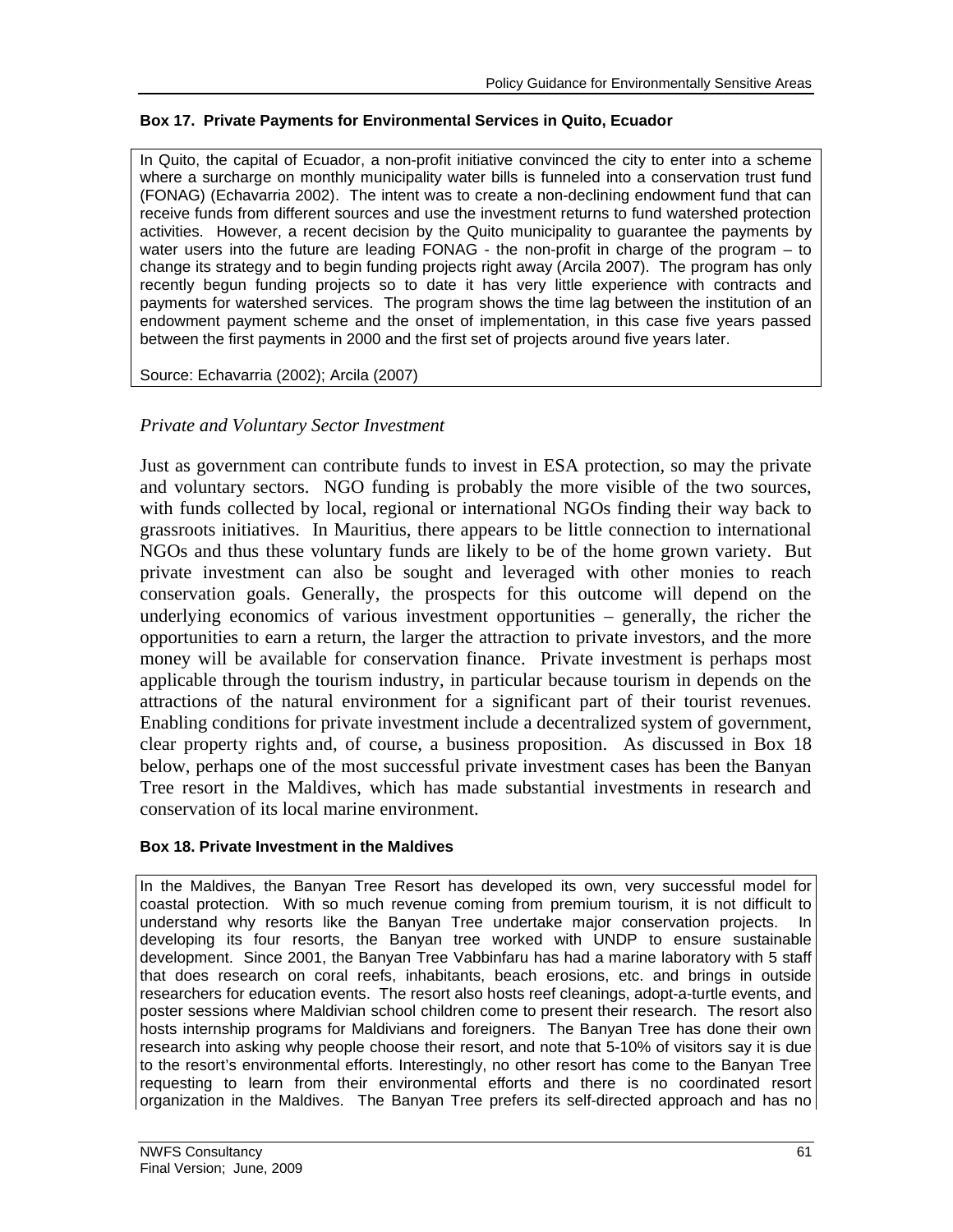**Box 17. Private Payments for Environmental Services in Quito, Ecuador**

In Quito, the capital of Ecuador, a non-profit initiative convinced the city to enter into a scheme where a surcharge on monthly municipality water bills is funneled into a conservation trust fund (FONAG) (Echavarria 2002). The intent was to create a non-declining endowment fund that can receive funds from different sources and use the investment returns to fund watershed protection activities. However, a recent decision by the Quito municipality to guarantee the payments by water users into the future are leading FONAG - the non-profit in charge of the program – to change its strategy and to begin funding projects right away (Arcila 2007). The program has only recently begun funding projects so to date it has very little experience with contracts and payments for watershed services. The program shows the time lag between the institution of an endowment payment scheme and the onset of implementation, in this case five years passed between the first payments in 2000 and the first set of projects around five years later.

Source: Echavarria (2002); Arcila (2007)

### *Private and Voluntary Sector Investment*

Just as government can contribute funds to invest in ESA protection, so may the private and voluntary sectors. NGO funding is probably the more visible of the two sources, with funds collected by local, regional or international NGOs finding their way back to grassroots initiatives. In Mauritius, there appears to be little connection to international NGOs and thus these voluntary funds are likely to be of the home grown variety. But private investment can also be sought and leveraged with other monies to reach conservation goals. Generally, the prospects for this outcome will depend on the underlying economics of various investment opportunities – generally, the richer the opportunities to earn a return, the larger the attraction to private investors, and the more money will be available for conservation finance. Private investment is perhaps most applicable through the tourism industry, in particular because tourism in depends on the attractions of the natural environment for a significant part of their tourist revenues. Enabling conditions for private investment include a decentralized system of government, clear property rights and, of course, a business proposition. As discussed in Box 18 below, perhaps one of the most successful private investment cases has been the Banyan Tree resort in the Maldives, which has made substantial investments in research and conservation of its local marine environment.

**Box 18. Private Investment in the Maldives**

In the Maldives, the Banyan Tree Resort has developed its own, very successful model for coastal protection. With so much revenue coming from premium tourism, it is not difficult to understand why resorts like the Banyan Tree undertake major conservation projects. In developing its four resorts, the Banyan tree worked with UNDP to ensure sustainable development. Since 2001, the Banyan Tree Vabbinfaru has had a marine laboratory with 5 staff that does research on coral reefs, inhabitants, beach erosions, etc. and brings in outside researchers for education events. The resort also hosts reef cleanings, adopt-a-turtle events, and poster sessions where Maldivian school children come to present their research. The resort also hosts internship programs for Maldivians and foreigners. The Banyan Tree has done their own research into asking why people choose their resort, and note that 5-10% of visitors say it is due to the resort's environmental efforts. Interestingly, no other resort has come to the Banyan Tree requesting to learn from their environmental efforts and there is no coordinated resort organization in the Maldives. The Banyan Tree prefers its self-directed approach and has no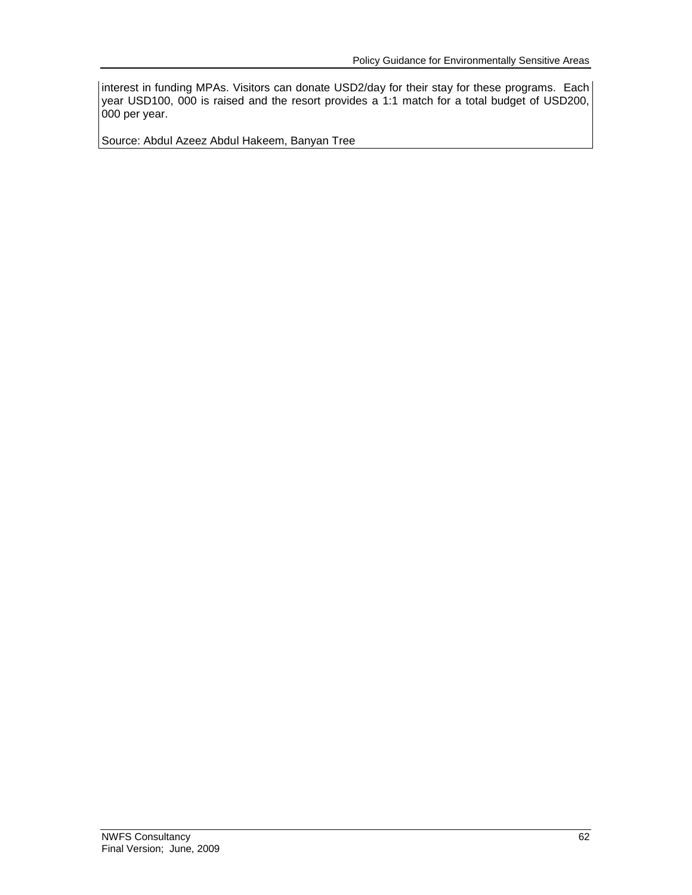interest in funding MPAs. Visitors can donate USD2/day for their stay for these programs. Each year USD100, 000 is raised and the resort provides a 1:1 match for a total budget of USD200, 000 per year.

Source: Abdul Azeez Abdul Hakeem, Banyan Tree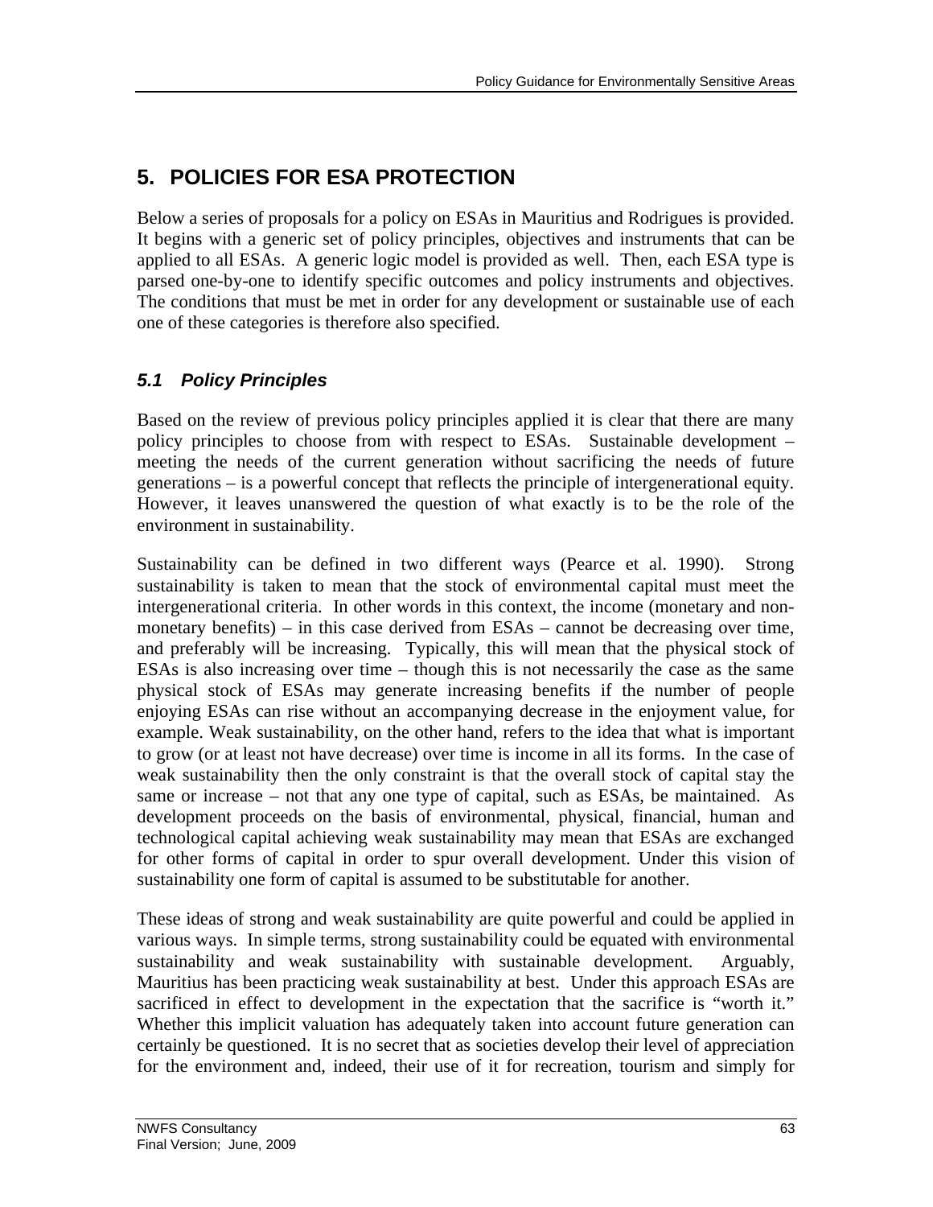# 5. POLICIES FOR ESA PROTECTION

Below a series of proposals for a policy on ESAs in Mauritius and Rodrigues is provided. It begins with a generic set of policy principles, objectives and instruments that can be applied to all ESAs. A generic logic model is provided as well. Then, each ESA type is parsed one-by-one to identify specific outcomes and policy instruments and objectives. The conditions that must be met in order for any development or sustainable use of each one of these categories is therefore also specified.

## *5.1 Policy Principles*

Based on the review of previous policy principles applied it is clear that there are many policy principles to choose from with respect to ESAs. Sustainable development – meeting the needs of the current generation without sacrificing the needs of future generations – is a powerful concept that reflects the principle of intergenerational equity. However, it leaves unanswered the question of what exactly is to be the role of the environment in sustainability.

Sustainability can be defined in two different ways (Pearce et al. 1990). Strong sustainability is taken to mean that the stock of environmental capital must meet the intergenerational criteria. In other words in this context, the income (monetary and non-monetary benefits) – in this case derived from ESAs – cannot be decreasing over time, and preferably will be increasing. Typically, this will mean that the physical stock of ESAs is also increasing over time – though this is not necessarily the case as the same physical stock of ESAs may generate increasing benefits if the number of people enjoying ESAs can rise without an accompanying decrease in the enjoyment value, for example. Weak sustainability, on the other hand, refers to the idea that what is important to grow (or at least not have decrease) over time is income in all its forms. In the case of weak sustainability then the only constraint is that the overall stock of capital stay the same or increase – not that any one type of capital, such as ESAs, be maintained. As development proceeds on the basis of environmental, physical, financial, human and technological capital achieving weak sustainability may mean that ESAs are exchanged for other forms of capital in order to spur overall development. Under this vision of sustainability one form of capital is assumed to be substitutable for another.

These ideas of strong and weak sustainability are quite powerful and could be applied in various ways. In simple terms, strong sustainability could be equated with environmental sustainability and weak sustainability with sustainable development. Arguably, Mauritius has been practicing weak sustainability at best. Under this approach ESAs are sacrificed in effect to development in the expectation that the sacrifice is "worth it." Whether this implicit valuation has adequately taken into account future generation can certainly be questioned. It is no secret that as societies develop their level of appreciation for the environment and, indeed, their use of it for recreation, tourism and simply for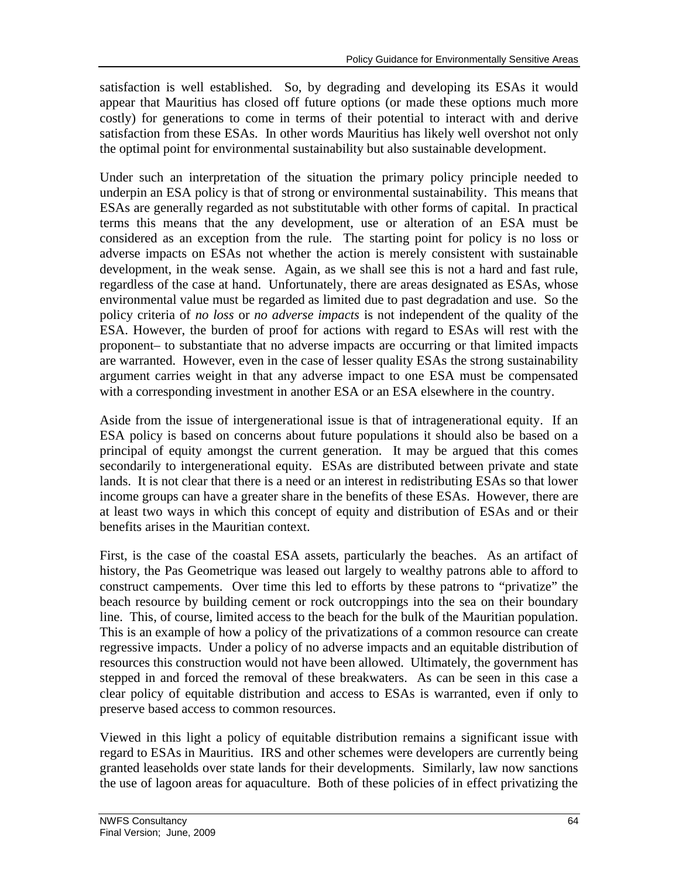satisfaction is well established. So, by degrading and developing its ESAs it would appear that Mauritius has closed off future options (or made these options much more costly) for generations to come in terms of their potential to interact with and derive satisfaction from these ESAs. In other words Mauritius has likely well overshot not only the optimal point for environmental sustainability but also sustainable development.

Under such an interpretation of the situation the primary policy principle needed to underpin an ESA policy is that of strong or environmental sustainability. This means that ESAs are generally regarded as not substitutable with other forms of capital. In practical terms this means that the any development, use or alteration of an ESA must be considered as an exception from the rule. The starting point for policy is no loss or adverse impacts on ESAs not whether the action is merely consistent with sustainable development, in the weak sense. Again, as we shall see this is not a hard and fast rule, regardless of the case at hand. Unfortunately, there are areas designated as ESAs, whose environmental value must be regarded as limited due to past degradation and use. So the policy criteria of *no loss* or *no adverse impacts* is not independent of the quality of the ESA. However, the burden of proof for actions with regard to ESAs will rest with the proponent– to substantiate that no adverse impacts are occurring or that limited impacts are warranted. However, even in the case of lesser quality ESAs the strong sustainability argument carries weight in that any adverse impact to one ESA must be compensated with a corresponding investment in another ESA or an ESA elsewhere in the country.

Aside from the issue of intergenerational issue is that of intragenerational equity. If an ESA policy is based on concerns about future populations it should also be based on a principal of equity amongst the current generation. It may be argued that this comes secondarily to intergenerational equity. ESAs are distributed between private and state lands. It is not clear that there is a need or an interest in redistributing ESAs so that lower income groups can have a greater share in the benefits of these ESAs. However, there are at least two ways in which this concept of equity and distribution of ESAs and or their benefits arises in the Mauritian context.

First, is the case of the coastal ESA assets, particularly the beaches. As an artifact of history, the Pas Geometrique was leased out largely to wealthy patrons able to afford to construct campements. Over time this led to efforts by these patrons to "privatize" the beach resource by building cement or rock outcroppings into the sea on their boundary line. This, of course, limited access to the beach for the bulk of the Mauritian population. This is an example of how a policy of the privatizations of a common resource can create regressive impacts. Under a policy of no adverse impacts and an equitable distribution of resources this construction would not have been allowed. Ultimately, the government has stepped in and forced the removal of these breakwaters. As can be seen in this case a clear policy of equitable distribution and access to ESAs is warranted, even if only to preserve based access to common resources.

Viewed in this light a policy of equitable distribution remains a significant issue with regard to ESAs in Mauritius. IRS and other schemes were developers are currently being granted leaseholds over state lands for their developments. Similarly, law now sanctions the use of lagoon areas for aquaculture. Both of these policies of in effect privatizing the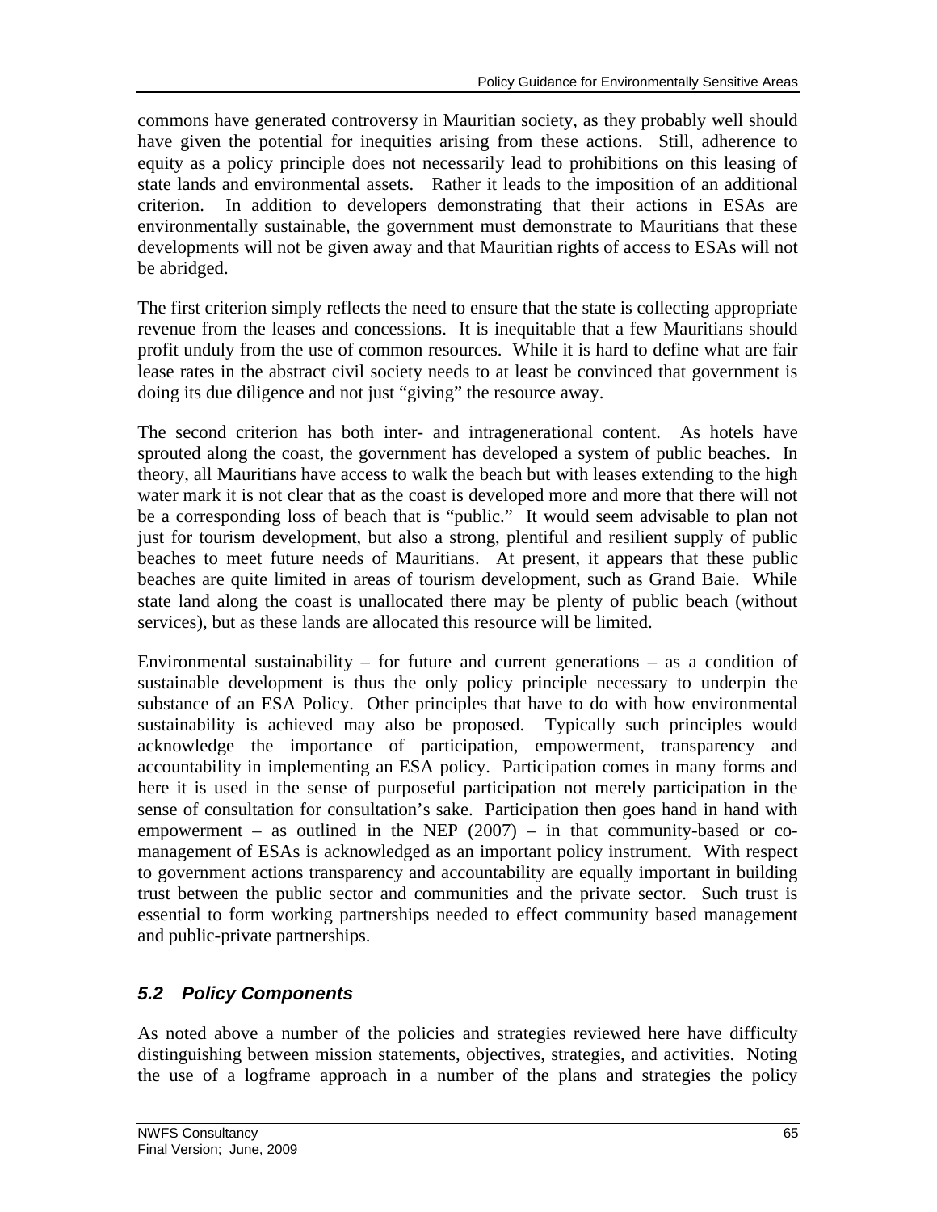commons have generated controversy in Mauritian society, as they probably well should have given the potential for inequities arising from these actions. Still, adherence to equity as a policy principle does not necessarily lead to prohibitions on this leasing of state lands and environmental assets. Rather it leads to the imposition of an additional criterion. In addition to developers demonstrating that their actions in ESAs are environmentally sustainable, the government must demonstrate to Mauritians that these developments will not be given away and that Mauritian rights of access to ESAs will not be abridged.

The first criterion simply reflects the need to ensure that the state is collecting appropriate revenue from the leases and concessions. It is inequitable that a few Mauritians should profit unduly from the use of common resources. While it is hard to define what are fair lease rates in the abstract civil society needs to at least be convinced that government is doing its due diligence and not just "giving" the resource away.

The second criterion has both inter- and intragenerational content. As hotels have sprouted along the coast, the government has developed a system of public beaches. In theory, all Mauritians have access to walk the beach but with leases extending to the high water mark it is not clear that as the coast is developed more and more that there will not be a corresponding loss of beach that is "public." It would seem advisable to plan not just for tourism development, but also a strong, plentiful and resilient supply of public beaches to meet future needs of Mauritians. At present, it appears that these public beaches are quite limited in areas of tourism development, such as Grand Baie. While state land along the coast is unallocated there may be plenty of public beach (without services), but as these lands are allocated this resource will be limited.

Environmental sustainability – for future and current generations – as a condition of sustainable development is thus the only policy principle necessary to underpin the substance of an ESA Policy. Other principles that have to do with how environmental sustainability is achieved may also be proposed. Typically such principles would acknowledge the importance of participation, empowerment, transparency and accountability in implementing an ESA policy. Participation comes in many forms and here it is used in the sense of purposeful participation not merely participation in the sense of consultation for consultation's sake. Participation then goes hand in hand with empowerment – as outlined in the NEP (2007) – in that community-based or co-management of ESAs is acknowledged as an important policy instrument. With respect to government actions transparency and accountability are equally important in building trust between the public sector and communities and the private sector. Such trust is essential to form working partnerships needed to effect community based management and public-private partnerships.

## *5.2 Policy Components*

As noted above a number of the policies and strategies reviewed here have difficulty distinguishing between mission statements, objectives, strategies, and activities. Noting the use of a logframe approach in a number of the plans and strategies the policy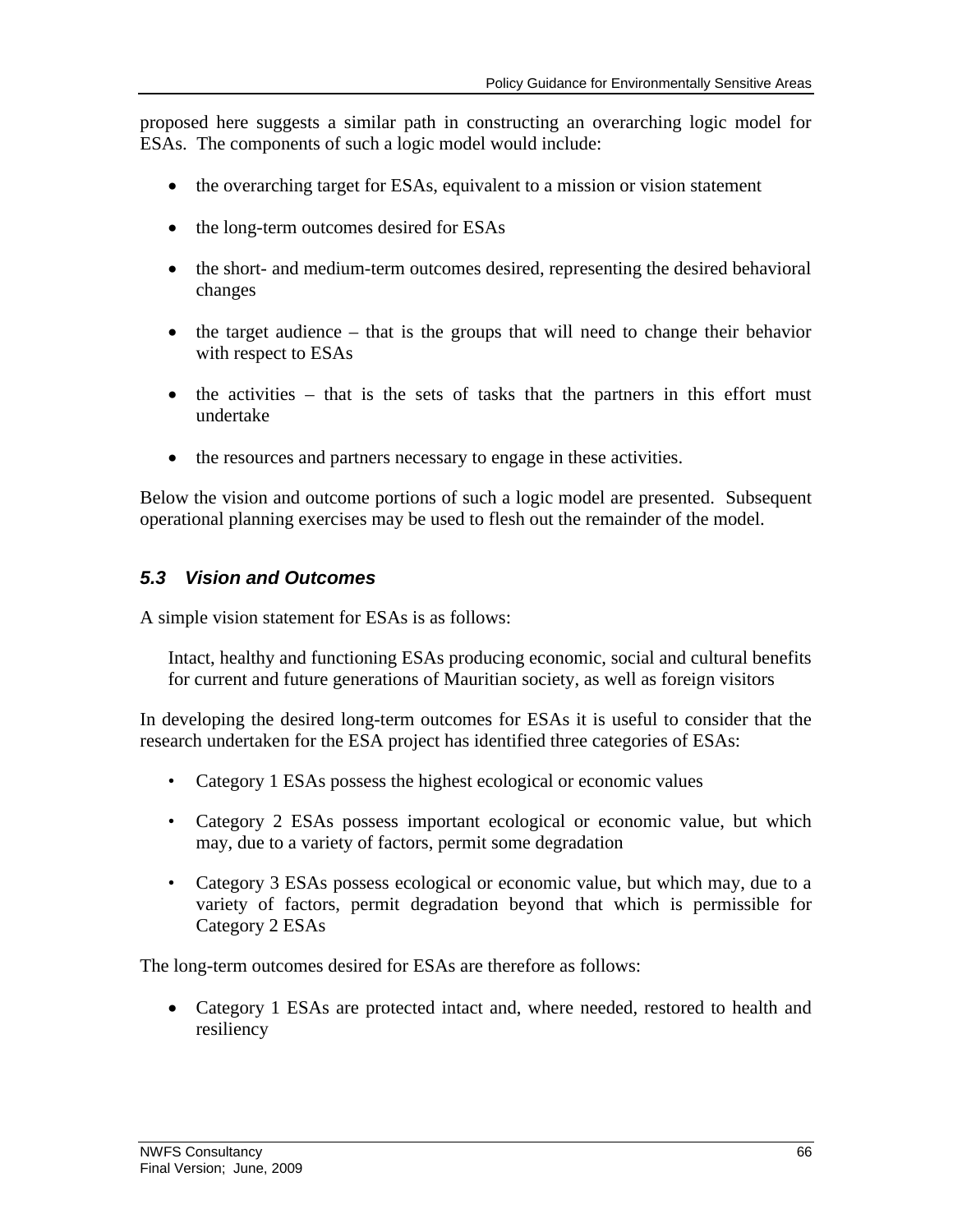proposed here suggests a similar path in constructing an overarching logic model for ESAs. The components of such a logic model would include:

- the overarching target for ESAs, equivalent to a mission or vision statement
- the long-term outcomes desired for ESAs
- the short- and medium-term outcomes desired, representing the desired behavioral changes
- the target audience – that is the groups that will need to change their behavior with respect to ESAs
- the activities – that is the sets of tasks that the partners in this effort must undertake
- the resources and partners necessary to engage in these activities.

Below the vision and outcome portions of such a logic model are presented. Subsequent operational planning exercises may be used to flesh out the remainder of the model.

### *5.3 Vision and Outcomes*

A simple vision statement for ESAs is as follows:

> Intact, healthy and functioning ESAs producing economic, social and cultural benefits for current and future generations of Mauritian society, as well as foreign visitors

In developing the desired long-term outcomes for ESAs it is useful to consider that the research undertaken for the ESA project has identified three categories of ESAs:

- Category 1 ESAs possess the highest ecological or economic values
- Category 2 ESAs possess important ecological or economic value, but which may, due to a variety of factors, permit some degradation
- Category 3 ESAs possess ecological or economic value, but which may, due to a variety of factors, permit degradation beyond that which is permissible for Category 2 ESAs

The long-term outcomes desired for ESAs are therefore as follows:

- Category 1 ESAs are protected intact and, where needed, restored to health and resiliency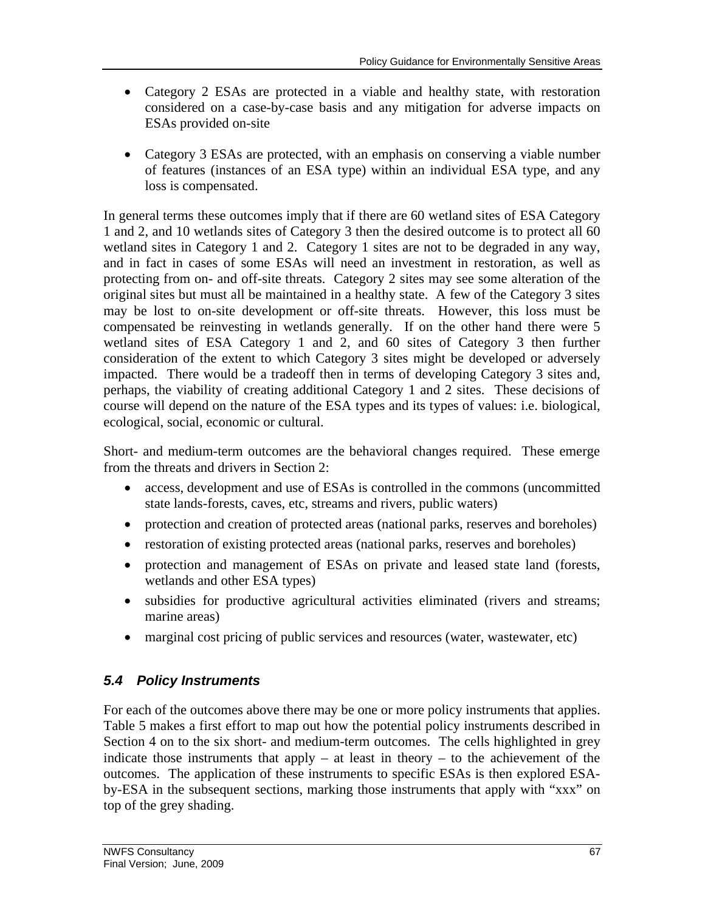- Category 2 ESAs are protected in a viable and healthy state, with restoration considered on a case-by-case basis and any mitigation for adverse impacts on ESAs provided on-site

- Category 3 ESAs are protected, with an emphasis on conserving a viable number of features (instances of an ESA type) within an individual ESA type, and any loss is compensated.

In general terms these outcomes imply that if there are 60 wetland sites of ESA Category 1 and 2, and 10 wetlands sites of Category 3 then the desired outcome is to protect all 60 wetland sites in Category 1 and 2. Category 1 sites are not to be degraded in any way, and in fact in cases of some ESAs will need an investment in restoration, as well as protecting from on- and off-site threats. Category 2 sites may see some alteration of the original sites but must all be maintained in a healthy state. A few of the Category 3 sites may be lost to on-site development or off-site threats. However, this loss must be compensated be reinvesting in wetlands generally. If on the other hand there were 5 wetland sites of ESA Category 1 and 2, and 60 sites of Category 3 then further consideration of the extent to which Category 3 sites might be developed or adversely impacted. There would be a tradeoff then in terms of developing Category 3 sites and, perhaps, the viability of creating additional Category 1 and 2 sites. These decisions of course will depend on the nature of the ESA types and its types of values: i.e. biological, ecological, social, economic or cultural.

Short- and medium-term outcomes are the behavioral changes required. These emerge from the threats and drivers in Section 2:

- access, development and use of ESAs is controlled in the commons (uncommitted state lands-forests, caves, etc, streams and rivers, public waters)
- protection and creation of protected areas (national parks, reserves and boreholes)
- restoration of existing protected areas (national parks, reserves and boreholes)
- protection and management of ESAs on private and leased state land (forests, wetlands and other ESA types)
- subsidies for productive agricultural activities eliminated (rivers and streams; marine areas)
- marginal cost pricing of public services and resources (water, wastewater, etc)

### *5.4 Policy Instruments*

For each of the outcomes above there may be one or more policy instruments that applies. Table 5 makes a first effort to map out how the potential policy instruments described in Section 4 on to the six short- and medium-term outcomes. The cells highlighted in grey indicate those instruments that apply – at least in theory – to the achievement of the outcomes. The application of these instruments to specific ESAs is then explored ESA-by-ESA in the subsequent sections, marking those instruments that apply with "xxx" on top of the grey shading.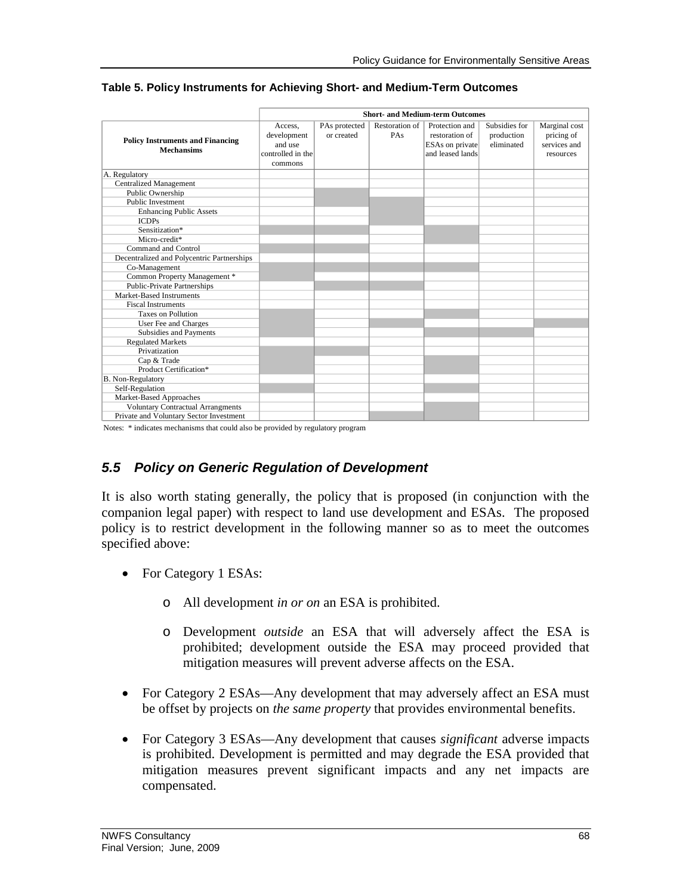**Table 5. Policy Instruments for Achieving Short- and Medium-Term Outcomes**

| Policy Instruments and Financing Mechansims | Short- and Medium-term Outcomes | | | | | |
|---|---|---|---|---|---|---|
| | Access, development and use controlled in the commons | PAs protected or created | Restoration of PAs | Protection and restoration of ESAs on private and leased lands | Subsidies for production eliminated | Marginal cost pricing of services and resources |
| A. Regulatory | | | | | | |
| Centralized Management | | | | | | |
| Public Ownership | | | | | | |
| Public Investment | | | | | | |
| Enhancing Public Assets | | | | | | |
| ICDPs | | | | | | |
| Sensitization* | | | | | | |
| Micro-credit* | | | | | | |
| Command and Control | | | | | | |
| Decentralized and Polycentric Partnerships | | | | | | |
| Co-Management | | | | | | |
| Common Property Management * | | | | | | |
| Public-Private Partnerships | | | | | | |
| Market-Based Instruments | | | | | | |
| Fiscal Instruments | | | | | | |
| Taxes on Pollution | | | | | | |
| User Fee and Charges | | | | | | |
| Subsidies and Payments | | | | | | |
| Regulated Markets | | | | | | |
| Privatization | | | | | | |
| Cap & Trade | | | | | | |
| Product Certification* | | | | | | |
| B. Non-Regulatory | | | | | | |
| Self-Regulation | | | | | | |
| Market-Based Approaches | | | | | | |
| Voluntary Contractual Arrangments | | | | | | |
| Private and Voluntary Sector Investment | | | | | | |

Notes: * indicates mechanisms that could also be provided by regulatory program

### *5.5 Policy on Generic Regulation of Development*

It is also worth stating generally, the policy that is proposed (in conjunction with the companion legal paper) with respect to land use development and ESAs. The proposed policy is to restrict development in the following manner so as to meet the outcomes specified above:

- For Category 1 ESAs:
  - All development *in or on* an ESA is prohibited.
  - Development *outside* an ESA that will adversely affect the ESA is prohibited; development outside the ESA may proceed provided that mitigation measures will prevent adverse affects on the ESA.
- For Category 2 ESAs—Any development that may adversely affect an ESA must be offset by projects on *the same property* that provides environmental benefits.
- For Category 3 ESAs—Any development that causes *significant* adverse impacts is prohibited. Development is permitted and may degrade the ESA provided that mitigation measures prevent significant impacts and any net impacts are compensated.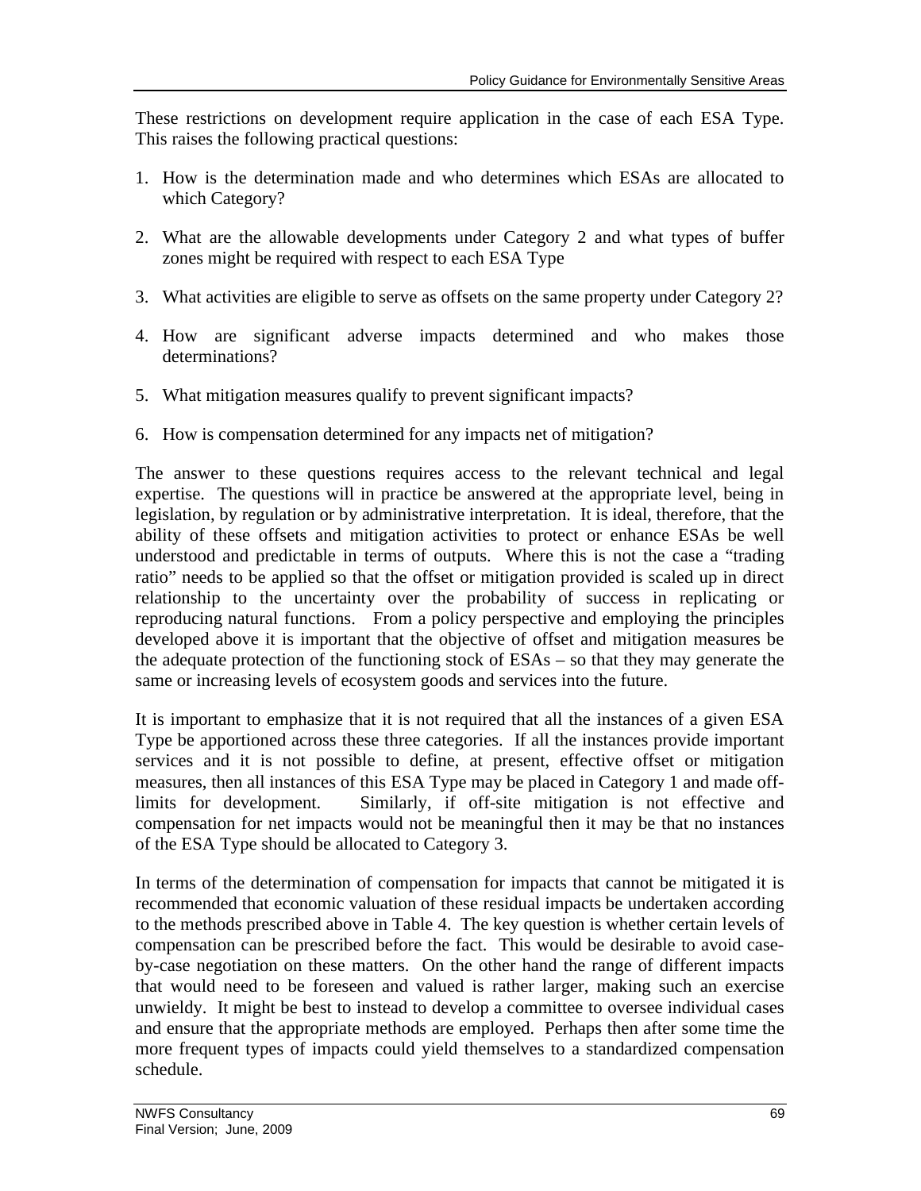These restrictions on development require application in the case of each ESA Type. This raises the following practical questions:

1. How is the determination made and who determines which ESAs are allocated to which Category?

2. What are the allowable developments under Category 2 and what types of buffer zones might be required with respect to each ESA Type

3. What activities are eligible to serve as offsets on the same property under Category 2?

4. How are significant adverse impacts determined and who makes those determinations?

5. What mitigation measures qualify to prevent significant impacts?

6. How is compensation determined for any impacts net of mitigation?

The answer to these questions requires access to the relevant technical and legal expertise. The questions will in practice be answered at the appropriate level, being in legislation, by regulation or by administrative interpretation. It is ideal, therefore, that the ability of these offsets and mitigation activities to protect or enhance ESAs be well understood and predictable in terms of outputs. Where this is not the case a "trading ratio" needs to be applied so that the offset or mitigation provided is scaled up in direct relationship to the uncertainty over the probability of success in replicating or reproducing natural functions. From a policy perspective and employing the principles developed above it is important that the objective of offset and mitigation measures be the adequate protection of the functioning stock of ESAs – so that they may generate the same or increasing levels of ecosystem goods and services into the future.

It is important to emphasize that it is not required that all the instances of a given ESA Type be apportioned across these three categories. If all the instances provide important services and it is not possible to define, at present, effective offset or mitigation measures, then all instances of this ESA Type may be placed in Category 1 and made off-limits for development. Similarly, if off-site mitigation is not effective and compensation for net impacts would not be meaningful then it may be that no instances of the ESA Type should be allocated to Category 3.

In terms of the determination of compensation for impacts that cannot be mitigated it is recommended that economic valuation of these residual impacts be undertaken according to the methods prescribed above in Table 4. The key question is whether certain levels of compensation can be prescribed before the fact. This would be desirable to avoid case-by-case negotiation on these matters. On the other hand the range of different impacts that would need to be foreseen and valued is rather larger, making such an exercise unwieldy. It might be best to instead to develop a committee to oversee individual cases and ensure that the appropriate methods are employed. Perhaps then after some time the more frequent types of impacts could yield themselves to a standardized compensation schedule.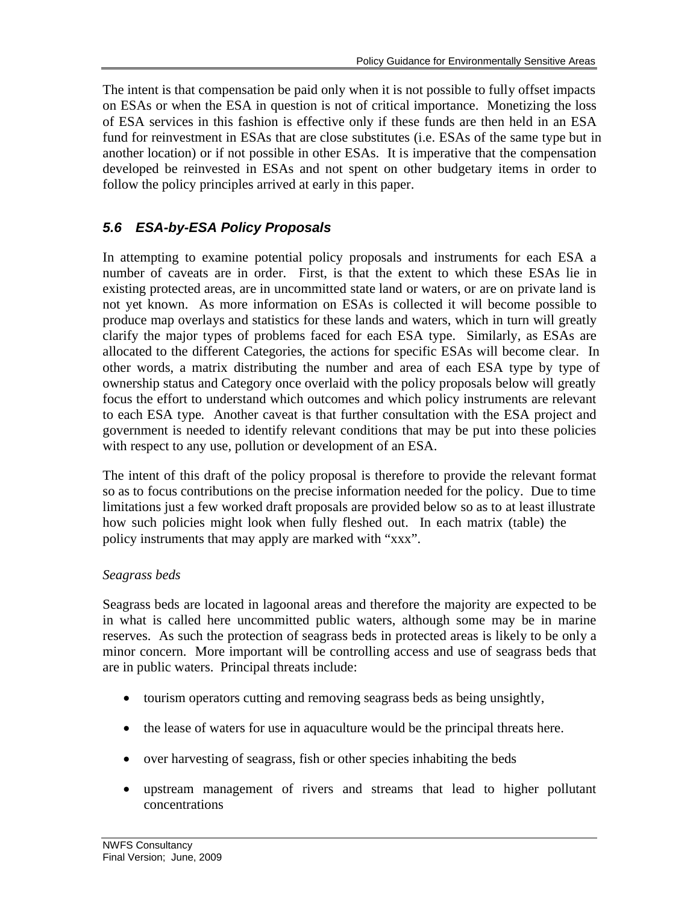The intent is that compensation be paid only when it is not possible to fully offset impacts on ESAs or when the ESA in question is not of critical importance. Monetizing the loss of ESA services in this fashion is effective only if these funds are then held in an ESA fund for reinvestment in ESAs that are close substitutes (i.e. ESAs of the same type but in another location) or if not possible in other ESAs. It is imperative that the compensation developed be reinvested in ESAs and not spent on other budgetary items in order to follow the policy principles arrived at early in this paper.

### *5.6 ESA-by-ESA Policy Proposals*

In attempting to examine potential policy proposals and instruments for each ESA a number of caveats are in order. First, is that the extent to which these ESAs lie in existing protected areas, are in uncommitted state land or waters, or are on private land is not yet known. As more information on ESAs is collected it will become possible to produce map overlays and statistics for these lands and waters, which in turn will greatly clarify the major types of problems faced for each ESA type. Similarly, as ESAs are allocated to the different Categories, the actions for specific ESAs will become clear. In other words, a matrix distributing the number and area of each ESA type by type of ownership status and Category once overlaid with the policy proposals below will greatly focus the effort to understand which outcomes and which policy instruments are relevant to each ESA type. Another caveat is that further consultation with the ESA project and government is needed to identify relevant conditions that may be put into these policies with respect to any use, pollution or development of an ESA.

The intent of this draft of the policy proposal is therefore to provide the relevant format so as to focus contributions on the precise information needed for the policy. Due to time limitations just a few worked draft proposals are provided below so as to at least illustrate how such policies might look when fully fleshed out. In each matrix (table) the policy instruments that may apply are marked with "xxx".

*Seagrass beds*

Seagrass beds are located in lagoonal areas and therefore the majority are expected to be in what is called here uncommitted public waters, although some may be in marine reserves. As such the protection of seagrass beds in protected areas is likely to be only a minor concern. More important will be controlling access and use of seagrass beds that are in public waters. Principal threats include:

- tourism operators cutting and removing seagrass beds as being unsightly,
- the lease of waters for use in aquaculture would be the principal threats here.
- over harvesting of seagrass, fish or other species inhabiting the beds
- upstream management of rivers and streams that lead to higher pollutant concentrations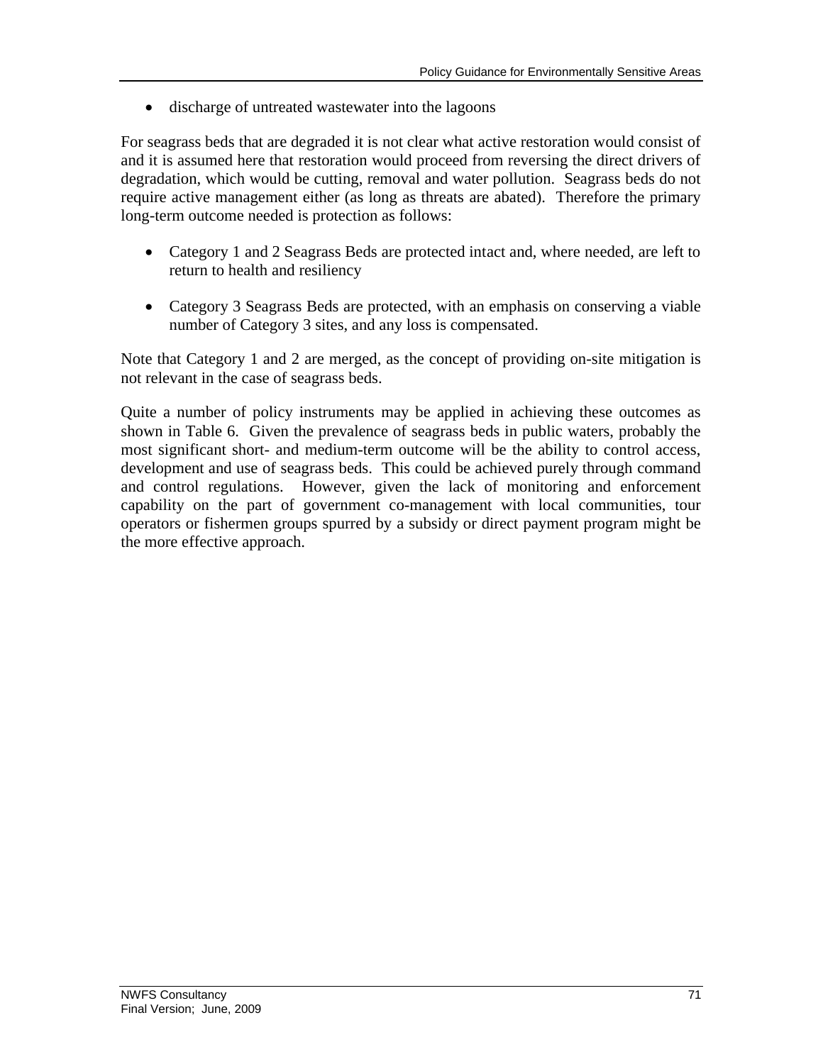- discharge of untreated wastewater into the lagoons

For seagrass beds that are degraded it is not clear what active restoration would consist of and it is assumed here that restoration would proceed from reversing the direct drivers of degradation, which would be cutting, removal and water pollution. Seagrass beds do not require active management either (as long as threats are abated). Therefore the primary long-term outcome needed is protection as follows:

- Category 1 and 2 Seagrass Beds are protected intact and, where needed, are left to return to health and resiliency

- Category 3 Seagrass Beds are protected, with an emphasis on conserving a viable number of Category 3 sites, and any loss is compensated.

Note that Category 1 and 2 are merged, as the concept of providing on-site mitigation is not relevant in the case of seagrass beds.

Quite a number of policy instruments may be applied in achieving these outcomes as shown in Table 6. Given the prevalence of seagrass beds in public waters, probably the most significant short- and medium-term outcome will be the ability to control access, development and use of seagrass beds. This could be achieved purely through command and control regulations. However, given the lack of monitoring and enforcement capability on the part of government co-management with local communities, tour operators or fishermen groups spurred by a subsidy or direct payment program might be the more effective approach.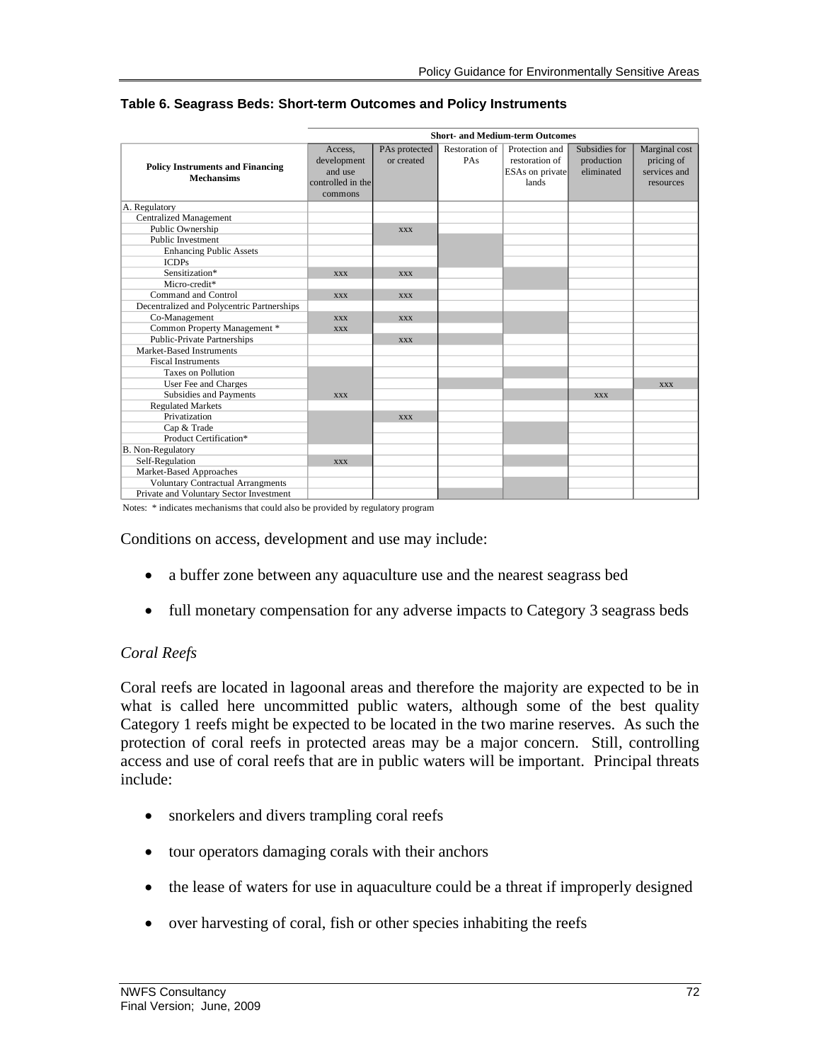**Table 6. Seagrass Beds: Short-term Outcomes and Policy Instruments**

| Policy Instruments and Financing Mechansims | Short- and Medium-term Outcomes | | | | | |
|---|---|---|---|---|---|---|
| | Access, development and use controlled in the commons | PAs protected or created | Restoration of PAs | Protection and restoration of ESAs on private lands | Subsidies for production eliminated | Marginal cost pricing of services and resources |
| A. Regulatory | | | | | | |
| Centralized Management | | | | | | |
| Public Ownership | | xxx | | | | |
| Public Investment | | | | | | |
| Enhancing Public Assets | | | | | | |
| ICDPs | | | | | | |
| Sensitization* | xxx | xxx | | | | |
| Micro-credit* | | | | | | |
| Command and Control | xxx | xxx | | | | |
| Decentralized and Polycentric Partnerships | | | | | | |
| Co-Management | xxx | xxx | | | | |
| Common Property Management * | xxx | | | | | |
| Public-Private Partnerships | | xxx | | | | |
| Market-Based Instruments | | | | | | |
| Fiscal Instruments | | | | | | |
| Taxes on Pollution | | | | | | |
| User Fee and Charges | | | | | | xxx |
| Subsidies and Payments | xxx | | | | xxx | |
| Regulated Markets | | | | | | |
| Privatization | | xxx | | | | |
| Cap & Trade | | | | | | |
| Product Certification* | | | | | | |
| B. Non-Regulatory | | | | | | |
| Self-Regulation | xxx | | | | | |
| Market-Based Approaches | | | | | | |
| Voluntary Contractual Arrangments | | | | | | |
| Private and Voluntary Sector Investment | | | | | | |

Notes: * indicates mechanisms that could also be provided by regulatory program

Conditions on access, development and use may include:

- a buffer zone between any aquaculture use and the nearest seagrass bed
- full monetary compensation for any adverse impacts to Category 3 seagrass beds

*Coral Reefs*

Coral reefs are located in lagoonal areas and therefore the majority are expected to be in what is called here uncommitted public waters, although some of the best quality Category 1 reefs might be expected to be located in the two marine reserves. As such the protection of coral reefs in protected areas may be a major concern. Still, controlling access and use of coral reefs that are in public waters will be important. Principal threats include:

- snorkelers and divers trampling coral reefs
- tour operators damaging corals with their anchors
- the lease of waters for use in aquaculture could be a threat if improperly designed
- over harvesting of coral, fish or other species inhabiting the reefs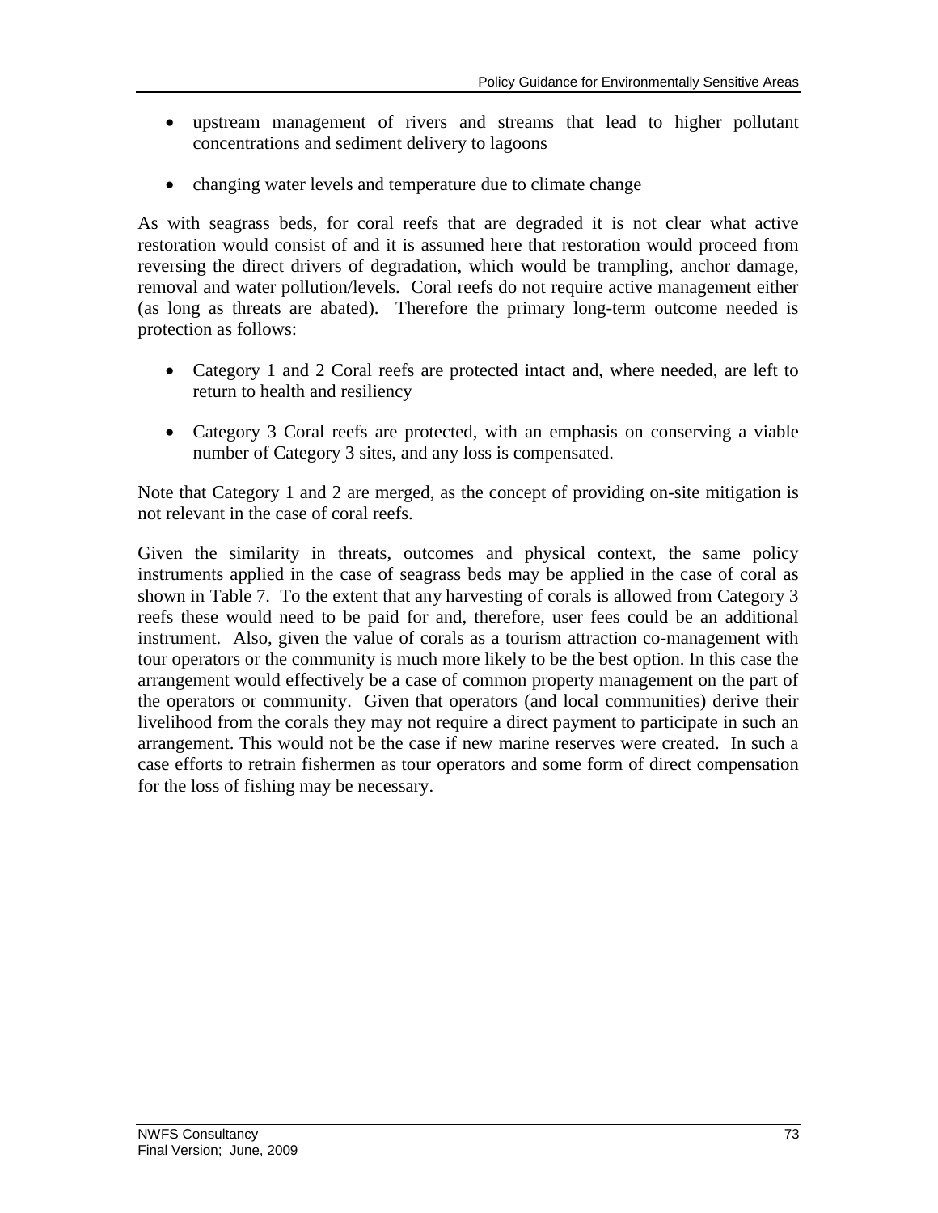- upstream management of rivers and streams that lead to higher pollutant concentrations and sediment delivery to lagoons

- changing water levels and temperature due to climate change

As with seagrass beds, for coral reefs that are degraded it is not clear what active restoration would consist of and it is assumed here that restoration would proceed from reversing the direct drivers of degradation, which would be trampling, anchor damage, removal and water pollution/levels. Coral reefs do not require active management either (as long as threats are abated). Therefore the primary long-term outcome needed is protection as follows:

- Category 1 and 2 Coral reefs are protected intact and, where needed, are left to return to health and resiliency

- Category 3 Coral reefs are protected, with an emphasis on conserving a viable number of Category 3 sites, and any loss is compensated.

Note that Category 1 and 2 are merged, as the concept of providing on-site mitigation is not relevant in the case of coral reefs.

Given the similarity in threats, outcomes and physical context, the same policy instruments applied in the case of seagrass beds may be applied in the case of coral as shown in Table 7. To the extent that any harvesting of corals is allowed from Category 3 reefs these would need to be paid for and, therefore, user fees could be an additional instrument. Also, given the value of corals as a tourism attraction co-management with tour operators or the community is much more likely to be the best option. In this case the arrangement would effectively be a case of common property management on the part of the operators or community. Given that operators (and local communities) derive their livelihood from the corals they may not require a direct payment to participate in such an arrangement. This would not be the case if new marine reserves were created. In such a case efforts to retrain fishermen as tour operators and some form of direct compensation for the loss of fishing may be necessary.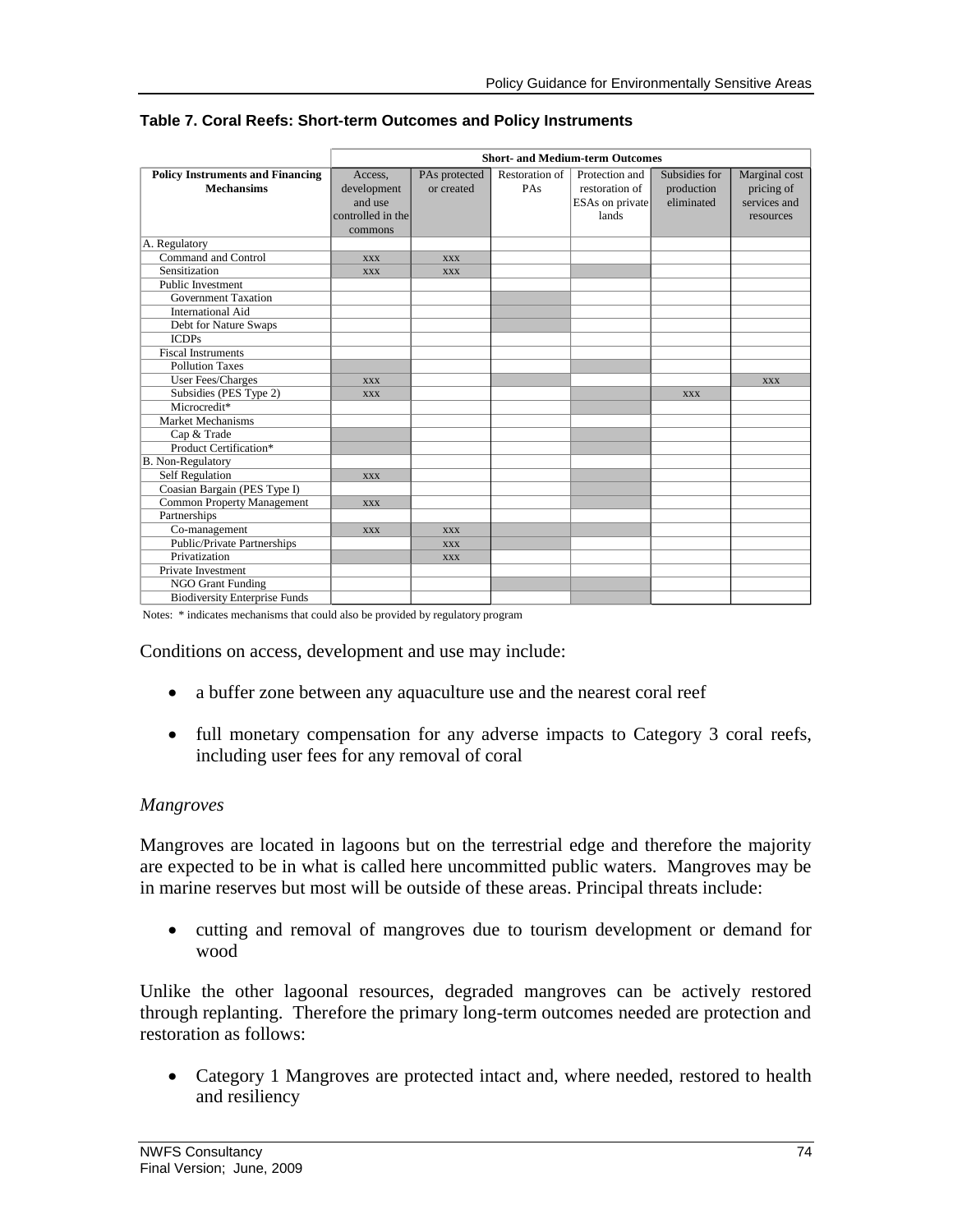**Table 7. Coral Reefs: Short-term Outcomes and Policy Instruments**

| Policy Instruments and Financing Mechansims | Short- and Medium-term Outcomes | | | | | |
|---|---|---|---|---|---|---|
| | Access, development and use controlled in the commons | PAs protected or created | Restoration of PAs | Protection and restoration of ESAs on private lands | Subsidies for production eliminated | Marginal cost pricing of services and resources |
| A. Regulatory | | | | | | |
| Command and Control | xxx | xxx | | | | |
| Sensitization | xxx | xxx | | | | |
| Public Investment | | | | | | |
| Government Taxation | | | | | | |
| International Aid | | | | | | |
| Debt for Nature Swaps | | | | | | |
| ICDPs | | | | | | |
| Fiscal Instruments | | | | | | |
| Pollution Taxes | | | | | | |
| User Fees/Charges | xxx | | | | | xxx |
| Subsidies (PES Type 2) | xxx | | | | xxx | |
| Microcredit* | | | | | | |
| Market Mechanisms | | | | | | |
| Cap & Trade | | | | | | |
| Product Certification* | | | | | | |
| B. Non-Regulatory | | | | | | |
| Self Regulation | xxx | | | | | |
| Coasian Bargain (PES Type I) | | | | | | |
| Common Property Management | xxx | | | | | |
| Partnerships | | | | | | |
| Co-management | xxx | xxx | | | | |
| Public/Private Partnerships | | xxx | | | | |
| Privatization | | xxx | | | | |
| Private Investment | | | | | | |
| NGO Grant Funding | | | | | | |
| Biodiversity Enterprise Funds | | | | | | |

Notes: * indicates mechanisms that could also be provided by regulatory program

Conditions on access, development and use may include:

- a buffer zone between any aquaculture use and the nearest coral reef
- full monetary compensation for any adverse impacts to Category 3 coral reefs, including user fees for any removal of coral

*Mangroves*

Mangroves are located in lagoons but on the terrestrial edge and therefore the majority are expected to be in what is called here uncommitted public waters. Mangroves may be in marine reserves but most will be outside of these areas. Principal threats include:

- cutting and removal of mangroves due to tourism development or demand for wood

Unlike the other lagoonal resources, degraded mangroves can be actively restored through replanting. Therefore the primary long-term outcomes needed are protection and restoration as follows:

- Category 1 Mangroves are protected intact and, where needed, restored to health and resiliency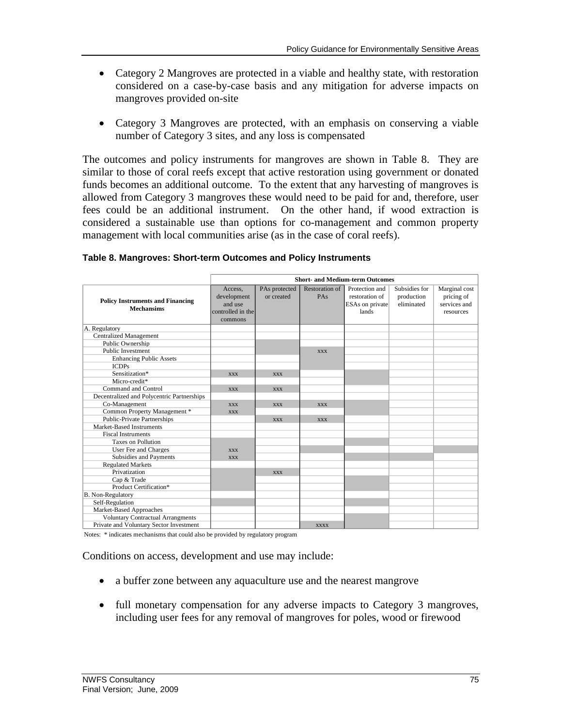- Category 2 Mangroves are protected in a viable and healthy state, with restoration considered on a case-by-case basis and any mitigation for adverse impacts on mangroves provided on-site

- Category 3 Mangroves are protected, with an emphasis on conserving a viable number of Category 3 sites, and any loss is compensated

The outcomes and policy instruments for mangroves are shown in Table 8. They are similar to those of coral reefs except that active restoration using government or donated funds becomes an additional outcome. To the extent that any harvesting of mangroves is allowed from Category 3 mangroves these would need to be paid for and, therefore, user fees could be an additional instrument. On the other hand, if wood extraction is considered a sustainable use than options for co-management and common property management with local communities arise (as in the case of coral reefs).

**Table 8. Mangroves: Short-term Outcomes and Policy Instruments**

| Policy Instruments and Financing Mechansims | Short- and Medium-term Outcomes | | | | | |
|---|---|---|---|---|---|---|
| | Access, development and use controlled in the commons | PAs protected or created | Restoration of PAs | Protection and restoration of ESAs on private lands | Subsidies for production eliminated | Marginal cost pricing of services and resources |
| A. Regulatory | | | | | | |
| Centralized Management | | | | | | |
| Public Ownership | | | | | | |
| Public Investment | | | xxx | | | |
| Enhancing Public Assets | | | | | | |
| ICDPs | | | | | | |
| Sensitization* | xxx | xxx | | | | |
| Micro-credit* | | | | | | |
| Command and Control | xxx | xxx | | | | |
| Decentralized and Polycentric Partnerships | | | | | | |
| Co-Management | xxx | xxx | xxx | | | |
| Common Property Management * | xxx | | | | | |
| Public-Private Partnerships | | xxx | xxx | | | |
| Market-Based Instruments | | | | | | |
| Fiscal Instruments | | | | | | |
| Taxes on Pollution | | | | | | |
| User Fee and Charges | xxx | | | | | |
| Subsidies and Payments | xxx | | | | | |
| Regulated Markets | | | | | | |
| Privatization | | xxx | | | | |
| Cap & Trade | | | | | | |
| Product Certification* | | | | | | |
| B. Non-Regulatory | | | | | | |
| Self-Regulation | | | | | | |
| Market-Based Approaches | | | | | | |
| Voluntary Contractual Arrangments | | | | | | |
| Private and Voluntary Sector Investment | | | xxxx | | | |

Notes: * indicates mechanisms that could also be provided by regulatory program

Conditions on access, development and use may include:

- a buffer zone between any aquaculture use and the nearest mangrove

- full monetary compensation for any adverse impacts to Category 3 mangroves, including user fees for any removal of mangroves for poles, wood or firewood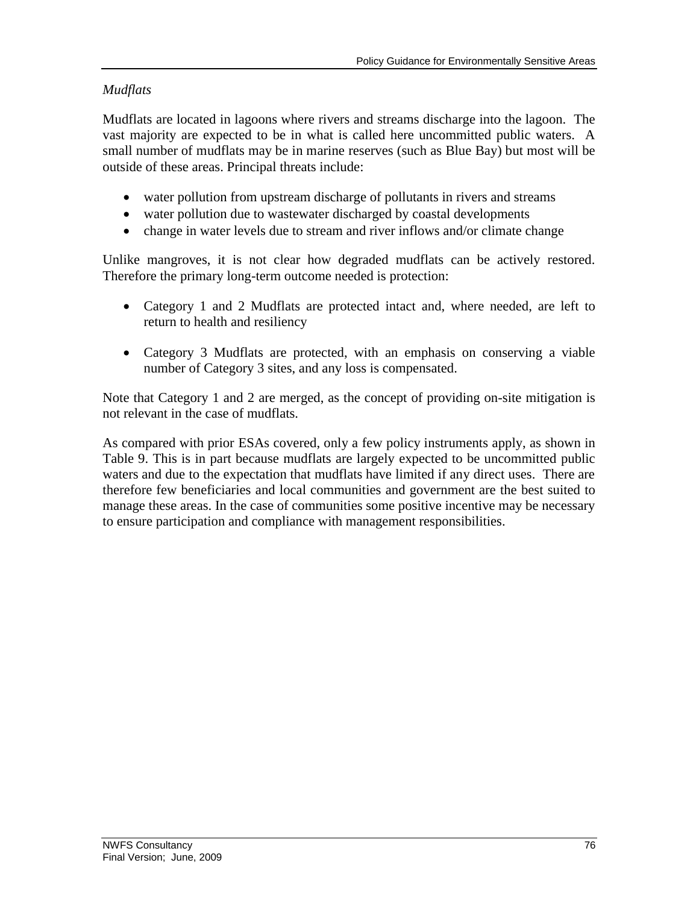*Mudflats*

Mudflats are located in lagoons where rivers and streams discharge into the lagoon. The vast majority are expected to be in what is called here uncommitted public waters. A small number of mudflats may be in marine reserves (such as Blue Bay) but most will be outside of these areas. Principal threats include:

- water pollution from upstream discharge of pollutants in rivers and streams
- water pollution due to wastewater discharged by coastal developments
- change in water levels due to stream and river inflows and/or climate change

Unlike mangroves, it is not clear how degraded mudflats can be actively restored. Therefore the primary long-term outcome needed is protection:

- Category 1 and 2 Mudflats are protected intact and, where needed, are left to return to health and resiliency

- Category 3 Mudflats are protected, with an emphasis on conserving a viable number of Category 3 sites, and any loss is compensated.

Note that Category 1 and 2 are merged, as the concept of providing on-site mitigation is not relevant in the case of mudflats.

As compared with prior ESAs covered, only a few policy instruments apply, as shown in Table 9. This is in part because mudflats are largely expected to be uncommitted public waters and due to the expectation that mudflats have limited if any direct uses. There are therefore few beneficiaries and local communities and government are the best suited to manage these areas. In the case of communities some positive incentive may be necessary to ensure participation and compliance with management responsibilities.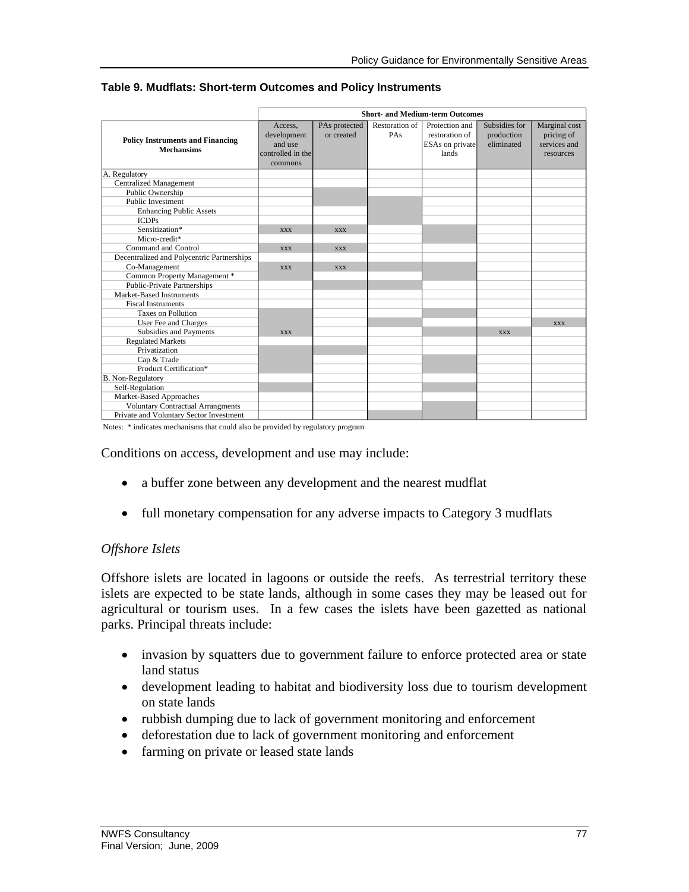**Table 9. Mudflats: Short-term Outcomes and Policy Instruments**

| Policy Instruments and Financing Mechansims | Short- and Medium-term Outcomes | | | | | |
|---|---|---|---|---|---|---|
| | Access, development and use controlled in the commons | PAs protected or created | Restoration of PAs | Protection and restoration of ESAs on private lands | Subsidies for production eliminated | Marginal cost pricing of services and resources |
| A. Regulatory | | | | | | |
| Centralized Management | | | | | | |
| Public Ownership | | | | | | |
| Public Investment | | | | | | |
| Enhancing Public Assets | | | | | | |
| ICDPs | | | | | | |
| Sensitization* | xxx | xxx | | | | |
| Micro-credit* | | | | | | |
| Command and Control | xxx | xxx | | | | |
| Decentralized and Polycentric Partnerships | | | | | | |
| Co-Management | xxx | xxx | | | | |
| Common Property Management * | | | | | | |
| Public-Private Partnerships | | | | | | |
| Market-Based Instruments | | | | | | |
| Fiscal Instruments | | | | | | |
| Taxes on Pollution | | | | | | |
| User Fee and Charges | | | | | | xxx |
| Subsidies and Payments | xxx | | | | xxx | |
| Regulated Markets | | | | | | |
| Privatization | | | | | | |
| Cap & Trade | | | | | | |
| Product Certification* | | | | | | |
| B. Non-Regulatory | | | | | | |
| Self-Regulation | | | | | | |
| Market-Based Approaches | | | | | | |
| Voluntary Contractual Arrangments | | | | | | |
| Private and Voluntary Sector Investment | | | | | | |

Notes: * indicates mechanisms that could also be provided by regulatory program

Conditions on access, development and use may include:

- a buffer zone between any development and the nearest mudflat
- full monetary compensation for any adverse impacts to Category 3 mudflats

*Offshore Islets*

Offshore islets are located in lagoons or outside the reefs. As terrestrial territory these islets are expected to be state lands, although in some cases they may be leased out for agricultural or tourism uses. In a few cases the islets have been gazetted as national parks. Principal threats include:

- invasion by squatters due to government failure to enforce protected area or state land status
- development leading to habitat and biodiversity loss due to tourism development on state lands
- rubbish dumping due to lack of government monitoring and enforcement
- deforestation due to lack of government monitoring and enforcement
- farming on private or leased state lands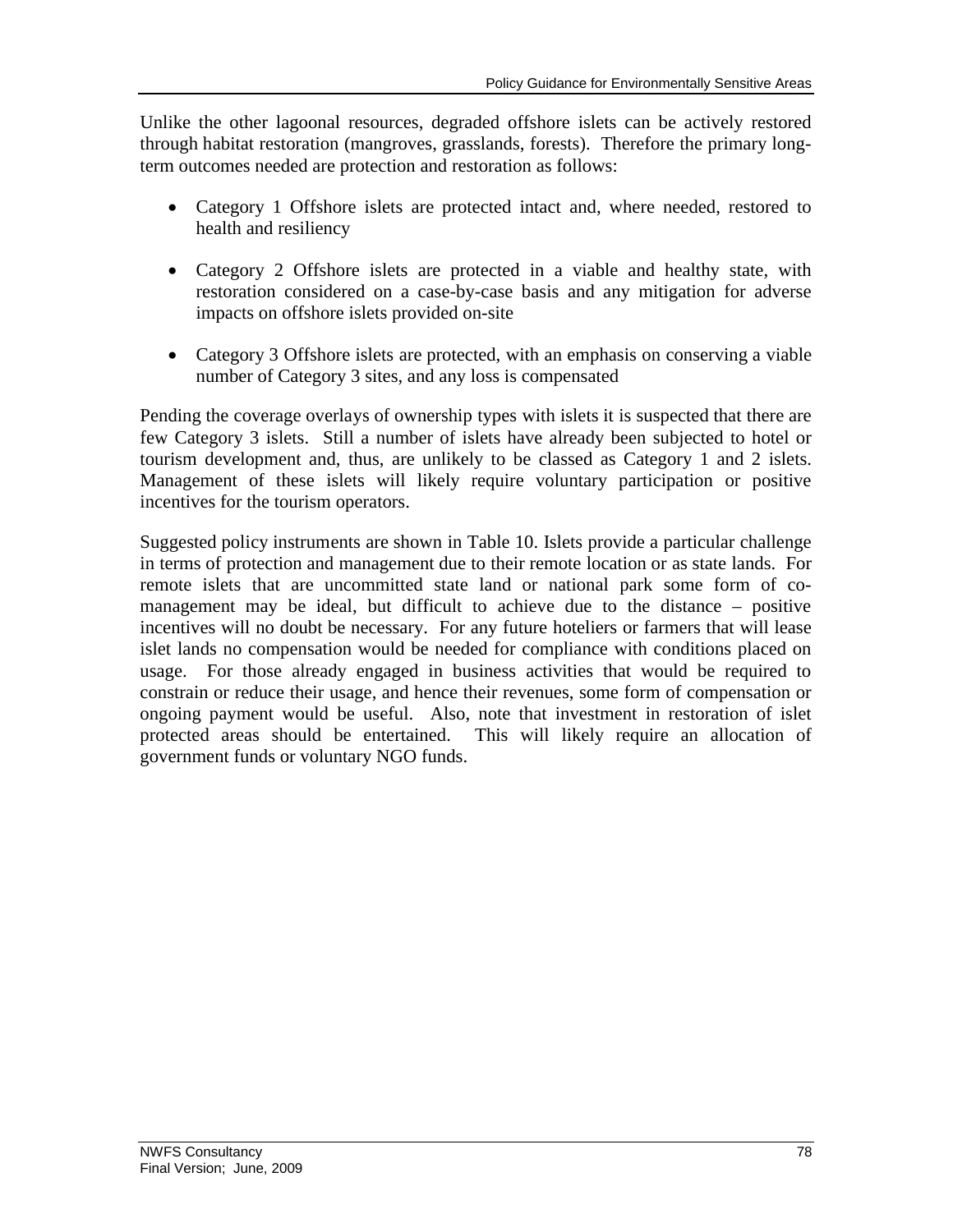Unlike the other lagoonal resources, degraded offshore islets can be actively restored through habitat restoration (mangroves, grasslands, forests). Therefore the primary long-term outcomes needed are protection and restoration as follows:

- Category 1 Offshore islets are protected intact and, where needed, restored to health and resiliency
- Category 2 Offshore islets are protected in a viable and healthy state, with restoration considered on a case-by-case basis and any mitigation for adverse impacts on offshore islets provided on-site
- Category 3 Offshore islets are protected, with an emphasis on conserving a viable number of Category 3 sites, and any loss is compensated

Pending the coverage overlays of ownership types with islets it is suspected that there are few Category 3 islets. Still a number of islets have already been subjected to hotel or tourism development and, thus, are unlikely to be classed as Category 1 and 2 islets. Management of these islets will likely require voluntary participation or positive incentives for the tourism operators.

Suggested policy instruments are shown in Table 10. Islets provide a particular challenge in terms of protection and management due to their remote location or as state lands. For remote islets that are uncommitted state land or national park some form of co-management may be ideal, but difficult to achieve due to the distance – positive incentives will no doubt be necessary. For any future hoteliers or farmers that will lease islet lands no compensation would be needed for compliance with conditions placed on usage. For those already engaged in business activities that would be required to constrain or reduce their usage, and hence their revenues, some form of compensation or ongoing payment would be useful. Also, note that investment in restoration of islet protected areas should be entertained. This will likely require an allocation of government funds or voluntary NGO funds.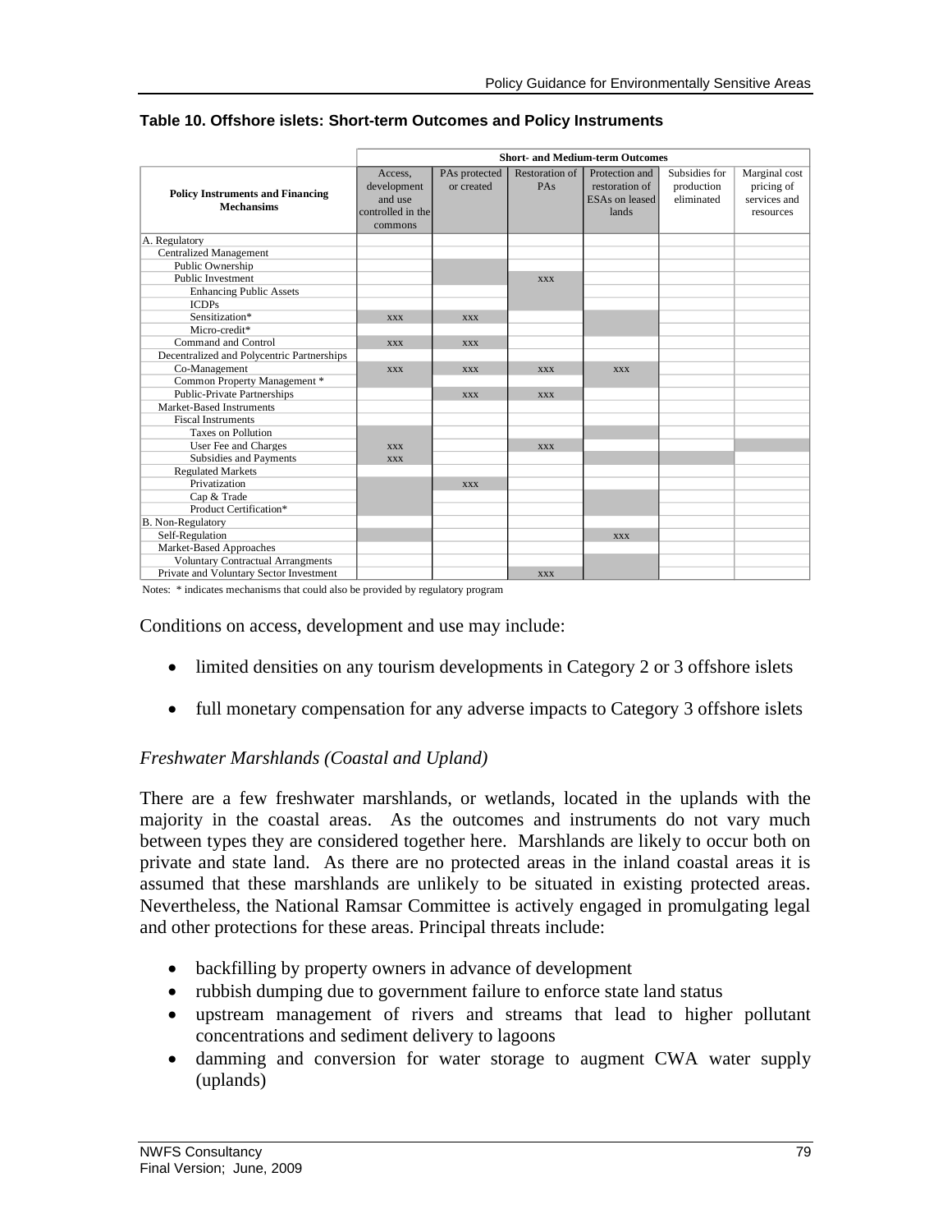**Table 10. Offshore islets: Short-term Outcomes and Policy Instruments**

| Policy Instruments and Financing Mechansims | Short- and Medium-term Outcomes | | | | | |
|---|---|---|---|---|---|---|
| | Access, development and use controlled in the commons | PAs protected or created | Restoration of PAs | Protection and restoration of ESAs on leased lands | Subsidies for production eliminated | Marginal cost pricing of services and resources |
| A. Regulatory | | | | | | |
| Centralized Management | | | | | | |
| Public Ownership | | | | | | |
| Public Investment | | | XXX | | | |
| Enhancing Public Assets | | | | | | |
| ICDPs | | | | | | |
| Sensitization* | XXX | XXX | | | | |
| Micro-credit* | | | | | | |
| Command and Control | XXX | XXX | | | | |
| Decentralized and Polycentric Partnerships | | | | | | |
| Co-Management | XXX | XXX | XXX | XXX | | |
| Common Property Management * | | | | | | |
| Public-Private Partnerships | | XXX | XXX | | | |
| Market-Based Instruments | | | | | | |
| Fiscal Instruments | | | | | | |
| Taxes on Pollution | | | | | | |
| User Fee and Charges | XXX | | XXX | | | |
| Subsidies and Payments | XXX | | | | | |
| Regulated Markets | | | | | | |
| Privatization | | XXX | | | | |
| Cap & Trade | | | | | | |
| Product Certification* | | | | | | |
| B. Non-Regulatory | | | | | | |
| Self-Regulation | | | | XXX | | |
| Market-Based Approaches | | | | | | |
| Voluntary Contractual Arrangments | | | | | | |
| Private and Voluntary Sector Investment | | | XXX | | | |

Notes: * indicates mechanisms that could also be provided by regulatory program

Conditions on access, development and use may include:

- limited densities on any tourism developments in Category 2 or 3 offshore islets
- full monetary compensation for any adverse impacts to Category 3 offshore islets

*Freshwater Marshlands (Coastal and Upland)*

There are a few freshwater marshlands, or wetlands, located in the uplands with the majority in the coastal areas. As the outcomes and instruments do not vary much between types they are considered together here. Marshlands are likely to occur both on private and state land. As there are no protected areas in the inland coastal areas it is assumed that these marshlands are unlikely to be situated in existing protected areas. Nevertheless, the National Ramsar Committee is actively engaged in promulgating legal and other protections for these areas. Principal threats include:

- backfilling by property owners in advance of development
- rubbish dumping due to government failure to enforce state land status
- upstream management of rivers and streams that lead to higher pollutant concentrations and sediment delivery to lagoons
- damming and conversion for water storage to augment CWA water supply (uplands)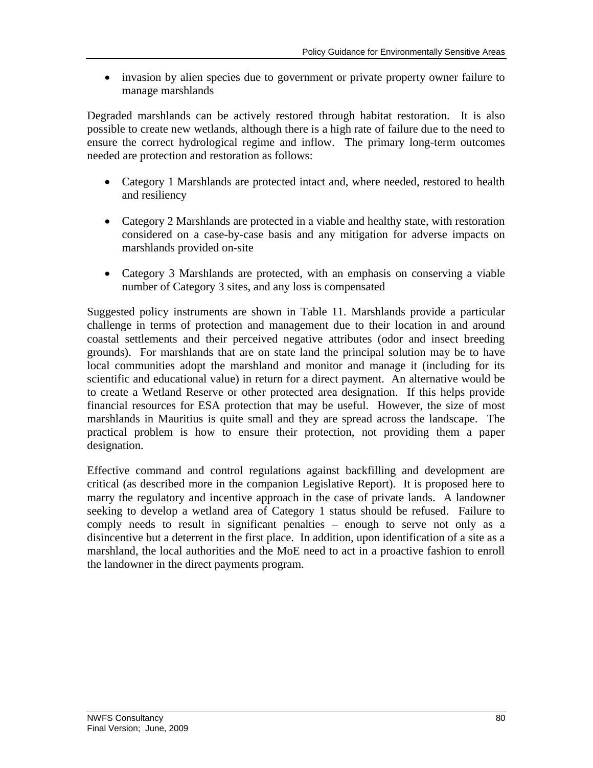- invasion by alien species due to government or private property owner failure to manage marshlands

Degraded marshlands can be actively restored through habitat restoration. It is also possible to create new wetlands, although there is a high rate of failure due to the need to ensure the correct hydrological regime and inflow. The primary long-term outcomes needed are protection and restoration as follows:

- Category 1 Marshlands are protected intact and, where needed, restored to health and resiliency

- Category 2 Marshlands are protected in a viable and healthy state, with restoration considered on a case-by-case basis and any mitigation for adverse impacts on marshlands provided on-site

- Category 3 Marshlands are protected, with an emphasis on conserving a viable number of Category 3 sites, and any loss is compensated

Suggested policy instruments are shown in Table 11. Marshlands provide a particular challenge in terms of protection and management due to their location in and around coastal settlements and their perceived negative attributes (odor and insect breeding grounds). For marshlands that are on state land the principal solution may be to have local communities adopt the marshland and monitor and manage it (including for its scientific and educational value) in return for a direct payment. An alternative would be to create a Wetland Reserve or other protected area designation. If this helps provide financial resources for ESA protection that may be useful. However, the size of most marshlands in Mauritius is quite small and they are spread across the landscape. The practical problem is how to ensure their protection, not providing them a paper designation.

Effective command and control regulations against backfilling and development are critical (as described more in the companion Legislative Report). It is proposed here to marry the regulatory and incentive approach in the case of private lands. A landowner seeking to develop a wetland area of Category 1 status should be refused. Failure to comply needs to result in significant penalties – enough to serve not only as a disincentive but a deterrent in the first place. In addition, upon identification of a site as a marshland, the local authorities and the MoE need to act in a proactive fashion to enroll the landowner in the direct payments program.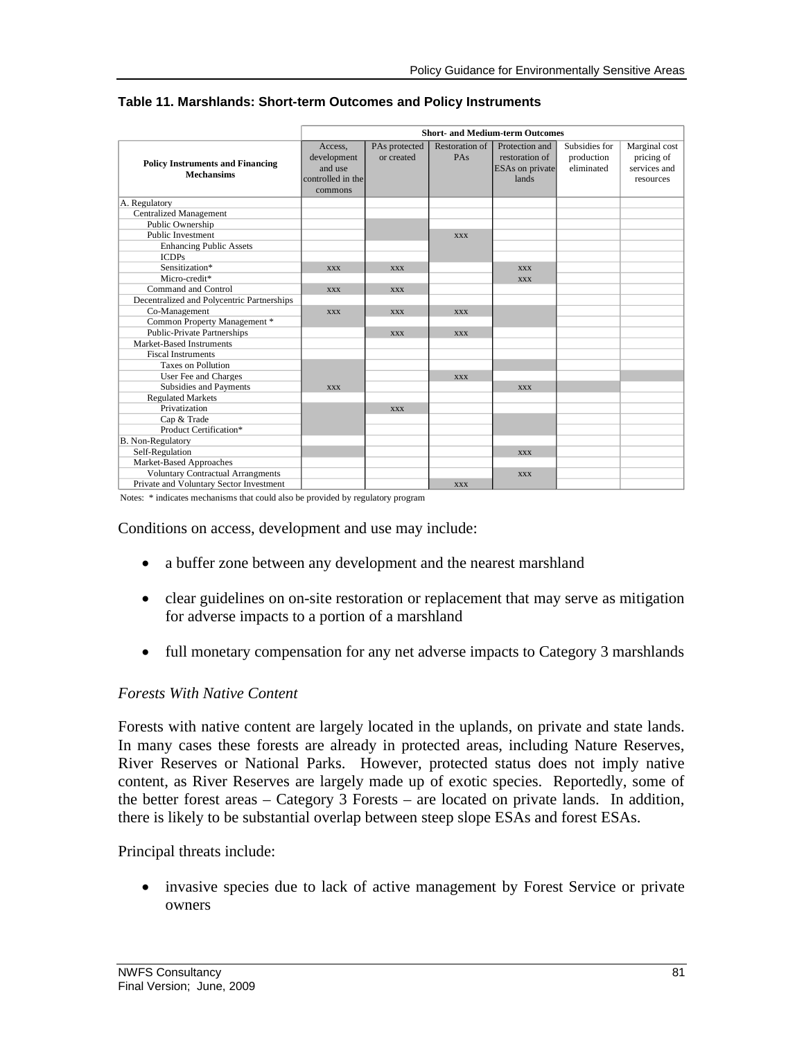**Table 11. Marshlands: Short-term Outcomes and Policy Instruments**

| Policy Instruments and Financing Mechansims | Short- and Medium-term Outcomes | | | | | |
|---|---|---|---|---|---|---|
| | Access, development and use controlled in the commons | PAs protected or created | Restoration of PAs | Protection and restoration of ESAs on private lands | Subsidies for production eliminated | Marginal cost pricing of services and resources |
| A. Regulatory | | | | | | |
| Centralized Management | | | | | | |
| Public Ownership | | | | | | |
| Public Investment | | | xxx | | | |
| Enhancing Public Assets | | | | | | |
| ICDPs | | | | | | |
| Sensitization* | xxx | xxx | | xxx | | |
| Micro-credit* | | | | xxx | | |
| Command and Control | xxx | xxx | | | | |
| Decentralized and Polycentric Partnerships | | | | | | |
| Co-Management | xxx | xxx | xxx | | | |
| Common Property Management * | | | | | | |
| Public-Private Partnerships | | xxx | xxx | | | |
| Market-Based Instruments | | | | | | |
| Fiscal Instruments | | | | | | |
| Taxes on Pollution | | | | | | |
| User Fee and Charges | | | xxx | | | |
| Subsidies and Payments | xxx | | | xxx | | |
| Regulated Markets | | | | | | |
| Privatization | | xxx | | | | |
| Cap & Trade | | | | | | |
| Product Certification* | | | | | | |
| B. Non-Regulatory | | | | | | |
| Self-Regulation | | | | xxx | | |
| Market-Based Approaches | | | | | | |
| Voluntary Contractual Arrangments | | | | xxx | | |
| Private and Voluntary Sector Investment | | | xxx | | | |

Notes: * indicates mechanisms that could also be provided by regulatory program

Conditions on access, development and use may include:

- a buffer zone between any development and the nearest marshland
- clear guidelines on on-site restoration or replacement that may serve as mitigation for adverse impacts to a portion of a marshland
- full monetary compensation for any net adverse impacts to Category 3 marshlands

*Forests With Native Content*

Forests with native content are largely located in the uplands, on private and state lands. In many cases these forests are already in protected areas, including Nature Reserves, River Reserves or National Parks. However, protected status does not imply native content, as River Reserves are largely made up of exotic species. Reportedly, some of the better forest areas – Category 3 Forests – are located on private lands. In addition, there is likely to be substantial overlap between steep slope ESAs and forest ESAs.

Principal threats include:

- invasive species due to lack of active management by Forest Service or private owners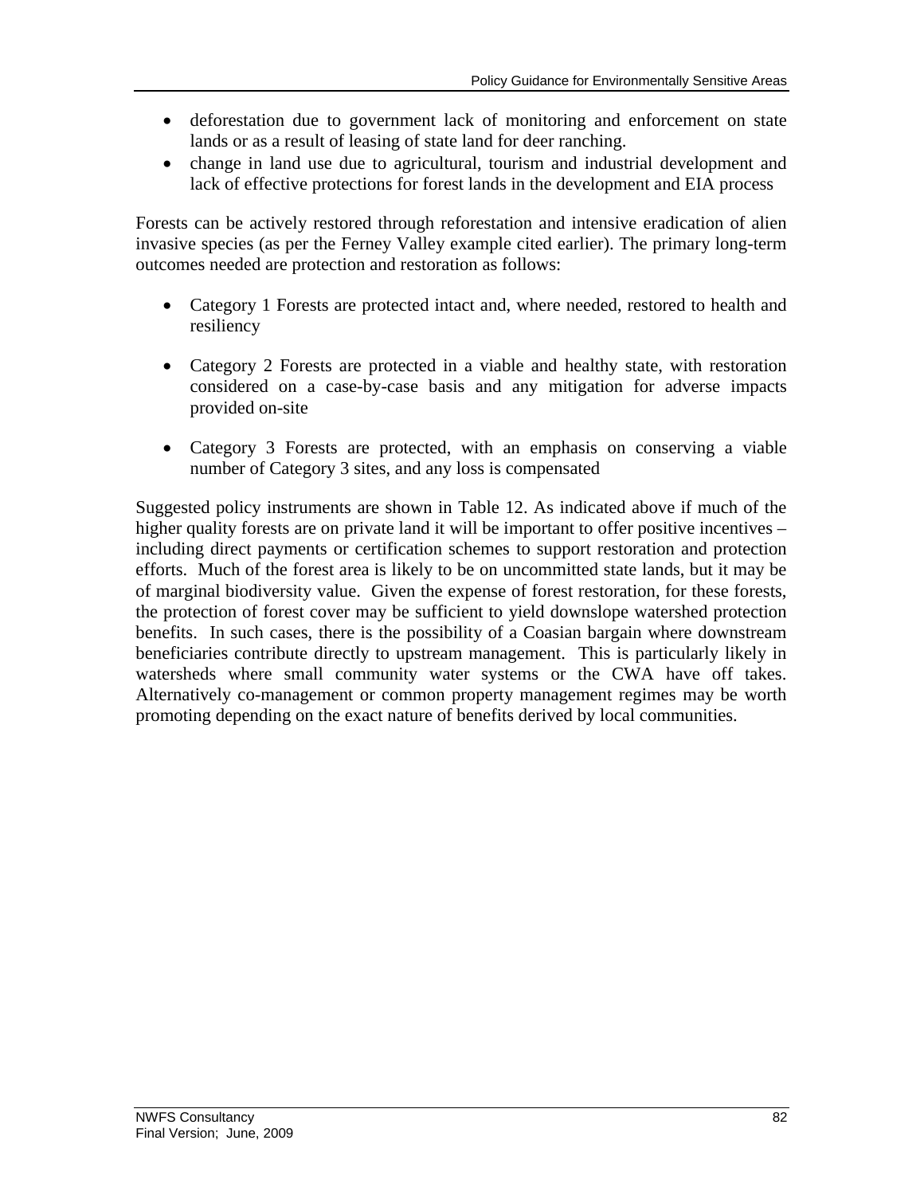- deforestation due to government lack of monitoring and enforcement on state lands or as a result of leasing of state land for deer ranching.
- change in land use due to agricultural, tourism and industrial development and lack of effective protections for forest lands in the development and EIA process

Forests can be actively restored through reforestation and intensive eradication of alien invasive species (as per the Ferney Valley example cited earlier). The primary long-term outcomes needed are protection and restoration as follows:

- Category 1 Forests are protected intact and, where needed, restored to health and resiliency

- Category 2 Forests are protected in a viable and healthy state, with restoration considered on a case-by-case basis and any mitigation for adverse impacts provided on-site

- Category 3 Forests are protected, with an emphasis on conserving a viable number of Category 3 sites, and any loss is compensated

Suggested policy instruments are shown in Table 12. As indicated above if much of the higher quality forests are on private land it will be important to offer positive incentives – including direct payments or certification schemes to support restoration and protection efforts. Much of the forest area is likely to be on uncommitted state lands, but it may be of marginal biodiversity value. Given the expense of forest restoration, for these forests, the protection of forest cover may be sufficient to yield downslope watershed protection benefits. In such cases, there is the possibility of a Coasian bargain where downstream beneficiaries contribute directly to upstream management. This is particularly likely in watersheds where small community water systems or the CWA have off takes. Alternatively co-management or common property management regimes may be worth promoting depending on the exact nature of benefits derived by local communities.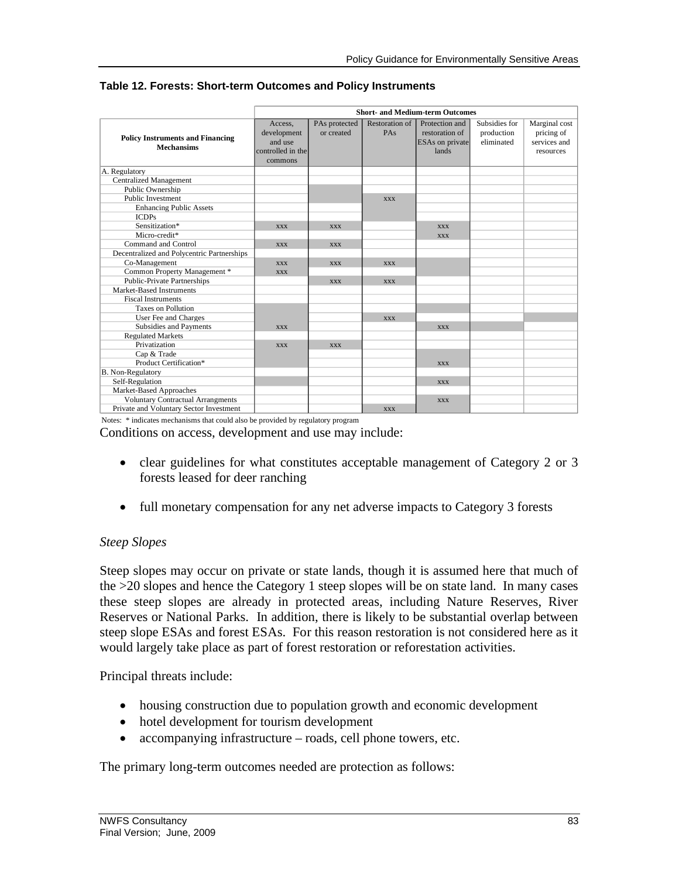**Table 12. Forests: Short-term Outcomes and Policy Instruments**

| Policy Instruments and Financing Mechansims | Short- and Medium-term Outcomes | | | | | |
|---|---|---|---|---|---|---|
| | Access, development and use controlled in the commons | PAs protected or created | Restoration of PAs | Protection and restoration of ESAs on private lands | Subsidies for production eliminated | Marginal cost pricing of services and resources |
| A. Regulatory | | | | | | |
| Centralized Management | | | | | | |
| Public Ownership | | | | | | |
| Public Investment | | | xxx | | | |
| Enhancing Public Assets | | | | | | |
| ICDPs | | | | | | |
| Sensitization* | xxx | xxx | | xxx | | |
| Micro-credit* | | | | xxx | | |
| Command and Control | xxx | xxx | | | | |
| Decentralized and Polycentric Partnerships | | | | | | |
| Co-Management | xxx | xxx | xxx | | | |
| Common Property Management * | xxx | | | | | |
| Public-Private Partnerships | | xxx | xxx | | | |
| Market-Based Instruments | | | | | | |
| Fiscal Instruments | | | | | | |
| Taxes on Pollution | | | | | | |
| User Fee and Charges | | | xxx | | | |
| Subsidies and Payments | xxx | | | xxx | | |
| Regulated Markets | | | | | | |
| Privatization | xxx | xxx | | | | |
| Cap & Trade | | | | | | |
| Product Certification* | | | | xxx | | |
| B. Non-Regulatory | | | | | | |
| Self-Regulation | | | | xxx | | |
| Market-Based Approaches | | | | | | |
| Voluntary Contractual Arrangments | | | | xxx | | |
| Private and Voluntary Sector Investment | | | xxx | | | |

Notes: * indicates mechanisms that could also be provided by regulatory program

Conditions on access, development and use may include:

- clear guidelines for what constitutes acceptable management of Category 2 or 3 forests leased for deer ranching
- full monetary compensation for any net adverse impacts to Category 3 forests

*Steep Slopes*

Steep slopes may occur on private or state lands, though it is assumed here that much of the >20 slopes and hence the Category 1 steep slopes will be on state land. In many cases these steep slopes are already in protected areas, including Nature Reserves, River Reserves or National Parks. In addition, there is likely to be substantial overlap between steep slope ESAs and forest ESAs. For this reason restoration is not considered here as it would largely take place as part of forest restoration or reforestation activities.

Principal threats include:

- housing construction due to population growth and economic development
- hotel development for tourism development
- accompanying infrastructure – roads, cell phone towers, etc.

The primary long-term outcomes needed are protection as follows: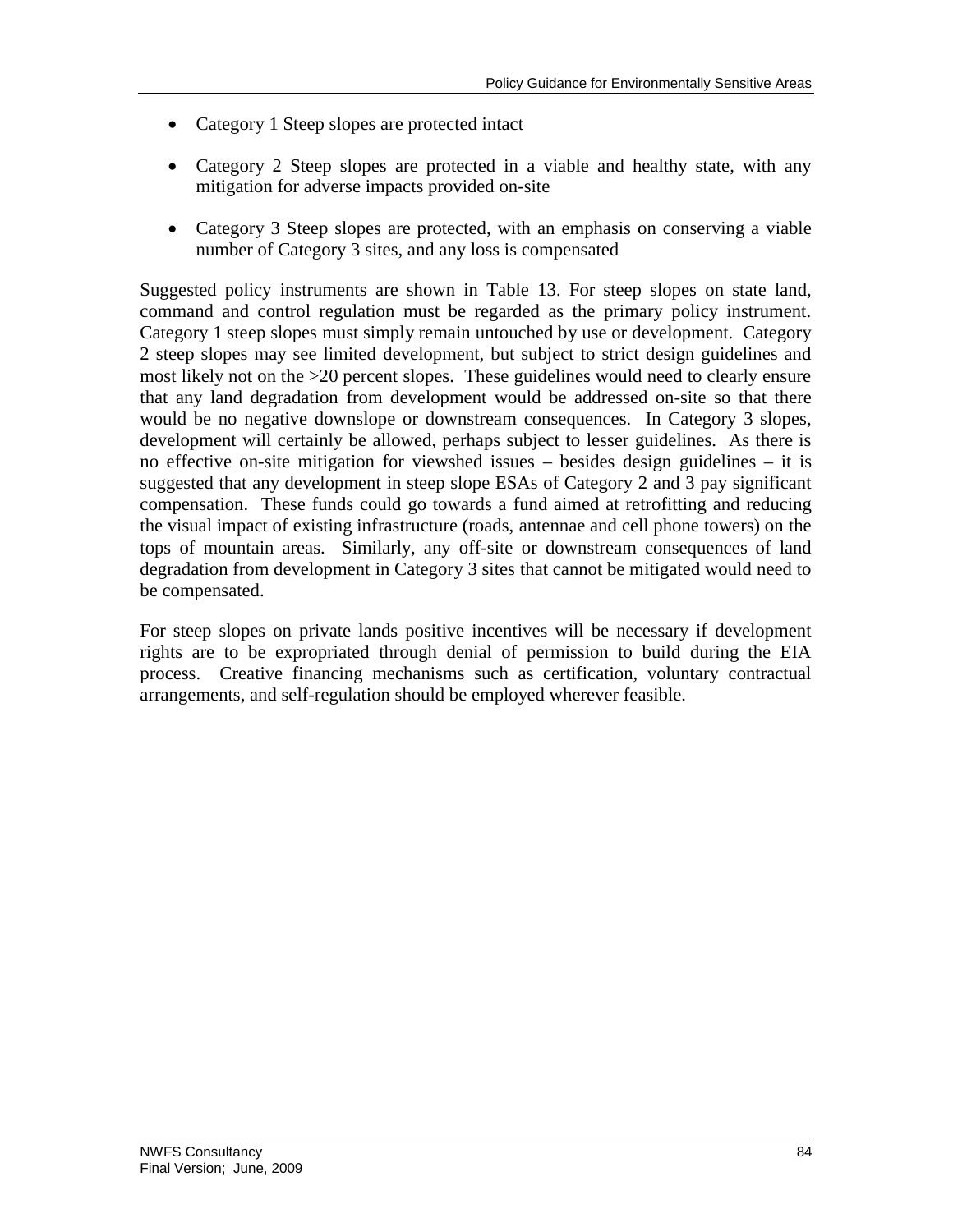- Category 1 Steep slopes are protected intact
- Category 2 Steep slopes are protected in a viable and healthy state, with any mitigation for adverse impacts provided on-site
- Category 3 Steep slopes are protected, with an emphasis on conserving a viable number of Category 3 sites, and any loss is compensated

Suggested policy instruments are shown in Table 13. For steep slopes on state land, command and control regulation must be regarded as the primary policy instrument. Category 1 steep slopes must simply remain untouched by use or development. Category 2 steep slopes may see limited development, but subject to strict design guidelines and most likely not on the >20 percent slopes. These guidelines would need to clearly ensure that any land degradation from development would be addressed on-site so that there would be no negative downslope or downstream consequences. In Category 3 slopes, development will certainly be allowed, perhaps subject to lesser guidelines. As there is no effective on-site mitigation for viewshed issues – besides design guidelines – it is suggested that any development in steep slope ESAs of Category 2 and 3 pay significant compensation. These funds could go towards a fund aimed at retrofitting and reducing the visual impact of existing infrastructure (roads, antennae and cell phone towers) on the tops of mountain areas. Similarly, any off-site or downstream consequences of land degradation from development in Category 3 sites that cannot be mitigated would need to be compensated.

For steep slopes on private lands positive incentives will be necessary if development rights are to be expropriated through denial of permission to build during the EIA process. Creative financing mechanisms such as certification, voluntary contractual arrangements, and self-regulation should be employed wherever feasible.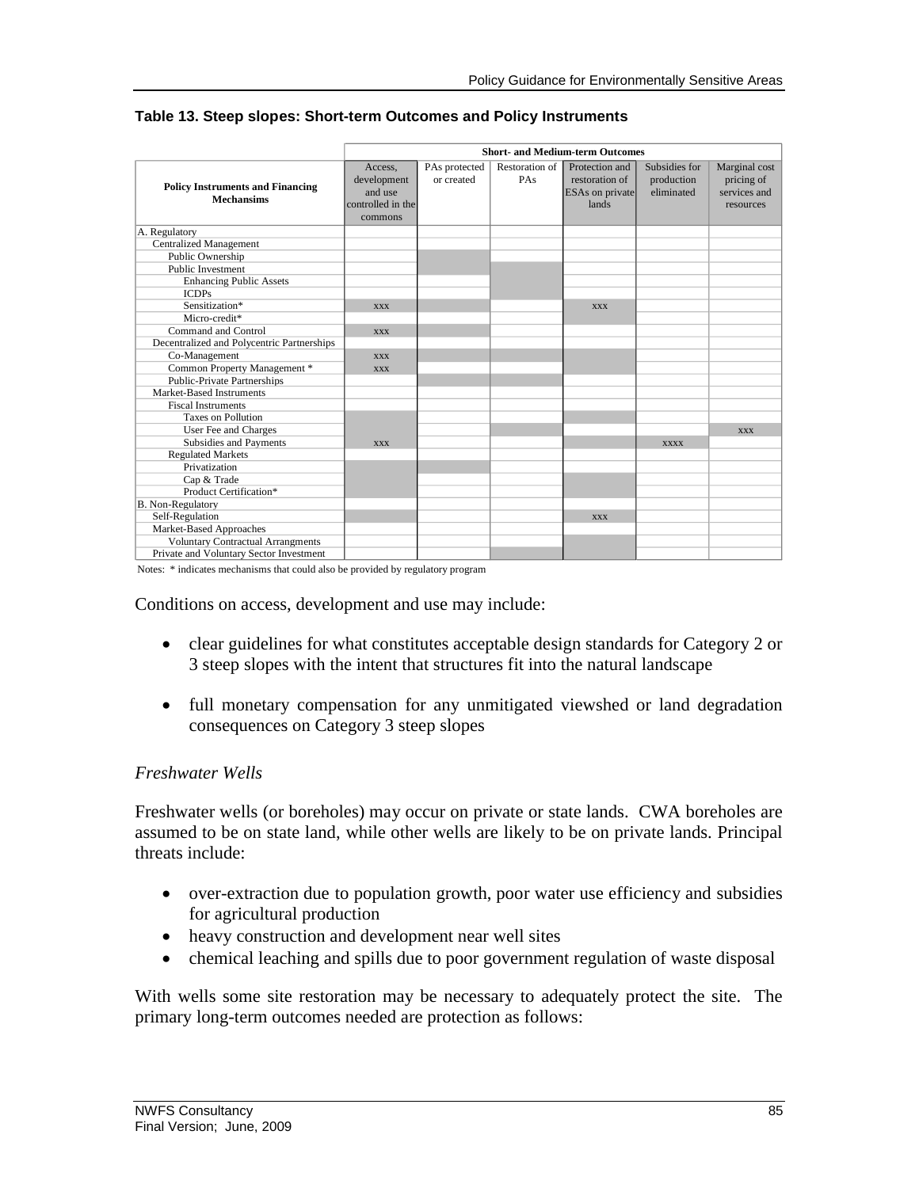**Table 13. Steep slopes: Short-term Outcomes and Policy Instruments**

| Policy Instruments and Financing Mechansims | Short- and Medium-term Outcomes | | | | | |
|---|---|---|---|---|---|---|
| | Access, development and use controlled in the commons | PAs protected or created | Restoration of PAs | Protection and restoration of ESAs on private lands | Subsidies for production eliminated | Marginal cost pricing of services and resources |
| A. Regulatory | | | | | | |
| Centralized Management | | | | | | |
| Public Ownership | | | | | | |
| Public Investment | | | | | | |
| Enhancing Public Assets | | | | | | |
| ICDPs | | | | | | |
| Sensitization* | xxx | | | xxx | | |
| Micro-credit* | | | | | | |
| Command and Control | xxx | | | | | |
| Decentralized and Polycentric Partnerships | | | | | | |
| Co-Management | xxx | | | | | |
| Common Property Management * | xxx | | | | | |
| Public-Private Partnerships | | | | | | |
| Market-Based Instruments | | | | | | |
| Fiscal Instruments | | | | | | |
| Taxes on Pollution | | | | | | |
| User Fee and Charges | | | | | | xxx |
| Subsidies and Payments | xxx | | | | xxxx | |
| Regulated Markets | | | | | | |
| Privatization | | | | | | |
| Cap & Trade | | | | | | |
| Product Certification* | | | | | | |
| B. Non-Regulatory | | | | | | |
| Self-Regulation | | | | xxx | | |
| Market-Based Approaches | | | | | | |
| Voluntary Contractual Arrangments | | | | | | |
| Private and Voluntary Sector Investment | | | | | | |

Notes: * indicates mechanisms that could also be provided by regulatory program

Conditions on access, development and use may include:

- clear guidelines for what constitutes acceptable design standards for Category 2 or 3 steep slopes with the intent that structures fit into the natural landscape

- full monetary compensation for any unmitigated viewshed or land degradation consequences on Category 3 steep slopes

*Freshwater Wells*

Freshwater wells (or boreholes) may occur on private or state lands. CWA boreholes are assumed to be on state land, while other wells are likely to be on private lands. Principal threats include:

- over-extraction due to population growth, poor water use efficiency and subsidies for agricultural production
- heavy construction and development near well sites
- chemical leaching and spills due to poor government regulation of waste disposal

With wells some site restoration may be necessary to adequately protect the site. The primary long-term outcomes needed are protection as follows: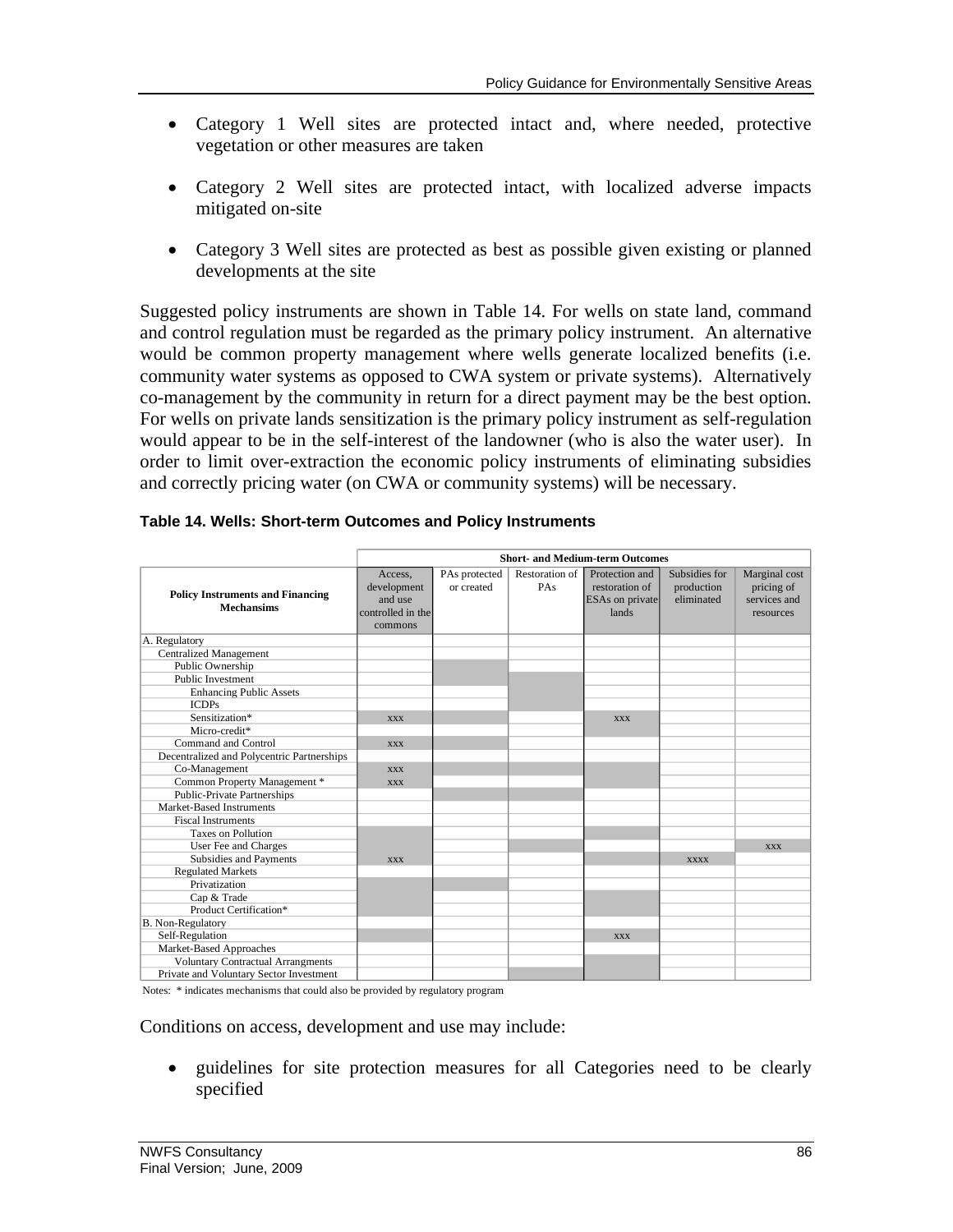- Category 1 Well sites are protected intact and, where needed, protective vegetation or other measures are taken

- Category 2 Well sites are protected intact, with localized adverse impacts mitigated on-site

- Category 3 Well sites are protected as best as possible given existing or planned developments at the site

Suggested policy instruments are shown in Table 14. For wells on state land, command and control regulation must be regarded as the primary policy instrument. An alternative would be common property management where wells generate localized benefits (i.e. community water systems as opposed to CWA system or private systems). Alternatively co-management by the community in return for a direct payment may be the best option. For wells on private lands sensitization is the primary policy instrument as self-regulation would appear to be in the self-interest of the landowner (who is also the water user). In order to limit over-extraction the economic policy instruments of eliminating subsidies and correctly pricing water (on CWA or community systems) will be necessary.

**Table 14. Wells: Short-term Outcomes and Policy Instruments**

| Policy Instruments and Financing Mechansims | Short- and Medium-term Outcomes | | | | | |
|---|---|---|---|---|---|---|
| | Access, development and use controlled in the commons | PAs protected or created | Restoration of PAs | Protection and restoration of ESAs on private lands | Subsidies for production eliminated | Marginal cost pricing of services and resources |
| A. Regulatory | | | | | | |
| Centralized Management | | | | | | |
| Public Ownership | | | | | | |
| Public Investment | | | | | | |
| Enhancing Public Assets | | | | | | |
| ICDPs | | | | | | |
| Sensitization* | xxx | | | xxx | | |
| Micro-credit* | | | | | | |
| Command and Control | xxx | | | | | |
| Decentralized and Polycentric Partnerships | | | | | | |
| Co-Management | xxx | | | | | |
| Common Property Management * | xxx | | | | | |
| Public-Private Partnerships | | | | | | |
| Market-Based Instruments | | | | | | |
| Fiscal Instruments | | | | | | |
| Taxes on Pollution | | | | | | |
| User Fee and Charges | | | | | | xxx |
| Subsidies and Payments | xxx | | | | xxxx | |
| Regulated Markets | | | | | | |
| Privatization | | | | | | |
| Cap & Trade | | | | | | |
| Product Certification* | | | | | | |
| B. Non-Regulatory | | | | | | |
| Self-Regulation | | | | xxx | | |
| Market-Based Approaches | | | | | | |
| Voluntary Contractual Arrangments | | | | | | |
| Private and Voluntary Sector Investment | | | | | | |

Notes: * indicates mechanisms that could also be provided by regulatory program

Conditions on access, development and use may include:

- guidelines for site protection measures for all Categories need to be clearly specified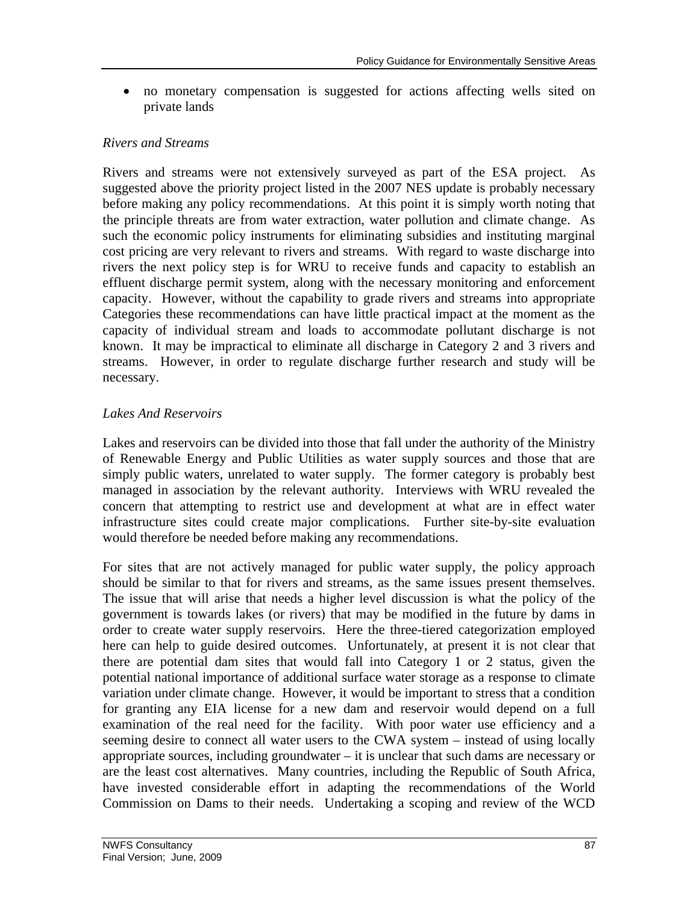- no monetary compensation is suggested for actions affecting wells sited on private lands

*Rivers and Streams*

Rivers and streams were not extensively surveyed as part of the ESA project. As suggested above the priority project listed in the 2007 NES update is probably necessary before making any policy recommendations. At this point it is simply worth noting that the principle threats are from water extraction, water pollution and climate change. As such the economic policy instruments for eliminating subsidies and instituting marginal cost pricing are very relevant to rivers and streams. With regard to waste discharge into rivers the next policy step is for WRU to receive funds and capacity to establish an effluent discharge permit system, along with the necessary monitoring and enforcement capacity. However, without the capability to grade rivers and streams into appropriate Categories these recommendations can have little practical impact at the moment as the capacity of individual stream and loads to accommodate pollutant discharge is not known. It may be impractical to eliminate all discharge in Category 2 and 3 rivers and streams. However, in order to regulate discharge further research and study will be necessary.

*Lakes And Reservoirs*

Lakes and reservoirs can be divided into those that fall under the authority of the Ministry of Renewable Energy and Public Utilities as water supply sources and those that are simply public waters, unrelated to water supply. The former category is probably best managed in association by the relevant authority. Interviews with WRU revealed the concern that attempting to restrict use and development at what are in effect water infrastructure sites could create major complications. Further site-by-site evaluation would therefore be needed before making any recommendations.

For sites that are not actively managed for public water supply, the policy approach should be similar to that for rivers and streams, as the same issues present themselves. The issue that will arise that needs a higher level discussion is what the policy of the government is towards lakes (or rivers) that may be modified in the future by dams in order to create water supply reservoirs. Here the three-tiered categorization employed here can help to guide desired outcomes. Unfortunately, at present it is not clear that there are potential dam sites that would fall into Category 1 or 2 status, given the potential national importance of additional surface water storage as a response to climate variation under climate change. However, it would be important to stress that a condition for granting any EIA license for a new dam and reservoir would depend on a full examination of the real need for the facility. With poor water use efficiency and a seeming desire to connect all water users to the CWA system – instead of using locally appropriate sources, including groundwater – it is unclear that such dams are necessary or are the least cost alternatives. Many countries, including the Republic of South Africa, have invested considerable effort in adapting the recommendations of the World Commission on Dams to their needs. Undertaking a scoping and review of the WCD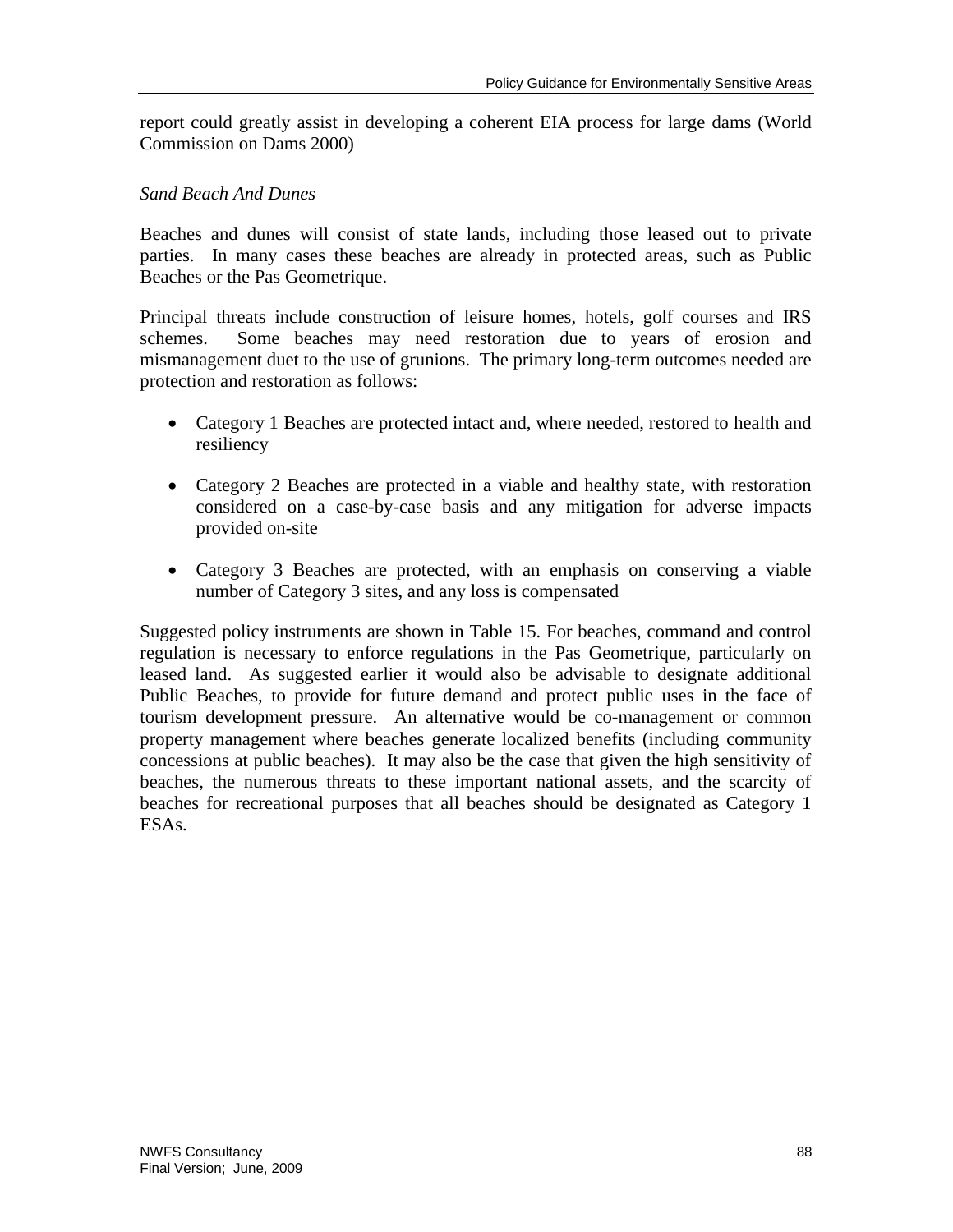report could greatly assist in developing a coherent EIA process for large dams (World Commission on Dams 2000)

*Sand Beach And Dunes*

Beaches and dunes will consist of state lands, including those leased out to private parties. In many cases these beaches are already in protected areas, such as Public Beaches or the Pas Geometrique.

Principal threats include construction of leisure homes, hotels, golf courses and IRS schemes. Some beaches may need restoration due to years of erosion and mismanagement duet to the use of grunions. The primary long-term outcomes needed are protection and restoration as follows:

- Category 1 Beaches are protected intact and, where needed, restored to health and resiliency
- Category 2 Beaches are protected in a viable and healthy state, with restoration considered on a case-by-case basis and any mitigation for adverse impacts provided on-site
- Category 3 Beaches are protected, with an emphasis on conserving a viable number of Category 3 sites, and any loss is compensated

Suggested policy instruments are shown in Table 15. For beaches, command and control regulation is necessary to enforce regulations in the Pas Geometrique, particularly on leased land. As suggested earlier it would also be advisable to designate additional Public Beaches, to provide for future demand and protect public uses in the face of tourism development pressure. An alternative would be co-management or common property management where beaches generate localized benefits (including community concessions at public beaches). It may also be the case that given the high sensitivity of beaches, the numerous threats to these important national assets, and the scarcity of beaches for recreational purposes that all beaches should be designated as Category 1 ESAs.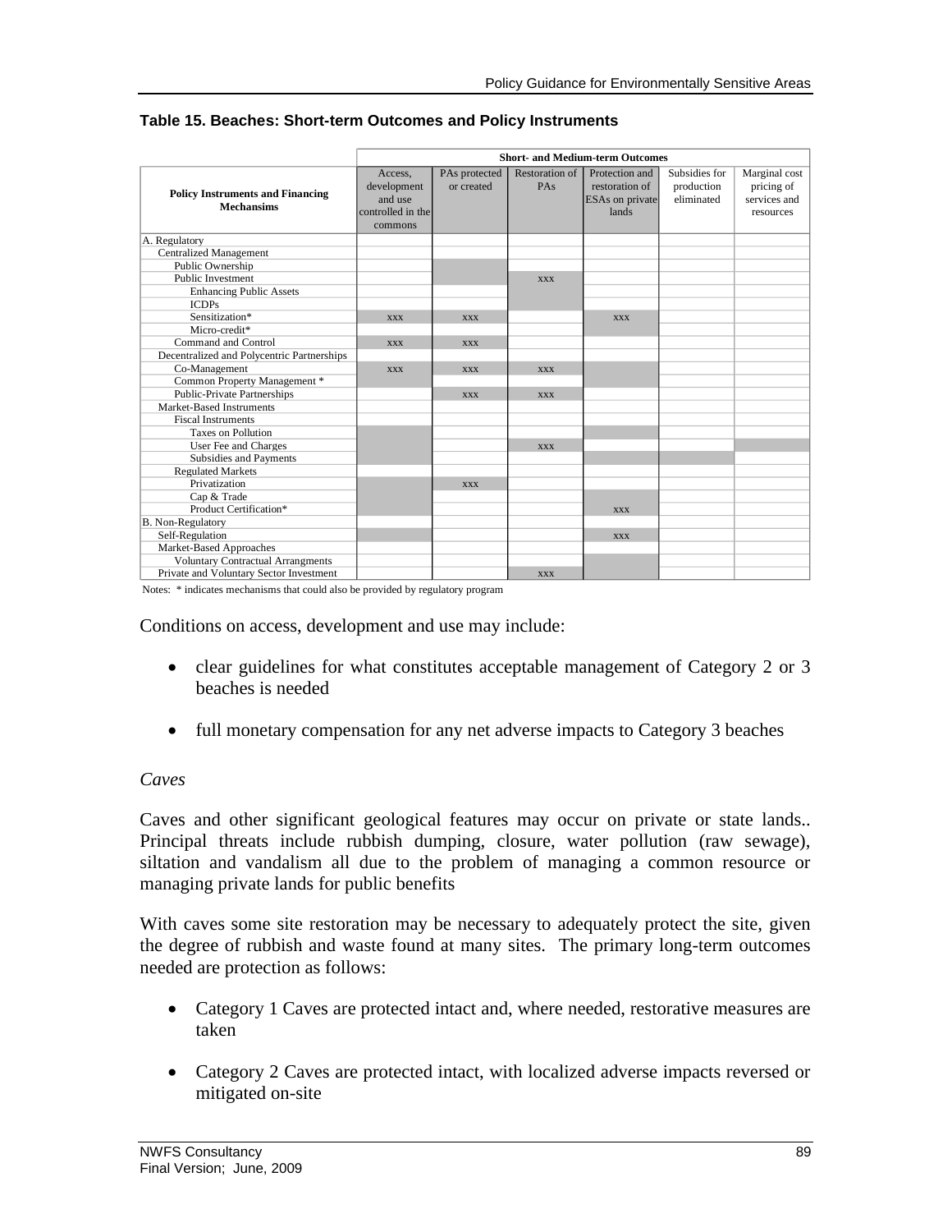**Table 15. Beaches: Short-term Outcomes and Policy Instruments**

| Policy Instruments and Financing Mechansims | Short- and Medium-term Outcomes | | | | | |
|---|---|---|---|---|---|---|
| | Access, development and use controlled in the commons | PAs protected or created | Restoration of PAs | Protection and restoration of ESAs on private lands | Subsidies for production eliminated | Marginal cost pricing of services and resources |
| A. Regulatory | | | | | | |
| Centralized Management | | | | | | |
| Public Ownership | | | | | | |
| Public Investment | | | xxx | | | |
| Enhancing Public Assets | | | | | | |
| ICDPs | | | | | | |
| Sensitization* | xxx | xxx | | xxx | | |
| Micro-credit* | | | | | | |
| Command and Control | xxx | xxx | | | | |
| Decentralized and Polycentric Partnerships | | | | | | |
| Co-Management | xxx | xxx | xxx | | | |
| Common Property Management * | | | | | | |
| Public-Private Partnerships | | xxx | xxx | | | |
| Market-Based Instruments | | | | | | |
| Fiscal Instruments | | | | | | |
| Taxes on Pollution | | | | | | |
| User Fee and Charges | | | xxx | | | |
| Subsidies and Payments | | | | | | |
| Regulated Markets | | | | | | |
| Privatization | | xxx | | | | |
| Cap & Trade | | | | | | |
| Product Certification* | | | | xxx | | |
| B. Non-Regulatory | | | | | | |
| Self-Regulation | | | | xxx | | |
| Market-Based Approaches | | | | | | |
| Voluntary Contractual Arrangments | | | | | | |
| Private and Voluntary Sector Investment | | | xxx | | | |

Notes: * indicates mechanisms that could also be provided by regulatory program

Conditions on access, development and use may include:

- clear guidelines for what constitutes acceptable management of Category 2 or 3 beaches is needed
- full monetary compensation for any net adverse impacts to Category 3 beaches

*Caves*

Caves and other significant geological features may occur on private or state lands.. Principal threats include rubbish dumping, closure, water pollution (raw sewage), siltation and vandalism all due to the problem of managing a common resource or managing private lands for public benefits

With caves some site restoration may be necessary to adequately protect the site, given the degree of rubbish and waste found at many sites. The primary long-term outcomes needed are protection as follows:

- Category 1 Caves are protected intact and, where needed, restorative measures are taken
- Category 2 Caves are protected intact, with localized adverse impacts reversed or mitigated on-site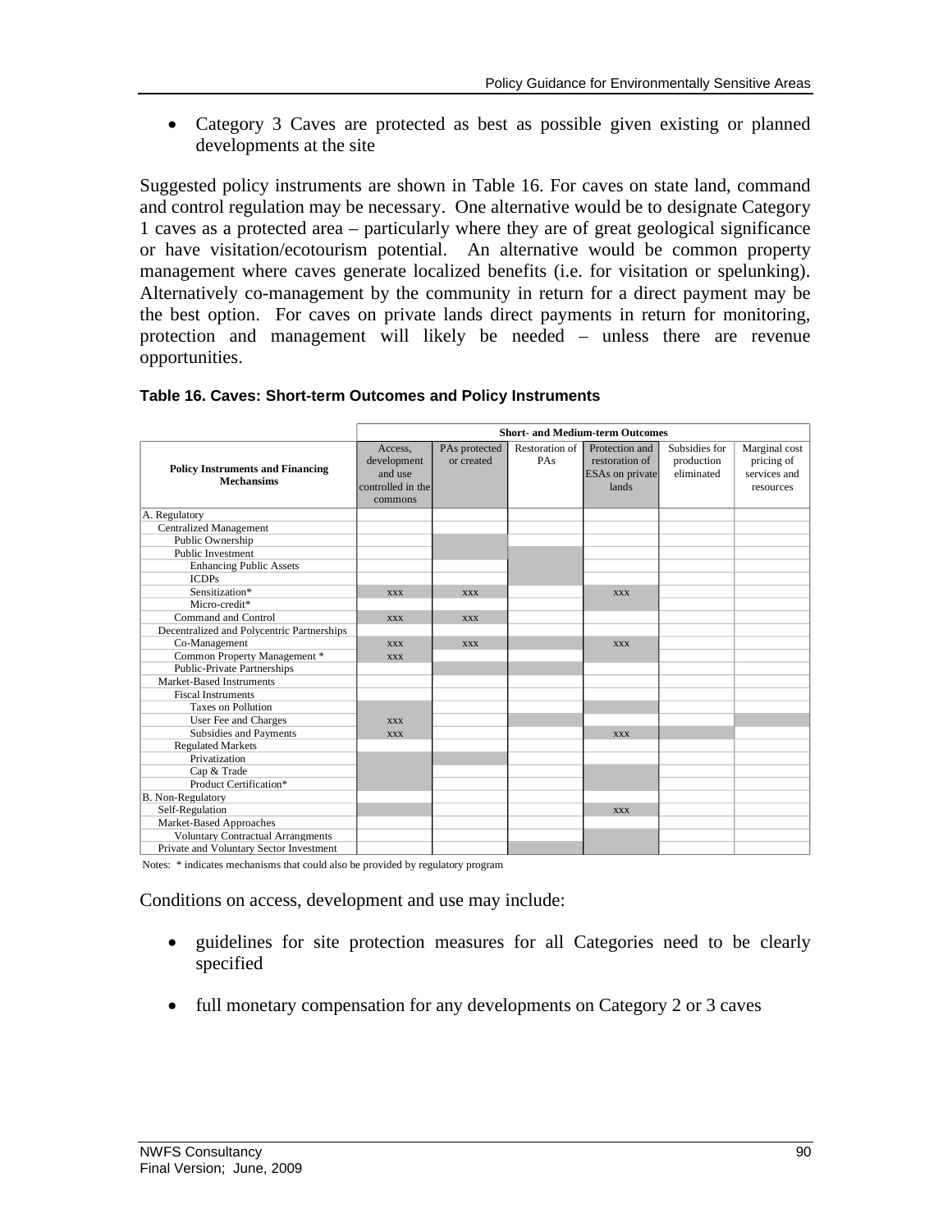- Category 3 Caves are protected as best as possible given existing or planned developments at the site

Suggested policy instruments are shown in Table 16. For caves on state land, command and control regulation may be necessary. One alternative would be to designate Category 1 caves as a protected area – particularly where they are of great geological significance or have visitation/ecotourism potential. An alternative would be common property management where caves generate localized benefits (i.e. for visitation or spelunking). Alternatively co-management by the community in return for a direct payment may be the best option. For caves on private lands direct payments in return for monitoring, protection and management will likely be needed – unless there are revenue opportunities.

**Table 16. Caves: Short-term Outcomes and Policy Instruments**

| Policy Instruments and Financing Mechansims | Short- and Medium-term Outcomes | | | | | |
|---|---|---|---|---|---|---|
| | Access, development and use controlled in the commons | PAs protected or created | Restoration of PAs | Protection and restoration of ESAs on private lands | Subsidies for production eliminated | Marginal cost pricing of services and resources |
| A. Regulatory | | | | | | |
| Centralized Management | | | | | | |
| Public Ownership | | | | | | |
| Public Investment | | | | | | |
| Enhancing Public Assets | | | | | | |
| ICDPs | | | | | | |
| Sensitization* | xxx | xxx | | xxx | | |
| Micro-credit* | | | | | | |
| Command and Control | xxx | xxx | | | | |
| Decentralized and Polycentric Partnerships | | | | | | |
| Co-Management | xxx | xxx | | xxx | | |
| Common Property Management * | xxx | | | | | |
| Public-Private Partnerships | | | | | | |
| Market-Based Instruments | | | | | | |
| Fiscal Instruments | | | | | | |
| Taxes on Pollution | | | | | | |
| User Fee and Charges | xxx | | | | | |
| Subsidies and Payments | xxx | | | xxx | | |
| Regulated Markets | | | | | | |
| Privatization | | | | | | |
| Cap & Trade | | | | | | |
| Product Certification* | | | | | | |
| B. Non-Regulatory | | | | | | |
| Self-Regulation | | | | xxx | | |
| Market-Based Approaches | | | | | | |
| Voluntary Contractual Arrangments | | | | | | |
| Private and Voluntary Sector Investment | | | | | | |

Notes: * indicates mechanisms that could also be provided by regulatory program

Conditions on access, development and use may include:

- guidelines for site protection measures for all Categories need to be clearly specified
- full monetary compensation for any developments on Category 2 or 3 caves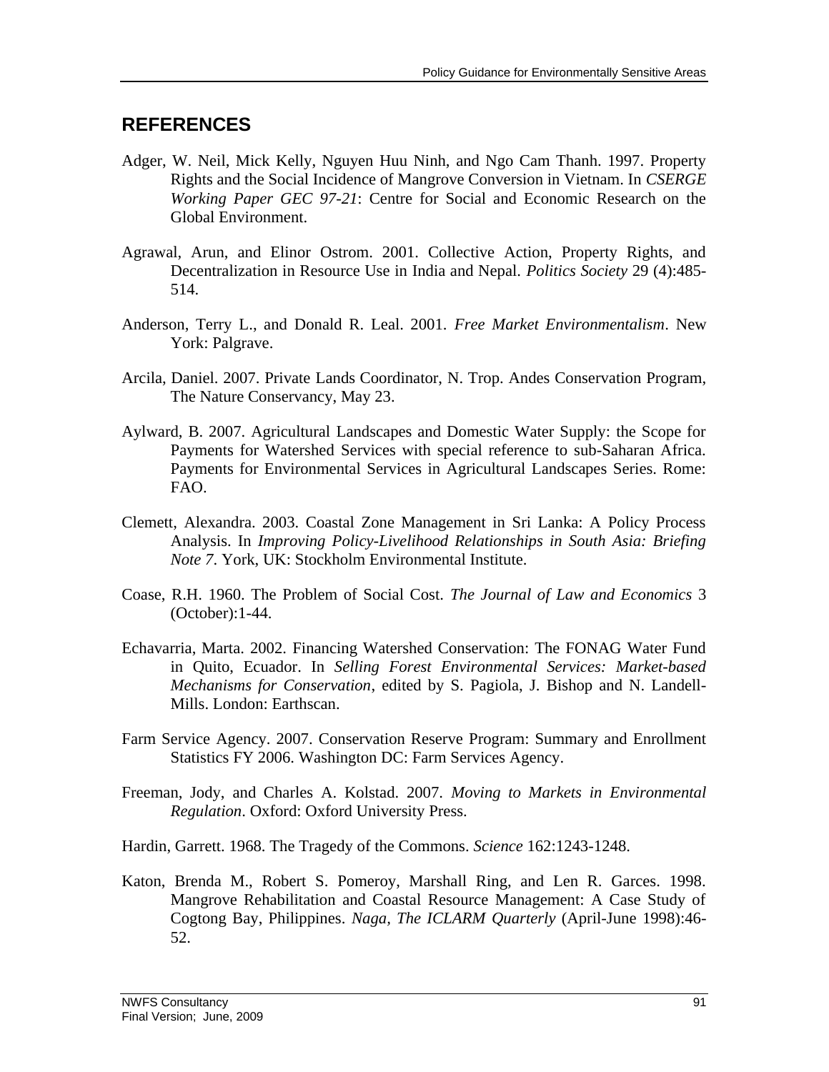## REFERENCES

Adger, W. Neil, Mick Kelly, Nguyen Huu Ninh, and Ngo Cam Thanh. 1997. Property Rights and the Social Incidence of Mangrove Conversion in Vietnam. In *CSERGE Working Paper GEC 97-21*: Centre for Social and Economic Research on the Global Environment.

Agrawal, Arun, and Elinor Ostrom. 2001. Collective Action, Property Rights, and Decentralization in Resource Use in India and Nepal. *Politics Society* 29 (4):485-514.

Anderson, Terry L., and Donald R. Leal. 2001. *Free Market Environmentalism*. New York: Palgrave.

Arcila, Daniel. 2007. Private Lands Coordinator, N. Trop. Andes Conservation Program, The Nature Conservancy, May 23.

Aylward, B. 2007. Agricultural Landscapes and Domestic Water Supply: the Scope for Payments for Watershed Services with special reference to sub-Saharan Africa. Payments for Environmental Services in Agricultural Landscapes Series. Rome: FAO.

Clemett, Alexandra. 2003. Coastal Zone Management in Sri Lanka: A Policy Process Analysis. In *Improving Policy-Livelihood Relationships in South Asia: Briefing Note 7*. York, UK: Stockholm Environmental Institute.

Coase, R.H. 1960. The Problem of Social Cost. *The Journal of Law and Economics* 3 (October):1-44.

Echavarria, Marta. 2002. Financing Watershed Conservation: The FONAG Water Fund in Quito, Ecuador. In *Selling Forest Environmental Services: Market-based Mechanisms for Conservation*, edited by S. Pagiola, J. Bishop and N. Landell-Mills. London: Earthscan.

Farm Service Agency. 2007. Conservation Reserve Program: Summary and Enrollment Statistics FY 2006. Washington DC: Farm Services Agency.

Freeman, Jody, and Charles A. Kolstad. 2007. *Moving to Markets in Environmental Regulation*. Oxford: Oxford University Press.

Hardin, Garrett. 1968. The Tragedy of the Commons. *Science* 162:1243-1248.

Katon, Brenda M., Robert S. Pomeroy, Marshall Ring, and Len R. Garces. 1998. Mangrove Rehabilitation and Coastal Resource Management: A Case Study of Cogtong Bay, Philippines. *Naga, The ICLARM Quarterly* (April-June 1998):46-52.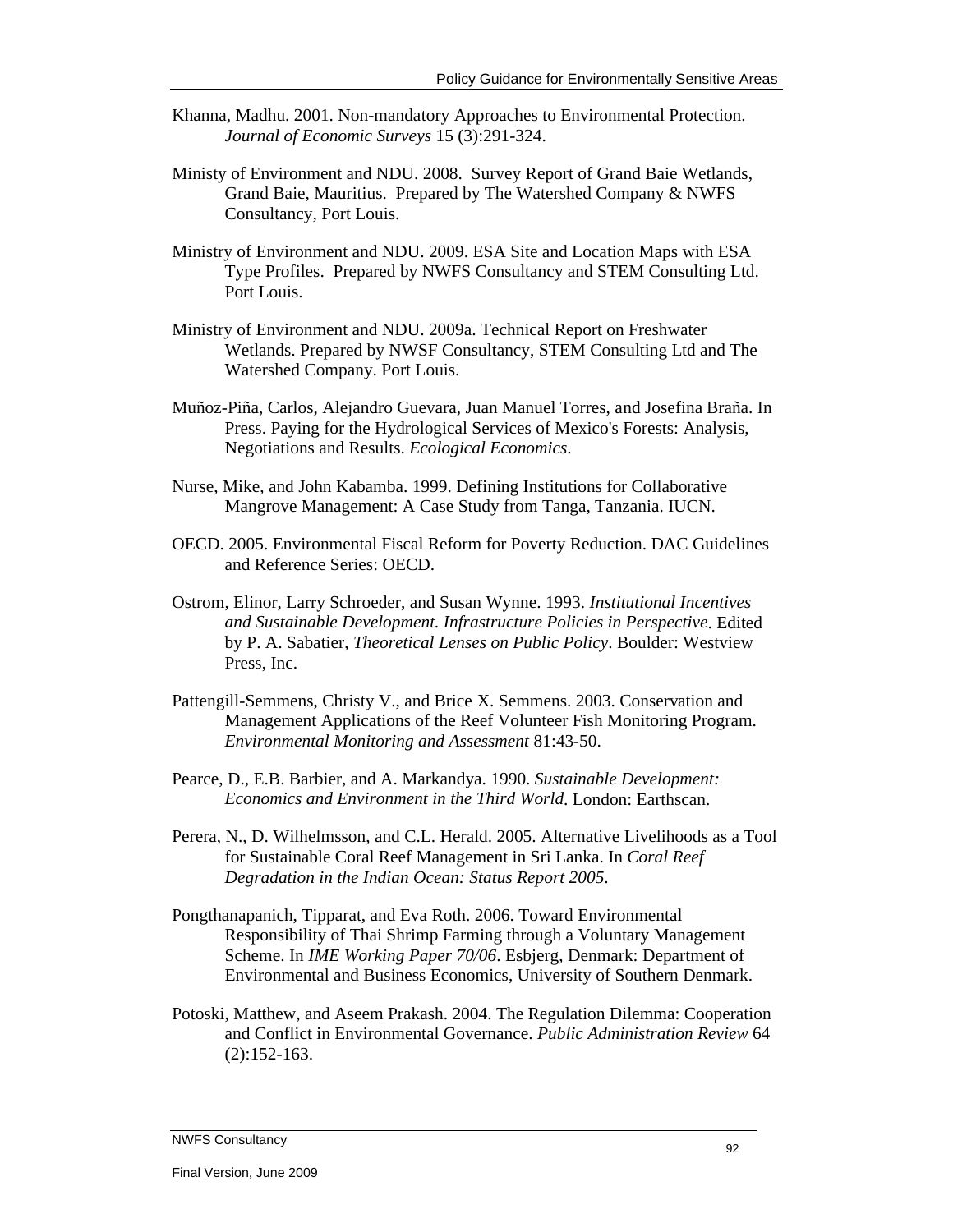Khanna, Madhu. 2001. Non-mandatory Approaches to Environmental Protection. *Journal of Economic Surveys* 15 (3):291-324.

Ministy of Environment and NDU. 2008. Survey Report of Grand Baie Wetlands, Grand Baie, Mauritius. Prepared by The Watershed Company & NWFS Consultancy, Port Louis.

Ministry of Environment and NDU. 2009. ESA Site and Location Maps with ESA Type Profiles. Prepared by NWFS Consultancy and STEM Consulting Ltd. Port Louis.

Ministry of Environment and NDU. 2009a. Technical Report on Freshwater Wetlands. Prepared by NWSF Consultancy, STEM Consulting Ltd and The Watershed Company. Port Louis.

Muñoz-Piña, Carlos, Alejandro Guevara, Juan Manuel Torres, and Josefina Braña. In Press. Paying for the Hydrological Services of Mexico's Forests: Analysis, Negotiations and Results. *Ecological Economics*.

Nurse, Mike, and John Kabamba. 1999. Defining Institutions for Collaborative Mangrove Management: A Case Study from Tanga, Tanzania. IUCN.

OECD. 2005. Environmental Fiscal Reform for Poverty Reduction. DAC Guidelines and Reference Series: OECD.

Ostrom, Elinor, Larry Schroeder, and Susan Wynne. 1993. *Institutional Incentives and Sustainable Development. Infrastructure Policies in Perspective*. Edited by P. A. Sabatier, *Theoretical Lenses on Public Policy*. Boulder: Westview Press, Inc.

Pattengill-Semmens, Christy V., and Brice X. Semmens. 2003. Conservation and Management Applications of the Reef Volunteer Fish Monitoring Program. *Environmental Monitoring and Assessment* 81:43-50.

Pearce, D., E.B. Barbier, and A. Markandya. 1990. *Sustainable Development: Economics and Environment in the Third World*. London: Earthscan.

Perera, N., D. Wilhelmsson, and C.L. Herald. 2005. Alternative Livelihoods as a Tool for Sustainable Coral Reef Management in Sri Lanka. In *Coral Reef Degradation in the Indian Ocean: Status Report 2005*.

Pongthanapanich, Tipparat, and Eva Roth. 2006. Toward Environmental Responsibility of Thai Shrimp Farming through a Voluntary Management Scheme. In *IME Working Paper 70/06*. Esbjerg, Denmark: Department of Environmental and Business Economics, University of Southern Denmark.

Potoski, Matthew, and Aseem Prakash. 2004. The Regulation Dilemma: Cooperation and Conflict in Environmental Governance. *Public Administration Review* 64 (2):152-163.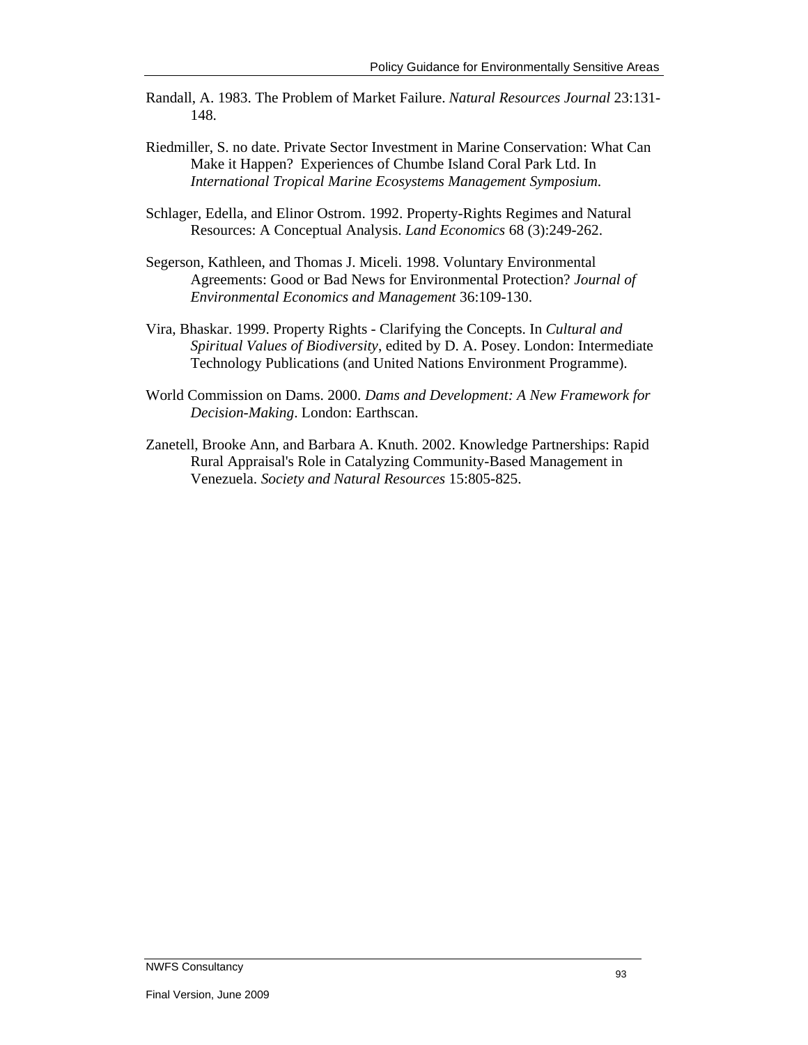Randall, A. 1983. The Problem of Market Failure. *Natural Resources Journal* 23:131-148.

Riedmiller, S. no date. Private Sector Investment in Marine Conservation: What Can Make it Happen? Experiences of Chumbe Island Coral Park Ltd. In *International Tropical Marine Ecosystems Management Symposium*.

Schlager, Edella, and Elinor Ostrom. 1992. Property-Rights Regimes and Natural Resources: A Conceptual Analysis. *Land Economics* 68 (3):249-262.

Segerson, Kathleen, and Thomas J. Miceli. 1998. Voluntary Environmental Agreements: Good or Bad News for Environmental Protection? *Journal of Environmental Economics and Management* 36:109-130.

Vira, Bhaskar. 1999. Property Rights - Clarifying the Concepts. In *Cultural and Spiritual Values of Biodiversity*, edited by D. A. Posey. London: Intermediate Technology Publications (and United Nations Environment Programme).

World Commission on Dams. 2000. *Dams and Development: A New Framework for Decision-Making*. London: Earthscan.

Zanetell, Brooke Ann, and Barbara A. Knuth. 2002. Knowledge Partnerships: Rapid Rural Appraisal's Role in Catalyzing Community-Based Management in Venezuela. *Society and Natural Resources* 15:805-825.